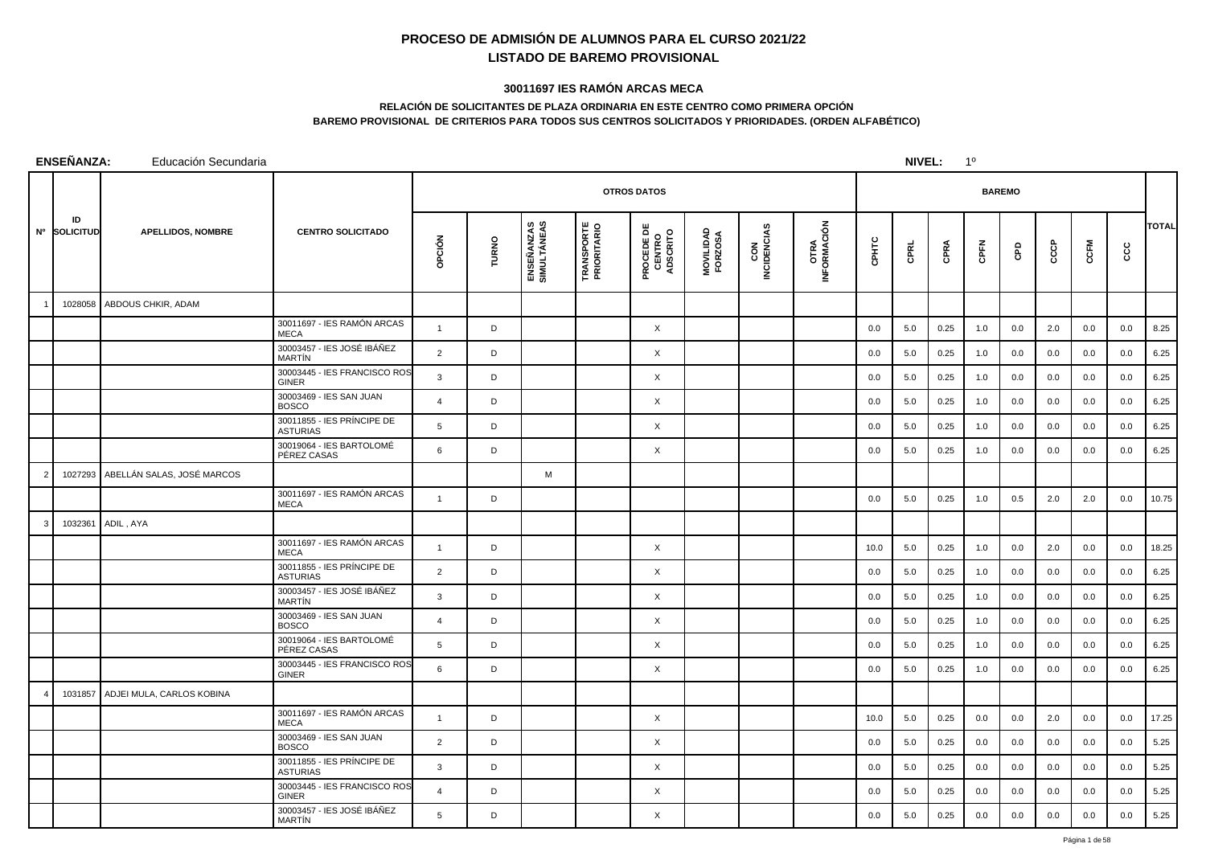# PROCESO DE ADMISIÓN DE ALUMNOS PARA EL CURSO 2021/22

## LISTADO DE BAREMO PROVISIONAL

### 30011697 IES RAMÓN ARCAS MECA

**RELACIÓN DE SOLICITANTES DE PLAZA ORDINARIA EN ESTE CENTRO COMO PRIMERA OPCIÓN**

**BAREMO PROVISIONAL DE CRITERIOS PARA TODOS SUS CENTROS SOLICITADOS Y PRIORIDADES. (ORDEN ALFABÉTICO)**

**ENSEÑANZA:** Educación Secundaria **NIVEL:** 1º

| Nº | ID SOLICITUD | APELLIDOS, NOMBRE | CENTRO SOLICITADO | OTROS DATOS | | | | | | | | BAREMO | | | | | | | | TOTAL |
|---|---|---|---|---|---|---|---|---|---|---|---|---|---|---|---|---|---|---|---|---|
| | | | | OPCIÓN | TURNO | ENSEÑANZAS SIMULTÁNEAS | TRANSPORTE PRIORITARIO | PROCEDE DE CENTRO ADSCRITO | MOVILIDAD FORZOSA | CON INCIDENCIAS | OTRA INFORMACIÓN | CPHTC | CPRL | CPRA | CPFN | CPD | CCCP | CCFM | CCC | |
| 1 | 1028058 | ABDOUS CHKIR, ADAM | | | | | | | | | | | | | | | | | | |
| | | | 30011697 - IES RAMÓN ARCAS MECA | 1 | D | | | X | | | | 0.0 | 5.0 | 0.25 | 1.0 | 0.0 | 2.0 | 0.0 | 0.0 | 8.25 |
| | | | 30003457 - IES JOSÉ IBÁÑEZ MARTÍN | 2 | D | | | X | | | | 0.0 | 5.0 | 0.25 | 1.0 | 0.0 | 0.0 | 0.0 | 0.0 | 6.25 |
| | | | 30003445 - IES FRANCISCO ROS GINER | 3 | D | | | X | | | | 0.0 | 5.0 | 0.25 | 1.0 | 0.0 | 0.0 | 0.0 | 0.0 | 6.25 |
| | | | 30003469 - IES SAN JUAN BOSCO | 4 | D | | | X | | | | 0.0 | 5.0 | 0.25 | 1.0 | 0.0 | 0.0 | 0.0 | 0.0 | 6.25 |
| | | | 30011855 - IES PRÍNCIPE DE ASTURIAS | 5 | D | | | X | | | | 0.0 | 5.0 | 0.25 | 1.0 | 0.0 | 0.0 | 0.0 | 0.0 | 6.25 |
| | | | 30019064 - IES BARTOLOMÉ PÉREZ CASAS | 6 | D | | | X | | | | 0.0 | 5.0 | 0.25 | 1.0 | 0.0 | 0.0 | 0.0 | 0.0 | 6.25 |
| 2 | 1027293 | ABELLÁN SALAS, JOSÉ MARCOS | | | | M | | | | | | | | | | | | | | |
| | | | 30011697 - IES RAMÓN ARCAS MECA | 1 | D | | | | | | | 0.0 | 5.0 | 0.25 | 1.0 | 0.5 | 2.0 | 2.0 | 0.0 | 10.75 |
| 3 | 1032361 | ADIL , AYA | | | | | | | | | | | | | | | | | | |
| | | | 30011697 - IES RAMÓN ARCAS MECA | 1 | D | | | X | | | | 10.0 | 5.0 | 0.25 | 1.0 | 0.0 | 2.0 | 0.0 | 0.0 | 18.25 |
| | | | 30011855 - IES PRÍNCIPE DE ASTURIAS | 2 | D | | | X | | | | 0.0 | 5.0 | 0.25 | 1.0 | 0.0 | 0.0 | 0.0 | 0.0 | 6.25 |
| | | | 30003457 - IES JOSÉ IBÁÑEZ MARTÍN | 3 | D | | | X | | | | 0.0 | 5.0 | 0.25 | 1.0 | 0.0 | 0.0 | 0.0 | 0.0 | 6.25 |
| | | | 30003469 - IES SAN JUAN BOSCO | 4 | D | | | X | | | | 0.0 | 5.0 | 0.25 | 1.0 | 0.0 | 0.0 | 0.0 | 0.0 | 6.25 |
| | | | 30019064 - IES BARTOLOMÉ PÉREZ CASAS | 5 | D | | | X | | | | 0.0 | 5.0 | 0.25 | 1.0 | 0.0 | 0.0 | 0.0 | 0.0 | 6.25 |
| | | | 30003445 - IES FRANCISCO ROS GINER | 6 | D | | | X | | | | 0.0 | 5.0 | 0.25 | 1.0 | 0.0 | 0.0 | 0.0 | 0.0 | 6.25 |
| 4 | 1031857 | ADJEI MULA, CARLOS KOBINA | | | | | | | | | | | | | | | | | | |
| | | | 30011697 - IES RAMÓN ARCAS MECA | 1 | D | | | X | | | | 10.0 | 5.0 | 0.25 | 0.0 | 0.0 | 2.0 | 0.0 | 0.0 | 17.25 |
| | | | 30003469 - IES SAN JUAN BOSCO | 2 | D | | | X | | | | 0.0 | 5.0 | 0.25 | 0.0 | 0.0 | 0.0 | 0.0 | 0.0 | 5.25 |
| | | | 30011855 - IES PRÍNCIPE DE ASTURIAS | 3 | D | | | X | | | | 0.0 | 5.0 | 0.25 | 0.0 | 0.0 | 0.0 | 0.0 | 0.0 | 5.25 |
| | | | 30003445 - IES FRANCISCO ROS GINER | 4 | D | | | X | | | | 0.0 | 5.0 | 0.25 | 0.0 | 0.0 | 0.0 | 0.0 | 0.0 | 5.25 |
| | | | 30003457 - IES JOSÉ IBÁÑEZ MARTÍN | 5 | D | | | X | | | | 0.0 | 5.0 | 0.25 | 0.0 | 0.0 | 0.0 | 0.0 | 0.0 | 5.25 |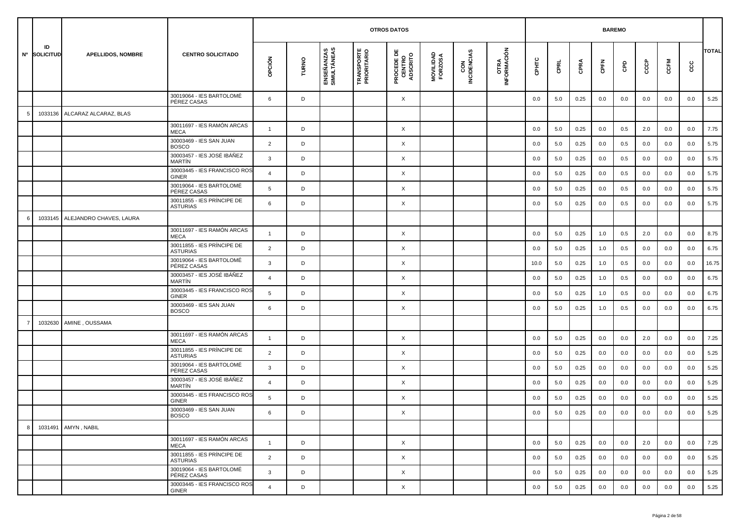| Nº | ID SOLICITUD | APELLIDOS, NOMBRE | CENTRO SOLICITADO | OTROS DATOS | | | | | | | | BAREMO | | | | | | | | TOTAL |
|---|---|---|---|---|---|---|---|---|---|---|---|---|---|---|---|---|---|---|---|---|
| | | | | OPCIÓN | TURNO | ENSEÑANZAS SIMULTÁNEAS | TRANSPORTE PRIORITARIO | PROCEDE DE CENTRO ADSCRITO | MOVILIDAD FORZOSA | CON INCIDENCIAS | OTRA INFORMACIÓN | CPHTC | CPRL | CPRA | CPFN | CPD | CCCP | CCFM | CCC | |
| | | | 30019064 - IES BARTOLOMÉ PÉREZ CASAS | 6 | D | | | X | | | | 0.0 | 5.0 | 0.25 | 0.0 | 0.0 | 0.0 | 0.0 | 0.0 | 5.25 |
| 5 | 1033136 | ALCARAZ ALCARAZ, BLAS | | | | | | | | | | | | | | | | | | |
| | | | 30011697 - IES RAMÓN ARCAS MECA | 1 | D | | | X | | | | 0.0 | 5.0 | 0.25 | 0.0 | 0.5 | 2.0 | 0.0 | 0.0 | 7.75 |
| | | | 30003469 - IES SAN JUAN BOSCO | 2 | D | | | X | | | | 0.0 | 5.0 | 0.25 | 0.0 | 0.5 | 0.0 | 0.0 | 0.0 | 5.75 |
| | | | 30003457 - IES JOSÉ IBÁÑEZ MARTÍN | 3 | D | | | X | | | | 0.0 | 5.0 | 0.25 | 0.0 | 0.5 | 0.0 | 0.0 | 0.0 | 5.75 |
| | | | 30003445 - IES FRANCISCO ROS GINER | 4 | D | | | X | | | | 0.0 | 5.0 | 0.25 | 0.0 | 0.5 | 0.0 | 0.0 | 0.0 | 5.75 |
| | | | 30019064 - IES BARTOLOMÉ PÉREZ CASAS | 5 | D | | | X | | | | 0.0 | 5.0 | 0.25 | 0.0 | 0.5 | 0.0 | 0.0 | 0.0 | 5.75 |
| | | | 30011855 - IES PRÍNCIPE DE ASTURIAS | 6 | D | | | X | | | | 0.0 | 5.0 | 0.25 | 0.0 | 0.5 | 0.0 | 0.0 | 0.0 | 5.75 |
| 6 | 1033145 | ALEJANDRO CHAVES, LAURA | | | | | | | | | | | | | | | | | | |
| | | | 30011697 - IES RAMÓN ARCAS MECA | 1 | D | | | X | | | | 0.0 | 5.0 | 0.25 | 1.0 | 0.5 | 2.0 | 0.0 | 0.0 | 8.75 |
| | | | 30011855 - IES PRÍNCIPE DE ASTURIAS | 2 | D | | | X | | | | 0.0 | 5.0 | 0.25 | 1.0 | 0.5 | 0.0 | 0.0 | 0.0 | 6.75 |
| | | | 30019064 - IES BARTOLOMÉ PÉREZ CASAS | 3 | D | | | X | | | | 10.0 | 5.0 | 0.25 | 1.0 | 0.5 | 0.0 | 0.0 | 0.0 | 16.75 |
| | | | 30003457 - IES JOSÉ IBÁÑEZ MARTÍN | 4 | D | | | X | | | | 0.0 | 5.0 | 0.25 | 1.0 | 0.5 | 0.0 | 0.0 | 0.0 | 6.75 |
| | | | 30003445 - IES FRANCISCO ROS GINER | 5 | D | | | X | | | | 0.0 | 5.0 | 0.25 | 1.0 | 0.5 | 0.0 | 0.0 | 0.0 | 6.75 |
| | | | 30003469 - IES SAN JUAN BOSCO | 6 | D | | | X | | | | 0.0 | 5.0 | 0.25 | 1.0 | 0.5 | 0.0 | 0.0 | 0.0 | 6.75 |
| 7 | 1032630 | AMINE , OUSSAMA | | | | | | | | | | | | | | | | | | |
| | | | 30011697 - IES RAMÓN ARCAS MECA | 1 | D | | | X | | | | 0.0 | 5.0 | 0.25 | 0.0 | 0.0 | 2.0 | 0.0 | 0.0 | 7.25 |
| | | | 30011855 - IES PRÍNCIPE DE ASTURIAS | 2 | D | | | X | | | | 0.0 | 5.0 | 0.25 | 0.0 | 0.0 | 0.0 | 0.0 | 0.0 | 5.25 |
| | | | 30019064 - IES BARTOLOMÉ PÉREZ CASAS | 3 | D | | | X | | | | 0.0 | 5.0 | 0.25 | 0.0 | 0.0 | 0.0 | 0.0 | 0.0 | 5.25 |
| | | | 30003457 - IES JOSÉ IBÁÑEZ MARTÍN | 4 | D | | | X | | | | 0.0 | 5.0 | 0.25 | 0.0 | 0.0 | 0.0 | 0.0 | 0.0 | 5.25 |
| | | | 30003445 - IES FRANCISCO ROS GINER | 5 | D | | | X | | | | 0.0 | 5.0 | 0.25 | 0.0 | 0.0 | 0.0 | 0.0 | 0.0 | 5.25 |
| | | | 30003469 - IES SAN JUAN BOSCO | 6 | D | | | X | | | | 0.0 | 5.0 | 0.25 | 0.0 | 0.0 | 0.0 | 0.0 | 0.0 | 5.25 |
| 8 | 1031491 | AMYN , NABIL | | | | | | | | | | | | | | | | | | |
| | | | 30011697 - IES RAMÓN ARCAS MECA | 1 | D | | | X | | | | 0.0 | 5.0 | 0.25 | 0.0 | 0.0 | 2.0 | 0.0 | 0.0 | 7.25 |
| | | | 30011855 - IES PRÍNCIPE DE ASTURIAS | 2 | D | | | X | | | | 0.0 | 5.0 | 0.25 | 0.0 | 0.0 | 0.0 | 0.0 | 0.0 | 5.25 |
| | | | 30019064 - IES BARTOLOMÉ PÉREZ CASAS | 3 | D | | | X | | | | 0.0 | 5.0 | 0.25 | 0.0 | 0.0 | 0.0 | 0.0 | 0.0 | 5.25 |
| | | | 30003445 - IES FRANCISCO ROS GINER | 4 | D | | | X | | | | 0.0 | 5.0 | 0.25 | 0.0 | 0.0 | 0.0 | 0.0 | 0.0 | 5.25 |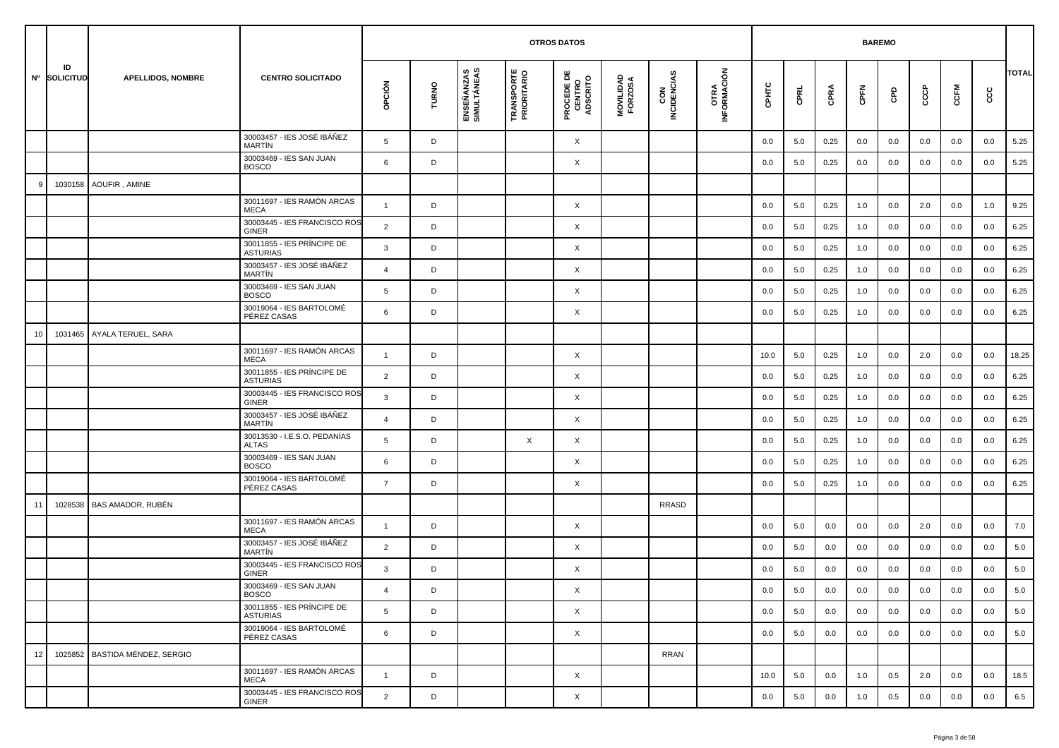| Nº | ID SOLICITUD | APELLIDOS, NOMBRE | CENTRO SOLICITADO | OTROS DATOS | | | | | | | | BAREMO | | | | | | | | TOTAL |
|---|---|---|---|---|---|---|---|---|---|---|---|---|---|---|---|---|---|---|---|---|
| | | | | OPCIÓN | TURNO | ENSEÑANZAS SIMULTÁNEAS | TRANSPORTE PRIORITARIO | PROCEDE DE CENTRO ADSCRITO | MOVILIDAD FORZOSA | CON INCIDENCIAS | OTRA INFORMACIÓN | CPHTC | CPRL | CPRA | CPFN | CPD | CCCP | CCFM | CCC | |
| | | | 30003457 - IES JOSÉ IBÁÑEZ MARTÍN | 5 | D | | | X | | | | 0.0 | 5.0 | 0.25 | 0.0 | 0.0 | 0.0 | 0.0 | 0.0 | 5.25 |
| | | | 30003469 - IES SAN JUAN BOSCO | 6 | D | | | X | | | | 0.0 | 5.0 | 0.25 | 0.0 | 0.0 | 0.0 | 0.0 | 0.0 | 5.25 |
| 9 | 1030158 | AOUFIR , AMINE | | | | | | | | | | | | | | | | | | |
| | | | 30011697 - IES RAMÓN ARCAS MECA | 1 | D | | | X | | | | 0.0 | 5.0 | 0.25 | 1.0 | 0.0 | 2.0 | 0.0 | 1.0 | 9.25 |
| | | | 30003445 - IES FRANCISCO ROS GINER | 2 | D | | | X | | | | 0.0 | 5.0 | 0.25 | 1.0 | 0.0 | 0.0 | 0.0 | 0.0 | 6.25 |
| | | | 30011855 - IES PRÍNCIPE DE ASTURIAS | 3 | D | | | X | | | | 0.0 | 5.0 | 0.25 | 1.0 | 0.0 | 0.0 | 0.0 | 0.0 | 6.25 |
| | | | 30003457 - IES JOSÉ IBÁÑEZ MARTÍN | 4 | D | | | X | | | | 0.0 | 5.0 | 0.25 | 1.0 | 0.0 | 0.0 | 0.0 | 0.0 | 6.25 |
| | | | 30003469 - IES SAN JUAN BOSCO | 5 | D | | | X | | | | 0.0 | 5.0 | 0.25 | 1.0 | 0.0 | 0.0 | 0.0 | 0.0 | 6.25 |
| | | | 30019064 - IES BARTOLOMÉ PÉREZ CASAS | 6 | D | | | X | | | | 0.0 | 5.0 | 0.25 | 1.0 | 0.0 | 0.0 | 0.0 | 0.0 | 6.25 |
| 10 | 1031465 | AYALA TERUEL, SARA | | | | | | | | | | | | | | | | | | |
| | | | 30011697 - IES RAMÓN ARCAS MECA | 1 | D | | | X | | | | 10.0 | 5.0 | 0.25 | 1.0 | 0.0 | 2.0 | 0.0 | 0.0 | 18.25 |
| | | | 30011855 - IES PRÍNCIPE DE ASTURIAS | 2 | D | | | X | | | | 0.0 | 5.0 | 0.25 | 1.0 | 0.0 | 0.0 | 0.0 | 0.0 | 6.25 |
| | | | 30003445 - IES FRANCISCO ROS GINER | 3 | D | | | X | | | | 0.0 | 5.0 | 0.25 | 1.0 | 0.0 | 0.0 | 0.0 | 0.0 | 6.25 |
| | | | 30003457 - IES JOSÉ IBÁÑEZ MARTÍN | 4 | D | | | X | | | | 0.0 | 5.0 | 0.25 | 1.0 | 0.0 | 0.0 | 0.0 | 0.0 | 6.25 |
| | | | 30013530 - I.E.S.O. PEDANÍAS ALTAS | 5 | D | | X | X | | | | 0.0 | 5.0 | 0.25 | 1.0 | 0.0 | 0.0 | 0.0 | 0.0 | 6.25 |
| | | | 30003469 - IES SAN JUAN BOSCO | 6 | D | | | X | | | | 0.0 | 5.0 | 0.25 | 1.0 | 0.0 | 0.0 | 0.0 | 0.0 | 6.25 |
| | | | 30019064 - IES BARTOLOMÉ PÉREZ CASAS | 7 | D | | | X | | | | 0.0 | 5.0 | 0.25 | 1.0 | 0.0 | 0.0 | 0.0 | 0.0 | 6.25 |
| 11 | 1028538 | BAS AMADOR, RUBÉN | | | | | | | | RRASD | | | | | | | | | | |
| | | | 30011697 - IES RAMÓN ARCAS MECA | 1 | D | | | X | | | | 0.0 | 5.0 | 0.0 | 0.0 | 0.0 | 2.0 | 0.0 | 0.0 | 7.0 |
| | | | 30003457 - IES JOSÉ IBÁÑEZ MARTÍN | 2 | D | | | X | | | | 0.0 | 5.0 | 0.0 | 0.0 | 0.0 | 0.0 | 0.0 | 0.0 | 5.0 |
| | | | 30003445 - IES FRANCISCO ROS GINER | 3 | D | | | X | | | | 0.0 | 5.0 | 0.0 | 0.0 | 0.0 | 0.0 | 0.0 | 0.0 | 5.0 |
| | | | 30003469 - IES SAN JUAN BOSCO | 4 | D | | | X | | | | 0.0 | 5.0 | 0.0 | 0.0 | 0.0 | 0.0 | 0.0 | 0.0 | 5.0 |
| | | | 30011855 - IES PRÍNCIPE DE ASTURIAS | 5 | D | | | X | | | | 0.0 | 5.0 | 0.0 | 0.0 | 0.0 | 0.0 | 0.0 | 0.0 | 5.0 |
| | | | 30019064 - IES BARTOLOMÉ PÉREZ CASAS | 6 | D | | | X | | | | 0.0 | 5.0 | 0.0 | 0.0 | 0.0 | 0.0 | 0.0 | 0.0 | 5.0 |
| 12 | 1025852 | BASTIDA MÉNDEZ, SERGIO | | | | | | | | RRAN | | | | | | | | | | |
| | | | 30011697 - IES RAMÓN ARCAS MECA | 1 | D | | | X | | | | 10.0 | 5.0 | 0.0 | 1.0 | 0.5 | 2.0 | 0.0 | 0.0 | 18.5 |
| | | | 30003445 - IES FRANCISCO ROS GINER | 2 | D | | | X | | | | 0.0 | 5.0 | 0.0 | 1.0 | 0.5 | 0.0 | 0.0 | 0.0 | 6.5 |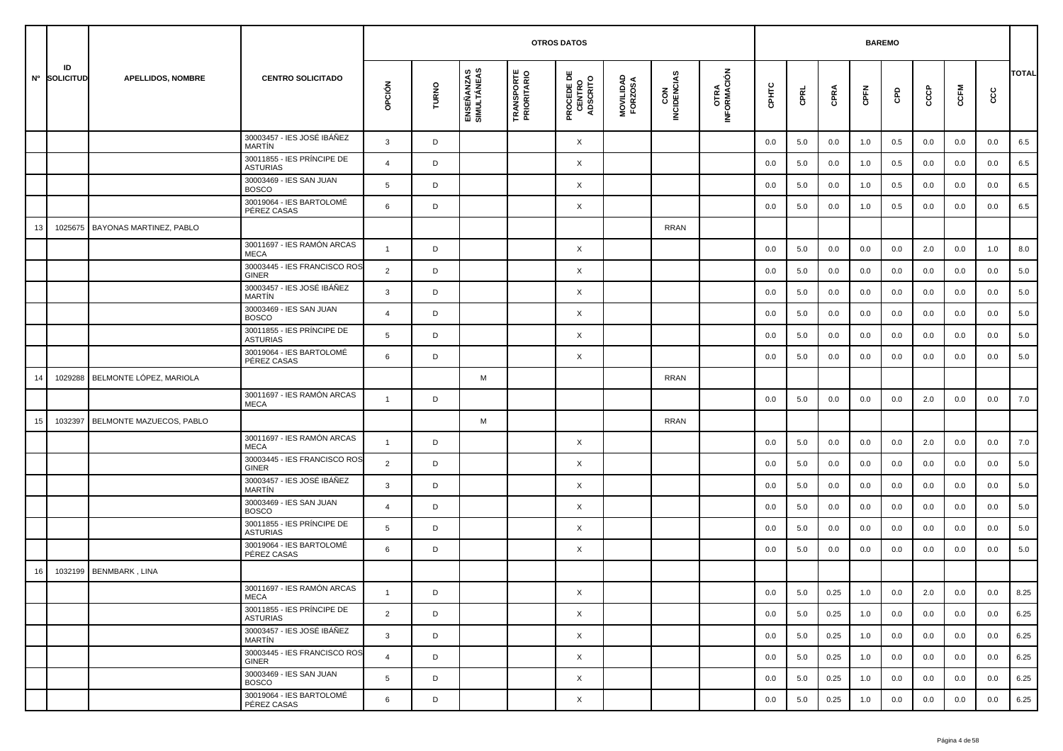| Nº | ID SOLICITUD | APELLIDOS, NOMBRE | CENTRO SOLICITADO | OTROS DATOS | | | | | | | | BAREMO | | | | | | | | TOTAL |
|---|---|---|---|---|---|---|---|---|---|---|---|---|---|---|---|---|---|---|---|---|
| | | | | OPCIÓN | TURNO | ENSEÑANZAS SIMULTÁNEAS | TRANSPORTE PRIORITARIO | PROCEDE DE CENTRO ADSCRITO | MOVILIDAD FORZOSA | CON INCIDENCIAS | OTRA INFORMACIÓN | CPHTC | CPRL | CPRA | CPFN | CPD | CCCP | CCFM | CCC | |
| | | | 30003457 - IES JOSÉ IBÁÑEZ MARTÍN | 3 | D | | | X | | | | 0.0 | 5.0 | 0.0 | 1.0 | 0.5 | 0.0 | 0.0 | 0.0 | 6.5 |
| | | | 30011855 - IES PRÍNCIPE DE ASTURIAS | 4 | D | | | X | | | | 0.0 | 5.0 | 0.0 | 1.0 | 0.5 | 0.0 | 0.0 | 0.0 | 6.5 |
| | | | 30003469 - IES SAN JUAN BOSCO | 5 | D | | | X | | | | 0.0 | 5.0 | 0.0 | 1.0 | 0.5 | 0.0 | 0.0 | 0.0 | 6.5 |
| | | | 30019064 - IES BARTOLOMÉ PÉREZ CASAS | 6 | D | | | X | | | | 0.0 | 5.0 | 0.0 | 1.0 | 0.5 | 0.0 | 0.0 | 0.0 | 6.5 |
| 13 | 1025675 | BAYONAS MARTINEZ, PABLO | | | | | | | | RRAN | | | | | | | | | | |
| | | | 30011697 - IES RAMÓN ARCAS MECA | 1 | D | | | X | | | | 0.0 | 5.0 | 0.0 | 0.0 | 0.0 | 2.0 | 0.0 | 1.0 | 8.0 |
| | | | 30003445 - IES FRANCISCO ROS GINER | 2 | D | | | X | | | | 0.0 | 5.0 | 0.0 | 0.0 | 0.0 | 0.0 | 0.0 | 0.0 | 5.0 |
| | | | 30003457 - IES JOSÉ IBÁÑEZ MARTÍN | 3 | D | | | X | | | | 0.0 | 5.0 | 0.0 | 0.0 | 0.0 | 0.0 | 0.0 | 0.0 | 5.0 |
| | | | 30003469 - IES SAN JUAN BOSCO | 4 | D | | | X | | | | 0.0 | 5.0 | 0.0 | 0.0 | 0.0 | 0.0 | 0.0 | 0.0 | 5.0 |
| | | | 30011855 - IES PRÍNCIPE DE ASTURIAS | 5 | D | | | X | | | | 0.0 | 5.0 | 0.0 | 0.0 | 0.0 | 0.0 | 0.0 | 0.0 | 5.0 |
| | | | 30019064 - IES BARTOLOMÉ PÉREZ CASAS | 6 | D | | | X | | | | 0.0 | 5.0 | 0.0 | 0.0 | 0.0 | 0.0 | 0.0 | 0.0 | 5.0 |
| 14 | 1029288 | BELMONTE LÓPEZ, MARIOLA | | | | M | | | | RRAN | | | | | | | | | | |
| | | | 30011697 - IES RAMÓN ARCAS MECA | 1 | D | | | X | | | | 0.0 | 5.0 | 0.0 | 0.0 | 0.0 | 2.0 | 0.0 | 0.0 | 7.0 |
| 15 | 1032397 | BELMONTE MAZUECOS, PABLO | | | | M | | | | RRAN | | | | | | | | | | |
| | | | 30011697 - IES RAMÓN ARCAS MECA | 1 | D | | | X | | | | 0.0 | 5.0 | 0.0 | 0.0 | 0.0 | 2.0 | 0.0 | 0.0 | 7.0 |
| | | | 30003445 - IES FRANCISCO ROS GINER | 2 | D | | | X | | | | 0.0 | 5.0 | 0.0 | 0.0 | 0.0 | 0.0 | 0.0 | 0.0 | 5.0 |
| | | | 30003457 - IES JOSÉ IBÁÑEZ MARTÍN | 3 | D | | | X | | | | 0.0 | 5.0 | 0.0 | 0.0 | 0.0 | 0.0 | 0.0 | 0.0 | 5.0 |
| | | | 30003469 - IES SAN JUAN BOSCO | 4 | D | | | X | | | | 0.0 | 5.0 | 0.0 | 0.0 | 0.0 | 0.0 | 0.0 | 0.0 | 5.0 |
| | | | 30011855 - IES PRÍNCIPE DE ASTURIAS | 5 | D | | | X | | | | 0.0 | 5.0 | 0.0 | 0.0 | 0.0 | 0.0 | 0.0 | 0.0 | 5.0 |
| | | | 30019064 - IES BARTOLOMÉ PÉREZ CASAS | 6 | D | | | X | | | | 0.0 | 5.0 | 0.0 | 0.0 | 0.0 | 0.0 | 0.0 | 0.0 | 5.0 |
| 16 | 1032199 | BENMBARK , LINA | | | | | | | | | | | | | | | | | | |
| | | | 30011697 - IES RAMÓN ARCAS MECA | 1 | D | | | X | | | | 0.0 | 5.0 | 0.25 | 1.0 | 0.0 | 2.0 | 0.0 | 0.0 | 8.25 |
| | | | 30011855 - IES PRÍNCIPE DE ASTURIAS | 2 | D | | | X | | | | 0.0 | 5.0 | 0.25 | 1.0 | 0.0 | 0.0 | 0.0 | 0.0 | 6.25 |
| | | | 30003457 - IES JOSÉ IBÁÑEZ MARTÍN | 3 | D | | | X | | | | 0.0 | 5.0 | 0.25 | 1.0 | 0.0 | 0.0 | 0.0 | 0.0 | 6.25 |
| | | | 30003445 - IES FRANCISCO ROS GINER | 4 | D | | | X | | | | 0.0 | 5.0 | 0.25 | 1.0 | 0.0 | 0.0 | 0.0 | 0.0 | 6.25 |
| | | | 30003469 - IES SAN JUAN BOSCO | 5 | D | | | X | | | | 0.0 | 5.0 | 0.25 | 1.0 | 0.0 | 0.0 | 0.0 | 0.0 | 6.25 |
| | | | 30019064 - IES BARTOLOMÉ PÉREZ CASAS | 6 | D | | | X | | | | 0.0 | 5.0 | 0.25 | 1.0 | 0.0 | 0.0 | 0.0 | 0.0 | 6.25 |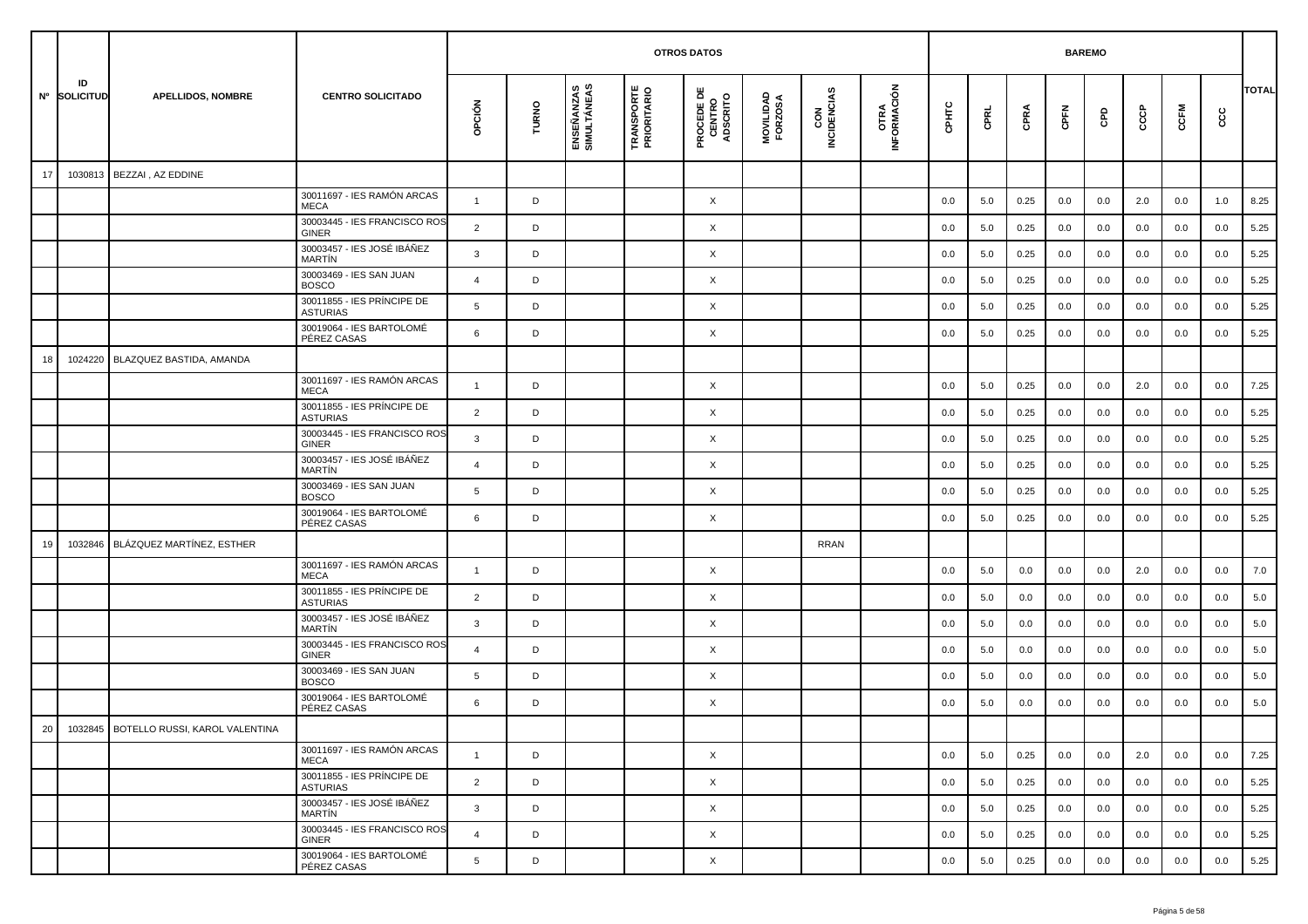| Nº | ID SOLICITUD | APELLIDOS, NOMBRE | CENTRO SOLICITADO | OTROS DATOS | | | | | | | | BAREMO | | | | | | | | TOTAL |
|---|---|---|---|---|---|---|---|---|---|---|---|---|---|---|---|---|---|---|---|---|
| | | | | OPCIÓN | TURNO | ENSEÑANZAS SIMULTÁNEAS | TRANSPORTE PRIORITARIO | PROCEDE DE CENTRO ADSCRITO | MOVILIDAD FORZOSA | CON INCIDENCIAS | OTRA INFORMACIÓN | CPHTC | CPRL | CPRA | CPFN | CPD | CCCP | CCFM | CCC | |
| 17 | 1030813 | BEZZAI , AZ EDDINE | | | | | | | | | | | | | | | | | | |
| | | | 30011697 - IES RAMÓN ARCAS MECA | 1 | D | | | X | | | | 0.0 | 5.0 | 0.25 | 0.0 | 0.0 | 2.0 | 0.0 | 1.0 | 8.25 |
| | | | 30003445 - IES FRANCISCO ROS GINER | 2 | D | | | X | | | | 0.0 | 5.0 | 0.25 | 0.0 | 0.0 | 0.0 | 0.0 | 0.0 | 5.25 |
| | | | 30003457 - IES JOSÉ IBÁÑEZ MARTÍN | 3 | D | | | X | | | | 0.0 | 5.0 | 0.25 | 0.0 | 0.0 | 0.0 | 0.0 | 0.0 | 5.25 |
| | | | 30003469 - IES SAN JUAN BOSCO | 4 | D | | | X | | | | 0.0 | 5.0 | 0.25 | 0.0 | 0.0 | 0.0 | 0.0 | 0.0 | 5.25 |
| | | | 30011855 - IES PRÍNCIPE DE ASTURIAS | 5 | D | | | X | | | | 0.0 | 5.0 | 0.25 | 0.0 | 0.0 | 0.0 | 0.0 | 0.0 | 5.25 |
| | | | 30019064 - IES BARTOLOMÉ PÉREZ CASAS | 6 | D | | | X | | | | 0.0 | 5.0 | 0.25 | 0.0 | 0.0 | 0.0 | 0.0 | 0.0 | 5.25 |
| 18 | 1024220 | BLAZQUEZ BASTIDA, AMANDA | | | | | | | | | | | | | | | | | | |
| | | | 30011697 - IES RAMÓN ARCAS MECA | 1 | D | | | X | | | | 0.0 | 5.0 | 0.25 | 0.0 | 0.0 | 2.0 | 0.0 | 0.0 | 7.25 |
| | | | 30011855 - IES PRÍNCIPE DE ASTURIAS | 2 | D | | | X | | | | 0.0 | 5.0 | 0.25 | 0.0 | 0.0 | 0.0 | 0.0 | 0.0 | 5.25 |
| | | | 30003445 - IES FRANCISCO ROS GINER | 3 | D | | | X | | | | 0.0 | 5.0 | 0.25 | 0.0 | 0.0 | 0.0 | 0.0 | 0.0 | 5.25 |
| | | | 30003457 - IES JOSÉ IBÁÑEZ MARTÍN | 4 | D | | | X | | | | 0.0 | 5.0 | 0.25 | 0.0 | 0.0 | 0.0 | 0.0 | 0.0 | 5.25 |
| | | | 30003469 - IES SAN JUAN BOSCO | 5 | D | | | X | | | | 0.0 | 5.0 | 0.25 | 0.0 | 0.0 | 0.0 | 0.0 | 0.0 | 5.25 |
| | | | 30019064 - IES BARTOLOMÉ PÉREZ CASAS | 6 | D | | | X | | | | 0.0 | 5.0 | 0.25 | 0.0 | 0.0 | 0.0 | 0.0 | 0.0 | 5.25 |
| 19 | 1032846 | BLÁZQUEZ MARTÍNEZ, ESTHER | | | | | | | | RRAN | | | | | | | | | | |
| | | | 30011697 - IES RAMÓN ARCAS MECA | 1 | D | | | X | | | | 0.0 | 5.0 | 0.0 | 0.0 | 0.0 | 2.0 | 0.0 | 0.0 | 7.0 |
| | | | 30011855 - IES PRÍNCIPE DE ASTURIAS | 2 | D | | | X | | | | 0.0 | 5.0 | 0.0 | 0.0 | 0.0 | 0.0 | 0.0 | 0.0 | 5.0 |
| | | | 30003457 - IES JOSÉ IBÁÑEZ MARTÍN | 3 | D | | | X | | | | 0.0 | 5.0 | 0.0 | 0.0 | 0.0 | 0.0 | 0.0 | 0.0 | 5.0 |
| | | | 30003445 - IES FRANCISCO ROS GINER | 4 | D | | | X | | | | 0.0 | 5.0 | 0.0 | 0.0 | 0.0 | 0.0 | 0.0 | 0.0 | 5.0 |
| | | | 30003469 - IES SAN JUAN BOSCO | 5 | D | | | X | | | | 0.0 | 5.0 | 0.0 | 0.0 | 0.0 | 0.0 | 0.0 | 0.0 | 5.0 |
| | | | 30019064 - IES BARTOLOMÉ PÉREZ CASAS | 6 | D | | | X | | | | 0.0 | 5.0 | 0.0 | 0.0 | 0.0 | 0.0 | 0.0 | 0.0 | 5.0 |
| 20 | 1032845 | BOTELLO RUSSI, KAROL VALENTINA | | | | | | | | | | | | | | | | | | |
| | | | 30011697 - IES RAMÓN ARCAS MECA | 1 | D | | | X | | | | 0.0 | 5.0 | 0.25 | 0.0 | 0.0 | 2.0 | 0.0 | 0.0 | 7.25 |
| | | | 30011855 - IES PRÍNCIPE DE ASTURIAS | 2 | D | | | X | | | | 0.0 | 5.0 | 0.25 | 0.0 | 0.0 | 0.0 | 0.0 | 0.0 | 5.25 |
| | | | 30003457 - IES JOSÉ IBÁÑEZ MARTÍN | 3 | D | | | X | | | | 0.0 | 5.0 | 0.25 | 0.0 | 0.0 | 0.0 | 0.0 | 0.0 | 5.25 |
| | | | 30003445 - IES FRANCISCO ROS GINER | 4 | D | | | X | | | | 0.0 | 5.0 | 0.25 | 0.0 | 0.0 | 0.0 | 0.0 | 0.0 | 5.25 |
| | | | 30019064 - IES BARTOLOMÉ PÉREZ CASAS | 5 | D | | | X | | | | 0.0 | 5.0 | 0.25 | 0.0 | 0.0 | 0.0 | 0.0 | 0.0 | 5.25 |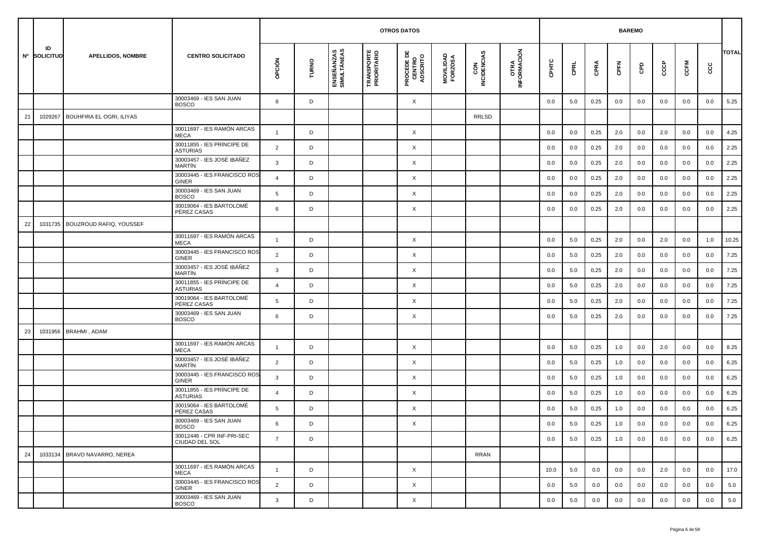| Nº | ID SOLICITUD | APELLIDOS, NOMBRE | CENTRO SOLICITADO | OTROS DATOS | | | | | | | | BAREMO | | | | | | | | | TOTAL |
|---|---|---|---|---|---|---|---|---|---|---|---|---|---|---|---|---|---|---|---|---|---|
| | | | | OPCIÓN | TURNO | ENSEÑANZAS SIMULTÁNEAS | TRANSPORTE PRIORITARIO | PROCEDE DE CENTRO ADSCRITO | MOVILIDAD FORZOSA | CON INCIDENCIAS | OTRA INFORMACIÓN | CPHTC | CPRL | CPRA | CPFN | CPD | CCCP | CCFM | CCC | |
| | | | 30003469 - IES SAN JUAN BOSCO | 6 | D | | | X | | | | 0.0 | 5.0 | 0.25 | 0.0 | 0.0 | 0.0 | 0.0 | 0.0 | 5.25 |
| 21 | 1029267 | BOUHFIRA EL OGRI, ILIYAS | | | | | | | | RRLSD | | | | | | | | | | |
| | | | 30011697 - IES RAMÓN ARCAS MECA | 1 | D | | | X | | | | 0.0 | 0.0 | 0.25 | 2.0 | 0.0 | 2.0 | 0.0 | 0.0 | 4.25 |
| | | | 30011855 - IES PRÍNCIPE DE ASTURIAS | 2 | D | | | X | | | | 0.0 | 0.0 | 0.25 | 2.0 | 0.0 | 0.0 | 0.0 | 0.0 | 2.25 |
| | | | 30003457 - IES JOSÉ IBÁÑEZ MARTÍN | 3 | D | | | X | | | | 0.0 | 0.0 | 0.25 | 2.0 | 0.0 | 0.0 | 0.0 | 0.0 | 2.25 |
| | | | 30003445 - IES FRANCISCO ROS GINER | 4 | D | | | X | | | | 0.0 | 0.0 | 0.25 | 2.0 | 0.0 | 0.0 | 0.0 | 0.0 | 2.25 |
| | | | 30003469 - IES SAN JUAN BOSCO | 5 | D | | | X | | | | 0.0 | 0.0 | 0.25 | 2.0 | 0.0 | 0.0 | 0.0 | 0.0 | 2.25 |
| | | | 30019064 - IES BARTOLOMÉ PÉREZ CASAS | 6 | D | | | X | | | | 0.0 | 0.0 | 0.25 | 2.0 | 0.0 | 0.0 | 0.0 | 0.0 | 2.25 |
| 22 | 1031735 | BOUZROUD RAFIQ, YOUSSEF | | | | | | | | | | | | | | | | | | |
| | | | 30011697 - IES RAMÓN ARCAS MECA | 1 | D | | | X | | | | 0.0 | 5.0 | 0.25 | 2.0 | 0.0 | 2.0 | 0.0 | 1.0 | 10.25 |
| | | | 30003445 - IES FRANCISCO ROS GINER | 2 | D | | | X | | | | 0.0 | 5.0 | 0.25 | 2.0 | 0.0 | 0.0 | 0.0 | 0.0 | 7.25 |
| | | | 30003457 - IES JOSÉ IBÁÑEZ MARTÍN | 3 | D | | | X | | | | 0.0 | 5.0 | 0.25 | 2.0 | 0.0 | 0.0 | 0.0 | 0.0 | 7.25 |
| | | | 30011855 - IES PRÍNCIPE DE ASTURIAS | 4 | D | | | X | | | | 0.0 | 5.0 | 0.25 | 2.0 | 0.0 | 0.0 | 0.0 | 0.0 | 7.25 |
| | | | 30019064 - IES BARTOLOMÉ PÉREZ CASAS | 5 | D | | | X | | | | 0.0 | 5.0 | 0.25 | 2.0 | 0.0 | 0.0 | 0.0 | 0.0 | 7.25 |
| | | | 30003469 - IES SAN JUAN BOSCO | 6 | D | | | X | | | | 0.0 | 5.0 | 0.25 | 2.0 | 0.0 | 0.0 | 0.0 | 0.0 | 7.25 |
| 23 | 1031956 | BRAHMI , ADAM | | | | | | | | | | | | | | | | | | |
| | | | 30011697 - IES RAMÓN ARCAS MECA | 1 | D | | | X | | | | 0.0 | 5.0 | 0.25 | 1.0 | 0.0 | 2.0 | 0.0 | 0.0 | 8.25 |
| | | | 30003457 - IES JOSÉ IBÁÑEZ MARTÍN | 2 | D | | | X | | | | 0.0 | 5.0 | 0.25 | 1.0 | 0.0 | 0.0 | 0.0 | 0.0 | 6.25 |
| | | | 30003445 - IES FRANCISCO ROS GINER | 3 | D | | | X | | | | 0.0 | 5.0 | 0.25 | 1.0 | 0.0 | 0.0 | 0.0 | 0.0 | 6.25 |
| | | | 30011855 - IES PRÍNCIPE DE ASTURIAS | 4 | D | | | X | | | | 0.0 | 5.0 | 0.25 | 1.0 | 0.0 | 0.0 | 0.0 | 0.0 | 6.25 |
| | | | 30019064 - IES BARTOLOMÉ PÉREZ CASAS | 5 | D | | | X | | | | 0.0 | 5.0 | 0.25 | 1.0 | 0.0 | 0.0 | 0.0 | 0.0 | 6.25 |
| | | | 30003469 - IES SAN JUAN BOSCO | 6 | D | | | X | | | | 0.0 | 5.0 | 0.25 | 1.0 | 0.0 | 0.0 | 0.0 | 0.0 | 6.25 |
| | | | 30012446 - CPR INF-PRI-SEC CIUDAD DEL SOL | 7 | D | | | | | | | 0.0 | 5.0 | 0.25 | 1.0 | 0.0 | 0.0 | 0.0 | 0.0 | 6.25 |
| 24 | 1033134 | BRAVO NAVARRO, NEREA | | | | | | | | RRAN | | | | | | | | | | |
| | | | 30011697 - IES RAMÓN ARCAS MECA | 1 | D | | | X | | | | 10.0 | 5.0 | 0.0 | 0.0 | 0.0 | 2.0 | 0.0 | 0.0 | 17.0 |
| | | | 30003445 - IES FRANCISCO ROS GINER | 2 | D | | | X | | | | 0.0 | 5.0 | 0.0 | 0.0 | 0.0 | 0.0 | 0.0 | 0.0 | 5.0 |
| | | | 30003469 - IES SAN JUAN BOSCO | 3 | D | | | X | | | | 0.0 | 5.0 | 0.0 | 0.0 | 0.0 | 0.0 | 0.0 | 0.0 | 5.0 |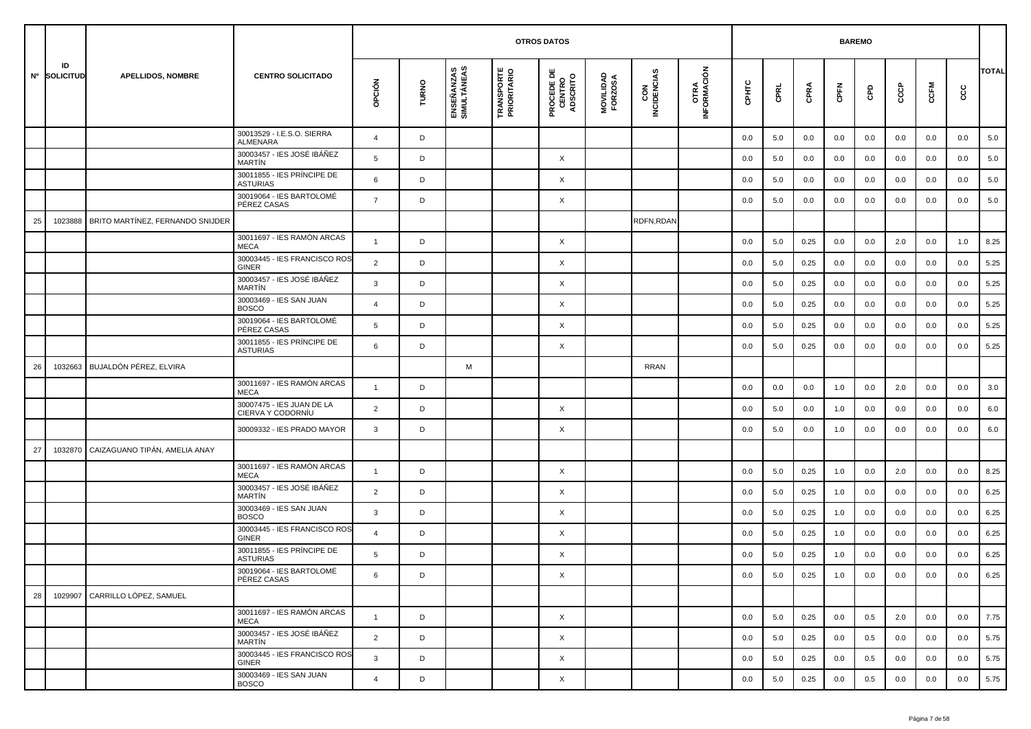| Nº | ID SOLICITUD | APELLIDOS, NOMBRE | CENTRO SOLICITADO | OTROS DATOS | | | | | | | | BAREMO | | | | | | | | TOTAL |
|---|---|---|---|---|---|---|---|---|---|---|---|---|---|---|---|---|---|---|---|---|
| | | | | OPCIÓN | TURNO | ENSEÑANZAS SIMULTÁNEAS | TRANSPORTE PRIORITARIO | PROCEDE DE CENTRO ADSCRITO | MOVILIDAD FORZOSA | CON INCIDENCIAS | OTRA INFORMACIÓN | CPHTC | CPRL | CPRA | CPFN | CPD | CCCP | CCFM | CCC | |
| | | | 30013529 - I.E.S.O. SIERRA ALMENARA | 4 | D | | | | | | | 0.0 | 5.0 | 0.0 | 0.0 | 0.0 | 0.0 | 0.0 | 0.0 | 5.0 |
| | | | 30003457 - IES JOSÉ IBÁÑEZ MARTÍN | 5 | D | | | X | | | | 0.0 | 5.0 | 0.0 | 0.0 | 0.0 | 0.0 | 0.0 | 0.0 | 5.0 |
| | | | 30011855 - IES PRÍNCIPE DE ASTURIAS | 6 | D | | | X | | | | 0.0 | 5.0 | 0.0 | 0.0 | 0.0 | 0.0 | 0.0 | 0.0 | 5.0 |
| | | | 30019064 - IES BARTOLOMÉ PÉREZ CASAS | 7 | D | | | X | | | | 0.0 | 5.0 | 0.0 | 0.0 | 0.0 | 0.0 | 0.0 | 0.0 | 5.0 |
| 25 | 1023888 | BRITO MARTÍNEZ, FERNANDO SNIJDER | | | | | | | | RDFN,RDAN | | | | | | | | | | |
| | | | 30011697 - IES RAMÓN ARCAS MECA | 1 | D | | | X | | | | 0.0 | 5.0 | 0.25 | 0.0 | 0.0 | 2.0 | 0.0 | 1.0 | 8.25 |
| | | | 30003445 - IES FRANCISCO ROS GINER | 2 | D | | | X | | | | 0.0 | 5.0 | 0.25 | 0.0 | 0.0 | 0.0 | 0.0 | 0.0 | 5.25 |
| | | | 30003457 - IES JOSÉ IBÁÑEZ MARTÍN | 3 | D | | | X | | | | 0.0 | 5.0 | 0.25 | 0.0 | 0.0 | 0.0 | 0.0 | 0.0 | 5.25 |
| | | | 30003469 - IES SAN JUAN BOSCO | 4 | D | | | X | | | | 0.0 | 5.0 | 0.25 | 0.0 | 0.0 | 0.0 | 0.0 | 0.0 | 5.25 |
| | | | 30019064 - IES BARTOLOMÉ PÉREZ CASAS | 5 | D | | | X | | | | 0.0 | 5.0 | 0.25 | 0.0 | 0.0 | 0.0 | 0.0 | 0.0 | 5.25 |
| | | | 30011855 - IES PRÍNCIPE DE ASTURIAS | 6 | D | | | X | | | | 0.0 | 5.0 | 0.25 | 0.0 | 0.0 | 0.0 | 0.0 | 0.0 | 5.25 |
| 26 | 1032663 | BUJALDÓN PÉREZ, ELVIRA | | | | M | | | | RRAN | | | | | | | | | | |
| | | | 30011697 - IES RAMÓN ARCAS MECA | 1 | D | | | | | | | 0.0 | 0.0 | 0.0 | 1.0 | 0.0 | 2.0 | 0.0 | 0.0 | 3.0 |
| | | | 30007475 - IES JUAN DE LA CIERVA Y CODORNÍU | 2 | D | | | X | | | | 0.0 | 5.0 | 0.0 | 1.0 | 0.0 | 0.0 | 0.0 | 0.0 | 6.0 |
| | | | 30009332 - IES PRADO MAYOR | 3 | D | | | X | | | | 0.0 | 5.0 | 0.0 | 1.0 | 0.0 | 0.0 | 0.0 | 0.0 | 6.0 |
| 27 | 1032870 | CAIZAGUANO TIPÁN, AMELIA ANAY | | | | | | | | | | | | | | | | | | |
| | | | 30011697 - IES RAMÓN ARCAS MECA | 1 | D | | | X | | | | 0.0 | 5.0 | 0.25 | 1.0 | 0.0 | 2.0 | 0.0 | 0.0 | 8.25 |
| | | | 30003457 - IES JOSÉ IBÁÑEZ MARTÍN | 2 | D | | | X | | | | 0.0 | 5.0 | 0.25 | 1.0 | 0.0 | 0.0 | 0.0 | 0.0 | 6.25 |
| | | | 30003469 - IES SAN JUAN BOSCO | 3 | D | | | X | | | | 0.0 | 5.0 | 0.25 | 1.0 | 0.0 | 0.0 | 0.0 | 0.0 | 6.25 |
| | | | 30003445 - IES FRANCISCO ROS GINER | 4 | D | | | X | | | | 0.0 | 5.0 | 0.25 | 1.0 | 0.0 | 0.0 | 0.0 | 0.0 | 6.25 |
| | | | 30011855 - IES PRÍNCIPE DE ASTURIAS | 5 | D | | | X | | | | 0.0 | 5.0 | 0.25 | 1.0 | 0.0 | 0.0 | 0.0 | 0.0 | 6.25 |
| | | | 30019064 - IES BARTOLOMÉ PÉREZ CASAS | 6 | D | | | X | | | | 0.0 | 5.0 | 0.25 | 1.0 | 0.0 | 0.0 | 0.0 | 0.0 | 6.25 |
| 28 | 1029907 | CARRILLO LÓPEZ, SAMUEL | | | | | | | | | | | | | | | | | | |
| | | | 30011697 - IES RAMÓN ARCAS MECA | 1 | D | | | X | | | | 0.0 | 5.0 | 0.25 | 0.0 | 0.5 | 2.0 | 0.0 | 0.0 | 7.75 |
| | | | 30003457 - IES JOSÉ IBÁÑEZ MARTÍN | 2 | D | | | X | | | | 0.0 | 5.0 | 0.25 | 0.0 | 0.5 | 0.0 | 0.0 | 0.0 | 5.75 |
| | | | 30003445 - IES FRANCISCO ROS GINER | 3 | D | | | X | | | | 0.0 | 5.0 | 0.25 | 0.0 | 0.5 | 0.0 | 0.0 | 0.0 | 5.75 |
| | | | 30003469 - IES SAN JUAN BOSCO | 4 | D | | | X | | | | 0.0 | 5.0 | 0.25 | 0.0 | 0.5 | 0.0 | 0.0 | 0.0 | 5.75 |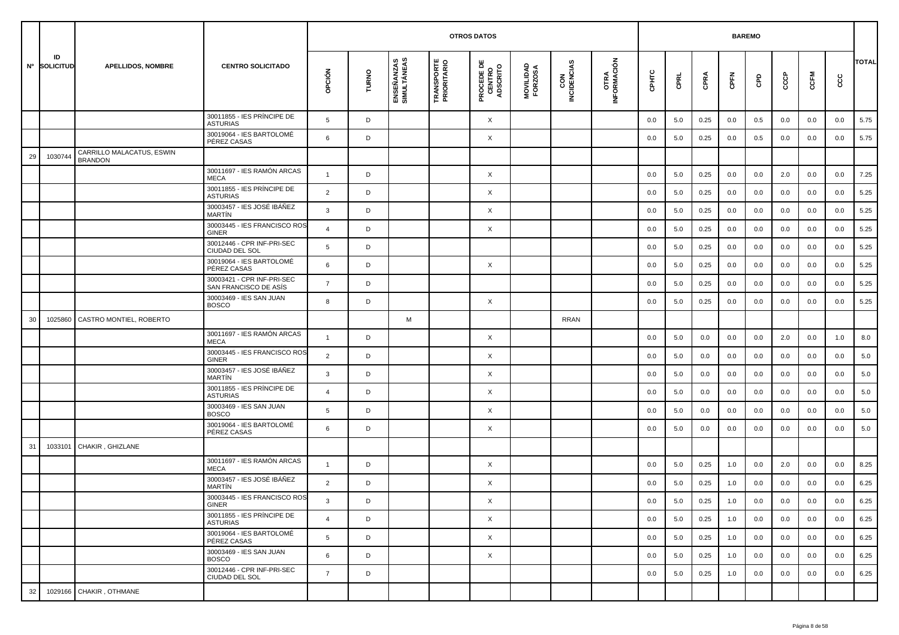| Nº | ID SOLICITUD | APELLIDOS, NOMBRE | CENTRO SOLICITADO | OTROS DATOS | | | | | | | | BAREMO | | | | | | | | | TOTAL |
|---|---|---|---|---|---|---|---|---|---|---|---|---|---|---|---|---|---|---|---|---|---|
| | | | | OPCIÓN | TURNO | ENSEÑANZAS SIMULTÁNEAS | TRANSPORTE PRIORITARIO | PROCEDE DE CENTRO ADSCRITO | MOVILIDAD FORZOSA | CON INCIDENCIAS | OTRA INFORMACIÓN | CPHTC | CPRL | CPRA | CPFN | CPD | CCCP | CCFM | CCC | |
| | | | 30011855 - IES PRÍNCIPE DE ASTURIAS | 5 | D | | | X | | | | 0.0 | 5.0 | 0.25 | 0.0 | 0.5 | 0.0 | 0.0 | 0.0 | 5.75 |
| | | | 30019064 - IES BARTOLOMÉ PÉREZ CASAS | 6 | D | | | X | | | | 0.0 | 5.0 | 0.25 | 0.0 | 0.5 | 0.0 | 0.0 | 0.0 | 5.75 |
| 29 | 1030744 | CARRILLO MALACATUS, ESWIN BRANDON | | | | | | | | | | | | | | | | | | |
| | | | 30011697 - IES RAMÓN ARCAS MECA | 1 | D | | | X | | | | 0.0 | 5.0 | 0.25 | 0.0 | 0.0 | 2.0 | 0.0 | 0.0 | 7.25 |
| | | | 30011855 - IES PRÍNCIPE DE ASTURIAS | 2 | D | | | X | | | | 0.0 | 5.0 | 0.25 | 0.0 | 0.0 | 0.0 | 0.0 | 0.0 | 5.25 |
| | | | 30003457 - IES JOSÉ IBÁÑEZ MARTÍN | 3 | D | | | X | | | | 0.0 | 5.0 | 0.25 | 0.0 | 0.0 | 0.0 | 0.0 | 0.0 | 5.25 |
| | | | 30003445 - IES FRANCISCO ROS GINER | 4 | D | | | X | | | | 0.0 | 5.0 | 0.25 | 0.0 | 0.0 | 0.0 | 0.0 | 0.0 | 5.25 |
| | | | 30012446 - CPR INF-PRI-SEC CIUDAD DEL SOL | 5 | D | | | | | | | 0.0 | 5.0 | 0.25 | 0.0 | 0.0 | 0.0 | 0.0 | 0.0 | 5.25 |
| | | | 30019064 - IES BARTOLOMÉ PÉREZ CASAS | 6 | D | | | X | | | | 0.0 | 5.0 | 0.25 | 0.0 | 0.0 | 0.0 | 0.0 | 0.0 | 5.25 |
| | | | 30003421 - CPR INF-PRI-SEC SAN FRANCISCO DE ASÍS | 7 | D | | | | | | | 0.0 | 5.0 | 0.25 | 0.0 | 0.0 | 0.0 | 0.0 | 0.0 | 5.25 |
| | | | 30003469 - IES SAN JUAN BOSCO | 8 | D | | | X | | | | 0.0 | 5.0 | 0.25 | 0.0 | 0.0 | 0.0 | 0.0 | 0.0 | 5.25 |
| 30 | 1025860 | CASTRO MONTIEL, ROBERTO | | | | M | | | | RRAN | | | | | | | | | | |
| | | | 30011697 - IES RAMÓN ARCAS MECA | 1 | D | | | X | | | | 0.0 | 5.0 | 0.0 | 0.0 | 0.0 | 2.0 | 0.0 | 1.0 | 8.0 |
| | | | 30003445 - IES FRANCISCO ROS GINER | 2 | D | | | X | | | | 0.0 | 5.0 | 0.0 | 0.0 | 0.0 | 0.0 | 0.0 | 0.0 | 5.0 |
| | | | 30003457 - IES JOSÉ IBÁÑEZ MARTÍN | 3 | D | | | X | | | | 0.0 | 5.0 | 0.0 | 0.0 | 0.0 | 0.0 | 0.0 | 0.0 | 5.0 |
| | | | 30011855 - IES PRÍNCIPE DE ASTURIAS | 4 | D | | | X | | | | 0.0 | 5.0 | 0.0 | 0.0 | 0.0 | 0.0 | 0.0 | 0.0 | 5.0 |
| | | | 30003469 - IES SAN JUAN BOSCO | 5 | D | | | X | | | | 0.0 | 5.0 | 0.0 | 0.0 | 0.0 | 0.0 | 0.0 | 0.0 | 5.0 |
| | | | 30019064 - IES BARTOLOMÉ PÉREZ CASAS | 6 | D | | | X | | | | 0.0 | 5.0 | 0.0 | 0.0 | 0.0 | 0.0 | 0.0 | 0.0 | 5.0 |
| 31 | 1033101 | CHAKIR , GHIZLANE | | | | | | | | | | | | | | | | | | |
| | | | 30011697 - IES RAMÓN ARCAS MECA | 1 | D | | | X | | | | 0.0 | 5.0 | 0.25 | 1.0 | 0.0 | 2.0 | 0.0 | 0.0 | 8.25 |
| | | | 30003457 - IES JOSÉ IBÁÑEZ MARTÍN | 2 | D | | | X | | | | 0.0 | 5.0 | 0.25 | 1.0 | 0.0 | 0.0 | 0.0 | 0.0 | 6.25 |
| | | | 30003445 - IES FRANCISCO ROS GINER | 3 | D | | | X | | | | 0.0 | 5.0 | 0.25 | 1.0 | 0.0 | 0.0 | 0.0 | 0.0 | 6.25 |
| | | | 30011855 - IES PRÍNCIPE DE ASTURIAS | 4 | D | | | X | | | | 0.0 | 5.0 | 0.25 | 1.0 | 0.0 | 0.0 | 0.0 | 0.0 | 6.25 |
| | | | 30019064 - IES BARTOLOMÉ PÉREZ CASAS | 5 | D | | | X | | | | 0.0 | 5.0 | 0.25 | 1.0 | 0.0 | 0.0 | 0.0 | 0.0 | 6.25 |
| | | | 30003469 - IES SAN JUAN BOSCO | 6 | D | | | X | | | | 0.0 | 5.0 | 0.25 | 1.0 | 0.0 | 0.0 | 0.0 | 0.0 | 6.25 |
| | | | 30012446 - CPR INF-PRI-SEC CIUDAD DEL SOL | 7 | D | | | | | | | 0.0 | 5.0 | 0.25 | 1.0 | 0.0 | 0.0 | 0.0 | 0.0 | 6.25 |
| 32 | 1029166 | CHAKIR , OTHMANE | | | | | | | | | | | | | | | | | | |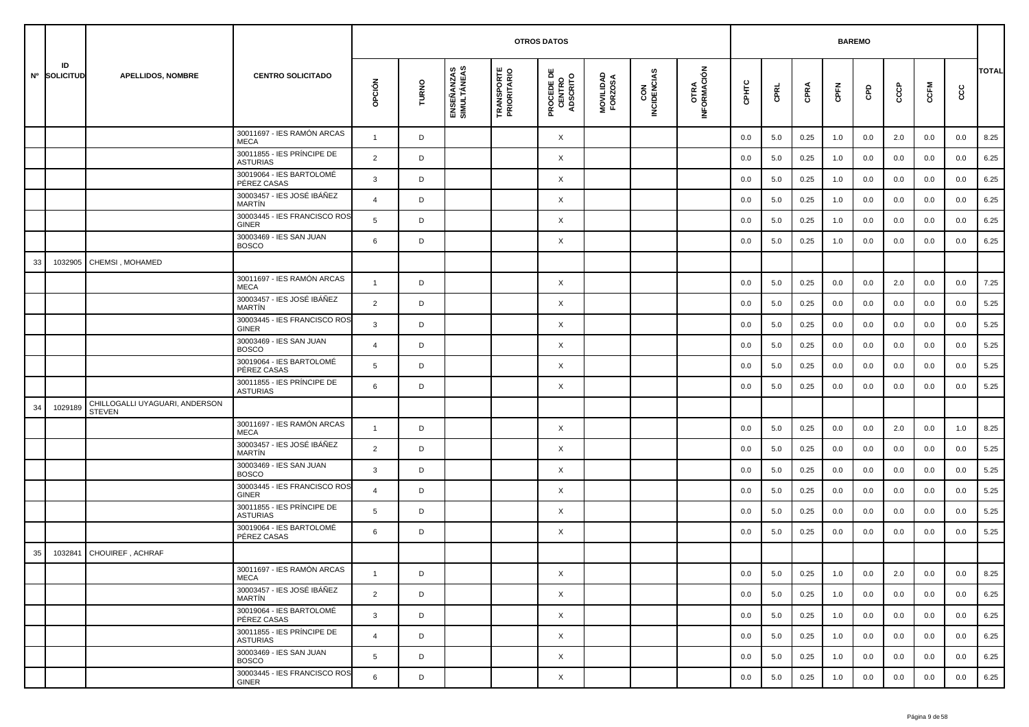| Nº | ID SOLICITUD | APELLIDOS, NOMBRE | CENTRO SOLICITADO | OTROS DATOS | | | | | | | | BAREMO | | | | | | | | TOTAL |
|---|---|---|---|---|---|---|---|---|---|---|---|---|---|---|---|---|---|---|---|---|
| | | | | OPCIÓN | TURNO | ENSEÑANZAS SIMULTÁNEAS | TRANSPORTE PRIORITARIO | PROCEDE DE CENTRO ADSCRITO | MOVILIDAD FORZOSA | CON INCIDENCIAS | OTRA INFORMACIÓN | CPHTC | CPRL | CPRA | CPFN | CPD | CCCP | CCFM | CCC | |
| | | | 30011697 - IES RAMÓN ARCAS MECA | 1 | D | | | X | | | | 0.0 | 5.0 | 0.25 | 1.0 | 0.0 | 2.0 | 0.0 | 0.0 | 8.25 |
| | | | 30011855 - IES PRÍNCIPE DE ASTURIAS | 2 | D | | | X | | | | 0.0 | 5.0 | 0.25 | 1.0 | 0.0 | 0.0 | 0.0 | 0.0 | 6.25 |
| | | | 30019064 - IES BARTOLOMÉ PÉREZ CASAS | 3 | D | | | X | | | | 0.0 | 5.0 | 0.25 | 1.0 | 0.0 | 0.0 | 0.0 | 0.0 | 6.25 |
| | | | 30003457 - IES JOSÉ IBÁÑEZ MARTÍN | 4 | D | | | X | | | | 0.0 | 5.0 | 0.25 | 1.0 | 0.0 | 0.0 | 0.0 | 0.0 | 6.25 |
| | | | 30003445 - IES FRANCISCO ROS GINER | 5 | D | | | X | | | | 0.0 | 5.0 | 0.25 | 1.0 | 0.0 | 0.0 | 0.0 | 0.0 | 6.25 |
| | | | 30003469 - IES SAN JUAN BOSCO | 6 | D | | | X | | | | 0.0 | 5.0 | 0.25 | 1.0 | 0.0 | 0.0 | 0.0 | 0.0 | 6.25 |
| 33 | 1032905 | CHEMSI , MOHAMED | | | | | | | | | | | | | | | | | | |
| | | | 30011697 - IES RAMÓN ARCAS MECA | 1 | D | | | X | | | | 0.0 | 5.0 | 0.25 | 0.0 | 0.0 | 2.0 | 0.0 | 0.0 | 7.25 |
| | | | 30003457 - IES JOSÉ IBÁÑEZ MARTÍN | 2 | D | | | X | | | | 0.0 | 5.0 | 0.25 | 0.0 | 0.0 | 0.0 | 0.0 | 0.0 | 5.25 |
| | | | 30003445 - IES FRANCISCO ROS GINER | 3 | D | | | X | | | | 0.0 | 5.0 | 0.25 | 0.0 | 0.0 | 0.0 | 0.0 | 0.0 | 5.25 |
| | | | 30003469 - IES SAN JUAN BOSCO | 4 | D | | | X | | | | 0.0 | 5.0 | 0.25 | 0.0 | 0.0 | 0.0 | 0.0 | 0.0 | 5.25 |
| | | | 30019064 - IES BARTOLOMÉ PÉREZ CASAS | 5 | D | | | X | | | | 0.0 | 5.0 | 0.25 | 0.0 | 0.0 | 0.0 | 0.0 | 0.0 | 5.25 |
| | | | 30011855 - IES PRÍNCIPE DE ASTURIAS | 6 | D | | | X | | | | 0.0 | 5.0 | 0.25 | 0.0 | 0.0 | 0.0 | 0.0 | 0.0 | 5.25 |
| 34 | 1029189 | CHILLOGALLI UYAGUARI, ANDERSON STEVEN | | | | | | | | | | | | | | | | | | |
| | | | 30011697 - IES RAMÓN ARCAS MECA | 1 | D | | | X | | | | 0.0 | 5.0 | 0.25 | 0.0 | 0.0 | 2.0 | 0.0 | 1.0 | 8.25 |
| | | | 30003457 - IES JOSÉ IBÁÑEZ MARTÍN | 2 | D | | | X | | | | 0.0 | 5.0 | 0.25 | 0.0 | 0.0 | 0.0 | 0.0 | 0.0 | 5.25 |
| | | | 30003469 - IES SAN JUAN BOSCO | 3 | D | | | X | | | | 0.0 | 5.0 | 0.25 | 0.0 | 0.0 | 0.0 | 0.0 | 0.0 | 5.25 |
| | | | 30003445 - IES FRANCISCO ROS GINER | 4 | D | | | X | | | | 0.0 | 5.0 | 0.25 | 0.0 | 0.0 | 0.0 | 0.0 | 0.0 | 5.25 |
| | | | 30011855 - IES PRÍNCIPE DE ASTURIAS | 5 | D | | | X | | | | 0.0 | 5.0 | 0.25 | 0.0 | 0.0 | 0.0 | 0.0 | 0.0 | 5.25 |
| | | | 30019064 - IES BARTOLOMÉ PÉREZ CASAS | 6 | D | | | X | | | | 0.0 | 5.0 | 0.25 | 0.0 | 0.0 | 0.0 | 0.0 | 0.0 | 5.25 |
| 35 | 1032841 | CHOUIREF , ACHRAF | | | | | | | | | | | | | | | | | | |
| | | | 30011697 - IES RAMÓN ARCAS MECA | 1 | D | | | X | | | | 0.0 | 5.0 | 0.25 | 1.0 | 0.0 | 2.0 | 0.0 | 0.0 | 8.25 |
| | | | 30003457 - IES JOSÉ IBÁÑEZ MARTÍN | 2 | D | | | X | | | | 0.0 | 5.0 | 0.25 | 1.0 | 0.0 | 0.0 | 0.0 | 0.0 | 6.25 |
| | | | 30019064 - IES BARTOLOMÉ PÉREZ CASAS | 3 | D | | | X | | | | 0.0 | 5.0 | 0.25 | 1.0 | 0.0 | 0.0 | 0.0 | 0.0 | 6.25 |
| | | | 30011855 - IES PRÍNCIPE DE ASTURIAS | 4 | D | | | X | | | | 0.0 | 5.0 | 0.25 | 1.0 | 0.0 | 0.0 | 0.0 | 0.0 | 6.25 |
| | | | 30003469 - IES SAN JUAN BOSCO | 5 | D | | | X | | | | 0.0 | 5.0 | 0.25 | 1.0 | 0.0 | 0.0 | 0.0 | 0.0 | 6.25 |
| | | | 30003445 - IES FRANCISCO ROS GINER | 6 | D | | | X | | | | 0.0 | 5.0 | 0.25 | 1.0 | 0.0 | 0.0 | 0.0 | 0.0 | 6.25 |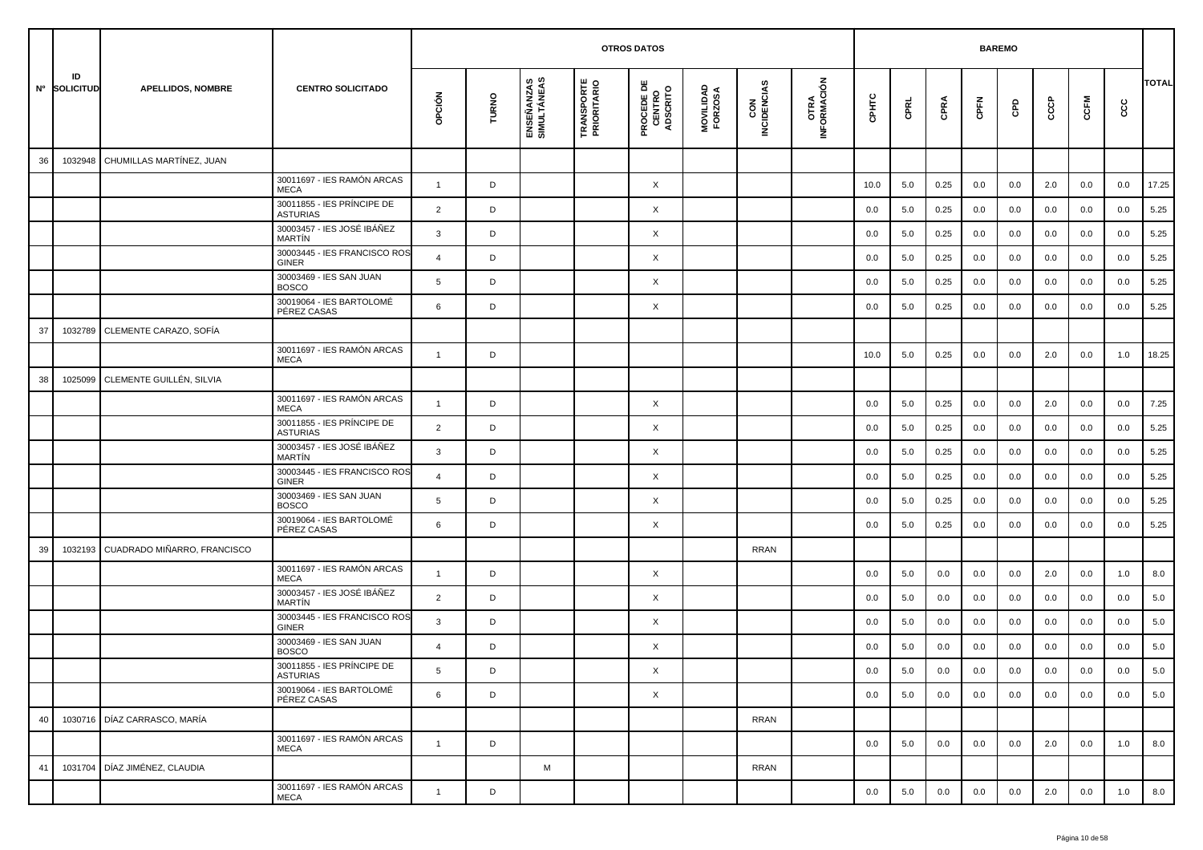| Nº | ID SOLICITUD | APELLIDOS, NOMBRE | CENTRO SOLICITADO | OTROS DATOS | | | | | | | | BAREMO | | | | | | | | TOTAL |
|---|---|---|---|---|---|---|---|---|---|---|---|---|---|---|---|---|---|---|---|---|
| | | | | OPCIÓN | TURNO | ENSEÑANZAS SIMULTÁNEAS | TRANSPORTE PRIORITARIO | PROCEDE DE CENTRO ADSCRITO | MOVILIDAD FORZOSA | CON INCIDENCIAS | OTRA INFORMACIÓN | CPHTC | CPRL | CPRA | CPFN | CPD | CCCP | CCFM | CCC | |
| 36 | 1032948 | CHUMILLAS MARTÍNEZ, JUAN | | | | | | | | | | | | | | | | | | |
| | | | 30011697 - IES RAMÓN ARCAS MECA | 1 | D | | | X | | | | 10.0 | 5.0 | 0.25 | 0.0 | 0.0 | 2.0 | 0.0 | 0.0 | 17.25 |
| | | | 30011855 - IES PRÍNCIPE DE ASTURIAS | 2 | D | | | X | | | | 0.0 | 5.0 | 0.25 | 0.0 | 0.0 | 0.0 | 0.0 | 0.0 | 5.25 |
| | | | 30003457 - IES JOSÉ IBÁÑEZ MARTÍN | 3 | D | | | X | | | | 0.0 | 5.0 | 0.25 | 0.0 | 0.0 | 0.0 | 0.0 | 0.0 | 5.25 |
| | | | 30003445 - IES FRANCISCO ROS GINER | 4 | D | | | X | | | | 0.0 | 5.0 | 0.25 | 0.0 | 0.0 | 0.0 | 0.0 | 0.0 | 5.25 |
| | | | 30003469 - IES SAN JUAN BOSCO | 5 | D | | | X | | | | 0.0 | 5.0 | 0.25 | 0.0 | 0.0 | 0.0 | 0.0 | 0.0 | 5.25 |
| | | | 30019064 - IES BARTOLOMÉ PÉREZ CASAS | 6 | D | | | X | | | | 0.0 | 5.0 | 0.25 | 0.0 | 0.0 | 0.0 | 0.0 | 0.0 | 5.25 |
| 37 | 1032789 | CLEMENTE CARAZO, SOFÍA | | | | | | | | | | | | | | | | | | |
| | | | 30011697 - IES RAMÓN ARCAS MECA | 1 | D | | | | | | | 10.0 | 5.0 | 0.25 | 0.0 | 0.0 | 2.0 | 0.0 | 1.0 | 18.25 |
| 38 | 1025099 | CLEMENTE GUILLÉN, SILVIA | | | | | | | | | | | | | | | | | | |
| | | | 30011697 - IES RAMÓN ARCAS MECA | 1 | D | | | X | | | | 0.0 | 5.0 | 0.25 | 0.0 | 0.0 | 2.0 | 0.0 | 0.0 | 7.25 |
| | | | 30011855 - IES PRÍNCIPE DE ASTURIAS | 2 | D | | | X | | | | 0.0 | 5.0 | 0.25 | 0.0 | 0.0 | 0.0 | 0.0 | 0.0 | 5.25 |
| | | | 30003457 - IES JOSÉ IBÁÑEZ MARTÍN | 3 | D | | | X | | | | 0.0 | 5.0 | 0.25 | 0.0 | 0.0 | 0.0 | 0.0 | 0.0 | 5.25 |
| | | | 30003445 - IES FRANCISCO ROS GINER | 4 | D | | | X | | | | 0.0 | 5.0 | 0.25 | 0.0 | 0.0 | 0.0 | 0.0 | 0.0 | 5.25 |
| | | | 30003469 - IES SAN JUAN BOSCO | 5 | D | | | X | | | | 0.0 | 5.0 | 0.25 | 0.0 | 0.0 | 0.0 | 0.0 | 0.0 | 5.25 |
| | | | 30019064 - IES BARTOLOMÉ PÉREZ CASAS | 6 | D | | | X | | | | 0.0 | 5.0 | 0.25 | 0.0 | 0.0 | 0.0 | 0.0 | 0.0 | 5.25 |
| 39 | 1032193 | CUADRADO MIÑARRO, FRANCISCO | | | | | | | | RRAN | | | | | | | | | | |
| | | | 30011697 - IES RAMÓN ARCAS MECA | 1 | D | | | X | | | | 0.0 | 5.0 | 0.0 | 0.0 | 0.0 | 2.0 | 0.0 | 1.0 | 8.0 |
| | | | 30003457 - IES JOSÉ IBÁÑEZ MARTÍN | 2 | D | | | X | | | | 0.0 | 5.0 | 0.0 | 0.0 | 0.0 | 0.0 | 0.0 | 0.0 | 5.0 |
| | | | 30003445 - IES FRANCISCO ROS GINER | 3 | D | | | X | | | | 0.0 | 5.0 | 0.0 | 0.0 | 0.0 | 0.0 | 0.0 | 0.0 | 5.0 |
| | | | 30003469 - IES SAN JUAN BOSCO | 4 | D | | | X | | | | 0.0 | 5.0 | 0.0 | 0.0 | 0.0 | 0.0 | 0.0 | 0.0 | 5.0 |
| | | | 30011855 - IES PRÍNCIPE DE ASTURIAS | 5 | D | | | X | | | | 0.0 | 5.0 | 0.0 | 0.0 | 0.0 | 0.0 | 0.0 | 0.0 | 5.0 |
| | | | 30019064 - IES BARTOLOMÉ PÉREZ CASAS | 6 | D | | | X | | | | 0.0 | 5.0 | 0.0 | 0.0 | 0.0 | 0.0 | 0.0 | 0.0 | 5.0 |
| 40 | 1030716 | DÍAZ CARRASCO, MARÍA | | | | | | | | RRAN | | | | | | | | | | |
| | | | 30011697 - IES RAMÓN ARCAS MECA | 1 | D | | | | | | | 0.0 | 5.0 | 0.0 | 0.0 | 0.0 | 2.0 | 0.0 | 1.0 | 8.0 |
| 41 | 1031704 | DÍAZ JIMÉNEZ, CLAUDIA | | | | M | | | | RRAN | | | | | | | | | | |
| | | | 30011697 - IES RAMÓN ARCAS MECA | 1 | D | | | | | | | 0.0 | 5.0 | 0.0 | 0.0 | 0.0 | 2.0 | 0.0 | 1.0 | 8.0 |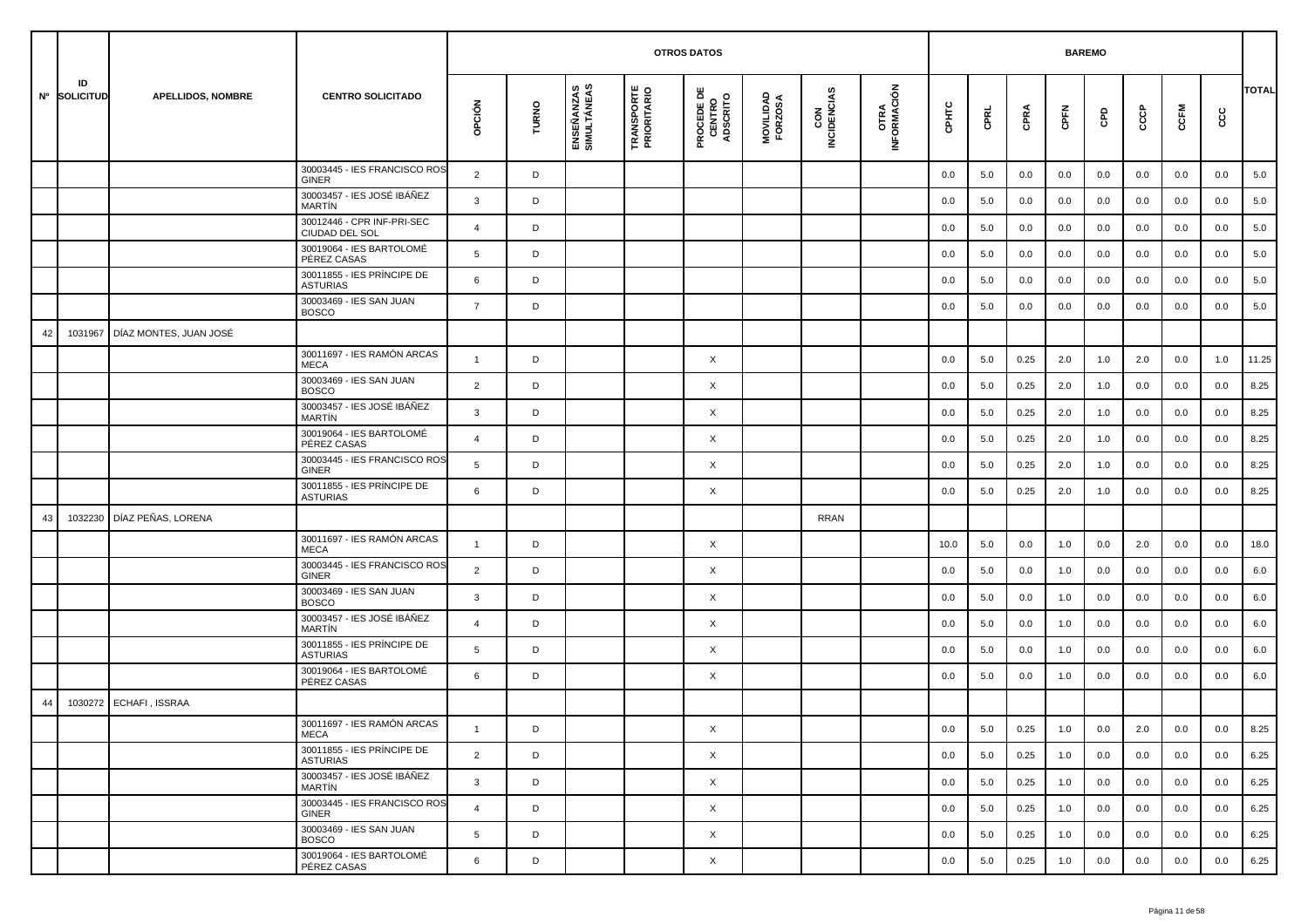| Nº | ID SOLICITUD | APELLIDOS, NOMBRE | CENTRO SOLICITADO | OTROS DATOS | | | | | | | | BAREMO | | | | | | | | TOTAL |
|---|---|---|---|---|---|---|---|---|---|---|---|---|---|---|---|---|---|---|---|---|
| | | | | OPCIÓN | TURNO | ENSEÑANZAS SIMULTÁNEAS | TRANSPORTE PRIORITARIO | PROCEDE DE CENTRO ADSCRITO | MOVILIDAD FORZOSA | CON INCIDENCIAS | OTRA INFORMACIÓN | CPHTC | CPRL | CPRA | CPFN | CPD | CCCP | CCFM | CCC | |
| | | | 30003445 - IES FRANCISCO ROS GINER | 2 | D | | | | | | | 0.0 | 5.0 | 0.0 | 0.0 | 0.0 | 0.0 | 0.0 | 0.0 | 5.0 |
| | | | 30003457 - IES JOSÉ IBÁÑEZ MARTÍN | 3 | D | | | | | | | 0.0 | 5.0 | 0.0 | 0.0 | 0.0 | 0.0 | 0.0 | 0.0 | 5.0 |
| | | | 30012446 - CPR INF-PRI-SEC CIUDAD DEL SOL | 4 | D | | | | | | | 0.0 | 5.0 | 0.0 | 0.0 | 0.0 | 0.0 | 0.0 | 0.0 | 5.0 |
| | | | 30019064 - IES BARTOLOMÉ PÉREZ CASAS | 5 | D | | | | | | | 0.0 | 5.0 | 0.0 | 0.0 | 0.0 | 0.0 | 0.0 | 0.0 | 5.0 |
| | | | 30011855 - IES PRÍNCIPE DE ASTURIAS | 6 | D | | | | | | | 0.0 | 5.0 | 0.0 | 0.0 | 0.0 | 0.0 | 0.0 | 0.0 | 5.0 |
| | | | 30003469 - IES SAN JUAN BOSCO | 7 | D | | | | | | | 0.0 | 5.0 | 0.0 | 0.0 | 0.0 | 0.0 | 0.0 | 0.0 | 5.0 |
| 42 | 1031967 | DÍAZ MONTES, JUAN JOSÉ | | | | | | | | | | | | | | | | | | |
| | | | 30011697 - IES RAMÓN ARCAS MECA | 1 | D | | | X | | | | 0.0 | 5.0 | 0.25 | 2.0 | 1.0 | 2.0 | 0.0 | 1.0 | 11.25 |
| | | | 30003469 - IES SAN JUAN BOSCO | 2 | D | | | X | | | | 0.0 | 5.0 | 0.25 | 2.0 | 1.0 | 0.0 | 0.0 | 0.0 | 8.25 |
| | | | 30003457 - IES JOSÉ IBÁÑEZ MARTÍN | 3 | D | | | X | | | | 0.0 | 5.0 | 0.25 | 2.0 | 1.0 | 0.0 | 0.0 | 0.0 | 8.25 |
| | | | 30019064 - IES BARTOLOMÉ PÉREZ CASAS | 4 | D | | | X | | | | 0.0 | 5.0 | 0.25 | 2.0 | 1.0 | 0.0 | 0.0 | 0.0 | 8.25 |
| | | | 30003445 - IES FRANCISCO ROS GINER | 5 | D | | | X | | | | 0.0 | 5.0 | 0.25 | 2.0 | 1.0 | 0.0 | 0.0 | 0.0 | 8.25 |
| | | | 30011855 - IES PRÍNCIPE DE ASTURIAS | 6 | D | | | X | | | | 0.0 | 5.0 | 0.25 | 2.0 | 1.0 | 0.0 | 0.0 | 0.0 | 8.25 |
| 43 | 1032230 | DÍAZ PEÑAS, LORENA | | | | | | | | RRAN | | | | | | | | | | |
| | | | 30011697 - IES RAMÓN ARCAS MECA | 1 | D | | | X | | | | 10.0 | 5.0 | 0.0 | 1.0 | 0.0 | 2.0 | 0.0 | 0.0 | 18.0 |
| | | | 30003445 - IES FRANCISCO ROS GINER | 2 | D | | | X | | | | 0.0 | 5.0 | 0.0 | 1.0 | 0.0 | 0.0 | 0.0 | 0.0 | 6.0 |
| | | | 30003469 - IES SAN JUAN BOSCO | 3 | D | | | X | | | | 0.0 | 5.0 | 0.0 | 1.0 | 0.0 | 0.0 | 0.0 | 0.0 | 6.0 |
| | | | 30003457 - IES JOSÉ IBÁÑEZ MARTÍN | 4 | D | | | X | | | | 0.0 | 5.0 | 0.0 | 1.0 | 0.0 | 0.0 | 0.0 | 0.0 | 6.0 |
| | | | 30011855 - IES PRÍNCIPE DE ASTURIAS | 5 | D | | | X | | | | 0.0 | 5.0 | 0.0 | 1.0 | 0.0 | 0.0 | 0.0 | 0.0 | 6.0 |
| | | | 30019064 - IES BARTOLOMÉ PÉREZ CASAS | 6 | D | | | X | | | | 0.0 | 5.0 | 0.0 | 1.0 | 0.0 | 0.0 | 0.0 | 0.0 | 6.0 |
| 44 | 1030272 | ECHAFI , ISSRAA | | | | | | | | | | | | | | | | | | |
| | | | 30011697 - IES RAMÓN ARCAS MECA | 1 | D | | | X | | | | 0.0 | 5.0 | 0.25 | 1.0 | 0.0 | 2.0 | 0.0 | 0.0 | 8.25 |
| | | | 30011855 - IES PRÍNCIPE DE ASTURIAS | 2 | D | | | X | | | | 0.0 | 5.0 | 0.25 | 1.0 | 0.0 | 0.0 | 0.0 | 0.0 | 6.25 |
| | | | 30003457 - IES JOSÉ IBÁÑEZ MARTÍN | 3 | D | | | X | | | | 0.0 | 5.0 | 0.25 | 1.0 | 0.0 | 0.0 | 0.0 | 0.0 | 6.25 |
| | | | 30003445 - IES FRANCISCO ROS GINER | 4 | D | | | X | | | | 0.0 | 5.0 | 0.25 | 1.0 | 0.0 | 0.0 | 0.0 | 0.0 | 6.25 |
| | | | 30003469 - IES SAN JUAN BOSCO | 5 | D | | | X | | | | 0.0 | 5.0 | 0.25 | 1.0 | 0.0 | 0.0 | 0.0 | 0.0 | 6.25 |
| | | | 30019064 - IES BARTOLOMÉ PÉREZ CASAS | 6 | D | | | X | | | | 0.0 | 5.0 | 0.25 | 1.0 | 0.0 | 0.0 | 0.0 | 0.0 | 6.25 |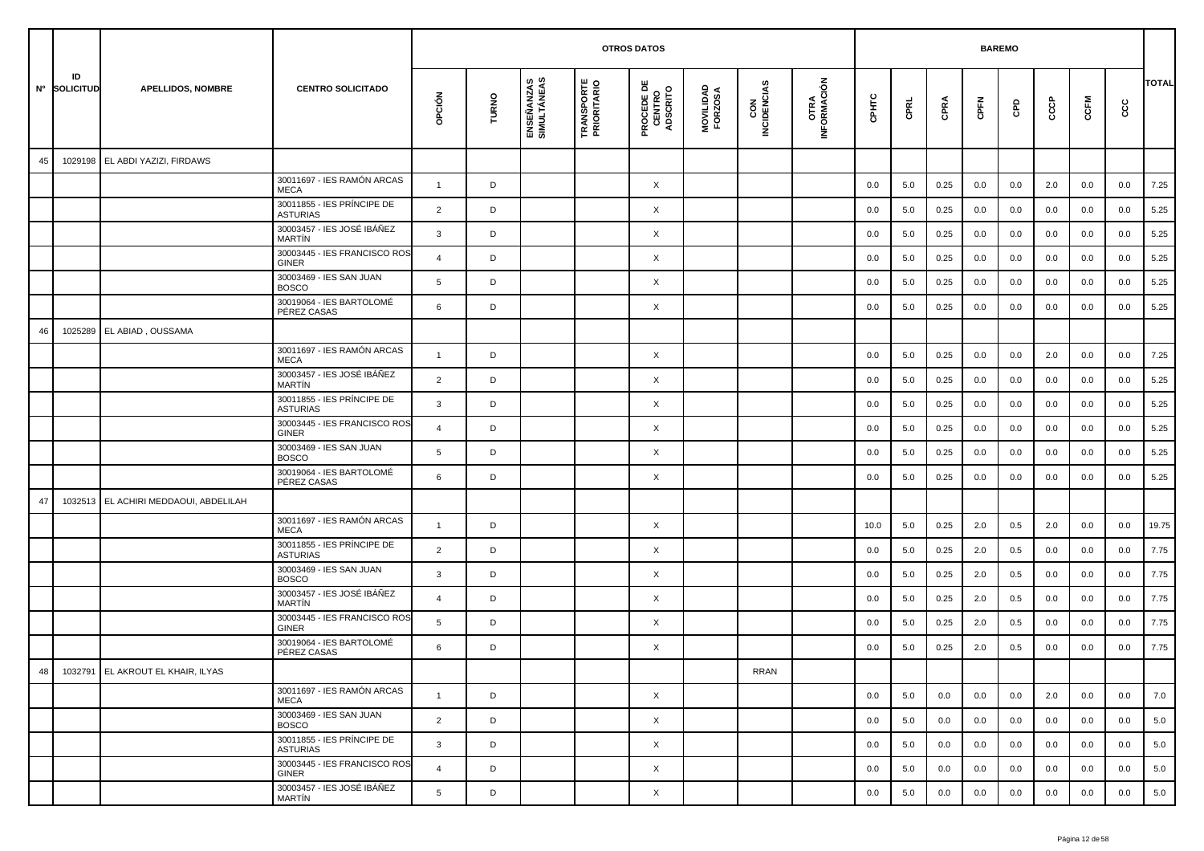| Nº | ID SOLICITUD | APELLIDOS, NOMBRE | CENTRO SOLICITADO | OTROS DATOS | | | | | | | | BAREMO | | | | | | | | TOTAL |
|---|---|---|---|---|---|---|---|---|---|---|---|---|---|---|---|---|---|---|---|---|
| | | | | OPCIÓN | TURNO | ENSEÑANZAS SIMULTÁNEAS | TRANSPORTE PRIORITARIO | PROCEDE DE CENTRO ADSCRITO | MOVILIDAD FORZOSA | CON INCIDENCIAS | OTRA INFORMACIÓN | CPHTC | CPRL | CPRA | CPFN | CPD | CCCP | CCFM | CCC | |
| 45 | 1029198 | EL ABDI YAZIZI, FIRDAWS | | | | | | | | | | | | | | | | | | |
| | | | 30011697 - IES RAMÓN ARCAS MECA | 1 | D | | | X | | | | 0.0 | 5.0 | 0.25 | 0.0 | 0.0 | 2.0 | 0.0 | 0.0 | 7.25 |
| | | | 30011855 - IES PRÍNCIPE DE ASTURIAS | 2 | D | | | X | | | | 0.0 | 5.0 | 0.25 | 0.0 | 0.0 | 0.0 | 0.0 | 0.0 | 5.25 |
| | | | 30003457 - IES JOSÉ IBÁÑEZ MARTÍN | 3 | D | | | X | | | | 0.0 | 5.0 | 0.25 | 0.0 | 0.0 | 0.0 | 0.0 | 0.0 | 5.25 |
| | | | 30003445 - IES FRANCISCO ROS GINER | 4 | D | | | X | | | | 0.0 | 5.0 | 0.25 | 0.0 | 0.0 | 0.0 | 0.0 | 0.0 | 5.25 |
| | | | 30003469 - IES SAN JUAN BOSCO | 5 | D | | | X | | | | 0.0 | 5.0 | 0.25 | 0.0 | 0.0 | 0.0 | 0.0 | 0.0 | 5.25 |
| | | | 30019064 - IES BARTOLOMÉ PÉREZ CASAS | 6 | D | | | X | | | | 0.0 | 5.0 | 0.25 | 0.0 | 0.0 | 0.0 | 0.0 | 0.0 | 5.25 |
| 46 | 1025289 | EL ABIAD , OUSSAMA | | | | | | | | | | | | | | | | | | |
| | | | 30011697 - IES RAMÓN ARCAS MECA | 1 | D | | | X | | | | 0.0 | 5.0 | 0.25 | 0.0 | 0.0 | 2.0 | 0.0 | 0.0 | 7.25 |
| | | | 30003457 - IES JOSÉ IBÁÑEZ MARTÍN | 2 | D | | | X | | | | 0.0 | 5.0 | 0.25 | 0.0 | 0.0 | 0.0 | 0.0 | 0.0 | 5.25 |
| | | | 30011855 - IES PRÍNCIPE DE ASTURIAS | 3 | D | | | X | | | | 0.0 | 5.0 | 0.25 | 0.0 | 0.0 | 0.0 | 0.0 | 0.0 | 5.25 |
| | | | 30003445 - IES FRANCISCO ROS GINER | 4 | D | | | X | | | | 0.0 | 5.0 | 0.25 | 0.0 | 0.0 | 0.0 | 0.0 | 0.0 | 5.25 |
| | | | 30003469 - IES SAN JUAN BOSCO | 5 | D | | | X | | | | 0.0 | 5.0 | 0.25 | 0.0 | 0.0 | 0.0 | 0.0 | 0.0 | 5.25 |
| | | | 30019064 - IES BARTOLOMÉ PÉREZ CASAS | 6 | D | | | X | | | | 0.0 | 5.0 | 0.25 | 0.0 | 0.0 | 0.0 | 0.0 | 0.0 | 5.25 |
| 47 | 1032513 | EL ACHIRI MEDDAOUI, ABDELILAH | | | | | | | | | | | | | | | | | | |
| | | | 30011697 - IES RAMÓN ARCAS MECA | 1 | D | | | X | | | | 10.0 | 5.0 | 0.25 | 2.0 | 0.5 | 2.0 | 0.0 | 0.0 | 19.75 |
| | | | 30011855 - IES PRÍNCIPE DE ASTURIAS | 2 | D | | | X | | | | 0.0 | 5.0 | 0.25 | 2.0 | 0.5 | 0.0 | 0.0 | 0.0 | 7.75 |
| | | | 30003469 - IES SAN JUAN BOSCO | 3 | D | | | X | | | | 0.0 | 5.0 | 0.25 | 2.0 | 0.5 | 0.0 | 0.0 | 0.0 | 7.75 |
| | | | 30003457 - IES JOSÉ IBÁÑEZ MARTÍN | 4 | D | | | X | | | | 0.0 | 5.0 | 0.25 | 2.0 | 0.5 | 0.0 | 0.0 | 0.0 | 7.75 |
| | | | 30003445 - IES FRANCISCO ROS GINER | 5 | D | | | X | | | | 0.0 | 5.0 | 0.25 | 2.0 | 0.5 | 0.0 | 0.0 | 0.0 | 7.75 |
| | | | 30019064 - IES BARTOLOMÉ PÉREZ CASAS | 6 | D | | | X | | | | 0.0 | 5.0 | 0.25 | 2.0 | 0.5 | 0.0 | 0.0 | 0.0 | 7.75 |
| 48 | 1032791 | EL AKROUT EL KHAIR, ILYAS | | | | | | | | RRAN | | | | | | | | | | |
| | | | 30011697 - IES RAMÓN ARCAS MECA | 1 | D | | | X | | | | 0.0 | 5.0 | 0.0 | 0.0 | 0.0 | 2.0 | 0.0 | 0.0 | 7.0 |
| | | | 30003469 - IES SAN JUAN BOSCO | 2 | D | | | X | | | | 0.0 | 5.0 | 0.0 | 0.0 | 0.0 | 0.0 | 0.0 | 0.0 | 5.0 |
| | | | 30011855 - IES PRÍNCIPE DE ASTURIAS | 3 | D | | | X | | | | 0.0 | 5.0 | 0.0 | 0.0 | 0.0 | 0.0 | 0.0 | 0.0 | 5.0 |
| | | | 30003445 - IES FRANCISCO ROS GINER | 4 | D | | | X | | | | 0.0 | 5.0 | 0.0 | 0.0 | 0.0 | 0.0 | 0.0 | 0.0 | 5.0 |
| | | | 30003457 - IES JOSÉ IBÁÑEZ MARTÍN | 5 | D | | | X | | | | 0.0 | 5.0 | 0.0 | 0.0 | 0.0 | 0.0 | 0.0 | 0.0 | 5.0 |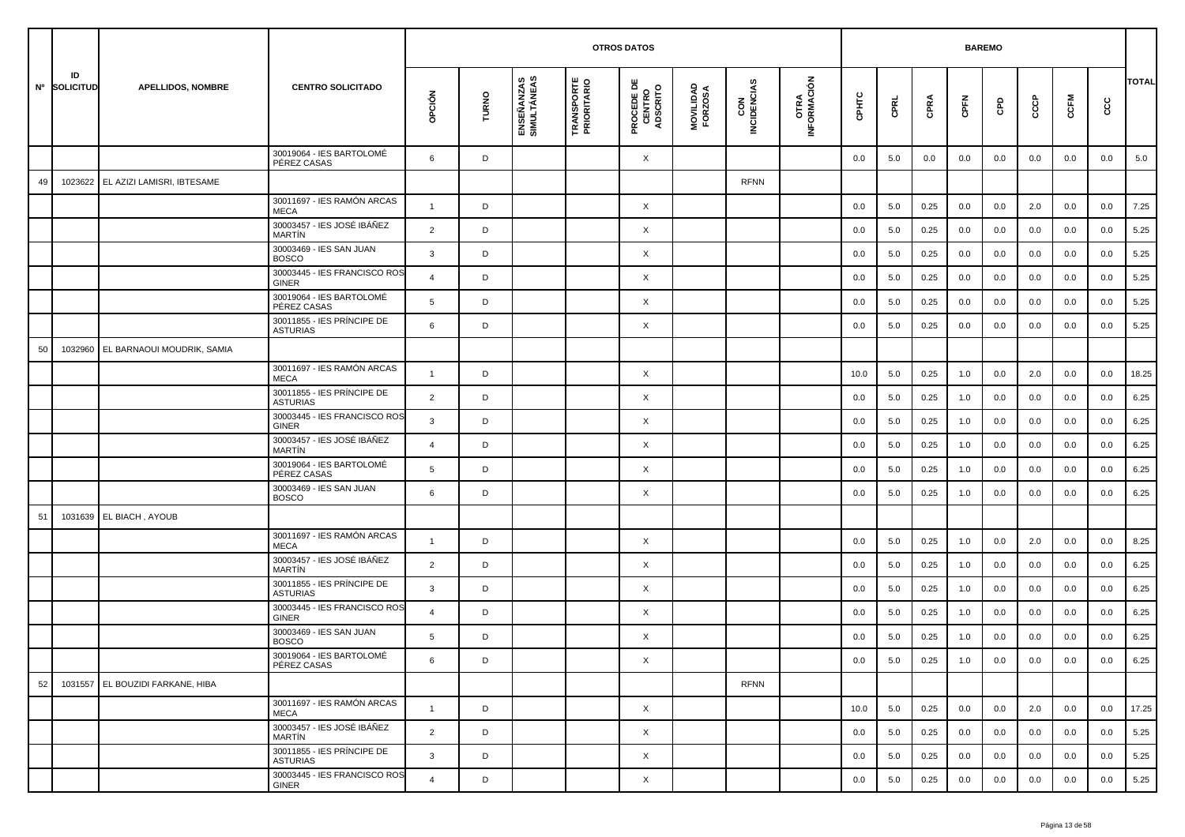| Nº | ID SOLICITUD | APELLIDOS, NOMBRE | CENTRO SOLICITADO | OTROS DATOS | | | | | | | | BAREMO | | | | | | | | TOTAL |
|---|---|---|---|---|---|---|---|---|---|---|---|---|---|---|---|---|---|---|---|---|
| | | | | OPCIÓN | TURNO | ENSEÑANZAS SIMULTÁNEAS | TRANSPORTE PRIORITARIO | PROCEDE DE CENTRO ADSCRITO | MOVILIDAD FORZOSA | CON INCIDENCIAS | OTRA INFORMACIÓN | CPHTC | CPRL | CPRA | CPFN | CPD | CCCP | CCFM | CCC | |
| | | | 30019064 - IES BARTOLOMÉ PÉREZ CASAS | 6 | D | | | X | | | | 0.0 | 5.0 | 0.0 | 0.0 | 0.0 | 0.0 | 0.0 | 0.0 | 5.0 |
| 49 | 1023622 | EL AZIZI LAMISRI, IBTESAME | | | | | | | | RFNN | | | | | | | | | | |
| | | | 30011697 - IES RAMÓN ARCAS MECA | 1 | D | | | X | | | | 0.0 | 5.0 | 0.25 | 0.0 | 0.0 | 2.0 | 0.0 | 0.0 | 7.25 |
| | | | 30003457 - IES JOSÉ IBÁÑEZ MARTÍN | 2 | D | | | X | | | | 0.0 | 5.0 | 0.25 | 0.0 | 0.0 | 0.0 | 0.0 | 0.0 | 5.25 |
| | | | 30003469 - IES SAN JUAN BOSCO | 3 | D | | | X | | | | 0.0 | 5.0 | 0.25 | 0.0 | 0.0 | 0.0 | 0.0 | 0.0 | 5.25 |
| | | | 30003445 - IES FRANCISCO ROS GINER | 4 | D | | | X | | | | 0.0 | 5.0 | 0.25 | 0.0 | 0.0 | 0.0 | 0.0 | 0.0 | 5.25 |
| | | | 30019064 - IES BARTOLOMÉ PÉREZ CASAS | 5 | D | | | X | | | | 0.0 | 5.0 | 0.25 | 0.0 | 0.0 | 0.0 | 0.0 | 0.0 | 5.25 |
| | | | 30011855 - IES PRÍNCIPE DE ASTURIAS | 6 | D | | | X | | | | 0.0 | 5.0 | 0.25 | 0.0 | 0.0 | 0.0 | 0.0 | 0.0 | 5.25 |
| 50 | 1032960 | EL BARNAOUI MOUDRIK, SAMIA | | | | | | | | | | | | | | | | | | |
| | | | 30011697 - IES RAMÓN ARCAS MECA | 1 | D | | | X | | | | 10.0 | 5.0 | 0.25 | 1.0 | 0.0 | 2.0 | 0.0 | 0.0 | 18.25 |
| | | | 30011855 - IES PRÍNCIPE DE ASTURIAS | 2 | D | | | X | | | | 0.0 | 5.0 | 0.25 | 1.0 | 0.0 | 0.0 | 0.0 | 0.0 | 6.25 |
| | | | 30003445 - IES FRANCISCO ROS GINER | 3 | D | | | X | | | | 0.0 | 5.0 | 0.25 | 1.0 | 0.0 | 0.0 | 0.0 | 0.0 | 6.25 |
| | | | 30003457 - IES JOSÉ IBÁÑEZ MARTÍN | 4 | D | | | X | | | | 0.0 | 5.0 | 0.25 | 1.0 | 0.0 | 0.0 | 0.0 | 0.0 | 6.25 |
| | | | 30019064 - IES BARTOLOMÉ PÉREZ CASAS | 5 | D | | | X | | | | 0.0 | 5.0 | 0.25 | 1.0 | 0.0 | 0.0 | 0.0 | 0.0 | 6.25 |
| | | | 30003469 - IES SAN JUAN BOSCO | 6 | D | | | X | | | | 0.0 | 5.0 | 0.25 | 1.0 | 0.0 | 0.0 | 0.0 | 0.0 | 6.25 |
| 51 | 1031639 | EL BIACH , AYOUB | | | | | | | | | | | | | | | | | | |
| | | | 30011697 - IES RAMÓN ARCAS MECA | 1 | D | | | X | | | | 0.0 | 5.0 | 0.25 | 1.0 | 0.0 | 2.0 | 0.0 | 0.0 | 8.25 |
| | | | 30003457 - IES JOSÉ IBÁÑEZ MARTÍN | 2 | D | | | X | | | | 0.0 | 5.0 | 0.25 | 1.0 | 0.0 | 0.0 | 0.0 | 0.0 | 6.25 |
| | | | 30011855 - IES PRÍNCIPE DE ASTURIAS | 3 | D | | | X | | | | 0.0 | 5.0 | 0.25 | 1.0 | 0.0 | 0.0 | 0.0 | 0.0 | 6.25 |
| | | | 30003445 - IES FRANCISCO ROS GINER | 4 | D | | | X | | | | 0.0 | 5.0 | 0.25 | 1.0 | 0.0 | 0.0 | 0.0 | 0.0 | 6.25 |
| | | | 30003469 - IES SAN JUAN BOSCO | 5 | D | | | X | | | | 0.0 | 5.0 | 0.25 | 1.0 | 0.0 | 0.0 | 0.0 | 0.0 | 6.25 |
| | | | 30019064 - IES BARTOLOMÉ PÉREZ CASAS | 6 | D | | | X | | | | 0.0 | 5.0 | 0.25 | 1.0 | 0.0 | 0.0 | 0.0 | 0.0 | 6.25 |
| 52 | 1031557 | EL BOUZIDI FARKANE, HIBA | | | | | | | | RFNN | | | | | | | | | | |
| | | | 30011697 - IES RAMÓN ARCAS MECA | 1 | D | | | X | | | | 10.0 | 5.0 | 0.25 | 0.0 | 0.0 | 2.0 | 0.0 | 0.0 | 17.25 |
| | | | 30003457 - IES JOSÉ IBÁÑEZ MARTÍN | 2 | D | | | X | | | | 0.0 | 5.0 | 0.25 | 0.0 | 0.0 | 0.0 | 0.0 | 0.0 | 5.25 |
| | | | 30011855 - IES PRÍNCIPE DE ASTURIAS | 3 | D | | | X | | | | 0.0 | 5.0 | 0.25 | 0.0 | 0.0 | 0.0 | 0.0 | 0.0 | 5.25 |
| | | | 30003445 - IES FRANCISCO ROS GINER | 4 | D | | | X | | | | 0.0 | 5.0 | 0.25 | 0.0 | 0.0 | 0.0 | 0.0 | 0.0 | 5.25 |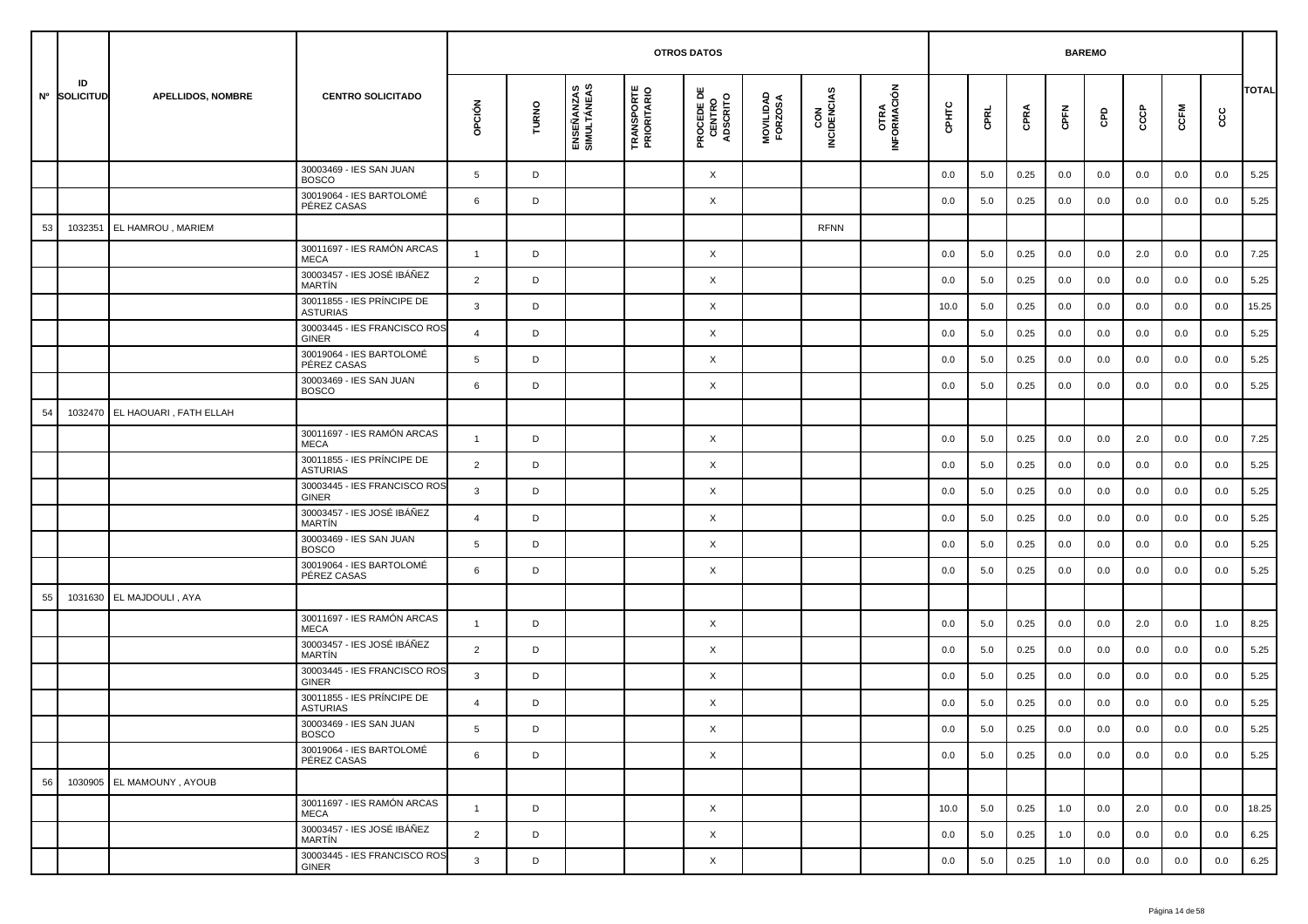| Nº | ID SOLICITUD | APELLIDOS, NOMBRE | CENTRO SOLICITADO | OTROS DATOS | | | | | | | | BAREMO | | | | | | | | TOTAL |
|---|---|---|---|---|---|---|---|---|---|---|---|---|---|---|---|---|---|---|---|---|
| | | | | OPCIÓN | TURNO | ENSEÑANZAS SIMULTÁNEAS | TRANSPORTE PRIORITARIO | PROCEDE DE CENTRO ADSCRITO | MOVILIDAD FORZOSA | CON INCIDENCIAS | OTRA INFORMACIÓN | CPHTC | CPRL | CPRA | CPFN | CPD | CCCP | CCFM | CCC | |
| | | | 30003469 - IES SAN JUAN BOSCO | 5 | D | | | X | | | | 0.0 | 5.0 | 0.25 | 0.0 | 0.0 | 0.0 | 0.0 | 0.0 | 5.25 |
| | | | 30019064 - IES BARTOLOMÉ PÉREZ CASAS | 6 | D | | | X | | | | 0.0 | 5.0 | 0.25 | 0.0 | 0.0 | 0.0 | 0.0 | 0.0 | 5.25 |
| 53 | 1032351 | EL HAMROU , MARIEM | | | | | | | | RFNN | | | | | | | | | | |
| | | | 30011697 - IES RAMÓN ARCAS MECA | 1 | D | | | X | | | | 0.0 | 5.0 | 0.25 | 0.0 | 0.0 | 2.0 | 0.0 | 0.0 | 7.25 |
| | | | 30003457 - IES JOSÉ IBÁÑEZ MARTÍN | 2 | D | | | X | | | | 0.0 | 5.0 | 0.25 | 0.0 | 0.0 | 0.0 | 0.0 | 0.0 | 5.25 |
| | | | 30011855 - IES PRÍNCIPE DE ASTURIAS | 3 | D | | | X | | | | 10.0 | 5.0 | 0.25 | 0.0 | 0.0 | 0.0 | 0.0 | 0.0 | 15.25 |
| | | | 30003445 - IES FRANCISCO ROS GINER | 4 | D | | | X | | | | 0.0 | 5.0 | 0.25 | 0.0 | 0.0 | 0.0 | 0.0 | 0.0 | 5.25 |
| | | | 30019064 - IES BARTOLOMÉ PÉREZ CASAS | 5 | D | | | X | | | | 0.0 | 5.0 | 0.25 | 0.0 | 0.0 | 0.0 | 0.0 | 0.0 | 5.25 |
| | | | 30003469 - IES SAN JUAN BOSCO | 6 | D | | | X | | | | 0.0 | 5.0 | 0.25 | 0.0 | 0.0 | 0.0 | 0.0 | 0.0 | 5.25 |
| 54 | 1032470 | EL HAOUARI , FATH ELLAH | | | | | | | | | | | | | | | | | | |
| | | | 30011697 - IES RAMÓN ARCAS MECA | 1 | D | | | X | | | | 0.0 | 5.0 | 0.25 | 0.0 | 0.0 | 2.0 | 0.0 | 0.0 | 7.25 |
| | | | 30011855 - IES PRÍNCIPE DE ASTURIAS | 2 | D | | | X | | | | 0.0 | 5.0 | 0.25 | 0.0 | 0.0 | 0.0 | 0.0 | 0.0 | 5.25 |
| | | | 30003445 - IES FRANCISCO ROS GINER | 3 | D | | | X | | | | 0.0 | 5.0 | 0.25 | 0.0 | 0.0 | 0.0 | 0.0 | 0.0 | 5.25 |
| | | | 30003457 - IES JOSÉ IBÁÑEZ MARTÍN | 4 | D | | | X | | | | 0.0 | 5.0 | 0.25 | 0.0 | 0.0 | 0.0 | 0.0 | 0.0 | 5.25 |
| | | | 30003469 - IES SAN JUAN BOSCO | 5 | D | | | X | | | | 0.0 | 5.0 | 0.25 | 0.0 | 0.0 | 0.0 | 0.0 | 0.0 | 5.25 |
| | | | 30019064 - IES BARTOLOMÉ PÉREZ CASAS | 6 | D | | | X | | | | 0.0 | 5.0 | 0.25 | 0.0 | 0.0 | 0.0 | 0.0 | 0.0 | 5.25 |
| 55 | 1031630 | EL MAJDOULI , AYA | | | | | | | | | | | | | | | | | | |
| | | | 30011697 - IES RAMÓN ARCAS MECA | 1 | D | | | X | | | | 0.0 | 5.0 | 0.25 | 0.0 | 0.0 | 2.0 | 0.0 | 1.0 | 8.25 |
| | | | 30003457 - IES JOSÉ IBÁÑEZ MARTÍN | 2 | D | | | X | | | | 0.0 | 5.0 | 0.25 | 0.0 | 0.0 | 0.0 | 0.0 | 0.0 | 5.25 |
| | | | 30003445 - IES FRANCISCO ROS GINER | 3 | D | | | X | | | | 0.0 | 5.0 | 0.25 | 0.0 | 0.0 | 0.0 | 0.0 | 0.0 | 5.25 |
| | | | 30011855 - IES PRÍNCIPE DE ASTURIAS | 4 | D | | | X | | | | 0.0 | 5.0 | 0.25 | 0.0 | 0.0 | 0.0 | 0.0 | 0.0 | 5.25 |
| | | | 30003469 - IES SAN JUAN BOSCO | 5 | D | | | X | | | | 0.0 | 5.0 | 0.25 | 0.0 | 0.0 | 0.0 | 0.0 | 0.0 | 5.25 |
| | | | 30019064 - IES BARTOLOMÉ PÉREZ CASAS | 6 | D | | | X | | | | 0.0 | 5.0 | 0.25 | 0.0 | 0.0 | 0.0 | 0.0 | 0.0 | 5.25 |
| 56 | 1030905 | EL MAMOUNY , AYOUB | | | | | | | | | | | | | | | | | | |
| | | | 30011697 - IES RAMÓN ARCAS MECA | 1 | D | | | X | | | | 10.0 | 5.0 | 0.25 | 1.0 | 0.0 | 2.0 | 0.0 | 0.0 | 18.25 |
| | | | 30003457 - IES JOSÉ IBÁÑEZ MARTÍN | 2 | D | | | X | | | | 0.0 | 5.0 | 0.25 | 1.0 | 0.0 | 0.0 | 0.0 | 0.0 | 6.25 |
| | | | 30003445 - IES FRANCISCO ROS GINER | 3 | D | | | X | | | | 0.0 | 5.0 | 0.25 | 1.0 | 0.0 | 0.0 | 0.0 | 0.0 | 6.25 |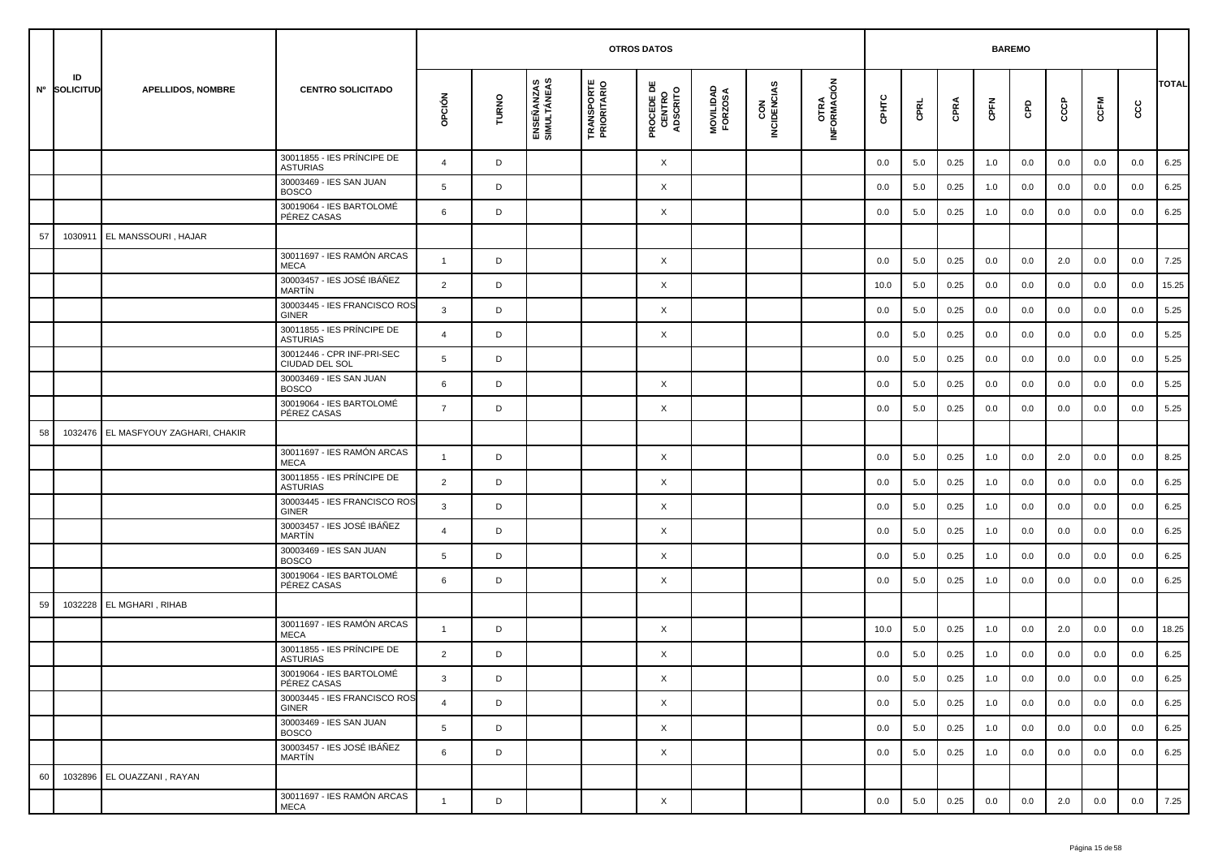| Nº | ID SOLICITUD | APELLIDOS, NOMBRE | CENTRO SOLICITADO | OTROS DATOS | | | | | | | | BAREMO | | | | | | | | TOTAL |
|---|---|---|---|---|---|---|---|---|---|---|---|---|---|---|---|---|---|---|---|---|
| | | | | OPCIÓN | TURNO | ENSEÑANZAS SIMULTÁNEAS | TRANSPORTE PRIORITARIO | PROCEDE DE CENTRO ADSCRITO | MOVILIDAD FORZOSA | CON INCIDENCIAS | OTRA INFORMACIÓN | CPHTC | CPRL | CPRA | CPFN | CPD | CCCP | CCFM | CCC | |
| | | | 30011855 - IES PRÍNCIPE DE ASTURIAS | 4 | D | | | X | | | | 0.0 | 5.0 | 0.25 | 1.0 | 0.0 | 0.0 | 0.0 | 0.0 | 6.25 |
| | | | 30003469 - IES SAN JUAN BOSCO | 5 | D | | | X | | | | 0.0 | 5.0 | 0.25 | 1.0 | 0.0 | 0.0 | 0.0 | 0.0 | 6.25 |
| | | | 30019064 - IES BARTOLOMÉ PÉREZ CASAS | 6 | D | | | X | | | | 0.0 | 5.0 | 0.25 | 1.0 | 0.0 | 0.0 | 0.0 | 0.0 | 6.25 |
| 57 | 1030911 | EL MANSSOURI , HAJAR | | | | | | | | | | | | | | | | | | |
| | | | 30011697 - IES RAMÓN ARCAS MECA | 1 | D | | | X | | | | 0.0 | 5.0 | 0.25 | 0.0 | 0.0 | 2.0 | 0.0 | 0.0 | 7.25 |
| | | | 30003457 - IES JOSÉ IBÁÑEZ MARTÍN | 2 | D | | | X | | | | 10.0 | 5.0 | 0.25 | 0.0 | 0.0 | 0.0 | 0.0 | 0.0 | 15.25 |
| | | | 30003445 - IES FRANCISCO ROS GINER | 3 | D | | | X | | | | 0.0 | 5.0 | 0.25 | 0.0 | 0.0 | 0.0 | 0.0 | 0.0 | 5.25 |
| | | | 30011855 - IES PRÍNCIPE DE ASTURIAS | 4 | D | | | X | | | | 0.0 | 5.0 | 0.25 | 0.0 | 0.0 | 0.0 | 0.0 | 0.0 | 5.25 |
| | | | 30012446 - CPR INF-PRI-SEC CIUDAD DEL SOL | 5 | D | | | | | | | 0.0 | 5.0 | 0.25 | 0.0 | 0.0 | 0.0 | 0.0 | 0.0 | 5.25 |
| | | | 30003469 - IES SAN JUAN BOSCO | 6 | D | | | X | | | | 0.0 | 5.0 | 0.25 | 0.0 | 0.0 | 0.0 | 0.0 | 0.0 | 5.25 |
| | | | 30019064 - IES BARTOLOMÉ PÉREZ CASAS | 7 | D | | | X | | | | 0.0 | 5.0 | 0.25 | 0.0 | 0.0 | 0.0 | 0.0 | 0.0 | 5.25 |
| 58 | 1032476 | EL MASFYOUY ZAGHARI, CHAKIR | | | | | | | | | | | | | | | | | | |
| | | | 30011697 - IES RAMÓN ARCAS MECA | 1 | D | | | X | | | | 0.0 | 5.0 | 0.25 | 1.0 | 0.0 | 2.0 | 0.0 | 0.0 | 8.25 |
| | | | 30011855 - IES PRÍNCIPE DE ASTURIAS | 2 | D | | | X | | | | 0.0 | 5.0 | 0.25 | 1.0 | 0.0 | 0.0 | 0.0 | 0.0 | 6.25 |
| | | | 30003445 - IES FRANCISCO ROS GINER | 3 | D | | | X | | | | 0.0 | 5.0 | 0.25 | 1.0 | 0.0 | 0.0 | 0.0 | 0.0 | 6.25 |
| | | | 30003457 - IES JOSÉ IBÁÑEZ MARTÍN | 4 | D | | | X | | | | 0.0 | 5.0 | 0.25 | 1.0 | 0.0 | 0.0 | 0.0 | 0.0 | 6.25 |
| | | | 30003469 - IES SAN JUAN BOSCO | 5 | D | | | X | | | | 0.0 | 5.0 | 0.25 | 1.0 | 0.0 | 0.0 | 0.0 | 0.0 | 6.25 |
| | | | 30019064 - IES BARTOLOMÉ PÉREZ CASAS | 6 | D | | | X | | | | 0.0 | 5.0 | 0.25 | 1.0 | 0.0 | 0.0 | 0.0 | 0.0 | 6.25 |
| 59 | 1032228 | EL MGHARI , RIHAB | | | | | | | | | | | | | | | | | | |
| | | | 30011697 - IES RAMÓN ARCAS MECA | 1 | D | | | X | | | | 10.0 | 5.0 | 0.25 | 1.0 | 0.0 | 2.0 | 0.0 | 0.0 | 18.25 |
| | | | 30011855 - IES PRÍNCIPE DE ASTURIAS | 2 | D | | | X | | | | 0.0 | 5.0 | 0.25 | 1.0 | 0.0 | 0.0 | 0.0 | 0.0 | 6.25 |
| | | | 30019064 - IES BARTOLOMÉ PÉREZ CASAS | 3 | D | | | X | | | | 0.0 | 5.0 | 0.25 | 1.0 | 0.0 | 0.0 | 0.0 | 0.0 | 6.25 |
| | | | 30003445 - IES FRANCISCO ROS GINER | 4 | D | | | X | | | | 0.0 | 5.0 | 0.25 | 1.0 | 0.0 | 0.0 | 0.0 | 0.0 | 6.25 |
| | | | 30003469 - IES SAN JUAN BOSCO | 5 | D | | | X | | | | 0.0 | 5.0 | 0.25 | 1.0 | 0.0 | 0.0 | 0.0 | 0.0 | 6.25 |
| | | | 30003457 - IES JOSÉ IBÁÑEZ MARTÍN | 6 | D | | | X | | | | 0.0 | 5.0 | 0.25 | 1.0 | 0.0 | 0.0 | 0.0 | 0.0 | 6.25 |
| 60 | 1032896 | EL OUAZZANI , RAYAN | | | | | | | | | | | | | | | | | | |
| | | | 30011697 - IES RAMÓN ARCAS MECA | 1 | D | | | X | | | | 0.0 | 5.0 | 0.25 | 0.0 | 0.0 | 2.0 | 0.0 | 0.0 | 7.25 |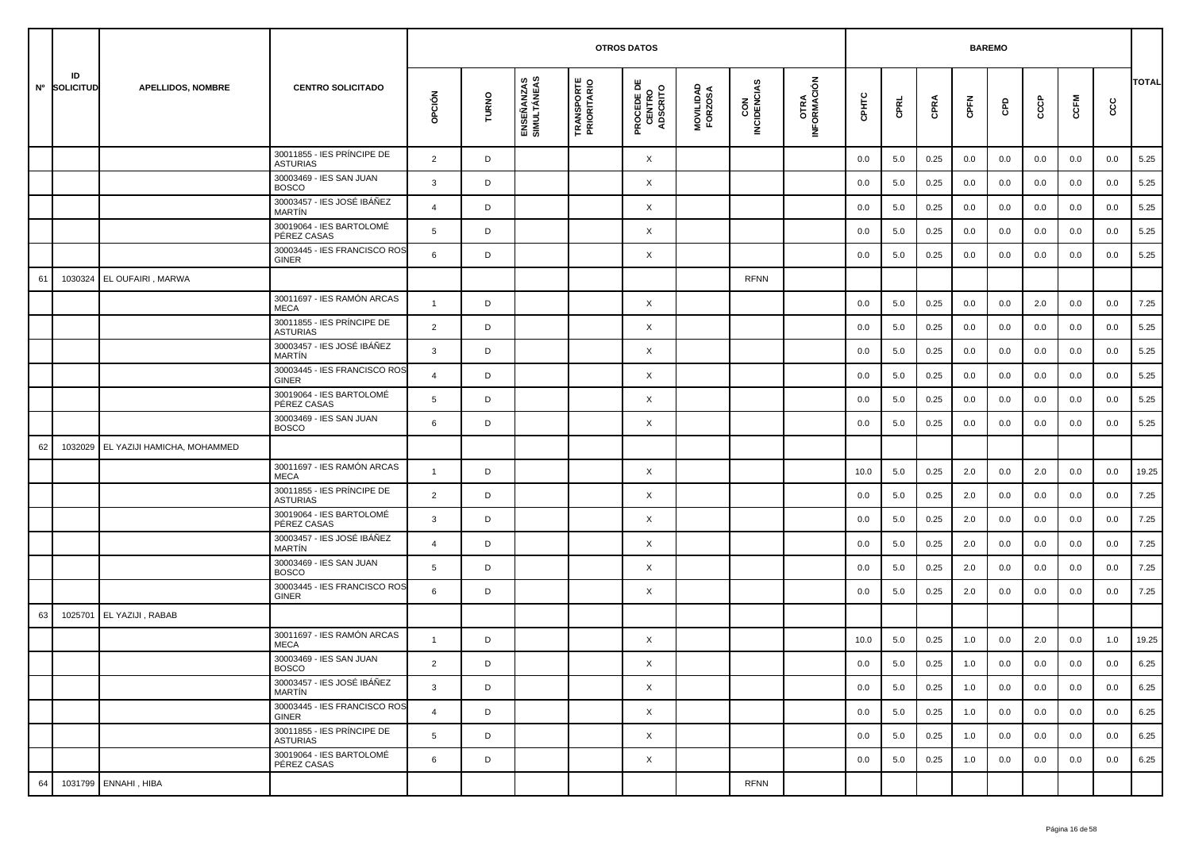| Nº | ID SOLICITUD | APELLIDOS, NOMBRE | CENTRO SOLICITADO | OTROS DATOS | | | | | | | | BAREMO | | | | | | | | TOTAL |
|---|---|---|---|---|---|---|---|---|---|---|---|---|---|---|---|---|---|---|---|---|
| | | | | OPCIÓN | TURNO | ENSEÑANZAS SIMULTÁNEAS | TRANSPORTE PRIORITARIO | PROCEDE DE CENTRO ADSCRITO | MOVILIDAD FORZOSA | CON INCIDENCIAS | OTRA INFORMACIÓN | CPHTC | CPRL | CPRA | CPFN | CPD | CCCP | CCFM | CCC | |
| | | | 30011855 - IES PRÍNCIPE DE ASTURIAS | 2 | D | | | X | | | | 0.0 | 5.0 | 0.25 | 0.0 | 0.0 | 0.0 | 0.0 | 0.0 | 5.25 |
| | | | 30003469 - IES SAN JUAN BOSCO | 3 | D | | | X | | | | 0.0 | 5.0 | 0.25 | 0.0 | 0.0 | 0.0 | 0.0 | 0.0 | 5.25 |
| | | | 30003457 - IES JOSÉ IBÁÑEZ MARTÍN | 4 | D | | | X | | | | 0.0 | 5.0 | 0.25 | 0.0 | 0.0 | 0.0 | 0.0 | 0.0 | 5.25 |
| | | | 30019064 - IES BARTOLOMÉ PÉREZ CASAS | 5 | D | | | X | | | | 0.0 | 5.0 | 0.25 | 0.0 | 0.0 | 0.0 | 0.0 | 0.0 | 5.25 |
| | | | 30003445 - IES FRANCISCO ROS GINER | 6 | D | | | X | | | | 0.0 | 5.0 | 0.25 | 0.0 | 0.0 | 0.0 | 0.0 | 0.0 | 5.25 |
| 61 | 1030324 | EL OUFAIRI , MARWA | | | | | | | | RFNN | | | | | | | | | | |
| | | | 30011697 - IES RAMÓN ARCAS MECA | 1 | D | | | X | | | | 0.0 | 5.0 | 0.25 | 0.0 | 0.0 | 2.0 | 0.0 | 0.0 | 7.25 |
| | | | 30011855 - IES PRÍNCIPE DE ASTURIAS | 2 | D | | | X | | | | 0.0 | 5.0 | 0.25 | 0.0 | 0.0 | 0.0 | 0.0 | 0.0 | 5.25 |
| | | | 30003457 - IES JOSÉ IBÁÑEZ MARTÍN | 3 | D | | | X | | | | 0.0 | 5.0 | 0.25 | 0.0 | 0.0 | 0.0 | 0.0 | 0.0 | 5.25 |
| | | | 30003445 - IES FRANCISCO ROS GINER | 4 | D | | | X | | | | 0.0 | 5.0 | 0.25 | 0.0 | 0.0 | 0.0 | 0.0 | 0.0 | 5.25 |
| | | | 30019064 - IES BARTOLOMÉ PÉREZ CASAS | 5 | D | | | X | | | | 0.0 | 5.0 | 0.25 | 0.0 | 0.0 | 0.0 | 0.0 | 0.0 | 5.25 |
| | | | 30003469 - IES SAN JUAN BOSCO | 6 | D | | | X | | | | 0.0 | 5.0 | 0.25 | 0.0 | 0.0 | 0.0 | 0.0 | 0.0 | 5.25 |
| 62 | 1032029 | EL YAZIJI HAMICHA, MOHAMMED | | | | | | | | | | | | | | | | | | |
| | | | 30011697 - IES RAMÓN ARCAS MECA | 1 | D | | | X | | | | 10.0 | 5.0 | 0.25 | 2.0 | 0.0 | 2.0 | 0.0 | 0.0 | 19.25 |
| | | | 30011855 - IES PRÍNCIPE DE ASTURIAS | 2 | D | | | X | | | | 0.0 | 5.0 | 0.25 | 2.0 | 0.0 | 0.0 | 0.0 | 0.0 | 7.25 |
| | | | 30019064 - IES BARTOLOMÉ PÉREZ CASAS | 3 | D | | | X | | | | 0.0 | 5.0 | 0.25 | 2.0 | 0.0 | 0.0 | 0.0 | 0.0 | 7.25 |
| | | | 30003457 - IES JOSÉ IBÁÑEZ MARTÍN | 4 | D | | | X | | | | 0.0 | 5.0 | 0.25 | 2.0 | 0.0 | 0.0 | 0.0 | 0.0 | 7.25 |
| | | | 30003469 - IES SAN JUAN BOSCO | 5 | D | | | X | | | | 0.0 | 5.0 | 0.25 | 2.0 | 0.0 | 0.0 | 0.0 | 0.0 | 7.25 |
| | | | 30003445 - IES FRANCISCO ROS GINER | 6 | D | | | X | | | | 0.0 | 5.0 | 0.25 | 2.0 | 0.0 | 0.0 | 0.0 | 0.0 | 7.25 |
| 63 | 1025701 | EL YAZIJI , RABAB | | | | | | | | | | | | | | | | | | |
| | | | 30011697 - IES RAMÓN ARCAS MECA | 1 | D | | | X | | | | 10.0 | 5.0 | 0.25 | 1.0 | 0.0 | 2.0 | 0.0 | 1.0 | 19.25 |
| | | | 30003469 - IES SAN JUAN BOSCO | 2 | D | | | X | | | | 0.0 | 5.0 | 0.25 | 1.0 | 0.0 | 0.0 | 0.0 | 0.0 | 6.25 |
| | | | 30003457 - IES JOSÉ IBÁÑEZ MARTÍN | 3 | D | | | X | | | | 0.0 | 5.0 | 0.25 | 1.0 | 0.0 | 0.0 | 0.0 | 0.0 | 6.25 |
| | | | 30003445 - IES FRANCISCO ROS GINER | 4 | D | | | X | | | | 0.0 | 5.0 | 0.25 | 1.0 | 0.0 | 0.0 | 0.0 | 0.0 | 6.25 |
| | | | 30011855 - IES PRÍNCIPE DE ASTURIAS | 5 | D | | | X | | | | 0.0 | 5.0 | 0.25 | 1.0 | 0.0 | 0.0 | 0.0 | 0.0 | 6.25 |
| | | | 30019064 - IES BARTOLOMÉ PÉREZ CASAS | 6 | D | | | X | | | | 0.0 | 5.0 | 0.25 | 1.0 | 0.0 | 0.0 | 0.0 | 0.0 | 6.25 |
| 64 | 1031799 | ENNAHI , HIBA | | | | | | | | RFNN | | | | | | | | | | |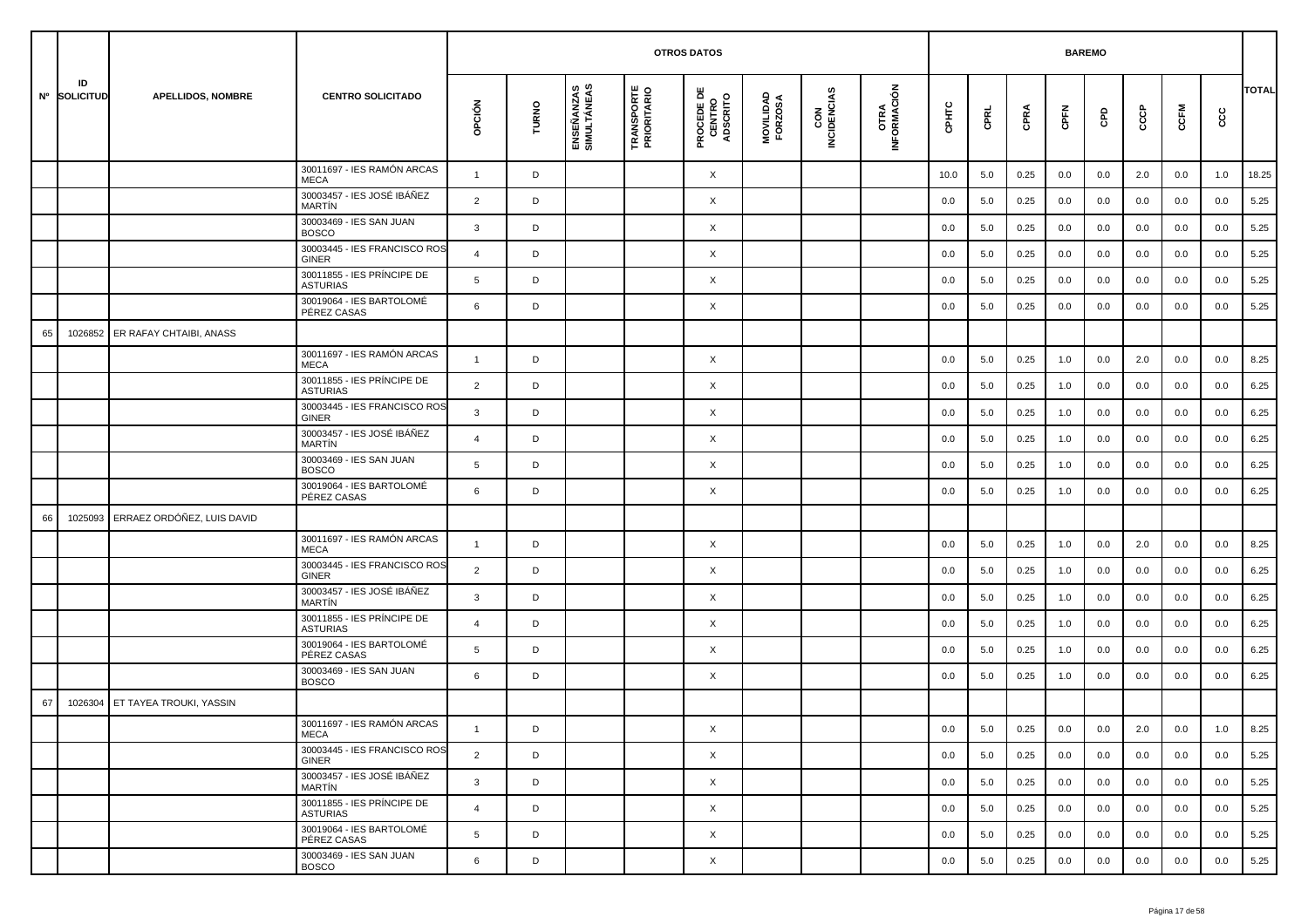| Nº | ID SOLICITUD | APELLIDOS, NOMBRE | CENTRO SOLICITADO | OTROS DATOS | | | | | | | | BAREMO | | | | | | | | TOTAL |
|---|---|---|---|---|---|---|---|---|---|---|---|---|---|---|---|---|---|---|---|---|
| | | | | OPCIÓN | TURNO | ENSEÑANZAS SIMULTÁNEAS | TRANSPORTE PRIORITARIO | PROCEDE DE CENTRO ADSCRITO | MOVILIDAD FORZOSA | CON INCIDENCIAS | OTRA INFORMACIÓN | CPHTC | CPRL | CPRA | CPFN | CPD | CCCP | CCFM | CCC | |
| | | | 30011697 - IES RAMÓN ARCAS MECA | 1 | D | | | X | | | | 10.0 | 5.0 | 0.25 | 0.0 | 0.0 | 2.0 | 0.0 | 1.0 | 18.25 |
| | | | 30003457 - IES JOSÉ IBÁÑEZ MARTÍN | 2 | D | | | X | | | | 0.0 | 5.0 | 0.25 | 0.0 | 0.0 | 0.0 | 0.0 | 0.0 | 5.25 |
| | | | 30003469 - IES SAN JUAN BOSCO | 3 | D | | | X | | | | 0.0 | 5.0 | 0.25 | 0.0 | 0.0 | 0.0 | 0.0 | 0.0 | 5.25 |
| | | | 30003445 - IES FRANCISCO ROS GINER | 4 | D | | | X | | | | 0.0 | 5.0 | 0.25 | 0.0 | 0.0 | 0.0 | 0.0 | 0.0 | 5.25 |
| | | | 30011855 - IES PRÍNCIPE DE ASTURIAS | 5 | D | | | X | | | | 0.0 | 5.0 | 0.25 | 0.0 | 0.0 | 0.0 | 0.0 | 0.0 | 5.25 |
| | | | 30019064 - IES BARTOLOMÉ PÉREZ CASAS | 6 | D | | | X | | | | 0.0 | 5.0 | 0.25 | 0.0 | 0.0 | 0.0 | 0.0 | 0.0 | 5.25 |
| 65 | 1026852 | ER RAFAY CHTAIBI, ANASS | | | | | | | | | | | | | | | | | | |
| | | | 30011697 - IES RAMÓN ARCAS MECA | 1 | D | | | X | | | | 0.0 | 5.0 | 0.25 | 1.0 | 0.0 | 2.0 | 0.0 | 0.0 | 8.25 |
| | | | 30011855 - IES PRÍNCIPE DE ASTURIAS | 2 | D | | | X | | | | 0.0 | 5.0 | 0.25 | 1.0 | 0.0 | 0.0 | 0.0 | 0.0 | 6.25 |
| | | | 30003445 - IES FRANCISCO ROS GINER | 3 | D | | | X | | | | 0.0 | 5.0 | 0.25 | 1.0 | 0.0 | 0.0 | 0.0 | 0.0 | 6.25 |
| | | | 30003457 - IES JOSÉ IBÁÑEZ MARTÍN | 4 | D | | | X | | | | 0.0 | 5.0 | 0.25 | 1.0 | 0.0 | 0.0 | 0.0 | 0.0 | 6.25 |
| | | | 30003469 - IES SAN JUAN BOSCO | 5 | D | | | X | | | | 0.0 | 5.0 | 0.25 | 1.0 | 0.0 | 0.0 | 0.0 | 0.0 | 6.25 |
| | | | 30019064 - IES BARTOLOMÉ PÉREZ CASAS | 6 | D | | | X | | | | 0.0 | 5.0 | 0.25 | 1.0 | 0.0 | 0.0 | 0.0 | 0.0 | 6.25 |
| 66 | 1025093 | ERRAEZ ORDÓÑEZ, LUIS DAVID | | | | | | | | | | | | | | | | | | |
| | | | 30011697 - IES RAMÓN ARCAS MECA | 1 | D | | | X | | | | 0.0 | 5.0 | 0.25 | 1.0 | 0.0 | 2.0 | 0.0 | 0.0 | 8.25 |
| | | | 30003445 - IES FRANCISCO ROS GINER | 2 | D | | | X | | | | 0.0 | 5.0 | 0.25 | 1.0 | 0.0 | 0.0 | 0.0 | 0.0 | 6.25 |
| | | | 30003457 - IES JOSÉ IBÁÑEZ MARTÍN | 3 | D | | | X | | | | 0.0 | 5.0 | 0.25 | 1.0 | 0.0 | 0.0 | 0.0 | 0.0 | 6.25 |
| | | | 30011855 - IES PRÍNCIPE DE ASTURIAS | 4 | D | | | X | | | | 0.0 | 5.0 | 0.25 | 1.0 | 0.0 | 0.0 | 0.0 | 0.0 | 6.25 |
| | | | 30019064 - IES BARTOLOMÉ PÉREZ CASAS | 5 | D | | | X | | | | 0.0 | 5.0 | 0.25 | 1.0 | 0.0 | 0.0 | 0.0 | 0.0 | 6.25 |
| | | | 30003469 - IES SAN JUAN BOSCO | 6 | D | | | X | | | | 0.0 | 5.0 | 0.25 | 1.0 | 0.0 | 0.0 | 0.0 | 0.0 | 6.25 |
| 67 | 1026304 | ET TAYEA TROUKI, YASSIN | | | | | | | | | | | | | | | | | | |
| | | | 30011697 - IES RAMÓN ARCAS MECA | 1 | D | | | X | | | | 0.0 | 5.0 | 0.25 | 0.0 | 0.0 | 2.0 | 0.0 | 1.0 | 8.25 |
| | | | 30003445 - IES FRANCISCO ROS GINER | 2 | D | | | X | | | | 0.0 | 5.0 | 0.25 | 0.0 | 0.0 | 0.0 | 0.0 | 0.0 | 5.25 |
| | | | 30003457 - IES JOSÉ IBÁÑEZ MARTÍN | 3 | D | | | X | | | | 0.0 | 5.0 | 0.25 | 0.0 | 0.0 | 0.0 | 0.0 | 0.0 | 5.25 |
| | | | 30011855 - IES PRÍNCIPE DE ASTURIAS | 4 | D | | | X | | | | 0.0 | 5.0 | 0.25 | 0.0 | 0.0 | 0.0 | 0.0 | 0.0 | 5.25 |
| | | | 30019064 - IES BARTOLOMÉ PÉREZ CASAS | 5 | D | | | X | | | | 0.0 | 5.0 | 0.25 | 0.0 | 0.0 | 0.0 | 0.0 | 0.0 | 5.25 |
| | | | 30003469 - IES SAN JUAN BOSCO | 6 | D | | | X | | | | 0.0 | 5.0 | 0.25 | 0.0 | 0.0 | 0.0 | 0.0 | 0.0 | 5.25 |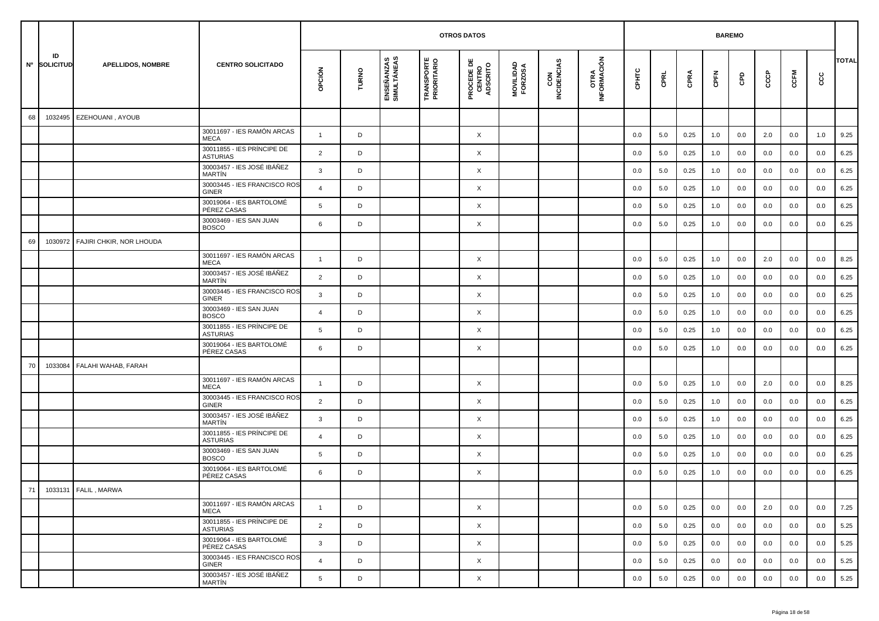| Nº | ID SOLICITUD | APELLIDOS, NOMBRE | CENTRO SOLICITADO | OTROS DATOS | | | | | | | | BAREMO | | | | | | | | TOTAL |
|---|---|---|---|---|---|---|---|---|---|---|---|---|---|---|---|---|---|---|---|---|
| | | | | OPCIÓN | TURNO | ENSEÑANZAS SIMULTÁNEAS | TRANSPORTE PRIORITARIO | PROCEDE DE CENTRO ADSCRITO | MOVILIDAD FORZOSA | CON INCIDENCIAS | OTRA INFORMACIÓN | CPHTC | CPRL | CPRA | CPFN | CPD | CCCP | CCFM | CCC | |
| 68 | 1032495 | EZEHOUANI , AYOUB | | | | | | | | | | | | | | | | | | |
| | | | 30011697 - IES RAMÓN ARCAS MECA | 1 | D | | | X | | | | 0.0 | 5.0 | 0.25 | 1.0 | 0.0 | 2.0 | 0.0 | 1.0 | 9.25 |
| | | | 30011855 - IES PRÍNCIPE DE ASTURIAS | 2 | D | | | X | | | | 0.0 | 5.0 | 0.25 | 1.0 | 0.0 | 0.0 | 0.0 | 0.0 | 6.25 |
| | | | 30003457 - IES JOSÉ IBÁÑEZ MARTÍN | 3 | D | | | X | | | | 0.0 | 5.0 | 0.25 | 1.0 | 0.0 | 0.0 | 0.0 | 0.0 | 6.25 |
| | | | 30003445 - IES FRANCISCO ROS GINER | 4 | D | | | X | | | | 0.0 | 5.0 | 0.25 | 1.0 | 0.0 | 0.0 | 0.0 | 0.0 | 6.25 |
| | | | 30019064 - IES BARTOLOMÉ PÉREZ CASAS | 5 | D | | | X | | | | 0.0 | 5.0 | 0.25 | 1.0 | 0.0 | 0.0 | 0.0 | 0.0 | 6.25 |
| | | | 30003469 - IES SAN JUAN BOSCO | 6 | D | | | X | | | | 0.0 | 5.0 | 0.25 | 1.0 | 0.0 | 0.0 | 0.0 | 0.0 | 6.25 |
| 69 | 1030972 | FAJIRI CHKIR, NOR LHOUDA | | | | | | | | | | | | | | | | | | |
| | | | 30011697 - IES RAMÓN ARCAS MECA | 1 | D | | | X | | | | 0.0 | 5.0 | 0.25 | 1.0 | 0.0 | 2.0 | 0.0 | 0.0 | 8.25 |
| | | | 30003457 - IES JOSÉ IBÁÑEZ MARTÍN | 2 | D | | | X | | | | 0.0 | 5.0 | 0.25 | 1.0 | 0.0 | 0.0 | 0.0 | 0.0 | 6.25 |
| | | | 30003445 - IES FRANCISCO ROS GINER | 3 | D | | | X | | | | 0.0 | 5.0 | 0.25 | 1.0 | 0.0 | 0.0 | 0.0 | 0.0 | 6.25 |
| | | | 30003469 - IES SAN JUAN BOSCO | 4 | D | | | X | | | | 0.0 | 5.0 | 0.25 | 1.0 | 0.0 | 0.0 | 0.0 | 0.0 | 6.25 |
| | | | 30011855 - IES PRÍNCIPE DE ASTURIAS | 5 | D | | | X | | | | 0.0 | 5.0 | 0.25 | 1.0 | 0.0 | 0.0 | 0.0 | 0.0 | 6.25 |
| | | | 30019064 - IES BARTOLOMÉ PÉREZ CASAS | 6 | D | | | X | | | | 0.0 | 5.0 | 0.25 | 1.0 | 0.0 | 0.0 | 0.0 | 0.0 | 6.25 |
| 70 | 1033084 | FALAHI WAHAB, FARAH | | | | | | | | | | | | | | | | | | |
| | | | 30011697 - IES RAMÓN ARCAS MECA | 1 | D | | | X | | | | 0.0 | 5.0 | 0.25 | 1.0 | 0.0 | 2.0 | 0.0 | 0.0 | 8.25 |
| | | | 30003445 - IES FRANCISCO ROS GINER | 2 | D | | | X | | | | 0.0 | 5.0 | 0.25 | 1.0 | 0.0 | 0.0 | 0.0 | 0.0 | 6.25 |
| | | | 30003457 - IES JOSÉ IBÁÑEZ MARTÍN | 3 | D | | | X | | | | 0.0 | 5.0 | 0.25 | 1.0 | 0.0 | 0.0 | 0.0 | 0.0 | 6.25 |
| | | | 30011855 - IES PRÍNCIPE DE ASTURIAS | 4 | D | | | X | | | | 0.0 | 5.0 | 0.25 | 1.0 | 0.0 | 0.0 | 0.0 | 0.0 | 6.25 |
| | | | 30003469 - IES SAN JUAN BOSCO | 5 | D | | | X | | | | 0.0 | 5.0 | 0.25 | 1.0 | 0.0 | 0.0 | 0.0 | 0.0 | 6.25 |
| | | | 30019064 - IES BARTOLOMÉ PÉREZ CASAS | 6 | D | | | X | | | | 0.0 | 5.0 | 0.25 | 1.0 | 0.0 | 0.0 | 0.0 | 0.0 | 6.25 |
| 71 | 1033131 | FALIL , MARWA | | | | | | | | | | | | | | | | | | |
| | | | 30011697 - IES RAMÓN ARCAS MECA | 1 | D | | | X | | | | 0.0 | 5.0 | 0.25 | 0.0 | 0.0 | 2.0 | 0.0 | 0.0 | 7.25 |
| | | | 30011855 - IES PRÍNCIPE DE ASTURIAS | 2 | D | | | X | | | | 0.0 | 5.0 | 0.25 | 0.0 | 0.0 | 0.0 | 0.0 | 0.0 | 5.25 |
| | | | 30019064 - IES BARTOLOMÉ PÉREZ CASAS | 3 | D | | | X | | | | 0.0 | 5.0 | 0.25 | 0.0 | 0.0 | 0.0 | 0.0 | 0.0 | 5.25 |
| | | | 30003445 - IES FRANCISCO ROS GINER | 4 | D | | | X | | | | 0.0 | 5.0 | 0.25 | 0.0 | 0.0 | 0.0 | 0.0 | 0.0 | 5.25 |
| | | | 30003457 - IES JOSÉ IBÁÑEZ MARTÍN | 5 | D | | | X | | | | 0.0 | 5.0 | 0.25 | 0.0 | 0.0 | 0.0 | 0.0 | 0.0 | 5.25 |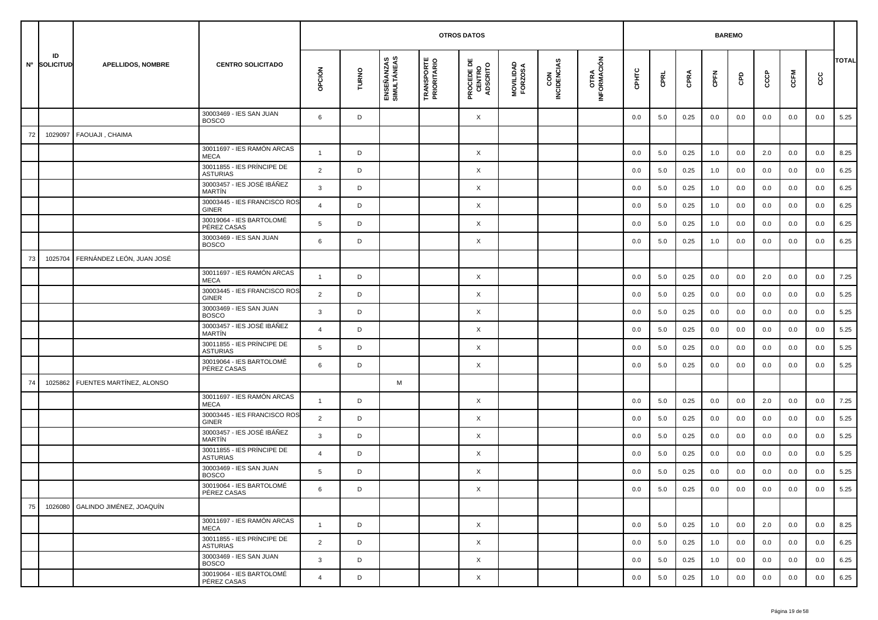| Nº | ID SOLICITUD | APELLIDOS, NOMBRE | CENTRO SOLICITADO | OTROS DATOS | | | | | | | | BAREMO | | | | | | | | TOTAL |
|---|---|---|---|---|---|---|---|---|---|---|---|---|---|---|---|---|---|---|---|---|
| | | | | OPCIÓN | TURNO | ENSEÑANZAS SIMULTÁNEAS | TRANSPORTE PRIORITARIO | PROCEDE DE CENTRO ADSCRITO | MOVILIDAD FORZOSA | CON INCIDENCIAS | OTRA INFORMACIÓN | CPHTC | CPRL | CPRA | CPFN | CPD | CCCP | CCFM | CCC | |
| | | | 30003469 - IES SAN JUAN BOSCO | 6 | D | | | X | | | | 0.0 | 5.0 | 0.25 | 0.0 | 0.0 | 0.0 | 0.0 | 0.0 | 5.25 |
| 72 | 1029097 | FAOUAJI , CHAIMA | | | | | | | | | | | | | | | | | | |
| | | | 30011697 - IES RAMÓN ARCAS MECA | 1 | D | | | X | | | | 0.0 | 5.0 | 0.25 | 1.0 | 0.0 | 2.0 | 0.0 | 0.0 | 8.25 |
| | | | 30011855 - IES PRÍNCIPE DE ASTURIAS | 2 | D | | | X | | | | 0.0 | 5.0 | 0.25 | 1.0 | 0.0 | 0.0 | 0.0 | 0.0 | 6.25 |
| | | | 30003457 - IES JOSÉ IBÁÑEZ MARTÍN | 3 | D | | | X | | | | 0.0 | 5.0 | 0.25 | 1.0 | 0.0 | 0.0 | 0.0 | 0.0 | 6.25 |
| | | | 30003445 - IES FRANCISCO ROS GINER | 4 | D | | | X | | | | 0.0 | 5.0 | 0.25 | 1.0 | 0.0 | 0.0 | 0.0 | 0.0 | 6.25 |
| | | | 30019064 - IES BARTOLOMÉ PÉREZ CASAS | 5 | D | | | X | | | | 0.0 | 5.0 | 0.25 | 1.0 | 0.0 | 0.0 | 0.0 | 0.0 | 6.25 |
| | | | 30003469 - IES SAN JUAN BOSCO | 6 | D | | | X | | | | 0.0 | 5.0 | 0.25 | 1.0 | 0.0 | 0.0 | 0.0 | 0.0 | 6.25 |
| 73 | 1025704 | FERNÁNDEZ LEÓN, JUAN JOSÉ | | | | | | | | | | | | | | | | | | |
| | | | 30011697 - IES RAMÓN ARCAS MECA | 1 | D | | | X | | | | 0.0 | 5.0 | 0.25 | 0.0 | 0.0 | 2.0 | 0.0 | 0.0 | 7.25 |
| | | | 30003445 - IES FRANCISCO ROS GINER | 2 | D | | | X | | | | 0.0 | 5.0 | 0.25 | 0.0 | 0.0 | 0.0 | 0.0 | 0.0 | 5.25 |
| | | | 30003469 - IES SAN JUAN BOSCO | 3 | D | | | X | | | | 0.0 | 5.0 | 0.25 | 0.0 | 0.0 | 0.0 | 0.0 | 0.0 | 5.25 |
| | | | 30003457 - IES JOSÉ IBÁÑEZ MARTÍN | 4 | D | | | X | | | | 0.0 | 5.0 | 0.25 | 0.0 | 0.0 | 0.0 | 0.0 | 0.0 | 5.25 |
| | | | 30011855 - IES PRÍNCIPE DE ASTURIAS | 5 | D | | | X | | | | 0.0 | 5.0 | 0.25 | 0.0 | 0.0 | 0.0 | 0.0 | 0.0 | 5.25 |
| | | | 30019064 - IES BARTOLOMÉ PÉREZ CASAS | 6 | D | | | X | | | | 0.0 | 5.0 | 0.25 | 0.0 | 0.0 | 0.0 | 0.0 | 0.0 | 5.25 |
| 74 | 1025862 | FUENTES MARTÍNEZ, ALONSO | | | | M | | | | | | | | | | | | | | |
| | | | 30011697 - IES RAMÓN ARCAS MECA | 1 | D | | | X | | | | 0.0 | 5.0 | 0.25 | 0.0 | 0.0 | 2.0 | 0.0 | 0.0 | 7.25 |
| | | | 30003445 - IES FRANCISCO ROS GINER | 2 | D | | | X | | | | 0.0 | 5.0 | 0.25 | 0.0 | 0.0 | 0.0 | 0.0 | 0.0 | 5.25 |
| | | | 30003457 - IES JOSÉ IBÁÑEZ MARTÍN | 3 | D | | | X | | | | 0.0 | 5.0 | 0.25 | 0.0 | 0.0 | 0.0 | 0.0 | 0.0 | 5.25 |
| | | | 30011855 - IES PRÍNCIPE DE ASTURIAS | 4 | D | | | X | | | | 0.0 | 5.0 | 0.25 | 0.0 | 0.0 | 0.0 | 0.0 | 0.0 | 5.25 |
| | | | 30003469 - IES SAN JUAN BOSCO | 5 | D | | | X | | | | 0.0 | 5.0 | 0.25 | 0.0 | 0.0 | 0.0 | 0.0 | 0.0 | 5.25 |
| | | | 30019064 - IES BARTOLOMÉ PÉREZ CASAS | 6 | D | | | X | | | | 0.0 | 5.0 | 0.25 | 0.0 | 0.0 | 0.0 | 0.0 | 0.0 | 5.25 |
| 75 | 1026080 | GALINDO JIMÉNEZ, JOAQUÍN | | | | | | | | | | | | | | | | | | |
| | | | 30011697 - IES RAMÓN ARCAS MECA | 1 | D | | | X | | | | 0.0 | 5.0 | 0.25 | 1.0 | 0.0 | 2.0 | 0.0 | 0.0 | 8.25 |
| | | | 30011855 - IES PRÍNCIPE DE ASTURIAS | 2 | D | | | X | | | | 0.0 | 5.0 | 0.25 | 1.0 | 0.0 | 0.0 | 0.0 | 0.0 | 6.25 |
| | | | 30003469 - IES SAN JUAN BOSCO | 3 | D | | | X | | | | 0.0 | 5.0 | 0.25 | 1.0 | 0.0 | 0.0 | 0.0 | 0.0 | 6.25 |
| | | | 30019064 - IES BARTOLOMÉ PÉREZ CASAS | 4 | D | | | X | | | | 0.0 | 5.0 | 0.25 | 1.0 | 0.0 | 0.0 | 0.0 | 0.0 | 6.25 |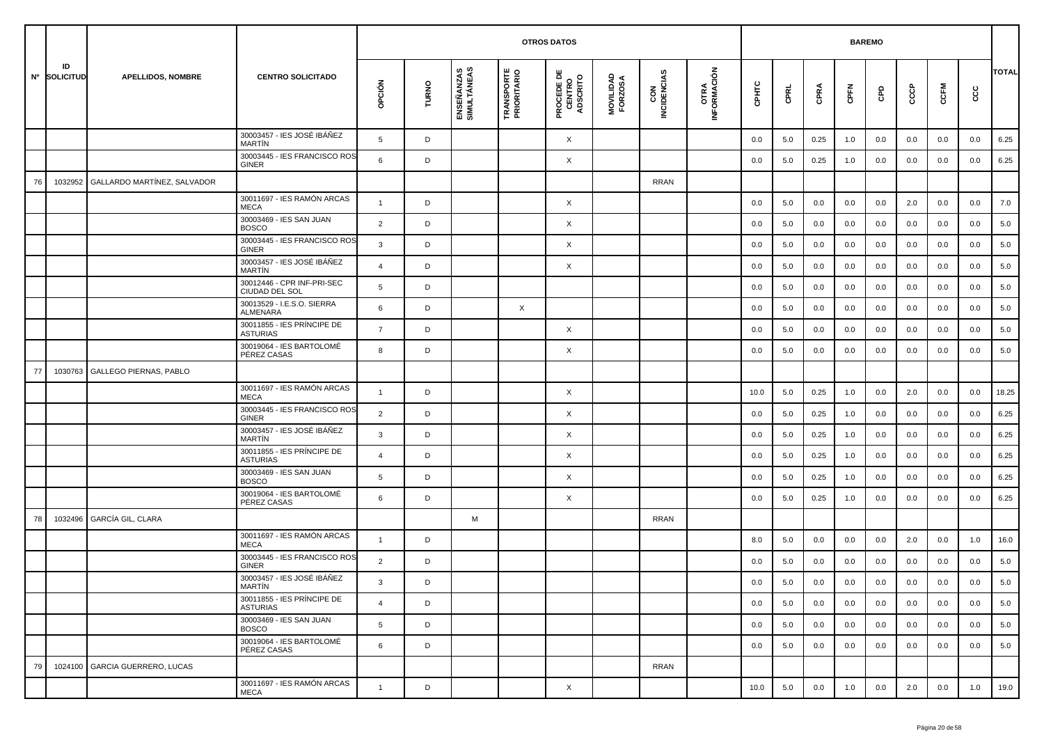| Nº | ID SOLICITUD | APELLIDOS, NOMBRE | CENTRO SOLICITADO | OTROS DATOS | | | | | | | | BAREMO | | | | | | | | TOTAL |
|---|---|---|---|---|---|---|---|---|---|---|---|---|---|---|---|---|---|---|---|---|
| | | | | OPCIÓN | TURNO | ENSEÑANZAS SIMULTÁNEAS | TRANSPORTE PRIORITARIO | PROCEDE DE CENTRO ADSCRITO | MOVILIDAD FORZOSA | CON INCIDENCIAS | OTRA INFORMACIÓN | CPHTC | CPRL | CPRA | CPFN | CPD | CCCP | CCFM | CCC | |
| | | | 30003457 - IES JOSÉ IBÁÑEZ MARTÍN | 5 | D | | | X | | | | 0.0 | 5.0 | 0.25 | 1.0 | 0.0 | 0.0 | 0.0 | 0.0 | 6.25 |
| | | | 30003445 - IES FRANCISCO ROS GINER | 6 | D | | | X | | | | 0.0 | 5.0 | 0.25 | 1.0 | 0.0 | 0.0 | 0.0 | 0.0 | 6.25 |
| 76 | 1032952 | GALLARDO MARTÍNEZ, SALVADOR | | | | | | | | RRAN | | | | | | | | | | |
| | | | 30011697 - IES RAMÓN ARCAS MECA | 1 | D | | | X | | | | 0.0 | 5.0 | 0.0 | 0.0 | 0.0 | 2.0 | 0.0 | 0.0 | 7.0 |
| | | | 30003469 - IES SAN JUAN BOSCO | 2 | D | | | X | | | | 0.0 | 5.0 | 0.0 | 0.0 | 0.0 | 0.0 | 0.0 | 0.0 | 5.0 |
| | | | 30003445 - IES FRANCISCO ROS GINER | 3 | D | | | X | | | | 0.0 | 5.0 | 0.0 | 0.0 | 0.0 | 0.0 | 0.0 | 0.0 | 5.0 |
| | | | 30003457 - IES JOSÉ IBÁÑEZ MARTÍN | 4 | D | | | X | | | | 0.0 | 5.0 | 0.0 | 0.0 | 0.0 | 0.0 | 0.0 | 0.0 | 5.0 |
| | | | 30012446 - CPR INF-PRI-SEC CIUDAD DEL SOL | 5 | D | | | | | | | 0.0 | 5.0 | 0.0 | 0.0 | 0.0 | 0.0 | 0.0 | 0.0 | 5.0 |
| | | | 30013529 - I.E.S.O. SIERRA ALMENARA | 6 | D | | X | | | | | 0.0 | 5.0 | 0.0 | 0.0 | 0.0 | 0.0 | 0.0 | 0.0 | 5.0 |
| | | | 30011855 - IES PRÍNCIPE DE ASTURIAS | 7 | D | | | X | | | | 0.0 | 5.0 | 0.0 | 0.0 | 0.0 | 0.0 | 0.0 | 0.0 | 5.0 |
| | | | 30019064 - IES BARTOLOMÉ PÉREZ CASAS | 8 | D | | | X | | | | 0.0 | 5.0 | 0.0 | 0.0 | 0.0 | 0.0 | 0.0 | 0.0 | 5.0 |
| 77 | 1030763 | GALLEGO PIERNAS, PABLO | | | | | | | | | | | | | | | | | | |
| | | | 30011697 - IES RAMÓN ARCAS MECA | 1 | D | | | X | | | | 10.0 | 5.0 | 0.25 | 1.0 | 0.0 | 2.0 | 0.0 | 0.0 | 18.25 |
| | | | 30003445 - IES FRANCISCO ROS GINER | 2 | D | | | X | | | | 0.0 | 5.0 | 0.25 | 1.0 | 0.0 | 0.0 | 0.0 | 0.0 | 6.25 |
| | | | 30003457 - IES JOSÉ IBÁÑEZ MARTÍN | 3 | D | | | X | | | | 0.0 | 5.0 | 0.25 | 1.0 | 0.0 | 0.0 | 0.0 | 0.0 | 6.25 |
| | | | 30011855 - IES PRÍNCIPE DE ASTURIAS | 4 | D | | | X | | | | 0.0 | 5.0 | 0.25 | 1.0 | 0.0 | 0.0 | 0.0 | 0.0 | 6.25 |
| | | | 30003469 - IES SAN JUAN BOSCO | 5 | D | | | X | | | | 0.0 | 5.0 | 0.25 | 1.0 | 0.0 | 0.0 | 0.0 | 0.0 | 6.25 |
| | | | 30019064 - IES BARTOLOMÉ PÉREZ CASAS | 6 | D | | | X | | | | 0.0 | 5.0 | 0.25 | 1.0 | 0.0 | 0.0 | 0.0 | 0.0 | 6.25 |
| 78 | 1032496 | GARCÍA GIL, CLARA | | | | M | | | | RRAN | | | | | | | | | | |
| | | | 30011697 - IES RAMÓN ARCAS MECA | 1 | D | | | | | | | 8.0 | 5.0 | 0.0 | 0.0 | 0.0 | 2.0 | 0.0 | 1.0 | 16.0 |
| | | | 30003445 - IES FRANCISCO ROS GINER | 2 | D | | | | | | | 0.0 | 5.0 | 0.0 | 0.0 | 0.0 | 0.0 | 0.0 | 0.0 | 5.0 |
| | | | 30003457 - IES JOSÉ IBÁÑEZ MARTÍN | 3 | D | | | | | | | 0.0 | 5.0 | 0.0 | 0.0 | 0.0 | 0.0 | 0.0 | 0.0 | 5.0 |
| | | | 30011855 - IES PRÍNCIPE DE ASTURIAS | 4 | D | | | | | | | 0.0 | 5.0 | 0.0 | 0.0 | 0.0 | 0.0 | 0.0 | 0.0 | 5.0 |
| | | | 30003469 - IES SAN JUAN BOSCO | 5 | D | | | | | | | 0.0 | 5.0 | 0.0 | 0.0 | 0.0 | 0.0 | 0.0 | 0.0 | 5.0 |
| | | | 30019064 - IES BARTOLOMÉ PÉREZ CASAS | 6 | D | | | | | | | 0.0 | 5.0 | 0.0 | 0.0 | 0.0 | 0.0 | 0.0 | 0.0 | 5.0 |
| 79 | 1024100 | GARCIA GUERRERO, LUCAS | | | | | | | | RRAN | | | | | | | | | | |
| | | | 30011697 - IES RAMÓN ARCAS MECA | 1 | D | | | X | | | | 10.0 | 5.0 | 0.0 | 1.0 | 0.0 | 2.0 | 0.0 | 1.0 | 19.0 |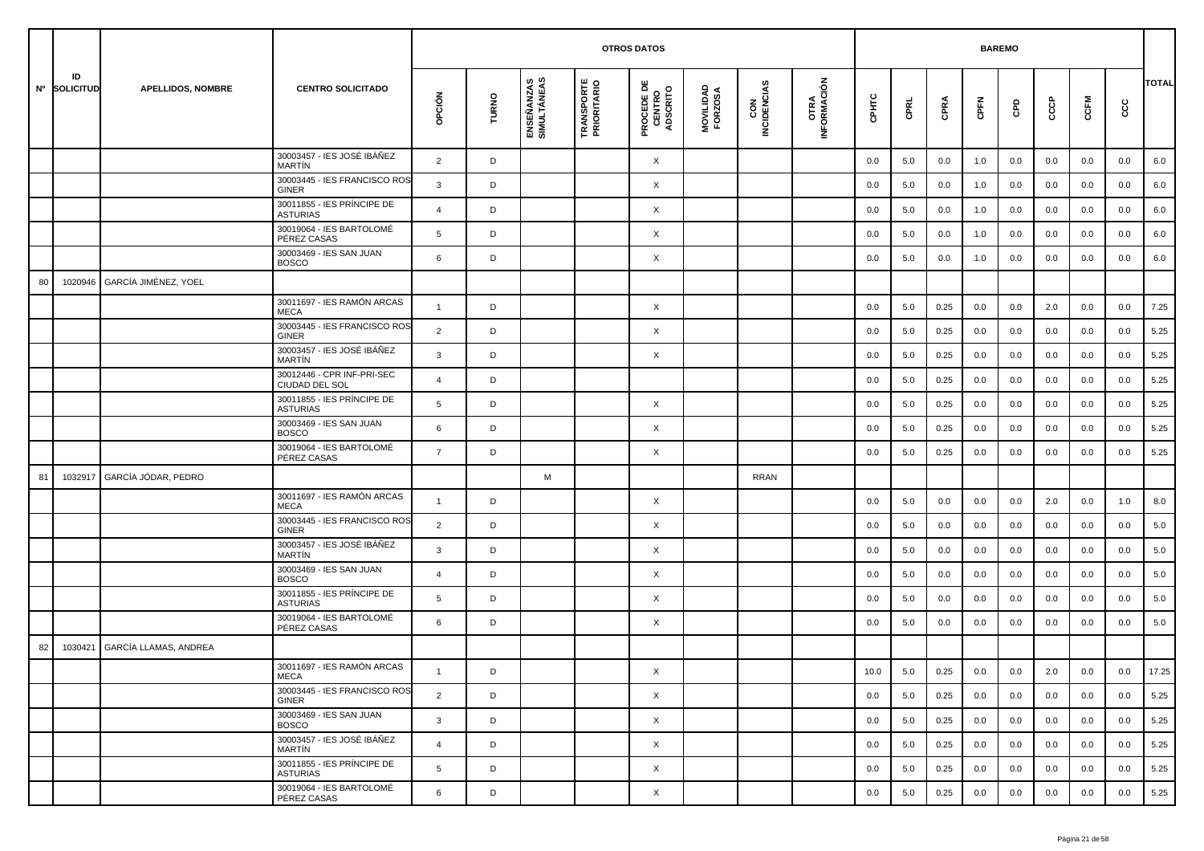| Nº | ID SOLICITUD | APELLIDOS, NOMBRE | CENTRO SOLICITADO | OTROS DATOS | | | | | | | | BAREMO | | | | | | | | TOTAL |
|---|---|---|---|---|---|---|---|---|---|---|---|---|---|---|---|---|---|---|---|---|
| | | | | OPCIÓN | TURNO | ENSEÑANZAS SIMULTÁNEAS | TRANSPORTE PRIORITARIO | PROCEDE DE CENTRO ADSCRITO | MOVILIDAD FORZOSA | CON INCIDENCIAS | OTRA INFORMACIÓN | CPHTC | CPRL | CPRA | CPFN | CPD | CCCP | CCFM | CCC | |
| | | | 30003457 - IES JOSÉ IBÁÑEZ MARTÍN | 2 | D | | | X | | | | 0.0 | 5.0 | 0.0 | 1.0 | 0.0 | 0.0 | 0.0 | 0.0 | 6.0 |
| | | | 30003445 - IES FRANCISCO ROS GINER | 3 | D | | | X | | | | 0.0 | 5.0 | 0.0 | 1.0 | 0.0 | 0.0 | 0.0 | 0.0 | 6.0 |
| | | | 30011855 - IES PRÍNCIPE DE ASTURIAS | 4 | D | | | X | | | | 0.0 | 5.0 | 0.0 | 1.0 | 0.0 | 0.0 | 0.0 | 0.0 | 6.0 |
| | | | 30019064 - IES BARTOLOMÉ PÉREZ CASAS | 5 | D | | | X | | | | 0.0 | 5.0 | 0.0 | 1.0 | 0.0 | 0.0 | 0.0 | 0.0 | 6.0 |
| | | | 30003469 - IES SAN JUAN BOSCO | 6 | D | | | X | | | | 0.0 | 5.0 | 0.0 | 1.0 | 0.0 | 0.0 | 0.0 | 0.0 | 6.0 |
| 80 | 1020946 | GARCÍA JIMÉNEZ, YOEL | | | | | | | | | | | | | | | | | | |
| | | | 30011697 - IES RAMÓN ARCAS MECA | 1 | D | | | X | | | | 0.0 | 5.0 | 0.25 | 0.0 | 0.0 | 2.0 | 0.0 | 0.0 | 7.25 |
| | | | 30003445 - IES FRANCISCO ROS GINER | 2 | D | | | X | | | | 0.0 | 5.0 | 0.25 | 0.0 | 0.0 | 0.0 | 0.0 | 0.0 | 5.25 |
| | | | 30003457 - IES JOSÉ IBÁÑEZ MARTÍN | 3 | D | | | X | | | | 0.0 | 5.0 | 0.25 | 0.0 | 0.0 | 0.0 | 0.0 | 0.0 | 5.25 |
| | | | 30012446 - CPR INF-PRI-SEC CIUDAD DEL SOL | 4 | D | | | | | | | 0.0 | 5.0 | 0.25 | 0.0 | 0.0 | 0.0 | 0.0 | 0.0 | 5.25 |
| | | | 30011855 - IES PRÍNCIPE DE ASTURIAS | 5 | D | | | X | | | | 0.0 | 5.0 | 0.25 | 0.0 | 0.0 | 0.0 | 0.0 | 0.0 | 5.25 |
| | | | 30003469 - IES SAN JUAN BOSCO | 6 | D | | | X | | | | 0.0 | 5.0 | 0.25 | 0.0 | 0.0 | 0.0 | 0.0 | 0.0 | 5.25 |
| | | | 30019064 - IES BARTOLOMÉ PÉREZ CASAS | 7 | D | | | X | | | | 0.0 | 5.0 | 0.25 | 0.0 | 0.0 | 0.0 | 0.0 | 0.0 | 5.25 |
| 81 | 1032917 | GARCÍA JÓDAR, PEDRO | | | | M | | | | RRAN | | | | | | | | | | |
| | | | 30011697 - IES RAMÓN ARCAS MECA | 1 | D | | | X | | | | 0.0 | 5.0 | 0.0 | 0.0 | 0.0 | 2.0 | 0.0 | 1.0 | 8.0 |
| | | | 30003445 - IES FRANCISCO ROS GINER | 2 | D | | | X | | | | 0.0 | 5.0 | 0.0 | 0.0 | 0.0 | 0.0 | 0.0 | 0.0 | 5.0 |
| | | | 30003457 - IES JOSÉ IBÁÑEZ MARTÍN | 3 | D | | | X | | | | 0.0 | 5.0 | 0.0 | 0.0 | 0.0 | 0.0 | 0.0 | 0.0 | 5.0 |
| | | | 30003469 - IES SAN JUAN BOSCO | 4 | D | | | X | | | | 0.0 | 5.0 | 0.0 | 0.0 | 0.0 | 0.0 | 0.0 | 0.0 | 5.0 |
| | | | 30011855 - IES PRÍNCIPE DE ASTURIAS | 5 | D | | | X | | | | 0.0 | 5.0 | 0.0 | 0.0 | 0.0 | 0.0 | 0.0 | 0.0 | 5.0 |
| | | | 30019064 - IES BARTOLOMÉ PÉREZ CASAS | 6 | D | | | X | | | | 0.0 | 5.0 | 0.0 | 0.0 | 0.0 | 0.0 | 0.0 | 0.0 | 5.0 |
| 82 | 1030421 | GARCÍA LLAMAS, ANDREA | | | | | | | | | | | | | | | | | | |
| | | | 30011697 - IES RAMÓN ARCAS MECA | 1 | D | | | X | | | | 10.0 | 5.0 | 0.25 | 0.0 | 0.0 | 2.0 | 0.0 | 0.0 | 17.25 |
| | | | 30003445 - IES FRANCISCO ROS GINER | 2 | D | | | X | | | | 0.0 | 5.0 | 0.25 | 0.0 | 0.0 | 0.0 | 0.0 | 0.0 | 5.25 |
| | | | 30003469 - IES SAN JUAN BOSCO | 3 | D | | | X | | | | 0.0 | 5.0 | 0.25 | 0.0 | 0.0 | 0.0 | 0.0 | 0.0 | 5.25 |
| | | | 30003457 - IES JOSÉ IBÁÑEZ MARTÍN | 4 | D | | | X | | | | 0.0 | 5.0 | 0.25 | 0.0 | 0.0 | 0.0 | 0.0 | 0.0 | 5.25 |
| | | | 30011855 - IES PRÍNCIPE DE ASTURIAS | 5 | D | | | X | | | | 0.0 | 5.0 | 0.25 | 0.0 | 0.0 | 0.0 | 0.0 | 0.0 | 5.25 |
| | | | 30019064 - IES BARTOLOMÉ PÉREZ CASAS | 6 | D | | | X | | | | 0.0 | 5.0 | 0.25 | 0.0 | 0.0 | 0.0 | 0.0 | 0.0 | 5.25 |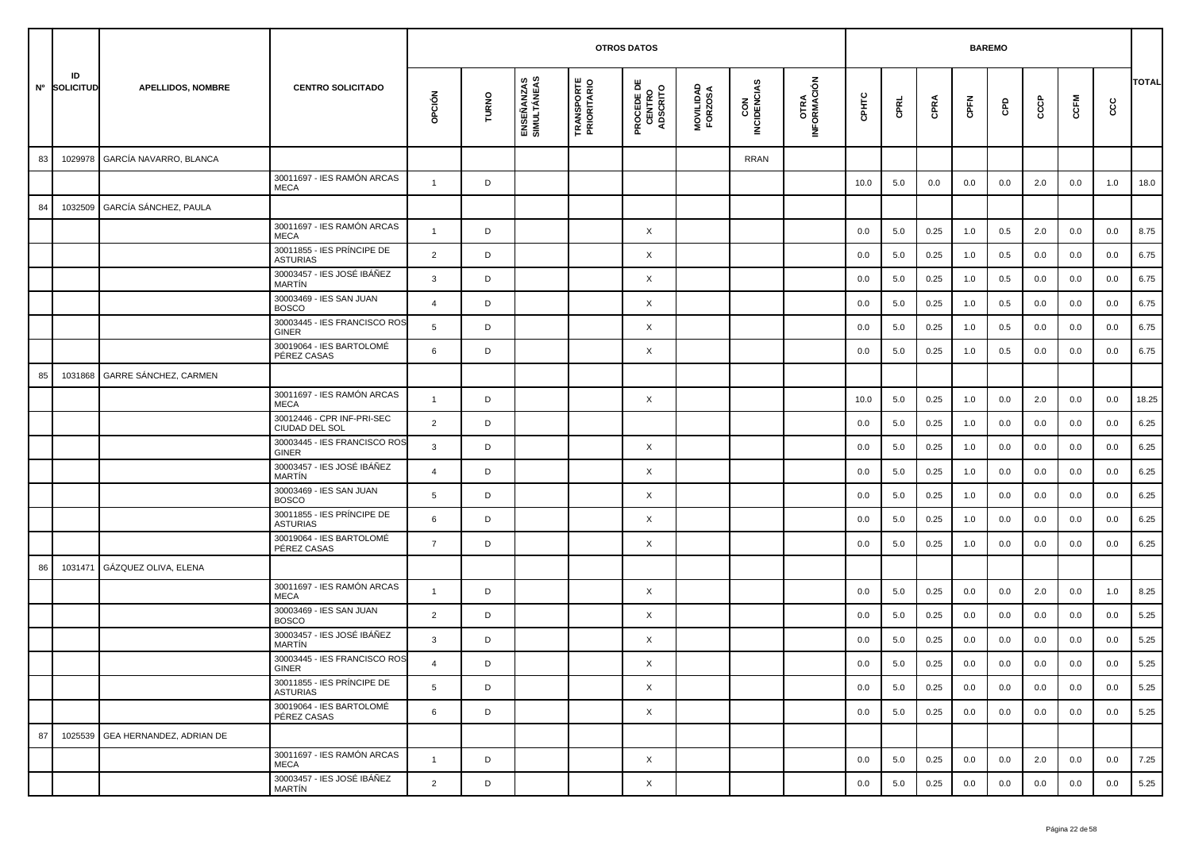| Nº | ID SOLICITUD | APELLIDOS, NOMBRE | CENTRO SOLICITADO | OTROS DATOS | | | | | | | | BAREMO | | | | | | | | TOTAL |
|---|---|---|---|---|---|---|---|---|---|---|---|---|---|---|---|---|---|---|---|---|
| | | | | OPCIÓN | TURNO | ENSEÑANZAS SIMULTÁNEAS | TRANSPORTE PRIORITARIO | PROCEDE DE CENTRO ADSCRITO | MOVILIDAD FORZOSA | CON INCIDENCIAS | OTRA INFORMACIÓN | CPHTC | CPRL | CPRA | CPFN | CPD | CCCP | CCFM | CCC | |
| 83 | 1029978 | GARCÍA NAVARRO, BLANCA | | | | | | | | RRAN | | | | | | | | | | |
| | | | 30011697 - IES RAMÓN ARCAS MECA | 1 | D | | | | | | | 10.0 | 5.0 | 0.0 | 0.0 | 0.0 | 2.0 | 0.0 | 1.0 | 18.0 |
| 84 | 1032509 | GARCÍA SÁNCHEZ, PAULA | | | | | | | | | | | | | | | | | | |
| | | | 30011697 - IES RAMÓN ARCAS MECA | 1 | D | | | X | | | | 0.0 | 5.0 | 0.25 | 1.0 | 0.5 | 2.0 | 0.0 | 0.0 | 8.75 |
| | | | 30011855 - IES PRÍNCIPE DE ASTURIAS | 2 | D | | | X | | | | 0.0 | 5.0 | 0.25 | 1.0 | 0.5 | 0.0 | 0.0 | 0.0 | 6.75 |
| | | | 30003457 - IES JOSÉ IBÁÑEZ MARTÍN | 3 | D | | | X | | | | 0.0 | 5.0 | 0.25 | 1.0 | 0.5 | 0.0 | 0.0 | 0.0 | 6.75 |
| | | | 30003469 - IES SAN JUAN BOSCO | 4 | D | | | X | | | | 0.0 | 5.0 | 0.25 | 1.0 | 0.5 | 0.0 | 0.0 | 0.0 | 6.75 |
| | | | 30003445 - IES FRANCISCO ROS GINER | 5 | D | | | X | | | | 0.0 | 5.0 | 0.25 | 1.0 | 0.5 | 0.0 | 0.0 | 0.0 | 6.75 |
| | | | 30019064 - IES BARTOLOMÉ PÉREZ CASAS | 6 | D | | | X | | | | 0.0 | 5.0 | 0.25 | 1.0 | 0.5 | 0.0 | 0.0 | 0.0 | 6.75 |
| 85 | 1031868 | GARRE SÁNCHEZ, CARMEN | | | | | | | | | | | | | | | | | | |
| | | | 30011697 - IES RAMÓN ARCAS MECA | 1 | D | | | X | | | | 10.0 | 5.0 | 0.25 | 1.0 | 0.0 | 2.0 | 0.0 | 0.0 | 18.25 |
| | | | 30012446 - CPR INF-PRI-SEC CIUDAD DEL SOL | 2 | D | | | | | | | 0.0 | 5.0 | 0.25 | 1.0 | 0.0 | 0.0 | 0.0 | 0.0 | 6.25 |
| | | | 30003445 - IES FRANCISCO ROS GINER | 3 | D | | | X | | | | 0.0 | 5.0 | 0.25 | 1.0 | 0.0 | 0.0 | 0.0 | 0.0 | 6.25 |
| | | | 30003457 - IES JOSÉ IBÁÑEZ MARTÍN | 4 | D | | | X | | | | 0.0 | 5.0 | 0.25 | 1.0 | 0.0 | 0.0 | 0.0 | 0.0 | 6.25 |
| | | | 30003469 - IES SAN JUAN BOSCO | 5 | D | | | X | | | | 0.0 | 5.0 | 0.25 | 1.0 | 0.0 | 0.0 | 0.0 | 0.0 | 6.25 |
| | | | 30011855 - IES PRÍNCIPE DE ASTURIAS | 6 | D | | | X | | | | 0.0 | 5.0 | 0.25 | 1.0 | 0.0 | 0.0 | 0.0 | 0.0 | 6.25 |
| | | | 30019064 - IES BARTOLOMÉ PÉREZ CASAS | 7 | D | | | X | | | | 0.0 | 5.0 | 0.25 | 1.0 | 0.0 | 0.0 | 0.0 | 0.0 | 6.25 |
| 86 | 1031471 | GÁZQUEZ OLIVA, ELENA | | | | | | | | | | | | | | | | | | |
| | | | 30011697 - IES RAMÓN ARCAS MECA | 1 | D | | | X | | | | 0.0 | 5.0 | 0.25 | 0.0 | 0.0 | 2.0 | 0.0 | 1.0 | 8.25 |
| | | | 30003469 - IES SAN JUAN BOSCO | 2 | D | | | X | | | | 0.0 | 5.0 | 0.25 | 0.0 | 0.0 | 0.0 | 0.0 | 0.0 | 5.25 |
| | | | 30003457 - IES JOSÉ IBÁÑEZ MARTÍN | 3 | D | | | X | | | | 0.0 | 5.0 | 0.25 | 0.0 | 0.0 | 0.0 | 0.0 | 0.0 | 5.25 |
| | | | 30003445 - IES FRANCISCO ROS GINER | 4 | D | | | X | | | | 0.0 | 5.0 | 0.25 | 0.0 | 0.0 | 0.0 | 0.0 | 0.0 | 5.25 |
| | | | 30011855 - IES PRÍNCIPE DE ASTURIAS | 5 | D | | | X | | | | 0.0 | 5.0 | 0.25 | 0.0 | 0.0 | 0.0 | 0.0 | 0.0 | 5.25 |
| | | | 30019064 - IES BARTOLOMÉ PÉREZ CASAS | 6 | D | | | X | | | | 0.0 | 5.0 | 0.25 | 0.0 | 0.0 | 0.0 | 0.0 | 0.0 | 5.25 |
| 87 | 1025539 | GEA HERNANDEZ, ADRIAN DE | | | | | | | | | | | | | | | | | | |
| | | | 30011697 - IES RAMÓN ARCAS MECA | 1 | D | | | X | | | | 0.0 | 5.0 | 0.25 | 0.0 | 0.0 | 2.0 | 0.0 | 0.0 | 7.25 |
| | | | 30003457 - IES JOSÉ IBÁÑEZ MARTÍN | 2 | D | | | X | | | | 0.0 | 5.0 | 0.25 | 0.0 | 0.0 | 0.0 | 0.0 | 0.0 | 5.25 |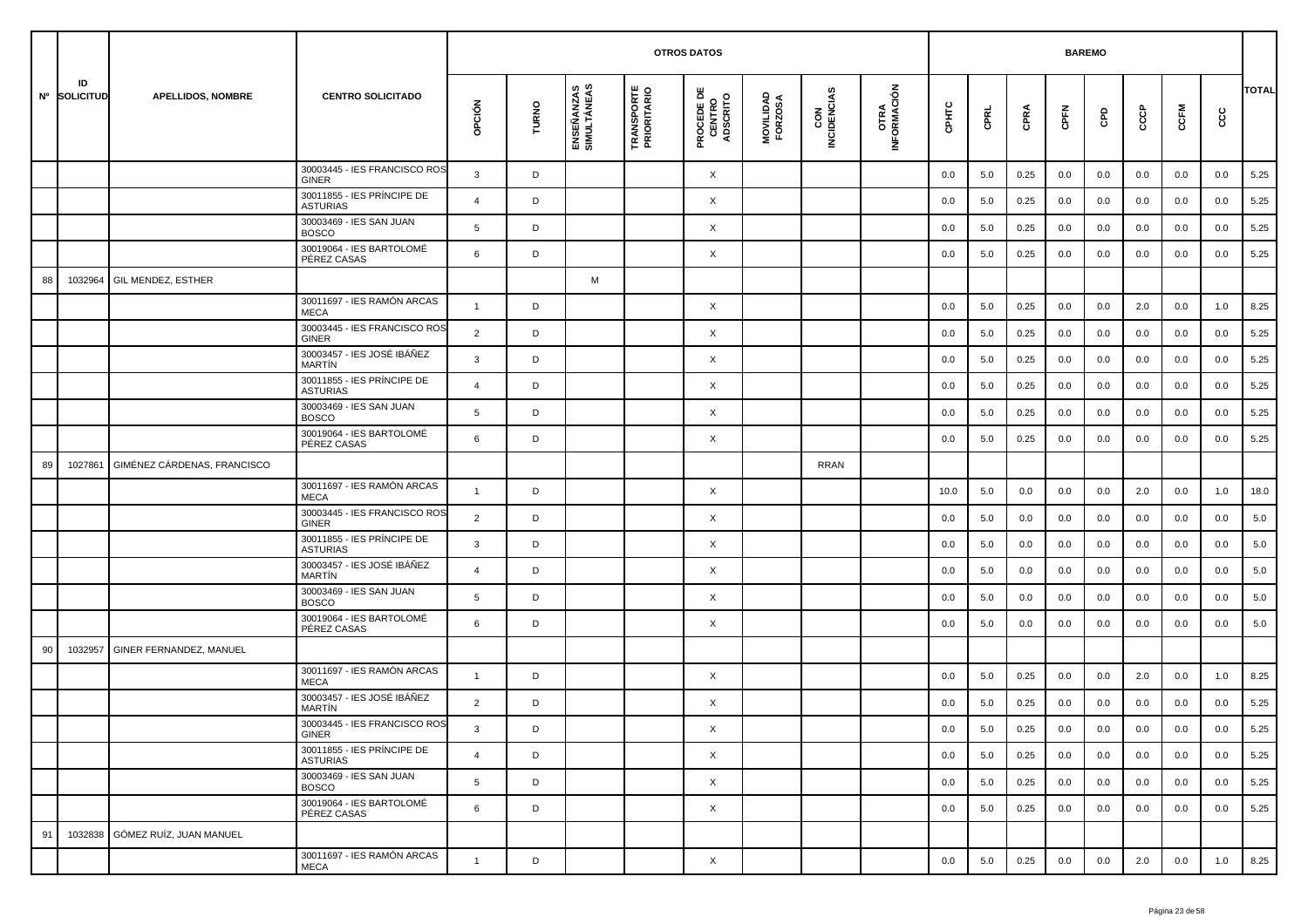| Nº | ID SOLICITUD | APELLIDOS, NOMBRE | CENTRO SOLICITADO | OTROS DATOS | | | | | | | | BAREMO | | | | | | | | TOTAL |
|---|---|---|---|---|---|---|---|---|---|---|---|---|---|---|---|---|---|---|---|---|
| | | | | OPCIÓN | TURNO | ENSEÑANZAS SIMULTÁNEAS | TRANSPORTE PRIORITARIO | PROCEDE DE CENTRO ADSCRITO | MOVILIDAD FORZOSA | CON INCIDENCIAS | OTRA INFORMACIÓN | CPHTC | CPRL | CPRA | CPFN | CPD | CCCP | CCFM | CCC | |
| | | | 30003445 - IES FRANCISCO ROS GINER | 3 | D | | | X | | | | 0.0 | 5.0 | 0.25 | 0.0 | 0.0 | 0.0 | 0.0 | 0.0 | 5.25 |
| | | | 30011855 - IES PRÍNCIPE DE ASTURIAS | 4 | D | | | X | | | | 0.0 | 5.0 | 0.25 | 0.0 | 0.0 | 0.0 | 0.0 | 0.0 | 5.25 |
| | | | 30003469 - IES SAN JUAN BOSCO | 5 | D | | | X | | | | 0.0 | 5.0 | 0.25 | 0.0 | 0.0 | 0.0 | 0.0 | 0.0 | 5.25 |
| | | | 30019064 - IES BARTOLOMÉ PÉREZ CASAS | 6 | D | | | X | | | | 0.0 | 5.0 | 0.25 | 0.0 | 0.0 | 0.0 | 0.0 | 0.0 | 5.25 |
| 88 | 1032964 | GIL MENDEZ, ESTHER | | | | M | | | | | | | | | | | | | | |
| | | | 30011697 - IES RAMÓN ARCAS MECA | 1 | D | | | X | | | | 0.0 | 5.0 | 0.25 | 0.0 | 0.0 | 2.0 | 0.0 | 1.0 | 8.25 |
| | | | 30003445 - IES FRANCISCO ROS GINER | 2 | D | | | X | | | | 0.0 | 5.0 | 0.25 | 0.0 | 0.0 | 0.0 | 0.0 | 0.0 | 5.25 |
| | | | 30003457 - IES JOSÉ IBÁÑEZ MARTÍN | 3 | D | | | X | | | | 0.0 | 5.0 | 0.25 | 0.0 | 0.0 | 0.0 | 0.0 | 0.0 | 5.25 |
| | | | 30011855 - IES PRÍNCIPE DE ASTURIAS | 4 | D | | | X | | | | 0.0 | 5.0 | 0.25 | 0.0 | 0.0 | 0.0 | 0.0 | 0.0 | 5.25 |
| | | | 30003469 - IES SAN JUAN BOSCO | 5 | D | | | X | | | | 0.0 | 5.0 | 0.25 | 0.0 | 0.0 | 0.0 | 0.0 | 0.0 | 5.25 |
| | | | 30019064 - IES BARTOLOMÉ PÉREZ CASAS | 6 | D | | | X | | | | 0.0 | 5.0 | 0.25 | 0.0 | 0.0 | 0.0 | 0.0 | 0.0 | 5.25 |
| 89 | 1027861 | GIMÉNEZ CÁRDENAS, FRANCISCO | | | | | | | | RRAN | | | | | | | | | | |
| | | | 30011697 - IES RAMÓN ARCAS MECA | 1 | D | | | X | | | | 10.0 | 5.0 | 0.0 | 0.0 | 0.0 | 2.0 | 0.0 | 1.0 | 18.0 |
| | | | 30003445 - IES FRANCISCO ROS GINER | 2 | D | | | X | | | | 0.0 | 5.0 | 0.0 | 0.0 | 0.0 | 0.0 | 0.0 | 0.0 | 5.0 |
| | | | 30011855 - IES PRÍNCIPE DE ASTURIAS | 3 | D | | | X | | | | 0.0 | 5.0 | 0.0 | 0.0 | 0.0 | 0.0 | 0.0 | 0.0 | 5.0 |
| | | | 30003457 - IES JOSÉ IBÁÑEZ MARTÍN | 4 | D | | | X | | | | 0.0 | 5.0 | 0.0 | 0.0 | 0.0 | 0.0 | 0.0 | 0.0 | 5.0 |
| | | | 30003469 - IES SAN JUAN BOSCO | 5 | D | | | X | | | | 0.0 | 5.0 | 0.0 | 0.0 | 0.0 | 0.0 | 0.0 | 0.0 | 5.0 |
| | | | 30019064 - IES BARTOLOMÉ PÉREZ CASAS | 6 | D | | | X | | | | 0.0 | 5.0 | 0.0 | 0.0 | 0.0 | 0.0 | 0.0 | 0.0 | 5.0 |
| 90 | 1032957 | GINER FERNANDEZ, MANUEL | | | | | | | | | | | | | | | | | | |
| | | | 30011697 - IES RAMÓN ARCAS MECA | 1 | D | | | X | | | | 0.0 | 5.0 | 0.25 | 0.0 | 0.0 | 2.0 | 0.0 | 1.0 | 8.25 |
| | | | 30003457 - IES JOSÉ IBÁÑEZ MARTÍN | 2 | D | | | X | | | | 0.0 | 5.0 | 0.25 | 0.0 | 0.0 | 0.0 | 0.0 | 0.0 | 5.25 |
| | | | 30003445 - IES FRANCISCO ROS GINER | 3 | D | | | X | | | | 0.0 | 5.0 | 0.25 | 0.0 | 0.0 | 0.0 | 0.0 | 0.0 | 5.25 |
| | | | 30011855 - IES PRÍNCIPE DE ASTURIAS | 4 | D | | | X | | | | 0.0 | 5.0 | 0.25 | 0.0 | 0.0 | 0.0 | 0.0 | 0.0 | 5.25 |
| | | | 30003469 - IES SAN JUAN BOSCO | 5 | D | | | X | | | | 0.0 | 5.0 | 0.25 | 0.0 | 0.0 | 0.0 | 0.0 | 0.0 | 5.25 |
| | | | 30019064 - IES BARTOLOMÉ PÉREZ CASAS | 6 | D | | | X | | | | 0.0 | 5.0 | 0.25 | 0.0 | 0.0 | 0.0 | 0.0 | 0.0 | 5.25 |
| 91 | 1032838 | GÓMEZ RUÍZ, JUAN MANUEL | | | | | | | | | | | | | | | | | | |
| | | | 30011697 - IES RAMÓN ARCAS MECA | 1 | D | | | X | | | | 0.0 | 5.0 | 0.25 | 0.0 | 0.0 | 2.0 | 0.0 | 1.0 | 8.25 |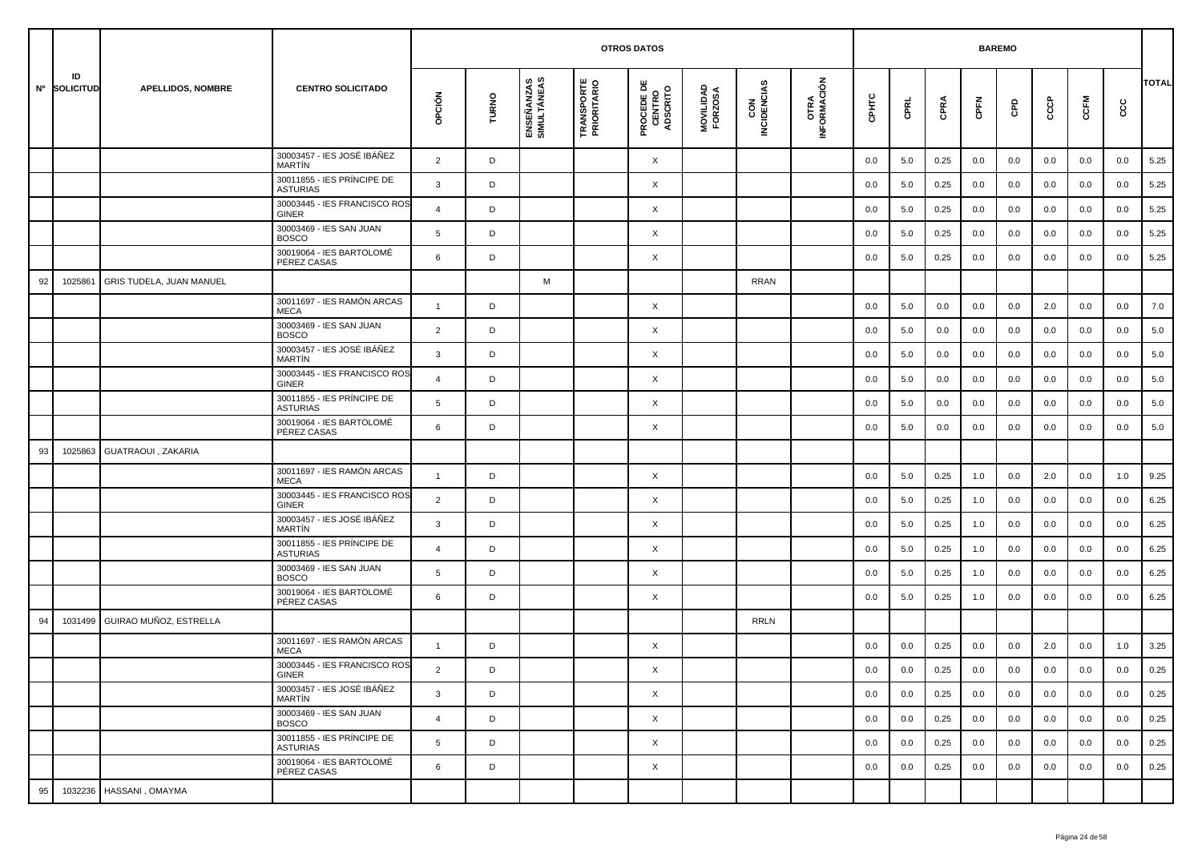| Nº | ID SOLICITUD | APELLIDOS, NOMBRE | CENTRO SOLICITADO | OTROS DATOS | | | | | | | | BAREMO | | | | | | | | TOTAL |
|---|---|---|---|---|---|---|---|---|---|---|---|---|---|---|---|---|---|---|---|---|
| | | | | OPCIÓN | TURNO | ENSEÑANZAS SIMULTÁNEAS | TRANSPORTE PRIORITARIO | PROCEDE DE CENTRO ADSCRITO | MOVILIDAD FORZOSA | CON INCIDENCIAS | OTRA INFORMACIÓN | CPHTC | CPRL | CPRA | CPFN | CPD | CCCP | CCFM | CCC | |
| | | | 30003457 - IES JOSÉ IBÁÑEZ MARTÍN | 2 | D | | | X | | | | 0.0 | 5.0 | 0.25 | 0.0 | 0.0 | 0.0 | 0.0 | 0.0 | 5.25 |
| | | | 30011855 - IES PRÍNCIPE DE ASTURIAS | 3 | D | | | X | | | | 0.0 | 5.0 | 0.25 | 0.0 | 0.0 | 0.0 | 0.0 | 0.0 | 5.25 |
| | | | 30003445 - IES FRANCISCO ROS GINER | 4 | D | | | X | | | | 0.0 | 5.0 | 0.25 | 0.0 | 0.0 | 0.0 | 0.0 | 0.0 | 5.25 |
| | | | 30003469 - IES SAN JUAN BOSCO | 5 | D | | | X | | | | 0.0 | 5.0 | 0.25 | 0.0 | 0.0 | 0.0 | 0.0 | 0.0 | 5.25 |
| | | | 30019064 - IES BARTOLOMÉ PÉREZ CASAS | 6 | D | | | X | | | | 0.0 | 5.0 | 0.25 | 0.0 | 0.0 | 0.0 | 0.0 | 0.0 | 5.25 |
| 92 | 1025861 | GRIS TUDELA, JUAN MANUEL | | | | M | | | | RRAN | | | | | | | | | | |
| | | | 30011697 - IES RAMÓN ARCAS MECA | 1 | D | | | X | | | | 0.0 | 5.0 | 0.0 | 0.0 | 0.0 | 2.0 | 0.0 | 0.0 | 7.0 |
| | | | 30003469 - IES SAN JUAN BOSCO | 2 | D | | | X | | | | 0.0 | 5.0 | 0.0 | 0.0 | 0.0 | 0.0 | 0.0 | 0.0 | 5.0 |
| | | | 30003457 - IES JOSÉ IBÁÑEZ MARTÍN | 3 | D | | | X | | | | 0.0 | 5.0 | 0.0 | 0.0 | 0.0 | 0.0 | 0.0 | 0.0 | 5.0 |
| | | | 30003445 - IES FRANCISCO ROS GINER | 4 | D | | | X | | | | 0.0 | 5.0 | 0.0 | 0.0 | 0.0 | 0.0 | 0.0 | 0.0 | 5.0 |
| | | | 30011855 - IES PRÍNCIPE DE ASTURIAS | 5 | D | | | X | | | | 0.0 | 5.0 | 0.0 | 0.0 | 0.0 | 0.0 | 0.0 | 0.0 | 5.0 |
| | | | 30019064 - IES BARTOLOMÉ PÉREZ CASAS | 6 | D | | | X | | | | 0.0 | 5.0 | 0.0 | 0.0 | 0.0 | 0.0 | 0.0 | 0.0 | 5.0 |
| 93 | 1025863 | GUATRAOUI , ZAKARIA | | | | | | | | | | | | | | | | | | |
| | | | 30011697 - IES RAMÓN ARCAS MECA | 1 | D | | | X | | | | 0.0 | 5.0 | 0.25 | 1.0 | 0.0 | 2.0 | 0.0 | 1.0 | 9.25 |
| | | | 30003445 - IES FRANCISCO ROS GINER | 2 | D | | | X | | | | 0.0 | 5.0 | 0.25 | 1.0 | 0.0 | 0.0 | 0.0 | 0.0 | 6.25 |
| | | | 30003457 - IES JOSÉ IBÁÑEZ MARTÍN | 3 | D | | | X | | | | 0.0 | 5.0 | 0.25 | 1.0 | 0.0 | 0.0 | 0.0 | 0.0 | 6.25 |
| | | | 30011855 - IES PRÍNCIPE DE ASTURIAS | 4 | D | | | X | | | | 0.0 | 5.0 | 0.25 | 1.0 | 0.0 | 0.0 | 0.0 | 0.0 | 6.25 |
| | | | 30003469 - IES SAN JUAN BOSCO | 5 | D | | | X | | | | 0.0 | 5.0 | 0.25 | 1.0 | 0.0 | 0.0 | 0.0 | 0.0 | 6.25 |
| | | | 30019064 - IES BARTOLOMÉ PÉREZ CASAS | 6 | D | | | X | | | | 0.0 | 5.0 | 0.25 | 1.0 | 0.0 | 0.0 | 0.0 | 0.0 | 6.25 |
| 94 | 1031499 | GUIRAO MUÑOZ, ESTRELLA | | | | | | | | RRLN | | | | | | | | | | |
| | | | 30011697 - IES RAMÓN ARCAS MECA | 1 | D | | | X | | | | 0.0 | 0.0 | 0.25 | 0.0 | 0.0 | 2.0 | 0.0 | 1.0 | 3.25 |
| | | | 30003445 - IES FRANCISCO ROS GINER | 2 | D | | | X | | | | 0.0 | 0.0 | 0.25 | 0.0 | 0.0 | 0.0 | 0.0 | 0.0 | 0.25 |
| | | | 30003457 - IES JOSÉ IBÁÑEZ MARTÍN | 3 | D | | | X | | | | 0.0 | 0.0 | 0.25 | 0.0 | 0.0 | 0.0 | 0.0 | 0.0 | 0.25 |
| | | | 30003469 - IES SAN JUAN BOSCO | 4 | D | | | X | | | | 0.0 | 0.0 | 0.25 | 0.0 | 0.0 | 0.0 | 0.0 | 0.0 | 0.25 |
| | | | 30011855 - IES PRÍNCIPE DE ASTURIAS | 5 | D | | | X | | | | 0.0 | 0.0 | 0.25 | 0.0 | 0.0 | 0.0 | 0.0 | 0.0 | 0.25 |
| | | | 30019064 - IES BARTOLOMÉ PÉREZ CASAS | 6 | D | | | X | | | | 0.0 | 0.0 | 0.25 | 0.0 | 0.0 | 0.0 | 0.0 | 0.0 | 0.25 |
| 95 | 1032236 | HASSANI , OMAYMA | | | | | | | | | | | | | | | | | | |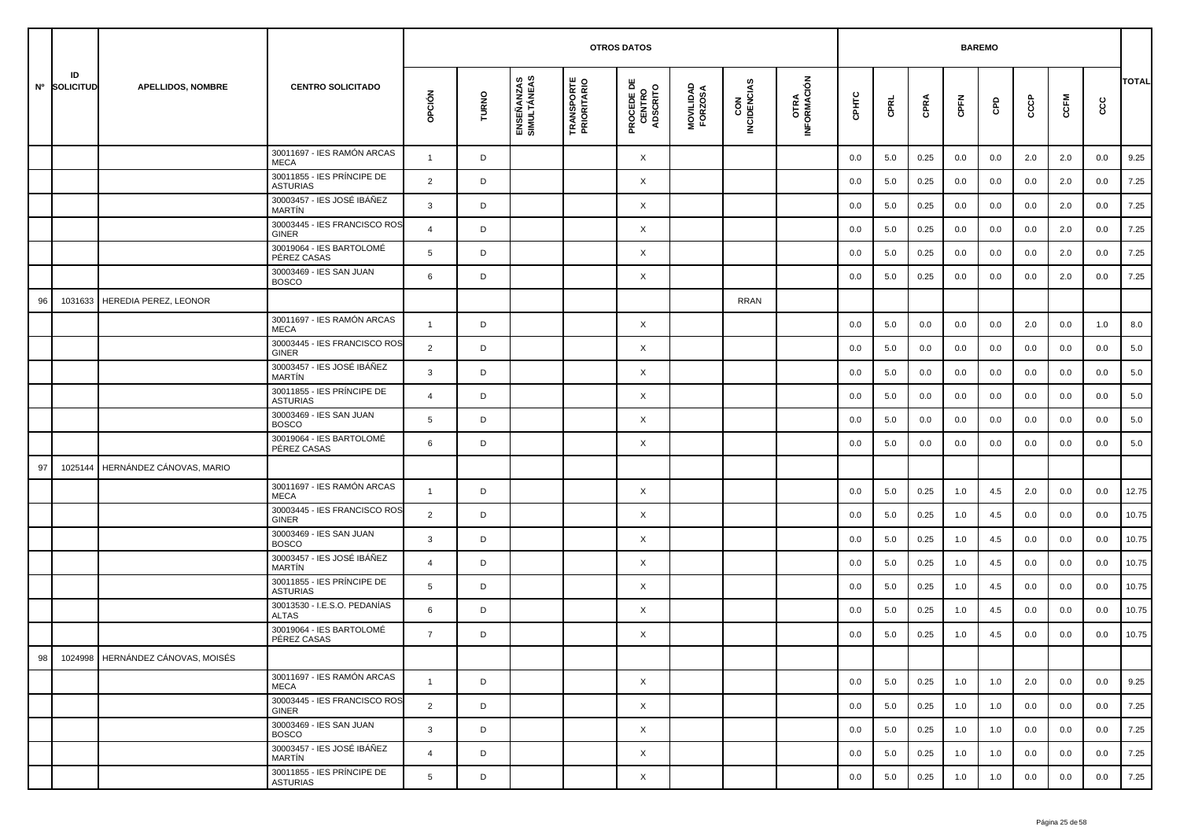| Nº | ID SOLICITUD | APELLIDOS, NOMBRE | CENTRO SOLICITADO | OTROS DATOS | | | | | | | | BAREMO | | | | | | | | TOTAL |
|---|---|---|---|---|---|---|---|---|---|---|---|---|---|---|---|---|---|---|---|---|
| | | | | OPCIÓN | TURNO | ENSEÑANZAS SIMULTÁNEAS | TRANSPORTE PRIORITARIO | PROCEDE DE CENTRO ADSCRITO | MOVILIDAD FORZOSA | CON INCIDENCIAS | OTRA INFORMACIÓN | CPHTC | CPRL | CPRA | CPFN | CPD | CCCP | CCFM | CCC | |
| | | | 30011697 - IES RAMÓN ARCAS MECA | 1 | D | | | X | | | | 0.0 | 5.0 | 0.25 | 0.0 | 0.0 | 2.0 | 2.0 | 0.0 | 9.25 |
| | | | 30011855 - IES PRÍNCIPE DE ASTURIAS | 2 | D | | | X | | | | 0.0 | 5.0 | 0.25 | 0.0 | 0.0 | 0.0 | 2.0 | 0.0 | 7.25 |
| | | | 30003457 - IES JOSÉ IBÁÑEZ MARTÍN | 3 | D | | | X | | | | 0.0 | 5.0 | 0.25 | 0.0 | 0.0 | 0.0 | 2.0 | 0.0 | 7.25 |
| | | | 30003445 - IES FRANCISCO ROS GINER | 4 | D | | | X | | | | 0.0 | 5.0 | 0.25 | 0.0 | 0.0 | 0.0 | 2.0 | 0.0 | 7.25 |
| | | | 30019064 - IES BARTOLOMÉ PÉREZ CASAS | 5 | D | | | X | | | | 0.0 | 5.0 | 0.25 | 0.0 | 0.0 | 0.0 | 2.0 | 0.0 | 7.25 |
| | | | 30003469 - IES SAN JUAN BOSCO | 6 | D | | | X | | | | 0.0 | 5.0 | 0.25 | 0.0 | 0.0 | 0.0 | 2.0 | 0.0 | 7.25 |
| 96 | 1031633 | HEREDIA PEREZ, LEONOR | | | | | | | | RRAN | | | | | | | | | | |
| | | | 30011697 - IES RAMÓN ARCAS MECA | 1 | D | | | X | | | | 0.0 | 5.0 | 0.0 | 0.0 | 0.0 | 2.0 | 0.0 | 1.0 | 8.0 |
| | | | 30003445 - IES FRANCISCO ROS GINER | 2 | D | | | X | | | | 0.0 | 5.0 | 0.0 | 0.0 | 0.0 | 0.0 | 0.0 | 0.0 | 5.0 |
| | | | 30003457 - IES JOSÉ IBÁÑEZ MARTÍN | 3 | D | | | X | | | | 0.0 | 5.0 | 0.0 | 0.0 | 0.0 | 0.0 | 0.0 | 0.0 | 5.0 |
| | | | 30011855 - IES PRÍNCIPE DE ASTURIAS | 4 | D | | | X | | | | 0.0 | 5.0 | 0.0 | 0.0 | 0.0 | 0.0 | 0.0 | 0.0 | 5.0 |
| | | | 30003469 - IES SAN JUAN BOSCO | 5 | D | | | X | | | | 0.0 | 5.0 | 0.0 | 0.0 | 0.0 | 0.0 | 0.0 | 0.0 | 5.0 |
| | | | 30019064 - IES BARTOLOMÉ PÉREZ CASAS | 6 | D | | | X | | | | 0.0 | 5.0 | 0.0 | 0.0 | 0.0 | 0.0 | 0.0 | 0.0 | 5.0 |
| 97 | 1025144 | HERNÁNDEZ CÁNOVAS, MARIO | | | | | | | | | | | | | | | | | | |
| | | | 30011697 - IES RAMÓN ARCAS MECA | 1 | D | | | X | | | | 0.0 | 5.0 | 0.25 | 1.0 | 4.5 | 2.0 | 0.0 | 0.0 | 12.75 |
| | | | 30003445 - IES FRANCISCO ROS GINER | 2 | D | | | X | | | | 0.0 | 5.0 | 0.25 | 1.0 | 4.5 | 0.0 | 0.0 | 0.0 | 10.75 |
| | | | 30003469 - IES SAN JUAN BOSCO | 3 | D | | | X | | | | 0.0 | 5.0 | 0.25 | 1.0 | 4.5 | 0.0 | 0.0 | 0.0 | 10.75 |
| | | | 30003457 - IES JOSÉ IBÁÑEZ MARTÍN | 4 | D | | | X | | | | 0.0 | 5.0 | 0.25 | 1.0 | 4.5 | 0.0 | 0.0 | 0.0 | 10.75 |
| | | | 30011855 - IES PRÍNCIPE DE ASTURIAS | 5 | D | | | X | | | | 0.0 | 5.0 | 0.25 | 1.0 | 4.5 | 0.0 | 0.0 | 0.0 | 10.75 |
| | | | 30013530 - I.E.S.O. PEDANÍAS ALTAS | 6 | D | | | X | | | | 0.0 | 5.0 | 0.25 | 1.0 | 4.5 | 0.0 | 0.0 | 0.0 | 10.75 |
| | | | 30019064 - IES BARTOLOMÉ PÉREZ CASAS | 7 | D | | | X | | | | 0.0 | 5.0 | 0.25 | 1.0 | 4.5 | 0.0 | 0.0 | 0.0 | 10.75 |
| 98 | 1024998 | HERNÁNDEZ CÁNOVAS, MOISÉS | | | | | | | | | | | | | | | | | | |
| | | | 30011697 - IES RAMÓN ARCAS MECA | 1 | D | | | X | | | | 0.0 | 5.0 | 0.25 | 1.0 | 1.0 | 2.0 | 0.0 | 0.0 | 9.25 |
| | | | 30003445 - IES FRANCISCO ROS GINER | 2 | D | | | X | | | | 0.0 | 5.0 | 0.25 | 1.0 | 1.0 | 0.0 | 0.0 | 0.0 | 7.25 |
| | | | 30003469 - IES SAN JUAN BOSCO | 3 | D | | | X | | | | 0.0 | 5.0 | 0.25 | 1.0 | 1.0 | 0.0 | 0.0 | 0.0 | 7.25 |
| | | | 30003457 - IES JOSÉ IBÁÑEZ MARTÍN | 4 | D | | | X | | | | 0.0 | 5.0 | 0.25 | 1.0 | 1.0 | 0.0 | 0.0 | 0.0 | 7.25 |
| | | | 30011855 - IES PRÍNCIPE DE ASTURIAS | 5 | D | | | X | | | | 0.0 | 5.0 | 0.25 | 1.0 | 1.0 | 0.0 | 0.0 | 0.0 | 7.25 |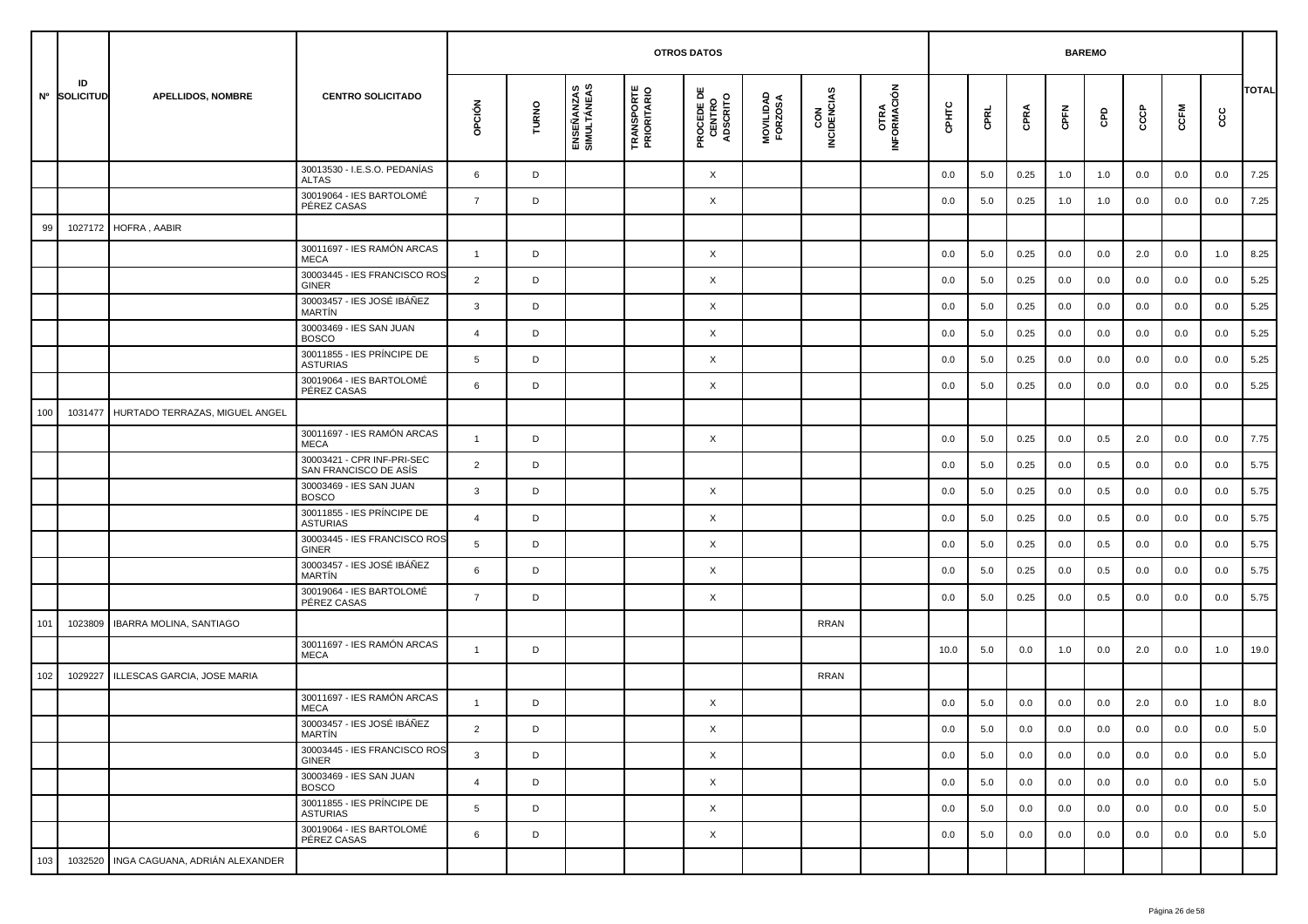| Nº | ID SOLICITUD | APELLIDOS, NOMBRE | CENTRO SOLICITADO | OTROS DATOS | | | | | | | | BAREMO | | | | | | | | TOTAL |
|---|---|---|---|---|---|---|---|---|---|---|---|---|---|---|---|---|---|---|---|---|
| | | | | OPCIÓN | TURNO | ENSEÑANZAS SIMULTÁNEAS | TRANSPORTE PRIORITARIO | PROCEDE DE CENTRO ADSCRITO | MOVILIDAD FORZOSA | CON INCIDENCIAS | OTRA INFORMACIÓN | CPHTC | CPRL | CPRA | CPFN | CPD | CCCP | CCFM | CCC | |
| | | | 30013530 - I.E.S.O. PEDANÍAS ALTAS | 6 | D | | | X | | | | 0.0 | 5.0 | 0.25 | 1.0 | 1.0 | 0.0 | 0.0 | 0.0 | 7.25 |
| | | | 30019064 - IES BARTOLOMÉ PÉREZ CASAS | 7 | D | | | X | | | | 0.0 | 5.0 | 0.25 | 1.0 | 1.0 | 0.0 | 0.0 | 0.0 | 7.25 |
| 99 | 1027172 | HOFRA , AABIR | | | | | | | | | | | | | | | | | | |
| | | | 30011697 - IES RAMÓN ARCAS MECA | 1 | D | | | X | | | | 0.0 | 5.0 | 0.25 | 0.0 | 0.0 | 2.0 | 0.0 | 1.0 | 8.25 |
| | | | 30003445 - IES FRANCISCO ROS GINER | 2 | D | | | X | | | | 0.0 | 5.0 | 0.25 | 0.0 | 0.0 | 0.0 | 0.0 | 0.0 | 5.25 |
| | | | 30003457 - IES JOSÉ IBÁÑEZ MARTÍN | 3 | D | | | X | | | | 0.0 | 5.0 | 0.25 | 0.0 | 0.0 | 0.0 | 0.0 | 0.0 | 5.25 |
| | | | 30003469 - IES SAN JUAN BOSCO | 4 | D | | | X | | | | 0.0 | 5.0 | 0.25 | 0.0 | 0.0 | 0.0 | 0.0 | 0.0 | 5.25 |
| | | | 30011855 - IES PRÍNCIPE DE ASTURIAS | 5 | D | | | X | | | | 0.0 | 5.0 | 0.25 | 0.0 | 0.0 | 0.0 | 0.0 | 0.0 | 5.25 |
| | | | 30019064 - IES BARTOLOMÉ PÉREZ CASAS | 6 | D | | | X | | | | 0.0 | 5.0 | 0.25 | 0.0 | 0.0 | 0.0 | 0.0 | 0.0 | 5.25 |
| 100 | 1031477 | HURTADO TERRAZAS, MIGUEL ANGEL | | | | | | | | | | | | | | | | | | |
| | | | 30011697 - IES RAMÓN ARCAS MECA | 1 | D | | | X | | | | 0.0 | 5.0 | 0.25 | 0.0 | 0.5 | 2.0 | 0.0 | 0.0 | 7.75 |
| | | | 30003421 - CPR INF-PRI-SEC SAN FRANCISCO DE ASÍS | 2 | D | | | | | | | 0.0 | 5.0 | 0.25 | 0.0 | 0.5 | 0.0 | 0.0 | 0.0 | 5.75 |
| | | | 30003469 - IES SAN JUAN BOSCO | 3 | D | | | X | | | | 0.0 | 5.0 | 0.25 | 0.0 | 0.5 | 0.0 | 0.0 | 0.0 | 5.75 |
| | | | 30011855 - IES PRÍNCIPE DE ASTURIAS | 4 | D | | | X | | | | 0.0 | 5.0 | 0.25 | 0.0 | 0.5 | 0.0 | 0.0 | 0.0 | 5.75 |
| | | | 30003445 - IES FRANCISCO ROS GINER | 5 | D | | | X | | | | 0.0 | 5.0 | 0.25 | 0.0 | 0.5 | 0.0 | 0.0 | 0.0 | 5.75 |
| | | | 30003457 - IES JOSÉ IBÁÑEZ MARTÍN | 6 | D | | | X | | | | 0.0 | 5.0 | 0.25 | 0.0 | 0.5 | 0.0 | 0.0 | 0.0 | 5.75 |
| | | | 30019064 - IES BARTOLOMÉ PÉREZ CASAS | 7 | D | | | X | | | | 0.0 | 5.0 | 0.25 | 0.0 | 0.5 | 0.0 | 0.0 | 0.0 | 5.75 |
| 101 | 1023809 | IBARRA MOLINA, SANTIAGO | | | | | | | | RRAN | | | | | | | | | | |
| | | | 30011697 - IES RAMÓN ARCAS MECA | 1 | D | | | | | | | 10.0 | 5.0 | 0.0 | 1.0 | 0.0 | 2.0 | 0.0 | 1.0 | 19.0 |
| 102 | 1029227 | ILLESCAS GARCIA, JOSE MARIA | | | | | | | | RRAN | | | | | | | | | | |
| | | | 30011697 - IES RAMÓN ARCAS MECA | 1 | D | | | X | | | | 0.0 | 5.0 | 0.0 | 0.0 | 0.0 | 2.0 | 0.0 | 1.0 | 8.0 |
| | | | 30003457 - IES JOSÉ IBÁÑEZ MARTÍN | 2 | D | | | X | | | | 0.0 | 5.0 | 0.0 | 0.0 | 0.0 | 0.0 | 0.0 | 0.0 | 5.0 |
| | | | 30003445 - IES FRANCISCO ROS GINER | 3 | D | | | X | | | | 0.0 | 5.0 | 0.0 | 0.0 | 0.0 | 0.0 | 0.0 | 0.0 | 5.0 |
| | | | 30003469 - IES SAN JUAN BOSCO | 4 | D | | | X | | | | 0.0 | 5.0 | 0.0 | 0.0 | 0.0 | 0.0 | 0.0 | 0.0 | 5.0 |
| | | | 30011855 - IES PRÍNCIPE DE ASTURIAS | 5 | D | | | X | | | | 0.0 | 5.0 | 0.0 | 0.0 | 0.0 | 0.0 | 0.0 | 0.0 | 5.0 |
| | | | 30019064 - IES BARTOLOMÉ PÉREZ CASAS | 6 | D | | | X | | | | 0.0 | 5.0 | 0.0 | 0.0 | 0.0 | 0.0 | 0.0 | 0.0 | 5.0 |
| 103 | 1032520 | INGA CAGUANA, ADRIÁN ALEXANDER | | | | | | | | | | | | | | | | | | |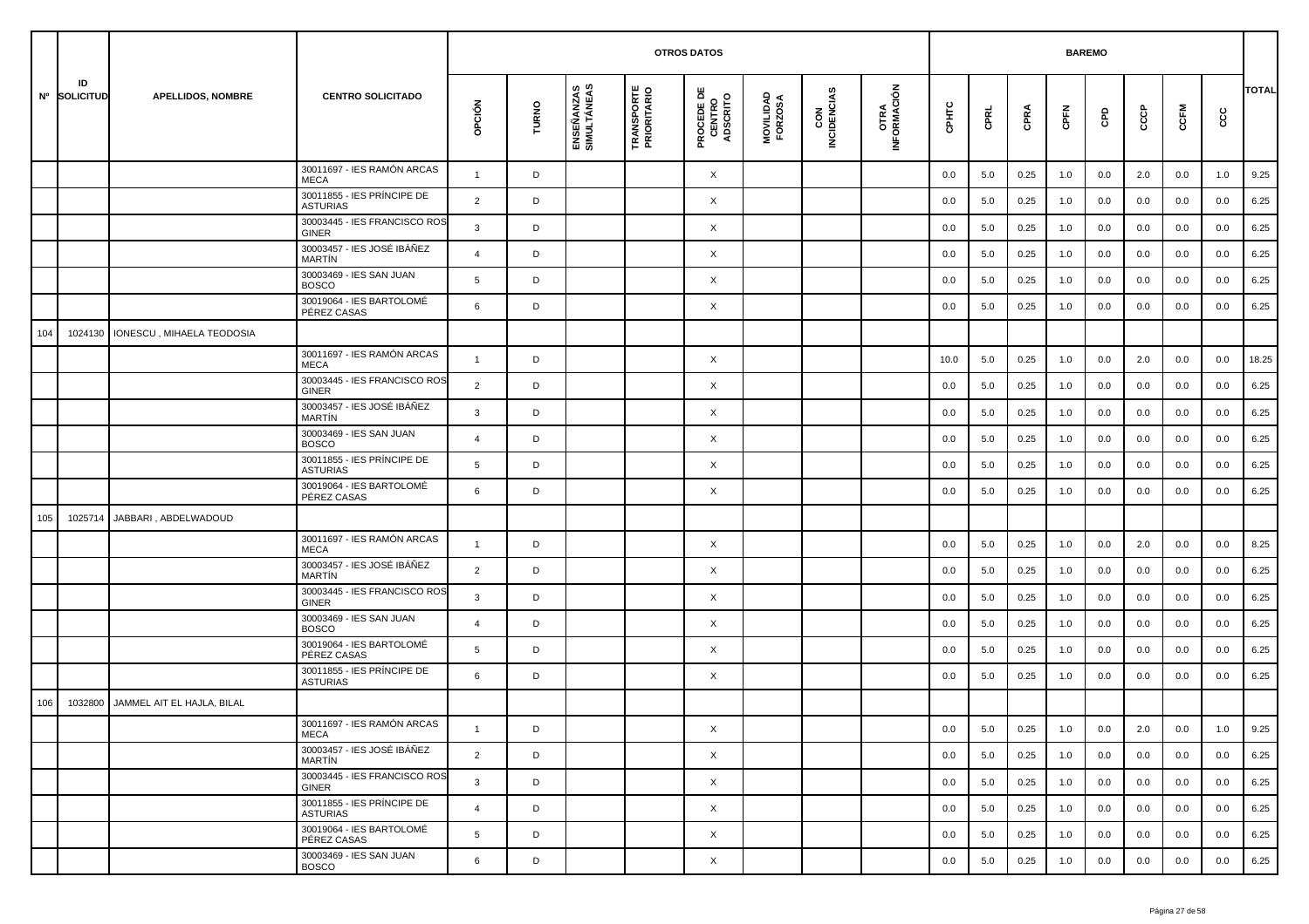| Nº | ID SOLICITUD | APELLIDOS, NOMBRE | CENTRO SOLICITADO | OTROS DATOS | | | | | | | | BAREMO | | | | | | | | TOTAL |
|---|---|---|---|---|---|---|---|---|---|---|---|---|---|---|---|---|---|---|---|---|
| | | | | OPCIÓN | TURNO | ENSEÑANZAS SIMULTÁNEAS | TRANSPORTE PRIORITARIO | PROCEDE DE CENTRO ADSCRITO | MOVILIDAD FORZOSA | CON INCIDENCIAS | OTRA INFORMACIÓN | CPHTC | CPRL | CPRA | CPFN | CPD | CCCP | CCFM | CCC | |
| | | | 30011697 - IES RAMÓN ARCAS MECA | 1 | D | | | X | | | | 0.0 | 5.0 | 0.25 | 1.0 | 0.0 | 2.0 | 0.0 | 1.0 | 9.25 |
| | | | 30011855 - IES PRÍNCIPE DE ASTURIAS | 2 | D | | | X | | | | 0.0 | 5.0 | 0.25 | 1.0 | 0.0 | 0.0 | 0.0 | 0.0 | 6.25 |
| | | | 30003445 - IES FRANCISCO ROS GINER | 3 | D | | | X | | | | 0.0 | 5.0 | 0.25 | 1.0 | 0.0 | 0.0 | 0.0 | 0.0 | 6.25 |
| | | | 30003457 - IES JOSÉ IBÁÑEZ MARTÍN | 4 | D | | | X | | | | 0.0 | 5.0 | 0.25 | 1.0 | 0.0 | 0.0 | 0.0 | 0.0 | 6.25 |
| | | | 30003469 - IES SAN JUAN BOSCO | 5 | D | | | X | | | | 0.0 | 5.0 | 0.25 | 1.0 | 0.0 | 0.0 | 0.0 | 0.0 | 6.25 |
| | | | 30019064 - IES BARTOLOMÉ PÉREZ CASAS | 6 | D | | | X | | | | 0.0 | 5.0 | 0.25 | 1.0 | 0.0 | 0.0 | 0.0 | 0.0 | 6.25 |
| 104 | 1024130 | IONESCU , MIHAELA TEODOSIA | | | | | | | | | | | | | | | | | | |
| | | | 30011697 - IES RAMÓN ARCAS MECA | 1 | D | | | X | | | | 10.0 | 5.0 | 0.25 | 1.0 | 0.0 | 2.0 | 0.0 | 0.0 | 18.25 |
| | | | 30003445 - IES FRANCISCO ROS GINER | 2 | D | | | X | | | | 0.0 | 5.0 | 0.25 | 1.0 | 0.0 | 0.0 | 0.0 | 0.0 | 6.25 |
| | | | 30003457 - IES JOSÉ IBÁÑEZ MARTÍN | 3 | D | | | X | | | | 0.0 | 5.0 | 0.25 | 1.0 | 0.0 | 0.0 | 0.0 | 0.0 | 6.25 |
| | | | 30003469 - IES SAN JUAN BOSCO | 4 | D | | | X | | | | 0.0 | 5.0 | 0.25 | 1.0 | 0.0 | 0.0 | 0.0 | 0.0 | 6.25 |
| | | | 30011855 - IES PRÍNCIPE DE ASTURIAS | 5 | D | | | X | | | | 0.0 | 5.0 | 0.25 | 1.0 | 0.0 | 0.0 | 0.0 | 0.0 | 6.25 |
| | | | 30019064 - IES BARTOLOMÉ PÉREZ CASAS | 6 | D | | | X | | | | 0.0 | 5.0 | 0.25 | 1.0 | 0.0 | 0.0 | 0.0 | 0.0 | 6.25 |
| 105 | 1025714 | JABBARI , ABDELWADOUD | | | | | | | | | | | | | | | | | | |
| | | | 30011697 - IES RAMÓN ARCAS MECA | 1 | D | | | X | | | | 0.0 | 5.0 | 0.25 | 1.0 | 0.0 | 2.0 | 0.0 | 0.0 | 8.25 |
| | | | 30003457 - IES JOSÉ IBÁÑEZ MARTÍN | 2 | D | | | X | | | | 0.0 | 5.0 | 0.25 | 1.0 | 0.0 | 0.0 | 0.0 | 0.0 | 6.25 |
| | | | 30003445 - IES FRANCISCO ROS GINER | 3 | D | | | X | | | | 0.0 | 5.0 | 0.25 | 1.0 | 0.0 | 0.0 | 0.0 | 0.0 | 6.25 |
| | | | 30003469 - IES SAN JUAN BOSCO | 4 | D | | | X | | | | 0.0 | 5.0 | 0.25 | 1.0 | 0.0 | 0.0 | 0.0 | 0.0 | 6.25 |
| | | | 30019064 - IES BARTOLOMÉ PÉREZ CASAS | 5 | D | | | X | | | | 0.0 | 5.0 | 0.25 | 1.0 | 0.0 | 0.0 | 0.0 | 0.0 | 6.25 |
| | | | 30011855 - IES PRÍNCIPE DE ASTURIAS | 6 | D | | | X | | | | 0.0 | 5.0 | 0.25 | 1.0 | 0.0 | 0.0 | 0.0 | 0.0 | 6.25 |
| 106 | 1032800 | JAMMEL AIT EL HAJLA, BILAL | | | | | | | | | | | | | | | | | | |
| | | | 30011697 - IES RAMÓN ARCAS MECA | 1 | D | | | X | | | | 0.0 | 5.0 | 0.25 | 1.0 | 0.0 | 2.0 | 0.0 | 1.0 | 9.25 |
| | | | 30003457 - IES JOSÉ IBÁÑEZ MARTÍN | 2 | D | | | X | | | | 0.0 | 5.0 | 0.25 | 1.0 | 0.0 | 0.0 | 0.0 | 0.0 | 6.25 |
| | | | 30003445 - IES FRANCISCO ROS GINER | 3 | D | | | X | | | | 0.0 | 5.0 | 0.25 | 1.0 | 0.0 | 0.0 | 0.0 | 0.0 | 6.25 |
| | | | 30011855 - IES PRÍNCIPE DE ASTURIAS | 4 | D | | | X | | | | 0.0 | 5.0 | 0.25 | 1.0 | 0.0 | 0.0 | 0.0 | 0.0 | 6.25 |
| | | | 30019064 - IES BARTOLOMÉ PÉREZ CASAS | 5 | D | | | X | | | | 0.0 | 5.0 | 0.25 | 1.0 | 0.0 | 0.0 | 0.0 | 0.0 | 6.25 |
| | | | 30003469 - IES SAN JUAN BOSCO | 6 | D | | | X | | | | 0.0 | 5.0 | 0.25 | 1.0 | 0.0 | 0.0 | 0.0 | 0.0 | 6.25 |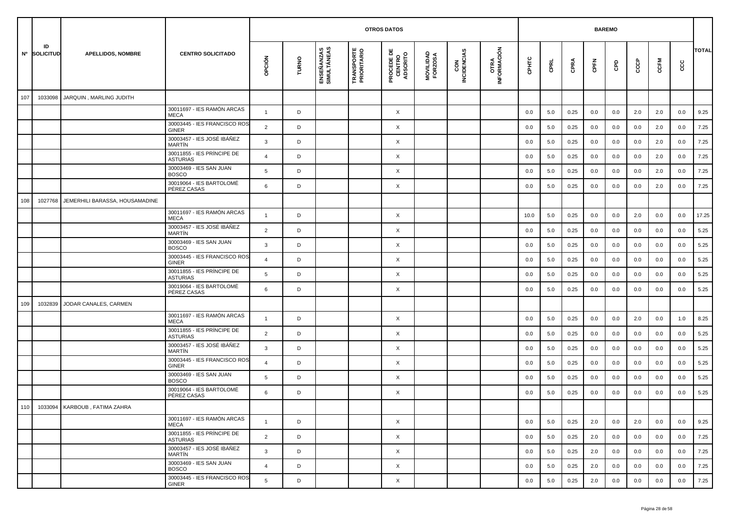| Nº | ID SOLICITUD | APELLIDOS, NOMBRE | CENTRO SOLICITADO | OTROS DATOS | | | | | | | | BAREMO | | | | | | | | TOTAL |
|---|---|---|---|---|---|---|---|---|---|---|---|---|---|---|---|---|---|---|---|---|
| | | | | OPCIÓN | TURNO | ENSEÑANZAS SIMULTÁNEAS | TRANSPORTE PRIORITARIO | PROCEDE DE CENTRO ADSCRITO | MOVILIDAD FORZOSA | CON INCIDENCIAS | OTRA INFORMACIÓN | CPHTC | CPRL | CPRA | CPFN | CPD | CCCP | CCFM | CCC | |
| 107 | 1033098 | JARQUIN , MARLING JUDITH | | | | | | | | | | | | | | | | | | |
| | | | 30011697 - IES RAMÓN ARCAS MECA | 1 | D | | | X | | | | 0.0 | 5.0 | 0.25 | 0.0 | 0.0 | 2.0 | 2.0 | 0.0 | 9.25 |
| | | | 30003445 - IES FRANCISCO ROS GINER | 2 | D | | | X | | | | 0.0 | 5.0 | 0.25 | 0.0 | 0.0 | 0.0 | 2.0 | 0.0 | 7.25 |
| | | | 30003457 - IES JOSÉ IBÁÑEZ MARTÍN | 3 | D | | | X | | | | 0.0 | 5.0 | 0.25 | 0.0 | 0.0 | 0.0 | 2.0 | 0.0 | 7.25 |
| | | | 30011855 - IES PRÍNCIPE DE ASTURIAS | 4 | D | | | X | | | | 0.0 | 5.0 | 0.25 | 0.0 | 0.0 | 0.0 | 2.0 | 0.0 | 7.25 |
| | | | 30003469 - IES SAN JUAN BOSCO | 5 | D | | | X | | | | 0.0 | 5.0 | 0.25 | 0.0 | 0.0 | 0.0 | 2.0 | 0.0 | 7.25 |
| | | | 30019064 - IES BARTOLOMÉ PÉREZ CASAS | 6 | D | | | X | | | | 0.0 | 5.0 | 0.25 | 0.0 | 0.0 | 0.0 | 2.0 | 0.0 | 7.25 |
| 108 | 1027768 | JEMERHILI BARASSA, HOUSAMADINE | | | | | | | | | | | | | | | | | | |
| | | | 30011697 - IES RAMÓN ARCAS MECA | 1 | D | | | X | | | | 10.0 | 5.0 | 0.25 | 0.0 | 0.0 | 2.0 | 0.0 | 0.0 | 17.25 |
| | | | 30003457 - IES JOSÉ IBÁÑEZ MARTÍN | 2 | D | | | X | | | | 0.0 | 5.0 | 0.25 | 0.0 | 0.0 | 0.0 | 0.0 | 0.0 | 5.25 |
| | | | 30003469 - IES SAN JUAN BOSCO | 3 | D | | | X | | | | 0.0 | 5.0 | 0.25 | 0.0 | 0.0 | 0.0 | 0.0 | 0.0 | 5.25 |
| | | | 30003445 - IES FRANCISCO ROS GINER | 4 | D | | | X | | | | 0.0 | 5.0 | 0.25 | 0.0 | 0.0 | 0.0 | 0.0 | 0.0 | 5.25 |
| | | | 30011855 - IES PRÍNCIPE DE ASTURIAS | 5 | D | | | X | | | | 0.0 | 5.0 | 0.25 | 0.0 | 0.0 | 0.0 | 0.0 | 0.0 | 5.25 |
| | | | 30019064 - IES BARTOLOMÉ PÉREZ CASAS | 6 | D | | | X | | | | 0.0 | 5.0 | 0.25 | 0.0 | 0.0 | 0.0 | 0.0 | 0.0 | 5.25 |
| 109 | 1032839 | JODAR CANALES, CARMEN | | | | | | | | | | | | | | | | | | |
| | | | 30011697 - IES RAMÓN ARCAS MECA | 1 | D | | | X | | | | 0.0 | 5.0 | 0.25 | 0.0 | 0.0 | 2.0 | 0.0 | 1.0 | 8.25 |
| | | | 30011855 - IES PRÍNCIPE DE ASTURIAS | 2 | D | | | X | | | | 0.0 | 5.0 | 0.25 | 0.0 | 0.0 | 0.0 | 0.0 | 0.0 | 5.25 |
| | | | 30003457 - IES JOSÉ IBÁÑEZ MARTÍN | 3 | D | | | X | | | | 0.0 | 5.0 | 0.25 | 0.0 | 0.0 | 0.0 | 0.0 | 0.0 | 5.25 |
| | | | 30003445 - IES FRANCISCO ROS GINER | 4 | D | | | X | | | | 0.0 | 5.0 | 0.25 | 0.0 | 0.0 | 0.0 | 0.0 | 0.0 | 5.25 |
| | | | 30003469 - IES SAN JUAN BOSCO | 5 | D | | | X | | | | 0.0 | 5.0 | 0.25 | 0.0 | 0.0 | 0.0 | 0.0 | 0.0 | 5.25 |
| | | | 30019064 - IES BARTOLOMÉ PÉREZ CASAS | 6 | D | | | X | | | | 0.0 | 5.0 | 0.25 | 0.0 | 0.0 | 0.0 | 0.0 | 0.0 | 5.25 |
| 110 | 1033094 | KARBOUB , FATIMA ZAHRA | | | | | | | | | | | | | | | | | | |
| | | | 30011697 - IES RAMÓN ARCAS MECA | 1 | D | | | X | | | | 0.0 | 5.0 | 0.25 | 2.0 | 0.0 | 2.0 | 0.0 | 0.0 | 9.25 |
| | | | 30011855 - IES PRÍNCIPE DE ASTURIAS | 2 | D | | | X | | | | 0.0 | 5.0 | 0.25 | 2.0 | 0.0 | 0.0 | 0.0 | 0.0 | 7.25 |
| | | | 30003457 - IES JOSÉ IBÁÑEZ MARTÍN | 3 | D | | | X | | | | 0.0 | 5.0 | 0.25 | 2.0 | 0.0 | 0.0 | 0.0 | 0.0 | 7.25 |
| | | | 30003469 - IES SAN JUAN BOSCO | 4 | D | | | X | | | | 0.0 | 5.0 | 0.25 | 2.0 | 0.0 | 0.0 | 0.0 | 0.0 | 7.25 |
| | | | 30003445 - IES FRANCISCO ROS GINER | 5 | D | | | X | | | | 0.0 | 5.0 | 0.25 | 2.0 | 0.0 | 0.0 | 0.0 | 0.0 | 7.25 |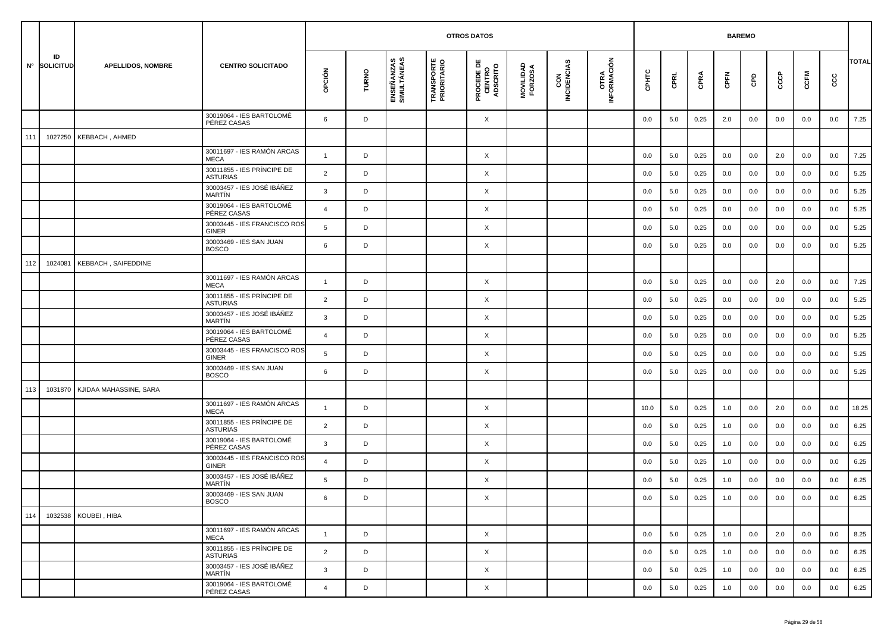| Nº | ID SOLICITUD | APELLIDOS, NOMBRE | CENTRO SOLICITADO | OTROS DATOS | | | | | | | | BAREMO | | | | | | | | TOTAL |
|---|---|---|---|---|---|---|---|---|---|---|---|---|---|---|---|---|---|---|---|---|
| | | | | OPCIÓN | TURNO | ENSEÑANZAS SIMULTÁNEAS | TRANSPORTE PRIORITARIO | PROCEDE DE CENTRO ADSCRITO | MOVILIDAD FORZOSA | CON INCIDENCIAS | OTRA INFORMACIÓN | CPHTC | CPRL | CPRA | CPFN | CPD | CCCP | CCFM | CCC | |
| | | | 30019064 - IES BARTOLOMÉ PÉREZ CASAS | 6 | D | | | X | | | | 0.0 | 5.0 | 0.25 | 2.0 | 0.0 | 0.0 | 0.0 | 0.0 | 7.25 |
| 111 | 1027250 | KEBBACH , AHMED | | | | | | | | | | | | | | | | | | |
| | | | 30011697 - IES RAMÓN ARCAS MECA | 1 | D | | | X | | | | 0.0 | 5.0 | 0.25 | 0.0 | 0.0 | 2.0 | 0.0 | 0.0 | 7.25 |
| | | | 30011855 - IES PRÍNCIPE DE ASTURIAS | 2 | D | | | X | | | | 0.0 | 5.0 | 0.25 | 0.0 | 0.0 | 0.0 | 0.0 | 0.0 | 5.25 |
| | | | 30003457 - IES JOSÉ IBÁÑEZ MARTÍN | 3 | D | | | X | | | | 0.0 | 5.0 | 0.25 | 0.0 | 0.0 | 0.0 | 0.0 | 0.0 | 5.25 |
| | | | 30019064 - IES BARTOLOMÉ PÉREZ CASAS | 4 | D | | | X | | | | 0.0 | 5.0 | 0.25 | 0.0 | 0.0 | 0.0 | 0.0 | 0.0 | 5.25 |
| | | | 30003445 - IES FRANCISCO ROS GINER | 5 | D | | | X | | | | 0.0 | 5.0 | 0.25 | 0.0 | 0.0 | 0.0 | 0.0 | 0.0 | 5.25 |
| | | | 30003469 - IES SAN JUAN BOSCO | 6 | D | | | X | | | | 0.0 | 5.0 | 0.25 | 0.0 | 0.0 | 0.0 | 0.0 | 0.0 | 5.25 |
| 112 | 1024081 | KEBBACH , SAIFEDDINE | | | | | | | | | | | | | | | | | | |
| | | | 30011697 - IES RAMÓN ARCAS MECA | 1 | D | | | X | | | | 0.0 | 5.0 | 0.25 | 0.0 | 0.0 | 2.0 | 0.0 | 0.0 | 7.25 |
| | | | 30011855 - IES PRÍNCIPE DE ASTURIAS | 2 | D | | | X | | | | 0.0 | 5.0 | 0.25 | 0.0 | 0.0 | 0.0 | 0.0 | 0.0 | 5.25 |
| | | | 30003457 - IES JOSÉ IBÁÑEZ MARTÍN | 3 | D | | | X | | | | 0.0 | 5.0 | 0.25 | 0.0 | 0.0 | 0.0 | 0.0 | 0.0 | 5.25 |
| | | | 30019064 - IES BARTOLOMÉ PÉREZ CASAS | 4 | D | | | X | | | | 0.0 | 5.0 | 0.25 | 0.0 | 0.0 | 0.0 | 0.0 | 0.0 | 5.25 |
| | | | 30003445 - IES FRANCISCO ROS GINER | 5 | D | | | X | | | | 0.0 | 5.0 | 0.25 | 0.0 | 0.0 | 0.0 | 0.0 | 0.0 | 5.25 |
| | | | 30003469 - IES SAN JUAN BOSCO | 6 | D | | | X | | | | 0.0 | 5.0 | 0.25 | 0.0 | 0.0 | 0.0 | 0.0 | 0.0 | 5.25 |
| 113 | 1031870 | KJIDAA MAHASSINE, SARA | | | | | | | | | | | | | | | | | | |
| | | | 30011697 - IES RAMÓN ARCAS MECA | 1 | D | | | X | | | | 10.0 | 5.0 | 0.25 | 1.0 | 0.0 | 2.0 | 0.0 | 0.0 | 18.25 |
| | | | 30011855 - IES PRÍNCIPE DE ASTURIAS | 2 | D | | | X | | | | 0.0 | 5.0 | 0.25 | 1.0 | 0.0 | 0.0 | 0.0 | 0.0 | 6.25 |
| | | | 30019064 - IES BARTOLOMÉ PÉREZ CASAS | 3 | D | | | X | | | | 0.0 | 5.0 | 0.25 | 1.0 | 0.0 | 0.0 | 0.0 | 0.0 | 6.25 |
| | | | 30003445 - IES FRANCISCO ROS GINER | 4 | D | | | X | | | | 0.0 | 5.0 | 0.25 | 1.0 | 0.0 | 0.0 | 0.0 | 0.0 | 6.25 |
| | | | 30003457 - IES JOSÉ IBÁÑEZ MARTÍN | 5 | D | | | X | | | | 0.0 | 5.0 | 0.25 | 1.0 | 0.0 | 0.0 | 0.0 | 0.0 | 6.25 |
| | | | 30003469 - IES SAN JUAN BOSCO | 6 | D | | | X | | | | 0.0 | 5.0 | 0.25 | 1.0 | 0.0 | 0.0 | 0.0 | 0.0 | 6.25 |
| 114 | 1032538 | KOUBEI , HIBA | | | | | | | | | | | | | | | | | | |
| | | | 30011697 - IES RAMÓN ARCAS MECA | 1 | D | | | X | | | | 0.0 | 5.0 | 0.25 | 1.0 | 0.0 | 2.0 | 0.0 | 0.0 | 8.25 |
| | | | 30011855 - IES PRÍNCIPE DE ASTURIAS | 2 | D | | | X | | | | 0.0 | 5.0 | 0.25 | 1.0 | 0.0 | 0.0 | 0.0 | 0.0 | 6.25 |
| | | | 30003457 - IES JOSÉ IBÁÑEZ MARTÍN | 3 | D | | | X | | | | 0.0 | 5.0 | 0.25 | 1.0 | 0.0 | 0.0 | 0.0 | 0.0 | 6.25 |
| | | | 30019064 - IES BARTOLOMÉ PÉREZ CASAS | 4 | D | | | X | | | | 0.0 | 5.0 | 0.25 | 1.0 | 0.0 | 0.0 | 0.0 | 0.0 | 6.25 |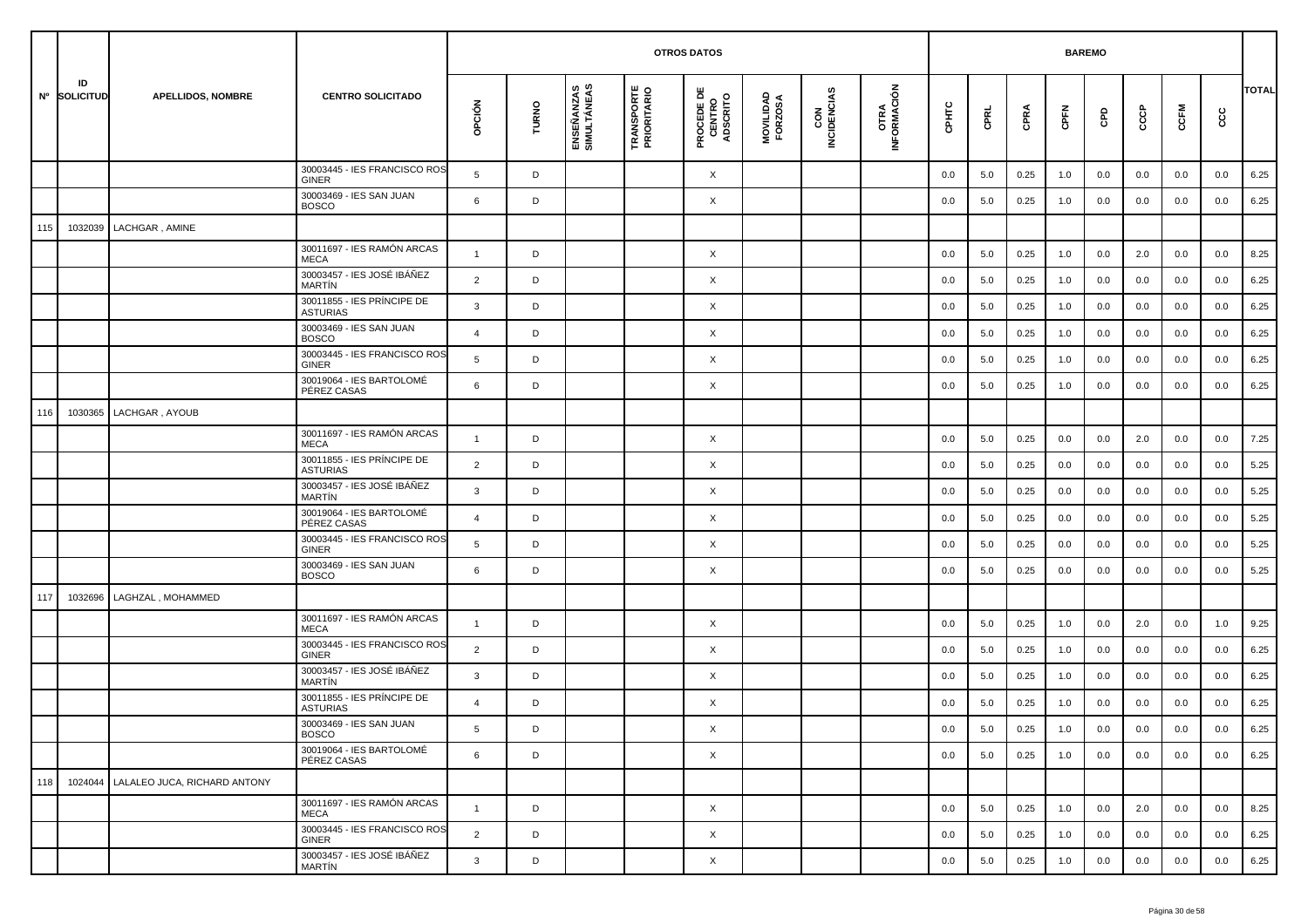| Nº | ID SOLICITUD | APELLIDOS, NOMBRE | CENTRO SOLICITADO | OTROS DATOS | | | | | | | | BAREMO | | | | | | | | TOTAL |
|---|---|---|---|---|---|---|---|---|---|---|---|---|---|---|---|---|---|---|---|---|
| | | | | OPCIÓN | TURNO | ENSEÑANZAS SIMULTÁNEAS | TRANSPORTE PRIORITARIO | PROCEDE DE CENTRO ADSCRITO | MOVILIDAD FORZOSA | CON INCIDENCIAS | OTRA INFORMACIÓN | CPHTC | CPRL | CPRA | CPFN | CPD | CCCP | CCFM | CCC | |
| | | | 30003445 - IES FRANCISCO ROS GINER | 5 | D | | | X | | | | 0.0 | 5.0 | 0.25 | 1.0 | 0.0 | 0.0 | 0.0 | 0.0 | 6.25 |
| | | | 30003469 - IES SAN JUAN BOSCO | 6 | D | | | X | | | | 0.0 | 5.0 | 0.25 | 1.0 | 0.0 | 0.0 | 0.0 | 0.0 | 6.25 |
| 115 | 1032039 | LACHGAR , AMINE | | | | | | | | | | | | | | | | | | |
| | | | 30011697 - IES RAMÓN ARCAS MECA | 1 | D | | | X | | | | 0.0 | 5.0 | 0.25 | 1.0 | 0.0 | 2.0 | 0.0 | 0.0 | 8.25 |
| | | | 30003457 - IES JOSÉ IBÁÑEZ MARTÍN | 2 | D | | | X | | | | 0.0 | 5.0 | 0.25 | 1.0 | 0.0 | 0.0 | 0.0 | 0.0 | 6.25 |
| | | | 30011855 - IES PRÍNCIPE DE ASTURIAS | 3 | D | | | X | | | | 0.0 | 5.0 | 0.25 | 1.0 | 0.0 | 0.0 | 0.0 | 0.0 | 6.25 |
| | | | 30003469 - IES SAN JUAN BOSCO | 4 | D | | | X | | | | 0.0 | 5.0 | 0.25 | 1.0 | 0.0 | 0.0 | 0.0 | 0.0 | 6.25 |
| | | | 30003445 - IES FRANCISCO ROS GINER | 5 | D | | | X | | | | 0.0 | 5.0 | 0.25 | 1.0 | 0.0 | 0.0 | 0.0 | 0.0 | 6.25 |
| | | | 30019064 - IES BARTOLOMÉ PÉREZ CASAS | 6 | D | | | X | | | | 0.0 | 5.0 | 0.25 | 1.0 | 0.0 | 0.0 | 0.0 | 0.0 | 6.25 |
| 116 | 1030365 | LACHGAR , AYOUB | | | | | | | | | | | | | | | | | | |
| | | | 30011697 - IES RAMÓN ARCAS MECA | 1 | D | | | X | | | | 0.0 | 5.0 | 0.25 | 0.0 | 0.0 | 2.0 | 0.0 | 0.0 | 7.25 |
| | | | 30011855 - IES PRÍNCIPE DE ASTURIAS | 2 | D | | | X | | | | 0.0 | 5.0 | 0.25 | 0.0 | 0.0 | 0.0 | 0.0 | 0.0 | 5.25 |
| | | | 30003457 - IES JOSÉ IBÁÑEZ MARTÍN | 3 | D | | | X | | | | 0.0 | 5.0 | 0.25 | 0.0 | 0.0 | 0.0 | 0.0 | 0.0 | 5.25 |
| | | | 30019064 - IES BARTOLOMÉ PÉREZ CASAS | 4 | D | | | X | | | | 0.0 | 5.0 | 0.25 | 0.0 | 0.0 | 0.0 | 0.0 | 0.0 | 5.25 |
| | | | 30003445 - IES FRANCISCO ROS GINER | 5 | D | | | X | | | | 0.0 | 5.0 | 0.25 | 0.0 | 0.0 | 0.0 | 0.0 | 0.0 | 5.25 |
| | | | 30003469 - IES SAN JUAN BOSCO | 6 | D | | | X | | | | 0.0 | 5.0 | 0.25 | 0.0 | 0.0 | 0.0 | 0.0 | 0.0 | 5.25 |
| 117 | 1032696 | LAGHZAL , MOHAMMED | | | | | | | | | | | | | | | | | | |
| | | | 30011697 - IES RAMÓN ARCAS MECA | 1 | D | | | X | | | | 0.0 | 5.0 | 0.25 | 1.0 | 0.0 | 2.0 | 0.0 | 1.0 | 9.25 |
| | | | 30003445 - IES FRANCISCO ROS GINER | 2 | D | | | X | | | | 0.0 | 5.0 | 0.25 | 1.0 | 0.0 | 0.0 | 0.0 | 0.0 | 6.25 |
| | | | 30003457 - IES JOSÉ IBÁÑEZ MARTÍN | 3 | D | | | X | | | | 0.0 | 5.0 | 0.25 | 1.0 | 0.0 | 0.0 | 0.0 | 0.0 | 6.25 |
| | | | 30011855 - IES PRÍNCIPE DE ASTURIAS | 4 | D | | | X | | | | 0.0 | 5.0 | 0.25 | 1.0 | 0.0 | 0.0 | 0.0 | 0.0 | 6.25 |
| | | | 30003469 - IES SAN JUAN BOSCO | 5 | D | | | X | | | | 0.0 | 5.0 | 0.25 | 1.0 | 0.0 | 0.0 | 0.0 | 0.0 | 6.25 |
| | | | 30019064 - IES BARTOLOMÉ PÉREZ CASAS | 6 | D | | | X | | | | 0.0 | 5.0 | 0.25 | 1.0 | 0.0 | 0.0 | 0.0 | 0.0 | 6.25 |
| 118 | 1024044 | LALALEO JUCA, RICHARD ANTONY | | | | | | | | | | | | | | | | | | |
| | | | 30011697 - IES RAMÓN ARCAS MECA | 1 | D | | | X | | | | 0.0 | 5.0 | 0.25 | 1.0 | 0.0 | 2.0 | 0.0 | 0.0 | 8.25 |
| | | | 30003445 - IES FRANCISCO ROS GINER | 2 | D | | | X | | | | 0.0 | 5.0 | 0.25 | 1.0 | 0.0 | 0.0 | 0.0 | 0.0 | 6.25 |
| | | | 30003457 - IES JOSÉ IBÁÑEZ MARTÍN | 3 | D | | | X | | | | 0.0 | 5.0 | 0.25 | 1.0 | 0.0 | 0.0 | 0.0 | 0.0 | 6.25 |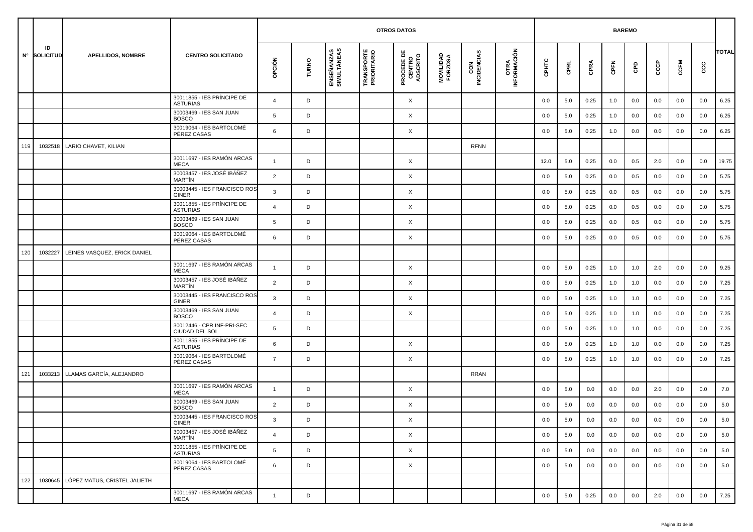| Nº | ID SOLICITUD | APELLIDOS, NOMBRE | CENTRO SOLICITADO | OTROS DATOS | | | | | | | | BAREMO | | | | | | | | TOTAL |
|---|---|---|---|---|---|---|---|---|---|---|---|---|---|---|---|---|---|---|---|---|
| | | | | OPCIÓN | TURNO | ENSEÑANZAS SIMULTÁNEAS | TRANSPORTE PRIORITARIO | PROCEDE DE CENTRO ADSCRITO | MOVILIDAD FORZOSA | CON INCIDENCIAS | OTRA INFORMACIÓN | CPHTC | CPRL | CPRA | CPFN | CPD | CCCP | CCFM | CCC | |
| | | | 30011855 - IES PRÍNCIPE DE ASTURIAS | 4 | D | | | X | | | | 0.0 | 5.0 | 0.25 | 1.0 | 0.0 | 0.0 | 0.0 | 0.0 | 6.25 |
| | | | 30003469 - IES SAN JUAN BOSCO | 5 | D | | | X | | | | 0.0 | 5.0 | 0.25 | 1.0 | 0.0 | 0.0 | 0.0 | 0.0 | 6.25 |
| | | | 30019064 - IES BARTOLOMÉ PÉREZ CASAS | 6 | D | | | X | | | | 0.0 | 5.0 | 0.25 | 1.0 | 0.0 | 0.0 | 0.0 | 0.0 | 6.25 |
| 119 | 1032518 | LARIO CHAVET, KILIAN | | | | | | | | RFNN | | | | | | | | | | |
| | | | 30011697 - IES RAMÓN ARCAS MECA | 1 | D | | | X | | | | 12.0 | 5.0 | 0.25 | 0.0 | 0.5 | 2.0 | 0.0 | 0.0 | 19.75 |
| | | | 30003457 - IES JOSÉ IBÁÑEZ MARTÍN | 2 | D | | | X | | | | 0.0 | 5.0 | 0.25 | 0.0 | 0.5 | 0.0 | 0.0 | 0.0 | 5.75 |
| | | | 30003445 - IES FRANCISCO ROS GINER | 3 | D | | | X | | | | 0.0 | 5.0 | 0.25 | 0.0 | 0.5 | 0.0 | 0.0 | 0.0 | 5.75 |
| | | | 30011855 - IES PRÍNCIPE DE ASTURIAS | 4 | D | | | X | | | | 0.0 | 5.0 | 0.25 | 0.0 | 0.5 | 0.0 | 0.0 | 0.0 | 5.75 |
| | | | 30003469 - IES SAN JUAN BOSCO | 5 | D | | | X | | | | 0.0 | 5.0 | 0.25 | 0.0 | 0.5 | 0.0 | 0.0 | 0.0 | 5.75 |
| | | | 30019064 - IES BARTOLOMÉ PÉREZ CASAS | 6 | D | | | X | | | | 0.0 | 5.0 | 0.25 | 0.0 | 0.5 | 0.0 | 0.0 | 0.0 | 5.75 |
| 120 | 1032227 | LEINES VASQUEZ, ERICK DANIEL | | | | | | | | | | | | | | | | | | |
| | | | 30011697 - IES RAMÓN ARCAS MECA | 1 | D | | | X | | | | 0.0 | 5.0 | 0.25 | 1.0 | 1.0 | 2.0 | 0.0 | 0.0 | 9.25 |
| | | | 30003457 - IES JOSÉ IBÁÑEZ MARTÍN | 2 | D | | | X | | | | 0.0 | 5.0 | 0.25 | 1.0 | 1.0 | 0.0 | 0.0 | 0.0 | 7.25 |
| | | | 30003445 - IES FRANCISCO ROS GINER | 3 | D | | | X | | | | 0.0 | 5.0 | 0.25 | 1.0 | 1.0 | 0.0 | 0.0 | 0.0 | 7.25 |
| | | | 30003469 - IES SAN JUAN BOSCO | 4 | D | | | X | | | | 0.0 | 5.0 | 0.25 | 1.0 | 1.0 | 0.0 | 0.0 | 0.0 | 7.25 |
| | | | 30012446 - CPR INF-PRI-SEC CIUDAD DEL SOL | 5 | D | | | | | | | 0.0 | 5.0 | 0.25 | 1.0 | 1.0 | 0.0 | 0.0 | 0.0 | 7.25 |
| | | | 30011855 - IES PRÍNCIPE DE ASTURIAS | 6 | D | | | X | | | | 0.0 | 5.0 | 0.25 | 1.0 | 1.0 | 0.0 | 0.0 | 0.0 | 7.25 |
| | | | 30019064 - IES BARTOLOMÉ PÉREZ CASAS | 7 | D | | | X | | | | 0.0 | 5.0 | 0.25 | 1.0 | 1.0 | 0.0 | 0.0 | 0.0 | 7.25 |
| 121 | 1033213 | LLAMAS GARCÍA, ALEJANDRO | | | | | | | | RRAN | | | | | | | | | | |
| | | | 30011697 - IES RAMÓN ARCAS MECA | 1 | D | | | X | | | | 0.0 | 5.0 | 0.0 | 0.0 | 0.0 | 2.0 | 0.0 | 0.0 | 7.0 |
| | | | 30003469 - IES SAN JUAN BOSCO | 2 | D | | | X | | | | 0.0 | 5.0 | 0.0 | 0.0 | 0.0 | 0.0 | 0.0 | 0.0 | 5.0 |
| | | | 30003445 - IES FRANCISCO ROS GINER | 3 | D | | | X | | | | 0.0 | 5.0 | 0.0 | 0.0 | 0.0 | 0.0 | 0.0 | 0.0 | 5.0 |
| | | | 30003457 - IES JOSÉ IBÁÑEZ MARTÍN | 4 | D | | | X | | | | 0.0 | 5.0 | 0.0 | 0.0 | 0.0 | 0.0 | 0.0 | 0.0 | 5.0 |
| | | | 30011855 - IES PRÍNCIPE DE ASTURIAS | 5 | D | | | X | | | | 0.0 | 5.0 | 0.0 | 0.0 | 0.0 | 0.0 | 0.0 | 0.0 | 5.0 |
| | | | 30019064 - IES BARTOLOMÉ PÉREZ CASAS | 6 | D | | | X | | | | 0.0 | 5.0 | 0.0 | 0.0 | 0.0 | 0.0 | 0.0 | 0.0 | 5.0 |
| 122 | 1030645 | LÓPEZ MATUS, CRISTEL JALIETH | | | | | | | | | | | | | | | | | | |
| | | | 30011697 - IES RAMÓN ARCAS MECA | 1 | D | | | X | | | | 0.0 | 5.0 | 0.25 | 0.0 | 0.0 | 2.0 | 0.0 | 0.0 | 7.25 |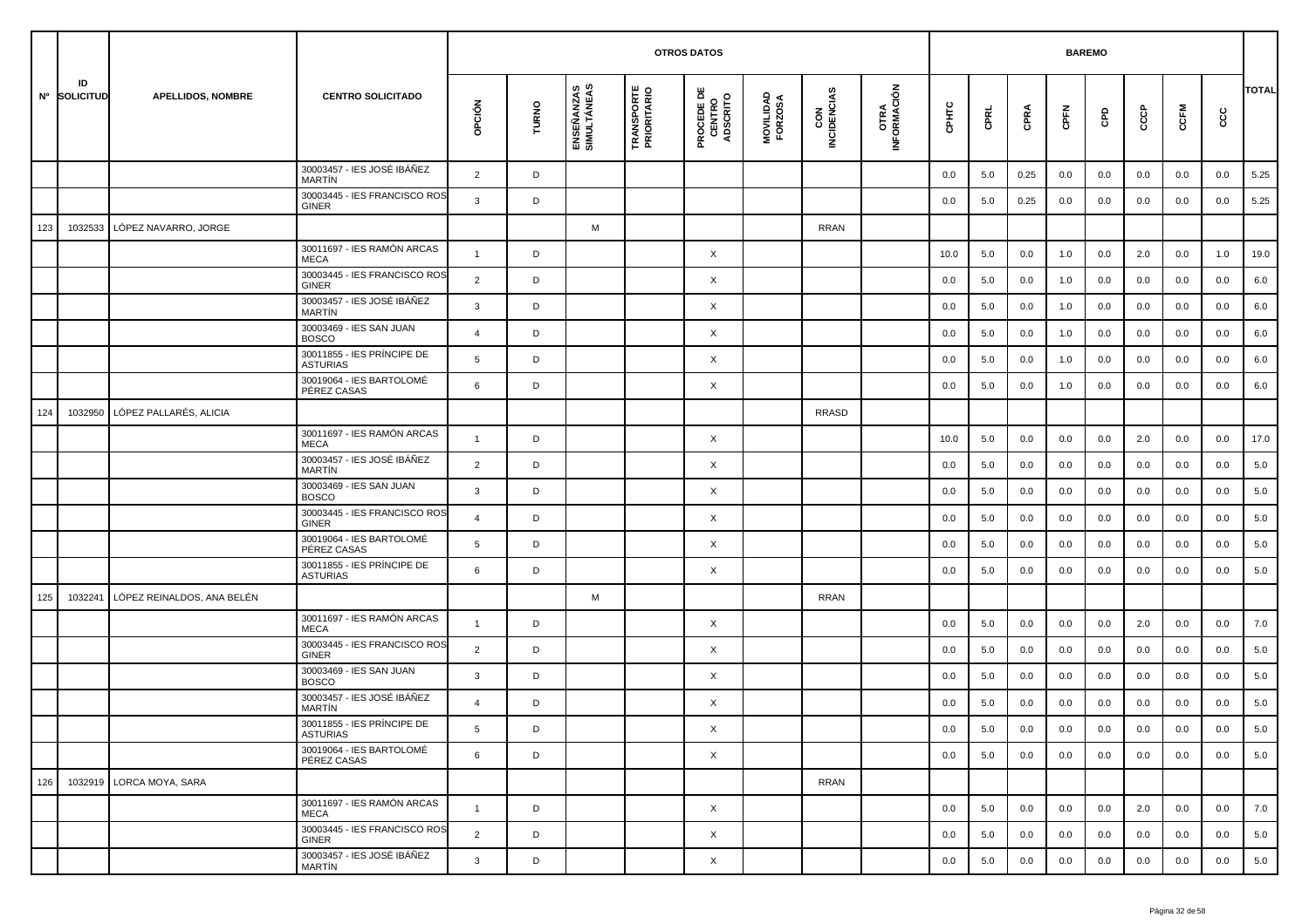| Nº | ID SOLICITUD | APELLIDOS, NOMBRE | CENTRO SOLICITADO | OTROS DATOS | | | | | | | | BAREMO | | | | | | | | TOTAL |
|---|---|---|---|---|---|---|---|---|---|---|---|---|---|---|---|---|---|---|---|---|
| | | | | OPCIÓN | TURNO | ENSEÑANZAS SIMULTÁNEAS | TRANSPORTE PRIORITARIO | PROCEDE DE CENTRO ADSCRITO | MOVILIDAD FORZOSA | CON INCIDENCIAS | OTRA INFORMACIÓN | CPHTC | CPRL | CPRA | CPFN | CPD | CCCP | CCFM | CCC | |
| | | | 30003457 - IES JOSÉ IBÁÑEZ MARTÍN | 2 | D | | | | | | | 0.0 | 5.0 | 0.25 | 0.0 | 0.0 | 0.0 | 0.0 | 0.0 | 5.25 |
| | | | 30003445 - IES FRANCISCO ROS GINER | 3 | D | | | | | | | 0.0 | 5.0 | 0.25 | 0.0 | 0.0 | 0.0 | 0.0 | 0.0 | 5.25 |
| 123 | 1032533 | LÓPEZ NAVARRO, JORGE | | | | M | | | | RRAN | | | | | | | | | | |
| | | | 30011697 - IES RAMÓN ARCAS MECA | 1 | D | | | X | | | | 10.0 | 5.0 | 0.0 | 1.0 | 0.0 | 2.0 | 0.0 | 1.0 | 19.0 |
| | | | 30003445 - IES FRANCISCO ROS GINER | 2 | D | | | X | | | | 0.0 | 5.0 | 0.0 | 1.0 | 0.0 | 0.0 | 0.0 | 0.0 | 6.0 |
| | | | 30003457 - IES JOSÉ IBÁÑEZ MARTÍN | 3 | D | | | X | | | | 0.0 | 5.0 | 0.0 | 1.0 | 0.0 | 0.0 | 0.0 | 0.0 | 6.0 |
| | | | 30003469 - IES SAN JUAN BOSCO | 4 | D | | | X | | | | 0.0 | 5.0 | 0.0 | 1.0 | 0.0 | 0.0 | 0.0 | 0.0 | 6.0 |
| | | | 30011855 - IES PRÍNCIPE DE ASTURIAS | 5 | D | | | X | | | | 0.0 | 5.0 | 0.0 | 1.0 | 0.0 | 0.0 | 0.0 | 0.0 | 6.0 |
| | | | 30019064 - IES BARTOLOMÉ PÉREZ CASAS | 6 | D | | | X | | | | 0.0 | 5.0 | 0.0 | 1.0 | 0.0 | 0.0 | 0.0 | 0.0 | 6.0 |
| 124 | 1032950 | LÓPEZ PALLARÉS, ALICIA | | | | | | | | RRASD | | | | | | | | | | |
| | | | 30011697 - IES RAMÓN ARCAS MECA | 1 | D | | | X | | | | 10.0 | 5.0 | 0.0 | 0.0 | 0.0 | 2.0 | 0.0 | 0.0 | 17.0 |
| | | | 30003457 - IES JOSÉ IBÁÑEZ MARTÍN | 2 | D | | | X | | | | 0.0 | 5.0 | 0.0 | 0.0 | 0.0 | 0.0 | 0.0 | 0.0 | 5.0 |
| | | | 30003469 - IES SAN JUAN BOSCO | 3 | D | | | X | | | | 0.0 | 5.0 | 0.0 | 0.0 | 0.0 | 0.0 | 0.0 | 0.0 | 5.0 |
| | | | 30003445 - IES FRANCISCO ROS GINER | 4 | D | | | X | | | | 0.0 | 5.0 | 0.0 | 0.0 | 0.0 | 0.0 | 0.0 | 0.0 | 5.0 |
| | | | 30019064 - IES BARTOLOMÉ PÉREZ CASAS | 5 | D | | | X | | | | 0.0 | 5.0 | 0.0 | 0.0 | 0.0 | 0.0 | 0.0 | 0.0 | 5.0 |
| | | | 30011855 - IES PRÍNCIPE DE ASTURIAS | 6 | D | | | X | | | | 0.0 | 5.0 | 0.0 | 0.0 | 0.0 | 0.0 | 0.0 | 0.0 | 5.0 |
| 125 | 1032241 | LÓPEZ REINALDOS, ANA BELÉN | | | | M | | | | RRAN | | | | | | | | | | |
| | | | 30011697 - IES RAMÓN ARCAS MECA | 1 | D | | | X | | | | 0.0 | 5.0 | 0.0 | 0.0 | 0.0 | 2.0 | 0.0 | 0.0 | 7.0 |
| | | | 30003445 - IES FRANCISCO ROS GINER | 2 | D | | | X | | | | 0.0 | 5.0 | 0.0 | 0.0 | 0.0 | 0.0 | 0.0 | 0.0 | 5.0 |
| | | | 30003469 - IES SAN JUAN BOSCO | 3 | D | | | X | | | | 0.0 | 5.0 | 0.0 | 0.0 | 0.0 | 0.0 | 0.0 | 0.0 | 5.0 |
| | | | 30003457 - IES JOSÉ IBÁÑEZ MARTÍN | 4 | D | | | X | | | | 0.0 | 5.0 | 0.0 | 0.0 | 0.0 | 0.0 | 0.0 | 0.0 | 5.0 |
| | | | 30011855 - IES PRÍNCIPE DE ASTURIAS | 5 | D | | | X | | | | 0.0 | 5.0 | 0.0 | 0.0 | 0.0 | 0.0 | 0.0 | 0.0 | 5.0 |
| | | | 30019064 - IES BARTOLOMÉ PÉREZ CASAS | 6 | D | | | X | | | | 0.0 | 5.0 | 0.0 | 0.0 | 0.0 | 0.0 | 0.0 | 0.0 | 5.0 |
| 126 | 1032919 | LORCA MOYA, SARA | | | | | | | | RRAN | | | | | | | | | | |
| | | | 30011697 - IES RAMÓN ARCAS MECA | 1 | D | | | X | | | | 0.0 | 5.0 | 0.0 | 0.0 | 0.0 | 2.0 | 0.0 | 0.0 | 7.0 |
| | | | 30003445 - IES FRANCISCO ROS GINER | 2 | D | | | X | | | | 0.0 | 5.0 | 0.0 | 0.0 | 0.0 | 0.0 | 0.0 | 0.0 | 5.0 |
| | | | 30003457 - IES JOSÉ IBÁÑEZ MARTÍN | 3 | D | | | X | | | | 0.0 | 5.0 | 0.0 | 0.0 | 0.0 | 0.0 | 0.0 | 0.0 | 5.0 |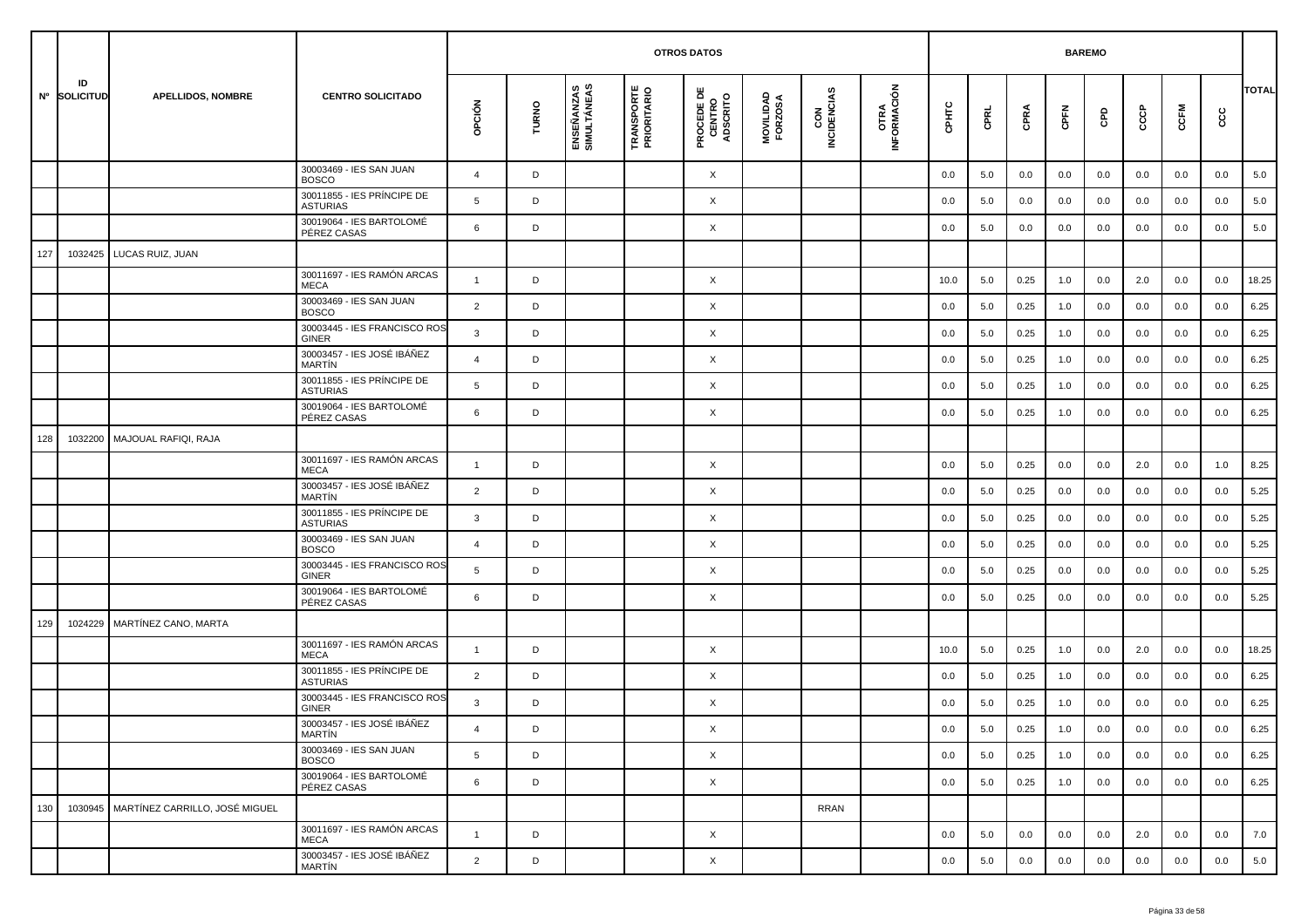| Nº | ID SOLICITUD | APELLIDOS, NOMBRE | CENTRO SOLICITADO | OTROS DATOS | | | | | | | | BAREMO | | | | | | | | TOTAL |
|---|---|---|---|---|---|---|---|---|---|---|---|---|---|---|---|---|---|---|---|---|
| | | | | OPCIÓN | TURNO | ENSEÑANZAS SIMULTÁNEAS | TRANSPORTE PRIORITARIO | PROCEDE DE CENTRO ADSCRITO | MOVILIDAD FORZOSA | CON INCIDENCIAS | OTRA INFORMACIÓN | CPHTC | CPRL | CPRA | CPFN | CPD | CCCP | CCFM | CCC | |
| | | | 30003469 - IES SAN JUAN BOSCO | 4 | D | | | X | | | | 0.0 | 5.0 | 0.0 | 0.0 | 0.0 | 0.0 | 0.0 | 0.0 | 5.0 |
| | | | 30011855 - IES PRÍNCIPE DE ASTURIAS | 5 | D | | | X | | | | 0.0 | 5.0 | 0.0 | 0.0 | 0.0 | 0.0 | 0.0 | 0.0 | 5.0 |
| | | | 30019064 - IES BARTOLOMÉ PÉREZ CASAS | 6 | D | | | X | | | | 0.0 | 5.0 | 0.0 | 0.0 | 0.0 | 0.0 | 0.0 | 0.0 | 5.0 |
| 127 | 1032425 | LUCAS RUIZ, JUAN | | | | | | | | | | | | | | | | | | |
| | | | 30011697 - IES RAMÓN ARCAS MECA | 1 | D | | | X | | | | 10.0 | 5.0 | 0.25 | 1.0 | 0.0 | 2.0 | 0.0 | 0.0 | 18.25 |
| | | | 30003469 - IES SAN JUAN BOSCO | 2 | D | | | X | | | | 0.0 | 5.0 | 0.25 | 1.0 | 0.0 | 0.0 | 0.0 | 0.0 | 6.25 |
| | | | 30003445 - IES FRANCISCO ROS GINER | 3 | D | | | X | | | | 0.0 | 5.0 | 0.25 | 1.0 | 0.0 | 0.0 | 0.0 | 0.0 | 6.25 |
| | | | 30003457 - IES JOSÉ IBÁÑEZ MARTÍN | 4 | D | | | X | | | | 0.0 | 5.0 | 0.25 | 1.0 | 0.0 | 0.0 | 0.0 | 0.0 | 6.25 |
| | | | 30011855 - IES PRÍNCIPE DE ASTURIAS | 5 | D | | | X | | | | 0.0 | 5.0 | 0.25 | 1.0 | 0.0 | 0.0 | 0.0 | 0.0 | 6.25 |
| | | | 30019064 - IES BARTOLOMÉ PÉREZ CASAS | 6 | D | | | X | | | | 0.0 | 5.0 | 0.25 | 1.0 | 0.0 | 0.0 | 0.0 | 0.0 | 6.25 |
| 128 | 1032200 | MAJOUAL RAFIQI, RAJA | | | | | | | | | | | | | | | | | | |
| | | | 30011697 - IES RAMÓN ARCAS MECA | 1 | D | | | X | | | | 0.0 | 5.0 | 0.25 | 0.0 | 0.0 | 2.0 | 0.0 | 1.0 | 8.25 |
| | | | 30003457 - IES JOSÉ IBÁÑEZ MARTÍN | 2 | D | | | X | | | | 0.0 | 5.0 | 0.25 | 0.0 | 0.0 | 0.0 | 0.0 | 0.0 | 5.25 |
| | | | 30011855 - IES PRÍNCIPE DE ASTURIAS | 3 | D | | | X | | | | 0.0 | 5.0 | 0.25 | 0.0 | 0.0 | 0.0 | 0.0 | 0.0 | 5.25 |
| | | | 30003469 - IES SAN JUAN BOSCO | 4 | D | | | X | | | | 0.0 | 5.0 | 0.25 | 0.0 | 0.0 | 0.0 | 0.0 | 0.0 | 5.25 |
| | | | 30003445 - IES FRANCISCO ROS GINER | 5 | D | | | X | | | | 0.0 | 5.0 | 0.25 | 0.0 | 0.0 | 0.0 | 0.0 | 0.0 | 5.25 |
| | | | 30019064 - IES BARTOLOMÉ PÉREZ CASAS | 6 | D | | | X | | | | 0.0 | 5.0 | 0.25 | 0.0 | 0.0 | 0.0 | 0.0 | 0.0 | 5.25 |
| 129 | 1024229 | MARTÍNEZ CANO, MARTA | | | | | | | | | | | | | | | | | | |
| | | | 30011697 - IES RAMÓN ARCAS MECA | 1 | D | | | X | | | | 10.0 | 5.0 | 0.25 | 1.0 | 0.0 | 2.0 | 0.0 | 0.0 | 18.25 |
| | | | 30011855 - IES PRÍNCIPE DE ASTURIAS | 2 | D | | | X | | | | 0.0 | 5.0 | 0.25 | 1.0 | 0.0 | 0.0 | 0.0 | 0.0 | 6.25 |
| | | | 30003445 - IES FRANCISCO ROS GINER | 3 | D | | | X | | | | 0.0 | 5.0 | 0.25 | 1.0 | 0.0 | 0.0 | 0.0 | 0.0 | 6.25 |
| | | | 30003457 - IES JOSÉ IBÁÑEZ MARTÍN | 4 | D | | | X | | | | 0.0 | 5.0 | 0.25 | 1.0 | 0.0 | 0.0 | 0.0 | 0.0 | 6.25 |
| | | | 30003469 - IES SAN JUAN BOSCO | 5 | D | | | X | | | | 0.0 | 5.0 | 0.25 | 1.0 | 0.0 | 0.0 | 0.0 | 0.0 | 6.25 |
| | | | 30019064 - IES BARTOLOMÉ PÉREZ CASAS | 6 | D | | | X | | | | 0.0 | 5.0 | 0.25 | 1.0 | 0.0 | 0.0 | 0.0 | 0.0 | 6.25 |
| 130 | 1030945 | MARTÍNEZ CARRILLO, JOSÉ MIGUEL | | | | | | | | RRAN | | | | | | | | | | |
| | | | 30011697 - IES RAMÓN ARCAS MECA | 1 | D | | | X | | | | 0.0 | 5.0 | 0.0 | 0.0 | 0.0 | 2.0 | 0.0 | 0.0 | 7.0 |
| | | | 30003457 - IES JOSÉ IBÁÑEZ MARTÍN | 2 | D | | | X | | | | 0.0 | 5.0 | 0.0 | 0.0 | 0.0 | 0.0 | 0.0 | 0.0 | 5.0 |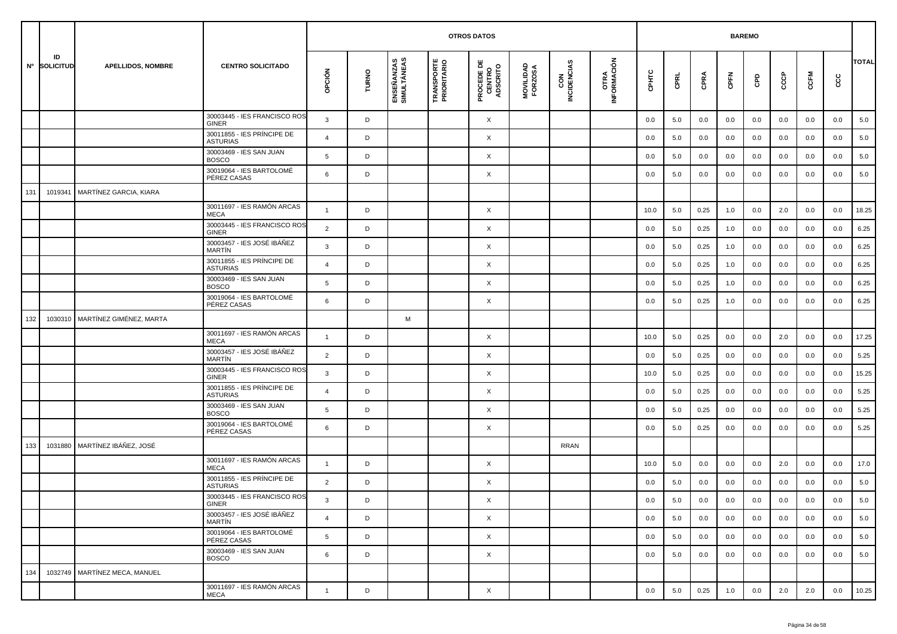| Nº | ID SOLICITUD | APELLIDOS, NOMBRE | CENTRO SOLICITADO | OTROS DATOS | | | | | | | | BAREMO | | | | | | | | TOTAL |
|---|---|---|---|---|---|---|---|---|---|---|---|---|---|---|---|---|---|---|---|---|
| | | | | OPCIÓN | TURNO | ENSEÑANZAS SIMULTÁNEAS | TRANSPORTE PRIORITARIO | PROCEDE DE CENTRO ADSCRITO | MOVILIDAD FORZOSA | CON INCIDENCIAS | OTRA INFORMACIÓN | CPHTC | CPRL | CPRA | CPFN | CPD | CCCP | CCFM | CCC | |
| | | | 30003445 - IES FRANCISCO ROS GINER | 3 | D | | | X | | | | 0.0 | 5.0 | 0.0 | 0.0 | 0.0 | 0.0 | 0.0 | 0.0 | 5.0 |
| | | | 30011855 - IES PRÍNCIPE DE ASTURIAS | 4 | D | | | X | | | | 0.0 | 5.0 | 0.0 | 0.0 | 0.0 | 0.0 | 0.0 | 0.0 | 5.0 |
| | | | 30003469 - IES SAN JUAN BOSCO | 5 | D | | | X | | | | 0.0 | 5.0 | 0.0 | 0.0 | 0.0 | 0.0 | 0.0 | 0.0 | 5.0 |
| | | | 30019064 - IES BARTOLOMÉ PÉREZ CASAS | 6 | D | | | X | | | | 0.0 | 5.0 | 0.0 | 0.0 | 0.0 | 0.0 | 0.0 | 0.0 | 5.0 |
| 131 | 1019341 | MARTÍNEZ GARCIA, KIARA | | | | | | | | | | | | | | | | | | |
| | | | 30011697 - IES RAMÓN ARCAS MECA | 1 | D | | | X | | | | 10.0 | 5.0 | 0.25 | 1.0 | 0.0 | 2.0 | 0.0 | 0.0 | 18.25 |
| | | | 30003445 - IES FRANCISCO ROS GINER | 2 | D | | | X | | | | 0.0 | 5.0 | 0.25 | 1.0 | 0.0 | 0.0 | 0.0 | 0.0 | 6.25 |
| | | | 30003457 - IES JOSÉ IBÁÑEZ MARTÍN | 3 | D | | | X | | | | 0.0 | 5.0 | 0.25 | 1.0 | 0.0 | 0.0 | 0.0 | 0.0 | 6.25 |
| | | | 30011855 - IES PRÍNCIPE DE ASTURIAS | 4 | D | | | X | | | | 0.0 | 5.0 | 0.25 | 1.0 | 0.0 | 0.0 | 0.0 | 0.0 | 6.25 |
| | | | 30003469 - IES SAN JUAN BOSCO | 5 | D | | | X | | | | 0.0 | 5.0 | 0.25 | 1.0 | 0.0 | 0.0 | 0.0 | 0.0 | 6.25 |
| | | | 30019064 - IES BARTOLOMÉ PÉREZ CASAS | 6 | D | | | X | | | | 0.0 | 5.0 | 0.25 | 1.0 | 0.0 | 0.0 | 0.0 | 0.0 | 6.25 |
| 132 | 1030310 | MARTÍNEZ GIMÉNEZ, MARTA | | | | M | | | | | | | | | | | | | | |
| | | | 30011697 - IES RAMÓN ARCAS MECA | 1 | D | | | X | | | | 10.0 | 5.0 | 0.25 | 0.0 | 0.0 | 2.0 | 0.0 | 0.0 | 17.25 |
| | | | 30003457 - IES JOSÉ IBÁÑEZ MARTÍN | 2 | D | | | X | | | | 0.0 | 5.0 | 0.25 | 0.0 | 0.0 | 0.0 | 0.0 | 0.0 | 5.25 |
| | | | 30003445 - IES FRANCISCO ROS GINER | 3 | D | | | X | | | | 10.0 | 5.0 | 0.25 | 0.0 | 0.0 | 0.0 | 0.0 | 0.0 | 15.25 |
| | | | 30011855 - IES PRÍNCIPE DE ASTURIAS | 4 | D | | | X | | | | 0.0 | 5.0 | 0.25 | 0.0 | 0.0 | 0.0 | 0.0 | 0.0 | 5.25 |
| | | | 30003469 - IES SAN JUAN BOSCO | 5 | D | | | X | | | | 0.0 | 5.0 | 0.25 | 0.0 | 0.0 | 0.0 | 0.0 | 0.0 | 5.25 |
| | | | 30019064 - IES BARTOLOMÉ PÉREZ CASAS | 6 | D | | | X | | | | 0.0 | 5.0 | 0.25 | 0.0 | 0.0 | 0.0 | 0.0 | 0.0 | 5.25 |
| 133 | 1031880 | MARTÍNEZ IBÁÑEZ, JOSÉ | | | | | | | | RRAN | | | | | | | | | | |
| | | | 30011697 - IES RAMÓN ARCAS MECA | 1 | D | | | X | | | | 10.0 | 5.0 | 0.0 | 0.0 | 0.0 | 2.0 | 0.0 | 0.0 | 17.0 |
| | | | 30011855 - IES PRÍNCIPE DE ASTURIAS | 2 | D | | | X | | | | 0.0 | 5.0 | 0.0 | 0.0 | 0.0 | 0.0 | 0.0 | 0.0 | 5.0 |
| | | | 30003445 - IES FRANCISCO ROS GINER | 3 | D | | | X | | | | 0.0 | 5.0 | 0.0 | 0.0 | 0.0 | 0.0 | 0.0 | 0.0 | 5.0 |
| | | | 30003457 - IES JOSÉ IBÁÑEZ MARTÍN | 4 | D | | | X | | | | 0.0 | 5.0 | 0.0 | 0.0 | 0.0 | 0.0 | 0.0 | 0.0 | 5.0 |
| | | | 30019064 - IES BARTOLOMÉ PÉREZ CASAS | 5 | D | | | X | | | | 0.0 | 5.0 | 0.0 | 0.0 | 0.0 | 0.0 | 0.0 | 0.0 | 5.0 |
| | | | 30003469 - IES SAN JUAN BOSCO | 6 | D | | | X | | | | 0.0 | 5.0 | 0.0 | 0.0 | 0.0 | 0.0 | 0.0 | 0.0 | 5.0 |
| 134 | 1032749 | MARTÍNEZ MECA, MANUEL | | | | | | | | | | | | | | | | | | |
| | | | 30011697 - IES RAMÓN ARCAS MECA | 1 | D | | | X | | | | 0.0 | 5.0 | 0.25 | 1.0 | 0.0 | 2.0 | 2.0 | 0.0 | 10.25 |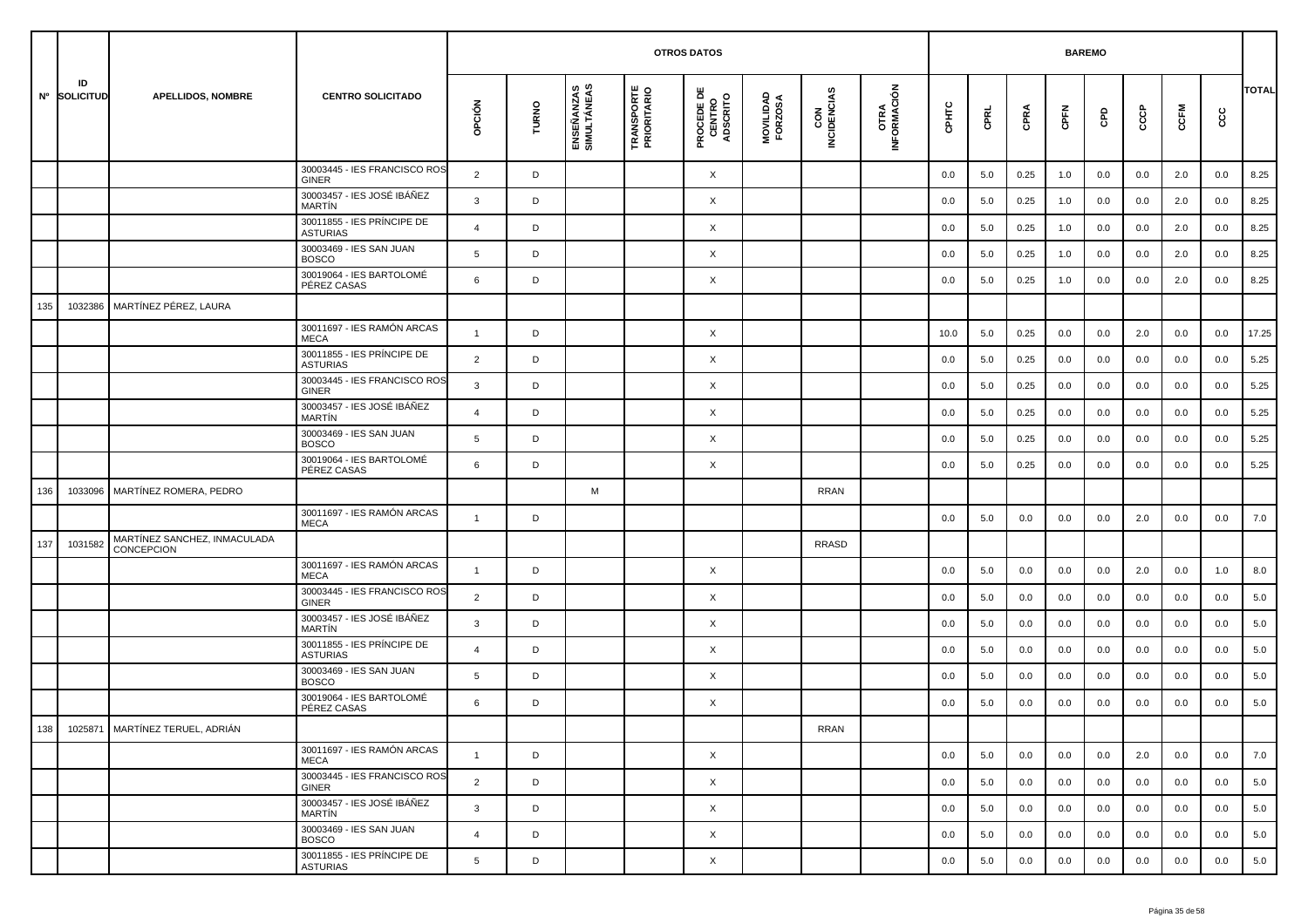| Nº | ID SOLICITUD | APELLIDOS, NOMBRE | CENTRO SOLICITADO | OTROS DATOS | | | | | | | | BAREMO | | | | | | | | TOTAL |
|---|---|---|---|---|---|---|---|---|---|---|---|---|---|---|---|---|---|---|---|---|
| | | | | OPCIÓN | TURNO | ENSEÑANZAS SIMULTÁNEAS | TRANSPORTE PRIORITARIO | PROCEDE DE CENTRO ADSCRITO | MOVILIDAD FORZOSA | CON INCIDENCIAS | OTRA INFORMACIÓN | CPHTC | CPRL | CPRA | CPFN | CPD | CCCP | CCFM | CCC | |
| | | | 30003445 - IES FRANCISCO ROS GINER | 2 | D | | | X | | | | 0.0 | 5.0 | 0.25 | 1.0 | 0.0 | 0.0 | 2.0 | 0.0 | 8.25 |
| | | | 30003457 - IES JOSÉ IBÁÑEZ MARTÍN | 3 | D | | | X | | | | 0.0 | 5.0 | 0.25 | 1.0 | 0.0 | 0.0 | 2.0 | 0.0 | 8.25 |
| | | | 30011855 - IES PRÍNCIPE DE ASTURIAS | 4 | D | | | X | | | | 0.0 | 5.0 | 0.25 | 1.0 | 0.0 | 0.0 | 2.0 | 0.0 | 8.25 |
| | | | 30003469 - IES SAN JUAN BOSCO | 5 | D | | | X | | | | 0.0 | 5.0 | 0.25 | 1.0 | 0.0 | 0.0 | 2.0 | 0.0 | 8.25 |
| | | | 30019064 - IES BARTOLOMÉ PÉREZ CASAS | 6 | D | | | X | | | | 0.0 | 5.0 | 0.25 | 1.0 | 0.0 | 0.0 | 2.0 | 0.0 | 8.25 |
| 135 | 1032386 | MARTÍNEZ PÉREZ, LAURA | | | | | | | | | | | | | | | | | | |
| | | | 30011697 - IES RAMÓN ARCAS MECA | 1 | D | | | X | | | | 10.0 | 5.0 | 0.25 | 0.0 | 0.0 | 2.0 | 0.0 | 0.0 | 17.25 |
| | | | 30011855 - IES PRÍNCIPE DE ASTURIAS | 2 | D | | | X | | | | 0.0 | 5.0 | 0.25 | 0.0 | 0.0 | 0.0 | 0.0 | 0.0 | 5.25 |
| | | | 30003445 - IES FRANCISCO ROS GINER | 3 | D | | | X | | | | 0.0 | 5.0 | 0.25 | 0.0 | 0.0 | 0.0 | 0.0 | 0.0 | 5.25 |
| | | | 30003457 - IES JOSÉ IBÁÑEZ MARTÍN | 4 | D | | | X | | | | 0.0 | 5.0 | 0.25 | 0.0 | 0.0 | 0.0 | 0.0 | 0.0 | 5.25 |
| | | | 30003469 - IES SAN JUAN BOSCO | 5 | D | | | X | | | | 0.0 | 5.0 | 0.25 | 0.0 | 0.0 | 0.0 | 0.0 | 0.0 | 5.25 |
| | | | 30019064 - IES BARTOLOMÉ PÉREZ CASAS | 6 | D | | | X | | | | 0.0 | 5.0 | 0.25 | 0.0 | 0.0 | 0.0 | 0.0 | 0.0 | 5.25 |
| 136 | 1033096 | MARTÍNEZ ROMERA, PEDRO | | | | M | | | | RRAN | | | | | | | | | | |
| | | | 30011697 - IES RAMÓN ARCAS MECA | 1 | D | | | | | | | 0.0 | 5.0 | 0.0 | 0.0 | 0.0 | 2.0 | 0.0 | 0.0 | 7.0 |
| 137 | 1031582 | MARTÍNEZ SANCHEZ, INMACULADA CONCEPCION | | | | | | | | RRASD | | | | | | | | | | |
| | | | 30011697 - IES RAMÓN ARCAS MECA | 1 | D | | | X | | | | 0.0 | 5.0 | 0.0 | 0.0 | 0.0 | 2.0 | 0.0 | 1.0 | 8.0 |
| | | | 30003445 - IES FRANCISCO ROS GINER | 2 | D | | | X | | | | 0.0 | 5.0 | 0.0 | 0.0 | 0.0 | 0.0 | 0.0 | 0.0 | 5.0 |
| | | | 30003457 - IES JOSÉ IBÁÑEZ MARTÍN | 3 | D | | | X | | | | 0.0 | 5.0 | 0.0 | 0.0 | 0.0 | 0.0 | 0.0 | 0.0 | 5.0 |
| | | | 30011855 - IES PRÍNCIPE DE ASTURIAS | 4 | D | | | X | | | | 0.0 | 5.0 | 0.0 | 0.0 | 0.0 | 0.0 | 0.0 | 0.0 | 5.0 |
| | | | 30003469 - IES SAN JUAN BOSCO | 5 | D | | | X | | | | 0.0 | 5.0 | 0.0 | 0.0 | 0.0 | 0.0 | 0.0 | 0.0 | 5.0 |
| | | | 30019064 - IES BARTOLOMÉ PÉREZ CASAS | 6 | D | | | X | | | | 0.0 | 5.0 | 0.0 | 0.0 | 0.0 | 0.0 | 0.0 | 0.0 | 5.0 |
| 138 | 1025871 | MARTÍNEZ TERUEL, ADRIÁN | | | | | | | | RRAN | | | | | | | | | | |
| | | | 30011697 - IES RAMÓN ARCAS MECA | 1 | D | | | X | | | | 0.0 | 5.0 | 0.0 | 0.0 | 0.0 | 2.0 | 0.0 | 0.0 | 7.0 |
| | | | 30003445 - IES FRANCISCO ROS GINER | 2 | D | | | X | | | | 0.0 | 5.0 | 0.0 | 0.0 | 0.0 | 0.0 | 0.0 | 0.0 | 5.0 |
| | | | 30003457 - IES JOSÉ IBÁÑEZ MARTÍN | 3 | D | | | X | | | | 0.0 | 5.0 | 0.0 | 0.0 | 0.0 | 0.0 | 0.0 | 0.0 | 5.0 |
| | | | 30003469 - IES SAN JUAN BOSCO | 4 | D | | | X | | | | 0.0 | 5.0 | 0.0 | 0.0 | 0.0 | 0.0 | 0.0 | 0.0 | 5.0 |
| | | | 30011855 - IES PRÍNCIPE DE ASTURIAS | 5 | D | | | X | | | | 0.0 | 5.0 | 0.0 | 0.0 | 0.0 | 0.0 | 0.0 | 0.0 | 5.0 |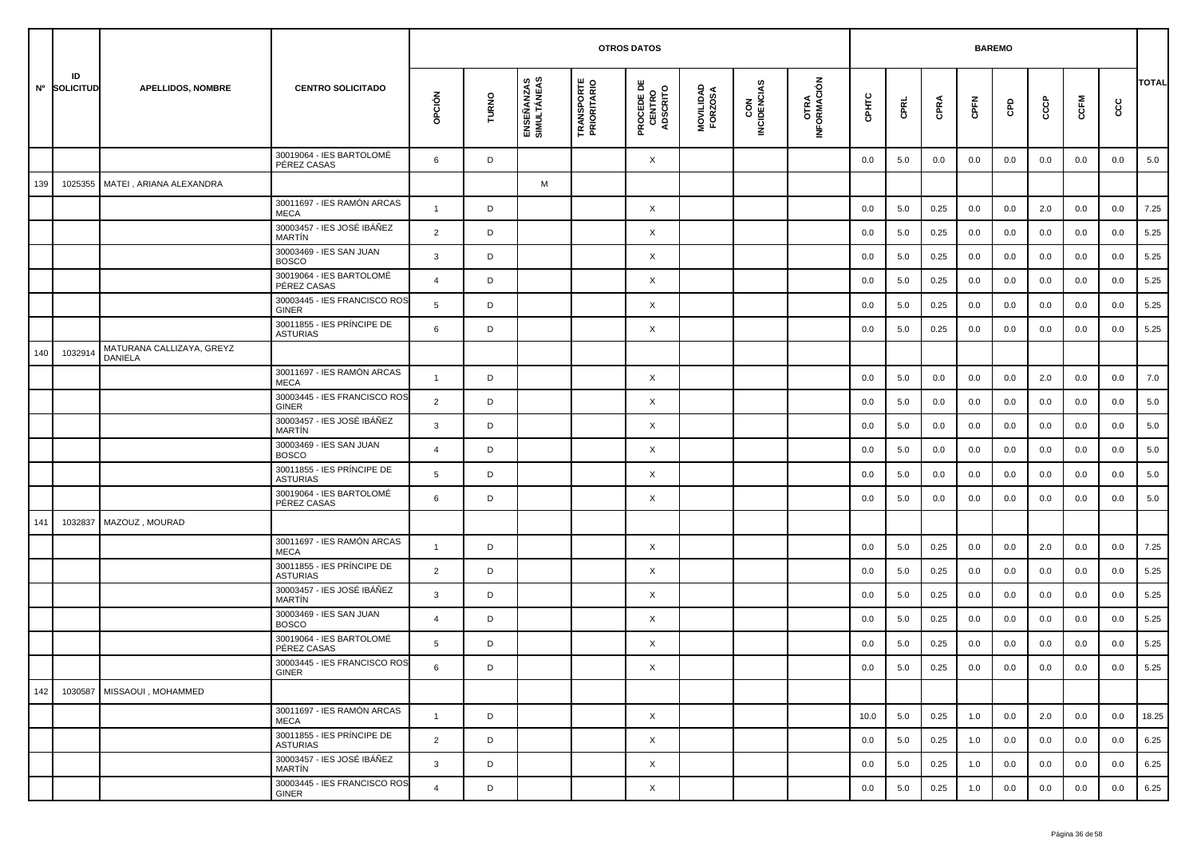| Nº | ID SOLICITUD | APELLIDOS, NOMBRE | CENTRO SOLICITADO | OTROS DATOS | | | | | | | | BAREMO | | | | | | | | TOTAL |
|---|---|---|---|---|---|---|---|---|---|---|---|---|---|---|---|---|---|---|---|---|
| | | | | OPCIÓN | TURNO | ENSEÑANZAS SIMULTÁNEAS | TRANSPORTE PRIORITARIO | PROCEDE DE CENTRO ADSCRITO | MOVILIDAD FORZOSA | CON INCIDENCIAS | OTRA INFORMACIÓN | CPHTC | CPRL | CPRA | CPFN | CPD | CCCP | CCFM | CCC | |
| | | | 30019064 - IES BARTOLOMÉ PÉREZ CASAS | 6 | D | | | X | | | | 0.0 | 5.0 | 0.0 | 0.0 | 0.0 | 0.0 | 0.0 | 0.0 | 5.0 |
| 139 | 1025355 | MATEI , ARIANA ALEXANDRA | | | | M | | | | | | | | | | | | | | |
| | | | 30011697 - IES RAMÓN ARCAS MECA | 1 | D | | | X | | | | 0.0 | 5.0 | 0.25 | 0.0 | 0.0 | 2.0 | 0.0 | 0.0 | 7.25 |
| | | | 30003457 - IES JOSÉ IBÁÑEZ MARTÍN | 2 | D | | | X | | | | 0.0 | 5.0 | 0.25 | 0.0 | 0.0 | 0.0 | 0.0 | 0.0 | 5.25 |
| | | | 30003469 - IES SAN JUAN BOSCO | 3 | D | | | X | | | | 0.0 | 5.0 | 0.25 | 0.0 | 0.0 | 0.0 | 0.0 | 0.0 | 5.25 |
| | | | 30019064 - IES BARTOLOMÉ PÉREZ CASAS | 4 | D | | | X | | | | 0.0 | 5.0 | 0.25 | 0.0 | 0.0 | 0.0 | 0.0 | 0.0 | 5.25 |
| | | | 30003445 - IES FRANCISCO ROS GINER | 5 | D | | | X | | | | 0.0 | 5.0 | 0.25 | 0.0 | 0.0 | 0.0 | 0.0 | 0.0 | 5.25 |
| | | | 30011855 - IES PRÍNCIPE DE ASTURIAS | 6 | D | | | X | | | | 0.0 | 5.0 | 0.25 | 0.0 | 0.0 | 0.0 | 0.0 | 0.0 | 5.25 |
| 140 | 1032914 | MATURANA CALLIZAYA, GREYZ DANIELA | | | | | | | | | | | | | | | | | | |
| | | | 30011697 - IES RAMÓN ARCAS MECA | 1 | D | | | X | | | | 0.0 | 5.0 | 0.0 | 0.0 | 0.0 | 2.0 | 0.0 | 0.0 | 7.0 |
| | | | 30003445 - IES FRANCISCO ROS GINER | 2 | D | | | X | | | | 0.0 | 5.0 | 0.0 | 0.0 | 0.0 | 0.0 | 0.0 | 0.0 | 5.0 |
| | | | 30003457 - IES JOSÉ IBÁÑEZ MARTÍN | 3 | D | | | X | | | | 0.0 | 5.0 | 0.0 | 0.0 | 0.0 | 0.0 | 0.0 | 0.0 | 5.0 |
| | | | 30003469 - IES SAN JUAN BOSCO | 4 | D | | | X | | | | 0.0 | 5.0 | 0.0 | 0.0 | 0.0 | 0.0 | 0.0 | 0.0 | 5.0 |
| | | | 30011855 - IES PRÍNCIPE DE ASTURIAS | 5 | D | | | X | | | | 0.0 | 5.0 | 0.0 | 0.0 | 0.0 | 0.0 | 0.0 | 0.0 | 5.0 |
| | | | 30019064 - IES BARTOLOMÉ PÉREZ CASAS | 6 | D | | | X | | | | 0.0 | 5.0 | 0.0 | 0.0 | 0.0 | 0.0 | 0.0 | 0.0 | 5.0 |
| 141 | 1032837 | MAZOUZ , MOURAD | | | | | | | | | | | | | | | | | | |
| | | | 30011697 - IES RAMÓN ARCAS MECA | 1 | D | | | X | | | | 0.0 | 5.0 | 0.25 | 0.0 | 0.0 | 2.0 | 0.0 | 0.0 | 7.25 |
| | | | 30011855 - IES PRÍNCIPE DE ASTURIAS | 2 | D | | | X | | | | 0.0 | 5.0 | 0.25 | 0.0 | 0.0 | 0.0 | 0.0 | 0.0 | 5.25 |
| | | | 30003457 - IES JOSÉ IBÁÑEZ MARTÍN | 3 | D | | | X | | | | 0.0 | 5.0 | 0.25 | 0.0 | 0.0 | 0.0 | 0.0 | 0.0 | 5.25 |
| | | | 30003469 - IES SAN JUAN BOSCO | 4 | D | | | X | | | | 0.0 | 5.0 | 0.25 | 0.0 | 0.0 | 0.0 | 0.0 | 0.0 | 5.25 |
| | | | 30019064 - IES BARTOLOMÉ PÉREZ CASAS | 5 | D | | | X | | | | 0.0 | 5.0 | 0.25 | 0.0 | 0.0 | 0.0 | 0.0 | 0.0 | 5.25 |
| | | | 30003445 - IES FRANCISCO ROS GINER | 6 | D | | | X | | | | 0.0 | 5.0 | 0.25 | 0.0 | 0.0 | 0.0 | 0.0 | 0.0 | 5.25 |
| 142 | 1030587 | MISSAOUI , MOHAMMED | | | | | | | | | | | | | | | | | | |
| | | | 30011697 - IES RAMÓN ARCAS MECA | 1 | D | | | X | | | | 10.0 | 5.0 | 0.25 | 1.0 | 0.0 | 2.0 | 0.0 | 0.0 | 18.25 |
| | | | 30011855 - IES PRÍNCIPE DE ASTURIAS | 2 | D | | | X | | | | 0.0 | 5.0 | 0.25 | 1.0 | 0.0 | 0.0 | 0.0 | 0.0 | 6.25 |
| | | | 30003457 - IES JOSÉ IBÁÑEZ MARTÍN | 3 | D | | | X | | | | 0.0 | 5.0 | 0.25 | 1.0 | 0.0 | 0.0 | 0.0 | 0.0 | 6.25 |
| | | | 30003445 - IES FRANCISCO ROS GINER | 4 | D | | | X | | | | 0.0 | 5.0 | 0.25 | 1.0 | 0.0 | 0.0 | 0.0 | 0.0 | 6.25 |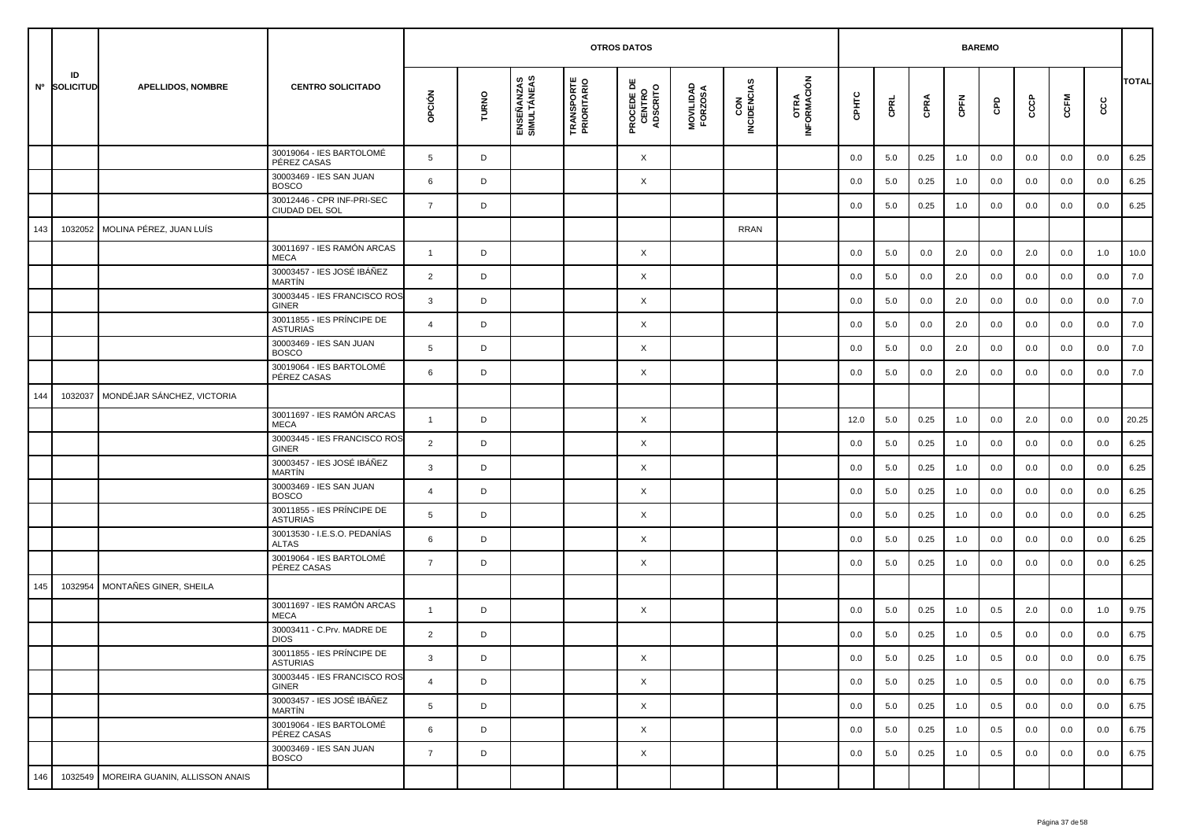| Nº | ID SOLICITUD | APELLIDOS, NOMBRE | CENTRO SOLICITADO | OTROS DATOS | | | | | | | | BAREMO | | | | | | | | TOTAL |
|---|---|---|---|---|---|---|---|---|---|---|---|---|---|---|---|---|---|---|---|---|
| | | | | OPCIÓN | TURNO | ENSEÑANZAS SIMULTÁNEAS | TRANSPORTE PRIORITARIO | PROCEDE DE CENTRO ADSCRITO | MOVILIDAD FORZOSA | CON INCIDENCIAS | OTRA INFORMACIÓN | CPHTC | CPRL | CPRA | CPFN | CPD | CCCP | CCFM | CCC | |
| | | | 30019064 - IES BARTOLOMÉ PÉREZ CASAS | 5 | D | | | X | | | | 0.0 | 5.0 | 0.25 | 1.0 | 0.0 | 0.0 | 0.0 | 0.0 | 6.25 |
| | | | 30003469 - IES SAN JUAN BOSCO | 6 | D | | | X | | | | 0.0 | 5.0 | 0.25 | 1.0 | 0.0 | 0.0 | 0.0 | 0.0 | 6.25 |
| | | | 30012446 - CPR INF-PRI-SEC CIUDAD DEL SOL | 7 | D | | | | | | | 0.0 | 5.0 | 0.25 | 1.0 | 0.0 | 0.0 | 0.0 | 0.0 | 6.25 |
| 143 | 1032052 | MOLINA PÉREZ, JUAN LUÍS | | | | | | | | RRAN | | | | | | | | | | |
| | | | 30011697 - IES RAMÓN ARCAS MECA | 1 | D | | | X | | | | 0.0 | 5.0 | 0.0 | 2.0 | 0.0 | 2.0 | 0.0 | 1.0 | 10.0 |
| | | | 30003457 - IES JOSÉ IBÁÑEZ MARTÍN | 2 | D | | | X | | | | 0.0 | 5.0 | 0.0 | 2.0 | 0.0 | 0.0 | 0.0 | 0.0 | 7.0 |
| | | | 30003445 - IES FRANCISCO ROS GINER | 3 | D | | | X | | | | 0.0 | 5.0 | 0.0 | 2.0 | 0.0 | 0.0 | 0.0 | 0.0 | 7.0 |
| | | | 30011855 - IES PRÍNCIPE DE ASTURIAS | 4 | D | | | X | | | | 0.0 | 5.0 | 0.0 | 2.0 | 0.0 | 0.0 | 0.0 | 0.0 | 7.0 |
| | | | 30003469 - IES SAN JUAN BOSCO | 5 | D | | | X | | | | 0.0 | 5.0 | 0.0 | 2.0 | 0.0 | 0.0 | 0.0 | 0.0 | 7.0 |
| | | | 30019064 - IES BARTOLOMÉ PÉREZ CASAS | 6 | D | | | X | | | | 0.0 | 5.0 | 0.0 | 2.0 | 0.0 | 0.0 | 0.0 | 0.0 | 7.0 |
| 144 | 1032037 | MONDÉJAR SÁNCHEZ, VICTORIA | | | | | | | | | | | | | | | | | | |
| | | | 30011697 - IES RAMÓN ARCAS MECA | 1 | D | | | X | | | | 12.0 | 5.0 | 0.25 | 1.0 | 0.0 | 2.0 | 0.0 | 0.0 | 20.25 |
| | | | 30003445 - IES FRANCISCO ROS GINER | 2 | D | | | X | | | | 0.0 | 5.0 | 0.25 | 1.0 | 0.0 | 0.0 | 0.0 | 0.0 | 6.25 |
| | | | 30003457 - IES JOSÉ IBÁÑEZ MARTÍN | 3 | D | | | X | | | | 0.0 | 5.0 | 0.25 | 1.0 | 0.0 | 0.0 | 0.0 | 0.0 | 6.25 |
| | | | 30003469 - IES SAN JUAN BOSCO | 4 | D | | | X | | | | 0.0 | 5.0 | 0.25 | 1.0 | 0.0 | 0.0 | 0.0 | 0.0 | 6.25 |
| | | | 30011855 - IES PRÍNCIPE DE ASTURIAS | 5 | D | | | X | | | | 0.0 | 5.0 | 0.25 | 1.0 | 0.0 | 0.0 | 0.0 | 0.0 | 6.25 |
| | | | 30013530 - I.E.S.O. PEDANÍAS ALTAS | 6 | D | | | X | | | | 0.0 | 5.0 | 0.25 | 1.0 | 0.0 | 0.0 | 0.0 | 0.0 | 6.25 |
| | | | 30019064 - IES BARTOLOMÉ PÉREZ CASAS | 7 | D | | | X | | | | 0.0 | 5.0 | 0.25 | 1.0 | 0.0 | 0.0 | 0.0 | 0.0 | 6.25 |
| 145 | 1032954 | MONTAÑES GINER, SHEILA | | | | | | | | | | | | | | | | | | |
| | | | 30011697 - IES RAMÓN ARCAS MECA | 1 | D | | | X | | | | 0.0 | 5.0 | 0.25 | 1.0 | 0.5 | 2.0 | 0.0 | 1.0 | 9.75 |
| | | | 30003411 - C.Prv. MADRE DE DIOS | 2 | D | | | | | | | 0.0 | 5.0 | 0.25 | 1.0 | 0.5 | 0.0 | 0.0 | 0.0 | 6.75 |
| | | | 30011855 - IES PRÍNCIPE DE ASTURIAS | 3 | D | | | X | | | | 0.0 | 5.0 | 0.25 | 1.0 | 0.5 | 0.0 | 0.0 | 0.0 | 6.75 |
| | | | 30003445 - IES FRANCISCO ROS GINER | 4 | D | | | X | | | | 0.0 | 5.0 | 0.25 | 1.0 | 0.5 | 0.0 | 0.0 | 0.0 | 6.75 |
| | | | 30003457 - IES JOSÉ IBÁÑEZ MARTÍN | 5 | D | | | X | | | | 0.0 | 5.0 | 0.25 | 1.0 | 0.5 | 0.0 | 0.0 | 0.0 | 6.75 |
| | | | 30019064 - IES BARTOLOMÉ PÉREZ CASAS | 6 | D | | | X | | | | 0.0 | 5.0 | 0.25 | 1.0 | 0.5 | 0.0 | 0.0 | 0.0 | 6.75 |
| | | | 30003469 - IES SAN JUAN BOSCO | 7 | D | | | X | | | | 0.0 | 5.0 | 0.25 | 1.0 | 0.5 | 0.0 | 0.0 | 0.0 | 6.75 |
| 146 | 1032549 | MOREIRA GUANIN, ALLISSON ANAIS | | | | | | | | | | | | | | | | | | |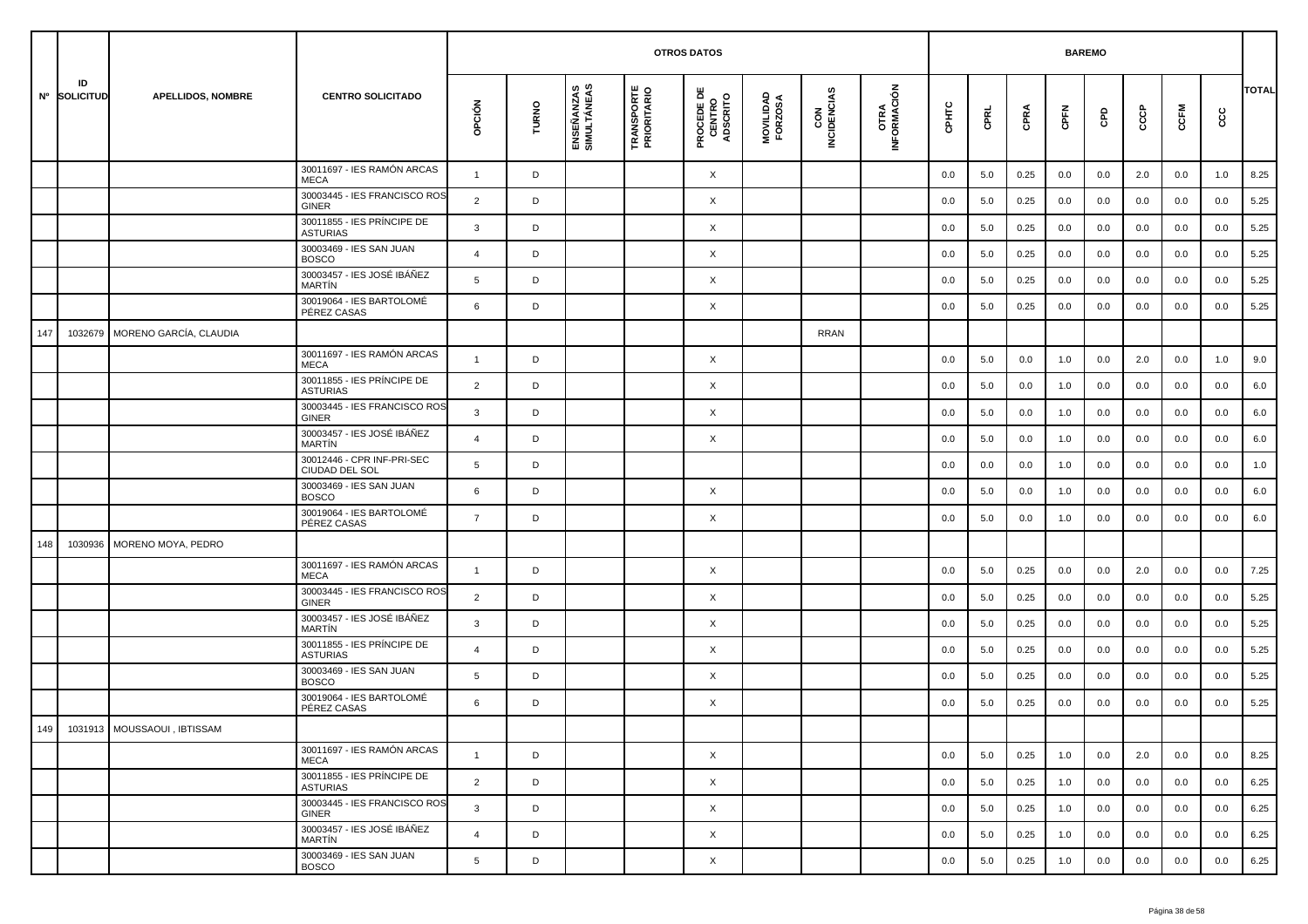| Nº | ID SOLICITUD | APELLIDOS, NOMBRE | CENTRO SOLICITADO | OTROS DATOS | | | | | | | | BAREMO | | | | | | | | TOTAL |
|---|---|---|---|---|---|---|---|---|---|---|---|---|---|---|---|---|---|---|---|---|
| | | | | OPCIÓN | TURNO | ENSEÑANZAS SIMULTÁNEAS | TRANSPORTE PRIORITARIO | PROCEDE DE CENTRO ADSCRITO | MOVILIDAD FORZOSA | CON INCIDENCIAS | OTRA INFORMACIÓN | CPHTC | CPRL | CPRA | CPFN | CPD | CCCP | CCFM | CCC | |
| | | | 30011697 - IES RAMÓN ARCAS MECA | 1 | D | | | X | | | | 0.0 | 5.0 | 0.25 | 0.0 | 0.0 | 2.0 | 0.0 | 1.0 | 8.25 |
| | | | 30003445 - IES FRANCISCO ROS GINER | 2 | D | | | X | | | | 0.0 | 5.0 | 0.25 | 0.0 | 0.0 | 0.0 | 0.0 | 0.0 | 5.25 |
| | | | 30011855 - IES PRÍNCIPE DE ASTURIAS | 3 | D | | | X | | | | 0.0 | 5.0 | 0.25 | 0.0 | 0.0 | 0.0 | 0.0 | 0.0 | 5.25 |
| | | | 30003469 - IES SAN JUAN BOSCO | 4 | D | | | X | | | | 0.0 | 5.0 | 0.25 | 0.0 | 0.0 | 0.0 | 0.0 | 0.0 | 5.25 |
| | | | 30003457 - IES JOSÉ IBÁÑEZ MARTÍN | 5 | D | | | X | | | | 0.0 | 5.0 | 0.25 | 0.0 | 0.0 | 0.0 | 0.0 | 0.0 | 5.25 |
| | | | 30019064 - IES BARTOLOMÉ PÉREZ CASAS | 6 | D | | | X | | | | 0.0 | 5.0 | 0.25 | 0.0 | 0.0 | 0.0 | 0.0 | 0.0 | 5.25 |
| 147 | 1032679 | MORENO GARCÍA, CLAUDIA | | | | | | | | RRAN | | | | | | | | | | |
| | | | 30011697 - IES RAMÓN ARCAS MECA | 1 | D | | | X | | | | 0.0 | 5.0 | 0.0 | 1.0 | 0.0 | 2.0 | 0.0 | 1.0 | 9.0 |
| | | | 30011855 - IES PRÍNCIPE DE ASTURIAS | 2 | D | | | X | | | | 0.0 | 5.0 | 0.0 | 1.0 | 0.0 | 0.0 | 0.0 | 0.0 | 6.0 |
| | | | 30003445 - IES FRANCISCO ROS GINER | 3 | D | | | X | | | | 0.0 | 5.0 | 0.0 | 1.0 | 0.0 | 0.0 | 0.0 | 0.0 | 6.0 |
| | | | 30003457 - IES JOSÉ IBÁÑEZ MARTÍN | 4 | D | | | X | | | | 0.0 | 5.0 | 0.0 | 1.0 | 0.0 | 0.0 | 0.0 | 0.0 | 6.0 |
| | | | 30012446 - CPR INF-PRI-SEC CIUDAD DEL SOL | 5 | D | | | | | | | 0.0 | 0.0 | 0.0 | 1.0 | 0.0 | 0.0 | 0.0 | 0.0 | 1.0 |
| | | | 30003469 - IES SAN JUAN BOSCO | 6 | D | | | X | | | | 0.0 | 5.0 | 0.0 | 1.0 | 0.0 | 0.0 | 0.0 | 0.0 | 6.0 |
| | | | 30019064 - IES BARTOLOMÉ PÉREZ CASAS | 7 | D | | | X | | | | 0.0 | 5.0 | 0.0 | 1.0 | 0.0 | 0.0 | 0.0 | 0.0 | 6.0 |
| 148 | 1030936 | MORENO MOYA, PEDRO | | | | | | | | | | | | | | | | | | |
| | | | 30011697 - IES RAMÓN ARCAS MECA | 1 | D | | | X | | | | 0.0 | 5.0 | 0.25 | 0.0 | 0.0 | 2.0 | 0.0 | 0.0 | 7.25 |
| | | | 30003445 - IES FRANCISCO ROS GINER | 2 | D | | | X | | | | 0.0 | 5.0 | 0.25 | 0.0 | 0.0 | 0.0 | 0.0 | 0.0 | 5.25 |
| | | | 30003457 - IES JOSÉ IBÁÑEZ MARTÍN | 3 | D | | | X | | | | 0.0 | 5.0 | 0.25 | 0.0 | 0.0 | 0.0 | 0.0 | 0.0 | 5.25 |
| | | | 30011855 - IES PRÍNCIPE DE ASTURIAS | 4 | D | | | X | | | | 0.0 | 5.0 | 0.25 | 0.0 | 0.0 | 0.0 | 0.0 | 0.0 | 5.25 |
| | | | 30003469 - IES SAN JUAN BOSCO | 5 | D | | | X | | | | 0.0 | 5.0 | 0.25 | 0.0 | 0.0 | 0.0 | 0.0 | 0.0 | 5.25 |
| | | | 30019064 - IES BARTOLOMÉ PÉREZ CASAS | 6 | D | | | X | | | | 0.0 | 5.0 | 0.25 | 0.0 | 0.0 | 0.0 | 0.0 | 0.0 | 5.25 |
| 149 | 1031913 | MOUSSAOUI , IBTISSAM | | | | | | | | | | | | | | | | | | |
| | | | 30011697 - IES RAMÓN ARCAS MECA | 1 | D | | | X | | | | 0.0 | 5.0 | 0.25 | 1.0 | 0.0 | 2.0 | 0.0 | 0.0 | 8.25 |
| | | | 30011855 - IES PRÍNCIPE DE ASTURIAS | 2 | D | | | X | | | | 0.0 | 5.0 | 0.25 | 1.0 | 0.0 | 0.0 | 0.0 | 0.0 | 6.25 |
| | | | 30003445 - IES FRANCISCO ROS GINER | 3 | D | | | X | | | | 0.0 | 5.0 | 0.25 | 1.0 | 0.0 | 0.0 | 0.0 | 0.0 | 6.25 |
| | | | 30003457 - IES JOSÉ IBÁÑEZ MARTÍN | 4 | D | | | X | | | | 0.0 | 5.0 | 0.25 | 1.0 | 0.0 | 0.0 | 0.0 | 0.0 | 6.25 |
| | | | 30003469 - IES SAN JUAN BOSCO | 5 | D | | | X | | | | 0.0 | 5.0 | 0.25 | 1.0 | 0.0 | 0.0 | 0.0 | 0.0 | 6.25 |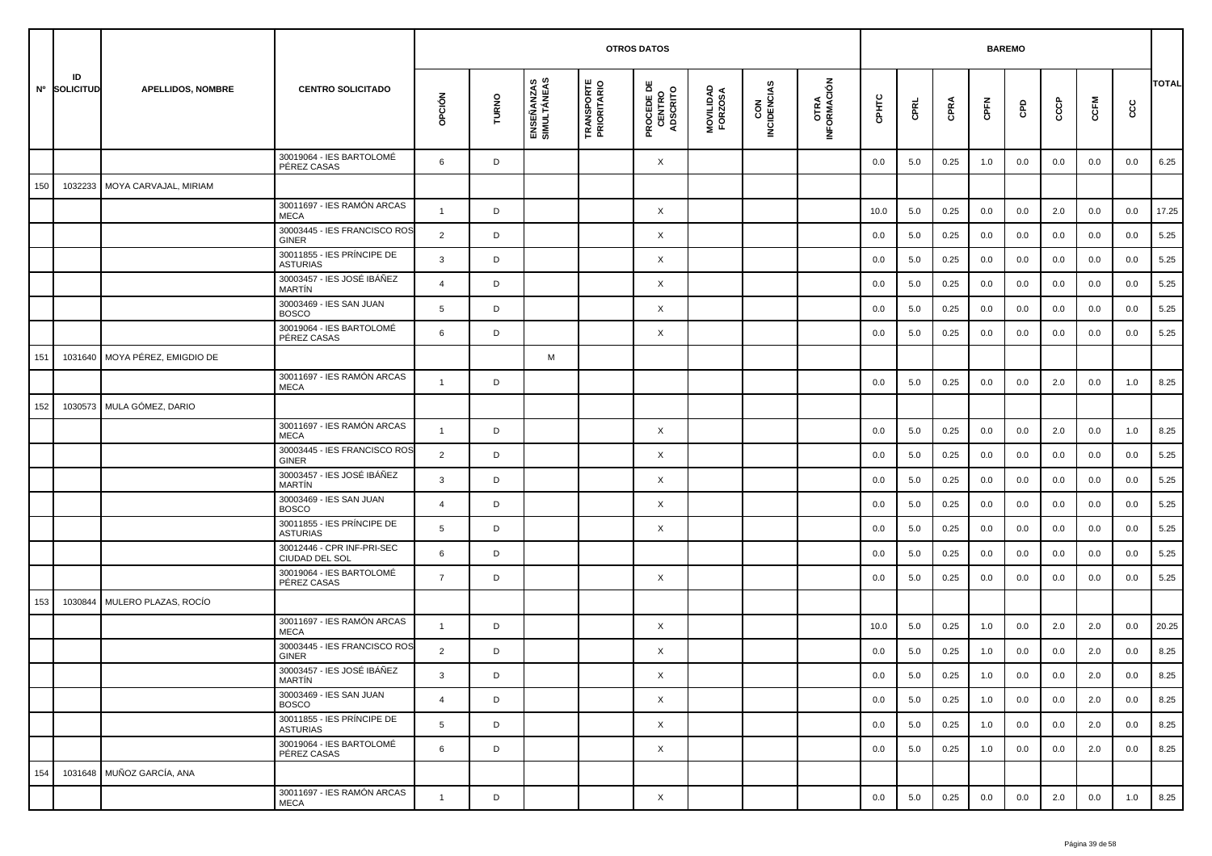| Nº | ID SOLICITUD | APELLIDOS, NOMBRE | CENTRO SOLICITADO | OTROS DATOS | | | | | | | | BAREMO | | | | | | | | TOTAL |
|---|---|---|---|---|---|---|---|---|---|---|---|---|---|---|---|---|---|---|---|---|
| | | | | OPCIÓN | TURNO | ENSEÑANZAS SIMULTÁNEAS | TRANSPORTE PRIORITARIO | PROCEDE DE CENTRO ADSCRITO | MOVILIDAD FORZOSA | CON INCIDENCIAS | OTRA INFORMACIÓN | CPHTC | CPRL | CPRA | CPFN | CPD | CCCP | CCFM | CCC | |
| | | | 30019064 - IES BARTOLOMÉ PÉREZ CASAS | 6 | D | | | X | | | | 0.0 | 5.0 | 0.25 | 1.0 | 0.0 | 0.0 | 0.0 | 0.0 | 6.25 |
| 150 | 1032233 | MOYA CARVAJAL, MIRIAM | | | | | | | | | | | | | | | | | | |
| | | | 30011697 - IES RAMÓN ARCAS MECA | 1 | D | | | X | | | | 10.0 | 5.0 | 0.25 | 0.0 | 0.0 | 2.0 | 0.0 | 0.0 | 17.25 |
| | | | 30003445 - IES FRANCISCO ROS GINER | 2 | D | | | X | | | | 0.0 | 5.0 | 0.25 | 0.0 | 0.0 | 0.0 | 0.0 | 0.0 | 5.25 |
| | | | 30011855 - IES PRÍNCIPE DE ASTURIAS | 3 | D | | | X | | | | 0.0 | 5.0 | 0.25 | 0.0 | 0.0 | 0.0 | 0.0 | 0.0 | 5.25 |
| | | | 30003457 - IES JOSÉ IBÁÑEZ MARTÍN | 4 | D | | | X | | | | 0.0 | 5.0 | 0.25 | 0.0 | 0.0 | 0.0 | 0.0 | 0.0 | 5.25 |
| | | | 30003469 - IES SAN JUAN BOSCO | 5 | D | | | X | | | | 0.0 | 5.0 | 0.25 | 0.0 | 0.0 | 0.0 | 0.0 | 0.0 | 5.25 |
| | | | 30019064 - IES BARTOLOMÉ PÉREZ CASAS | 6 | D | | | X | | | | 0.0 | 5.0 | 0.25 | 0.0 | 0.0 | 0.0 | 0.0 | 0.0 | 5.25 |
| 151 | 1031640 | MOYA PÉREZ, EMIGDIO DE | | | | M | | | | | | | | | | | | | | |
| | | | 30011697 - IES RAMÓN ARCAS MECA | 1 | D | | | | | | | 0.0 | 5.0 | 0.25 | 0.0 | 0.0 | 2.0 | 0.0 | 1.0 | 8.25 |
| 152 | 1030573 | MULA GÓMEZ, DARIO | | | | | | | | | | | | | | | | | | |
| | | | 30011697 - IES RAMÓN ARCAS MECA | 1 | D | | | X | | | | 0.0 | 5.0 | 0.25 | 0.0 | 0.0 | 2.0 | 0.0 | 1.0 | 8.25 |
| | | | 30003445 - IES FRANCISCO ROS GINER | 2 | D | | | X | | | | 0.0 | 5.0 | 0.25 | 0.0 | 0.0 | 0.0 | 0.0 | 0.0 | 5.25 |
| | | | 30003457 - IES JOSÉ IBÁÑEZ MARTÍN | 3 | D | | | X | | | | 0.0 | 5.0 | 0.25 | 0.0 | 0.0 | 0.0 | 0.0 | 0.0 | 5.25 |
| | | | 30003469 - IES SAN JUAN BOSCO | 4 | D | | | X | | | | 0.0 | 5.0 | 0.25 | 0.0 | 0.0 | 0.0 | 0.0 | 0.0 | 5.25 |
| | | | 30011855 - IES PRÍNCIPE DE ASTURIAS | 5 | D | | | X | | | | 0.0 | 5.0 | 0.25 | 0.0 | 0.0 | 0.0 | 0.0 | 0.0 | 5.25 |
| | | | 30012446 - CPR INF-PRI-SEC CIUDAD DEL SOL | 6 | D | | | | | | | 0.0 | 5.0 | 0.25 | 0.0 | 0.0 | 0.0 | 0.0 | 0.0 | 5.25 |
| | | | 30019064 - IES BARTOLOMÉ PÉREZ CASAS | 7 | D | | | X | | | | 0.0 | 5.0 | 0.25 | 0.0 | 0.0 | 0.0 | 0.0 | 0.0 | 5.25 |
| 153 | 1030844 | MULERO PLAZAS, ROCÍO | | | | | | | | | | | | | | | | | | |
| | | | 30011697 - IES RAMÓN ARCAS MECA | 1 | D | | | X | | | | 10.0 | 5.0 | 0.25 | 1.0 | 0.0 | 2.0 | 2.0 | 0.0 | 20.25 |
| | | | 30003445 - IES FRANCISCO ROS GINER | 2 | D | | | X | | | | 0.0 | 5.0 | 0.25 | 1.0 | 0.0 | 0.0 | 2.0 | 0.0 | 8.25 |
| | | | 30003457 - IES JOSÉ IBÁÑEZ MARTÍN | 3 | D | | | X | | | | 0.0 | 5.0 | 0.25 | 1.0 | 0.0 | 0.0 | 2.0 | 0.0 | 8.25 |
| | | | 30003469 - IES SAN JUAN BOSCO | 4 | D | | | X | | | | 0.0 | 5.0 | 0.25 | 1.0 | 0.0 | 0.0 | 2.0 | 0.0 | 8.25 |
| | | | 30011855 - IES PRÍNCIPE DE ASTURIAS | 5 | D | | | X | | | | 0.0 | 5.0 | 0.25 | 1.0 | 0.0 | 0.0 | 2.0 | 0.0 | 8.25 |
| | | | 30019064 - IES BARTOLOMÉ PÉREZ CASAS | 6 | D | | | X | | | | 0.0 | 5.0 | 0.25 | 1.0 | 0.0 | 0.0 | 2.0 | 0.0 | 8.25 |
| 154 | 1031648 | MUÑOZ GARCÍA, ANA | | | | | | | | | | | | | | | | | | |
| | | | 30011697 - IES RAMÓN ARCAS MECA | 1 | D | | | X | | | | 0.0 | 5.0 | 0.25 | 0.0 | 0.0 | 2.0 | 0.0 | 1.0 | 8.25 |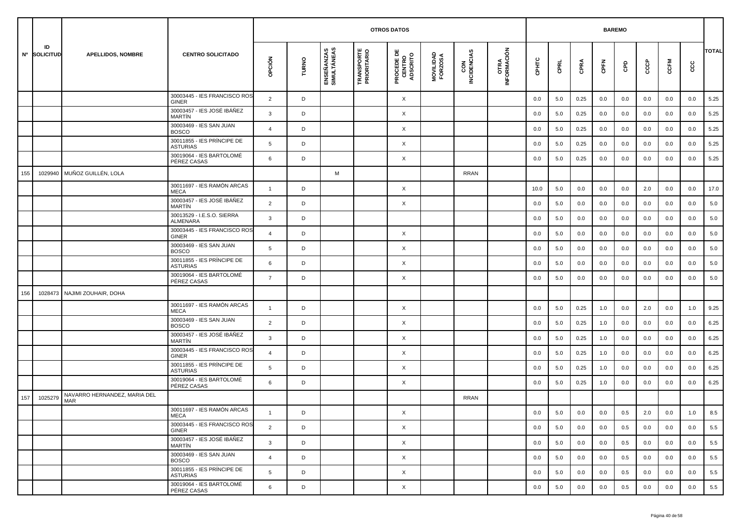| Nº | ID SOLICITUD | APELLIDOS, NOMBRE | CENTRO SOLICITADO | OTROS DATOS | | | | | | | | BAREMO | | | | | | | | TOTAL |
|---|---|---|---|---|---|---|---|---|---|---|---|---|---|---|---|---|---|---|---|---|
| | | | | OPCIÓN | TURNO | ENSEÑANZAS SIMULTÁNEAS | TRANSPORTE PRIORITARIO | PROCEDE DE CENTRO ADSCRITO | MOVILIDAD FORZOSA | CON INCIDENCIAS | OTRA INFORMACIÓN | CPHTC | CPRL | CPRA | CPFN | CPD | CCCP | CCFM | CCC | |
| | | | 30003445 - IES FRANCISCO ROS GINER | 2 | D | | | X | | | | 0.0 | 5.0 | 0.25 | 0.0 | 0.0 | 0.0 | 0.0 | 0.0 | 5.25 |
| | | | 30003457 - IES JOSÉ IBÁÑEZ MARTÍN | 3 | D | | | X | | | | 0.0 | 5.0 | 0.25 | 0.0 | 0.0 | 0.0 | 0.0 | 0.0 | 5.25 |
| | | | 30003469 - IES SAN JUAN BOSCO | 4 | D | | | X | | | | 0.0 | 5.0 | 0.25 | 0.0 | 0.0 | 0.0 | 0.0 | 0.0 | 5.25 |
| | | | 30011855 - IES PRÍNCIPE DE ASTURIAS | 5 | D | | | X | | | | 0.0 | 5.0 | 0.25 | 0.0 | 0.0 | 0.0 | 0.0 | 0.0 | 5.25 |
| | | | 30019064 - IES BARTOLOMÉ PÉREZ CASAS | 6 | D | | | X | | | | 0.0 | 5.0 | 0.25 | 0.0 | 0.0 | 0.0 | 0.0 | 0.0 | 5.25 |
| 155 | 1029940 | MUÑOZ GUILLÉN, LOLA | | | | M | | | | RRAN | | | | | | | | | | |
| | | | 30011697 - IES RAMÓN ARCAS MECA | 1 | D | | | X | | | | 10.0 | 5.0 | 0.0 | 0.0 | 0.0 | 2.0 | 0.0 | 0.0 | 17.0 |
| | | | 30003457 - IES JOSÉ IBÁÑEZ MARTÍN | 2 | D | | | X | | | | 0.0 | 5.0 | 0.0 | 0.0 | 0.0 | 0.0 | 0.0 | 0.0 | 5.0 |
| | | | 30013529 - I.E.S.O. SIERRA ALMENARA | 3 | D | | | | | | | 0.0 | 5.0 | 0.0 | 0.0 | 0.0 | 0.0 | 0.0 | 0.0 | 5.0 |
| | | | 30003445 - IES FRANCISCO ROS GINER | 4 | D | | | X | | | | 0.0 | 5.0 | 0.0 | 0.0 | 0.0 | 0.0 | 0.0 | 0.0 | 5.0 |
| | | | 30003469 - IES SAN JUAN BOSCO | 5 | D | | | X | | | | 0.0 | 5.0 | 0.0 | 0.0 | 0.0 | 0.0 | 0.0 | 0.0 | 5.0 |
| | | | 30011855 - IES PRÍNCIPE DE ASTURIAS | 6 | D | | | X | | | | 0.0 | 5.0 | 0.0 | 0.0 | 0.0 | 0.0 | 0.0 | 0.0 | 5.0 |
| | | | 30019064 - IES BARTOLOMÉ PÉREZ CASAS | 7 | D | | | X | | | | 0.0 | 5.0 | 0.0 | 0.0 | 0.0 | 0.0 | 0.0 | 0.0 | 5.0 |
| 156 | 1028473 | NAJIMI ZOUHAIR, DOHA | | | | | | | | | | | | | | | | | | |
| | | | 30011697 - IES RAMÓN ARCAS MECA | 1 | D | | | X | | | | 0.0 | 5.0 | 0.25 | 1.0 | 0.0 | 2.0 | 0.0 | 1.0 | 9.25 |
| | | | 30003469 - IES SAN JUAN BOSCO | 2 | D | | | X | | | | 0.0 | 5.0 | 0.25 | 1.0 | 0.0 | 0.0 | 0.0 | 0.0 | 6.25 |
| | | | 30003457 - IES JOSÉ IBÁÑEZ MARTÍN | 3 | D | | | X | | | | 0.0 | 5.0 | 0.25 | 1.0 | 0.0 | 0.0 | 0.0 | 0.0 | 6.25 |
| | | | 30003445 - IES FRANCISCO ROS GINER | 4 | D | | | X | | | | 0.0 | 5.0 | 0.25 | 1.0 | 0.0 | 0.0 | 0.0 | 0.0 | 6.25 |
| | | | 30011855 - IES PRÍNCIPE DE ASTURIAS | 5 | D | | | X | | | | 0.0 | 5.0 | 0.25 | 1.0 | 0.0 | 0.0 | 0.0 | 0.0 | 6.25 |
| | | | 30019064 - IES BARTOLOMÉ PÉREZ CASAS | 6 | D | | | X | | | | 0.0 | 5.0 | 0.25 | 1.0 | 0.0 | 0.0 | 0.0 | 0.0 | 6.25 |
| 157 | 1025279 | NAVARRO HERNANDEZ, MARIA DEL MAR | | | | | | | | RRAN | | | | | | | | | | |
| | | | 30011697 - IES RAMÓN ARCAS MECA | 1 | D | | | X | | | | 0.0 | 5.0 | 0.0 | 0.0 | 0.5 | 2.0 | 0.0 | 1.0 | 8.5 |
| | | | 30003445 - IES FRANCISCO ROS GINER | 2 | D | | | X | | | | 0.0 | 5.0 | 0.0 | 0.0 | 0.5 | 0.0 | 0.0 | 0.0 | 5.5 |
| | | | 30003457 - IES JOSÉ IBÁÑEZ MARTÍN | 3 | D | | | X | | | | 0.0 | 5.0 | 0.0 | 0.0 | 0.5 | 0.0 | 0.0 | 0.0 | 5.5 |
| | | | 30003469 - IES SAN JUAN BOSCO | 4 | D | | | X | | | | 0.0 | 5.0 | 0.0 | 0.0 | 0.5 | 0.0 | 0.0 | 0.0 | 5.5 |
| | | | 30011855 - IES PRÍNCIPE DE ASTURIAS | 5 | D | | | X | | | | 0.0 | 5.0 | 0.0 | 0.0 | 0.5 | 0.0 | 0.0 | 0.0 | 5.5 |
| | | | 30019064 - IES BARTOLOMÉ PÉREZ CASAS | 6 | D | | | X | | | | 0.0 | 5.0 | 0.0 | 0.0 | 0.5 | 0.0 | 0.0 | 0.0 | 5.5 |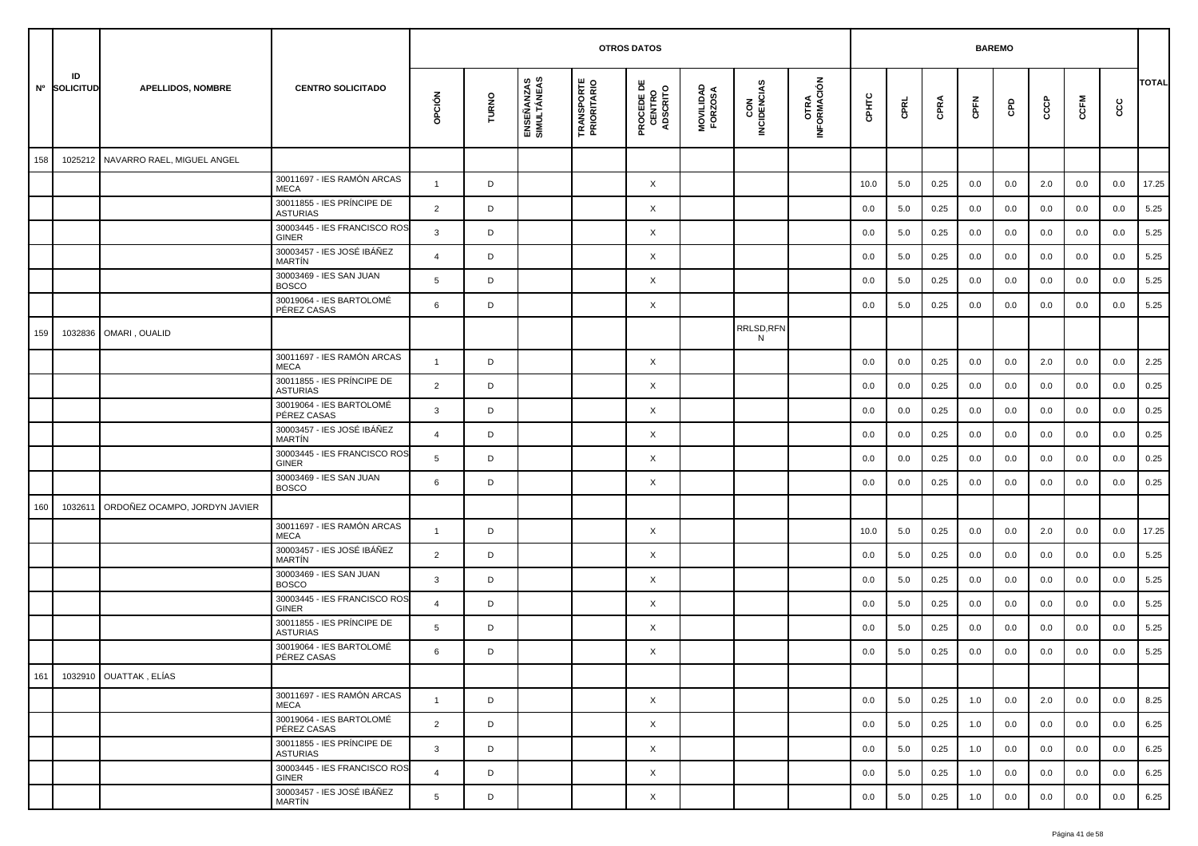| Nº | ID SOLICITUD | APELLIDOS, NOMBRE | CENTRO SOLICITADO | OTROS DATOS | | | | | | | | BAREMO | | | | | | | | TOTAL |
|---|---|---|---|---|---|---|---|---|---|---|---|---|---|---|---|---|---|---|---|---|
| | | | | OPCIÓN | TURNO | ENSEÑANZAS SIMULTÁNEAS | TRANSPORTE PRIORITARIO | PROCEDE DE CENTRO ADSCRITO | MOVILIDAD FORZOSA | CON INCIDENCIAS | OTRA INFORMACIÓN | CPHTC | CPRL | CPRA | CPFN | CPD | CCCP | CCFM | CCC | |
| 158 | 1025212 | NAVARRO RAEL, MIGUEL ANGEL | | | | | | | | | | | | | | | | | | |
| | | | 30011697 - IES RAMÓN ARCAS MECA | 1 | D | | | X | | | | 10.0 | 5.0 | 0.25 | 0.0 | 0.0 | 2.0 | 0.0 | 0.0 | 17.25 |
| | | | 30011855 - IES PRÍNCIPE DE ASTURIAS | 2 | D | | | X | | | | 0.0 | 5.0 | 0.25 | 0.0 | 0.0 | 0.0 | 0.0 | 0.0 | 5.25 |
| | | | 30003445 - IES FRANCISCO ROS GINER | 3 | D | | | X | | | | 0.0 | 5.0 | 0.25 | 0.0 | 0.0 | 0.0 | 0.0 | 0.0 | 5.25 |
| | | | 30003457 - IES JOSÉ IBÁÑEZ MARTÍN | 4 | D | | | X | | | | 0.0 | 5.0 | 0.25 | 0.0 | 0.0 | 0.0 | 0.0 | 0.0 | 5.25 |
| | | | 30003469 - IES SAN JUAN BOSCO | 5 | D | | | X | | | | 0.0 | 5.0 | 0.25 | 0.0 | 0.0 | 0.0 | 0.0 | 0.0 | 5.25 |
| | | | 30019064 - IES BARTOLOMÉ PÉREZ CASAS | 6 | D | | | X | | | | 0.0 | 5.0 | 0.25 | 0.0 | 0.0 | 0.0 | 0.0 | 0.0 | 5.25 |
| 159 | 1032836 | OMARI , OUALID | | | | | | | | RRLSD,RFN N | | | | | | | | | | |
| | | | 30011697 - IES RAMÓN ARCAS MECA | 1 | D | | | X | | | | 0.0 | 0.0 | 0.25 | 0.0 | 0.0 | 2.0 | 0.0 | 0.0 | 2.25 |
| | | | 30011855 - IES PRÍNCIPE DE ASTURIAS | 2 | D | | | X | | | | 0.0 | 0.0 | 0.25 | 0.0 | 0.0 | 0.0 | 0.0 | 0.0 | 0.25 |
| | | | 30019064 - IES BARTOLOMÉ PÉREZ CASAS | 3 | D | | | X | | | | 0.0 | 0.0 | 0.25 | 0.0 | 0.0 | 0.0 | 0.0 | 0.0 | 0.25 |
| | | | 30003457 - IES JOSÉ IBÁÑEZ MARTÍN | 4 | D | | | X | | | | 0.0 | 0.0 | 0.25 | 0.0 | 0.0 | 0.0 | 0.0 | 0.0 | 0.25 |
| | | | 30003445 - IES FRANCISCO ROS GINER | 5 | D | | | X | | | | 0.0 | 0.0 | 0.25 | 0.0 | 0.0 | 0.0 | 0.0 | 0.0 | 0.25 |
| | | | 30003469 - IES SAN JUAN BOSCO | 6 | D | | | X | | | | 0.0 | 0.0 | 0.25 | 0.0 | 0.0 | 0.0 | 0.0 | 0.0 | 0.25 |
| 160 | 1032611 | ORDOÑEZ OCAMPO, JORDYN JAVIER | | | | | | | | | | | | | | | | | | |
| | | | 30011697 - IES RAMÓN ARCAS MECA | 1 | D | | | X | | | | 10.0 | 5.0 | 0.25 | 0.0 | 0.0 | 2.0 | 0.0 | 0.0 | 17.25 |
| | | | 30003457 - IES JOSÉ IBÁÑEZ MARTÍN | 2 | D | | | X | | | | 0.0 | 5.0 | 0.25 | 0.0 | 0.0 | 0.0 | 0.0 | 0.0 | 5.25 |
| | | | 30003469 - IES SAN JUAN BOSCO | 3 | D | | | X | | | | 0.0 | 5.0 | 0.25 | 0.0 | 0.0 | 0.0 | 0.0 | 0.0 | 5.25 |
| | | | 30003445 - IES FRANCISCO ROS GINER | 4 | D | | | X | | | | 0.0 | 5.0 | 0.25 | 0.0 | 0.0 | 0.0 | 0.0 | 0.0 | 5.25 |
| | | | 30011855 - IES PRÍNCIPE DE ASTURIAS | 5 | D | | | X | | | | 0.0 | 5.0 | 0.25 | 0.0 | 0.0 | 0.0 | 0.0 | 0.0 | 5.25 |
| | | | 30019064 - IES BARTOLOMÉ PÉREZ CASAS | 6 | D | | | X | | | | 0.0 | 5.0 | 0.25 | 0.0 | 0.0 | 0.0 | 0.0 | 0.0 | 5.25 |
| 161 | 1032910 | OUATTAK , ELÍAS | | | | | | | | | | | | | | | | | | |
| | | | 30011697 - IES RAMÓN ARCAS MECA | 1 | D | | | X | | | | 0.0 | 5.0 | 0.25 | 1.0 | 0.0 | 2.0 | 0.0 | 0.0 | 8.25 |
| | | | 30019064 - IES BARTOLOMÉ PÉREZ CASAS | 2 | D | | | X | | | | 0.0 | 5.0 | 0.25 | 1.0 | 0.0 | 0.0 | 0.0 | 0.0 | 6.25 |
| | | | 30011855 - IES PRÍNCIPE DE ASTURIAS | 3 | D | | | X | | | | 0.0 | 5.0 | 0.25 | 1.0 | 0.0 | 0.0 | 0.0 | 0.0 | 6.25 |
| | | | 30003445 - IES FRANCISCO ROS GINER | 4 | D | | | X | | | | 0.0 | 5.0 | 0.25 | 1.0 | 0.0 | 0.0 | 0.0 | 0.0 | 6.25 |
| | | | 30003457 - IES JOSÉ IBÁÑEZ MARTÍN | 5 | D | | | X | | | | 0.0 | 5.0 | 0.25 | 1.0 | 0.0 | 0.0 | 0.0 | 0.0 | 6.25 |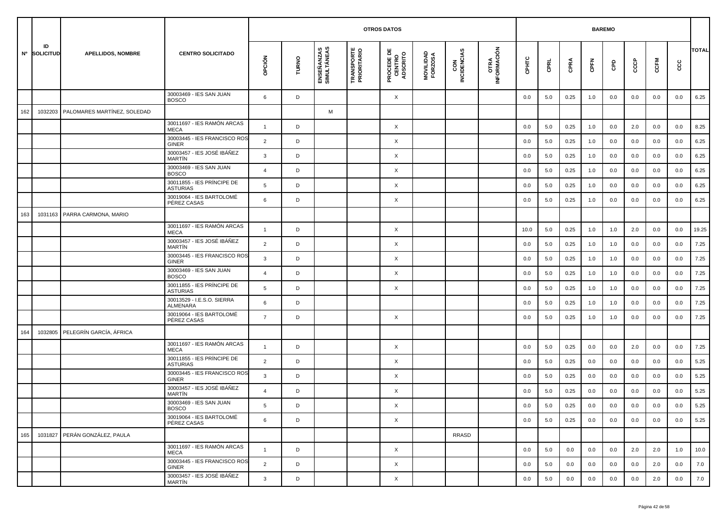| Nº | ID SOLICITUD | APELLIDOS, NOMBRE | CENTRO SOLICITADO | OTROS DATOS | | | | | | | | BAREMO | | | | | | | | TOTAL |
|---|---|---|---|---|---|---|---|---|---|---|---|---|---|---|---|---|---|---|---|---|
| | | | | OPCIÓN | TURNO | ENSEÑANZAS SIMULTÁNEAS | TRANSPORTE PRIORITARIO | PROCEDE DE CENTRO ADSCRITO | MOVILIDAD FORZOSA | CON INCIDENCIAS | OTRA INFORMACIÓN | CPHTC | CPRL | CPRA | CPFN | CPD | CCCP | CCFM | CCC | |
| | | | 30003469 - IES SAN JUAN BOSCO | 6 | D | | | X | | | | 0.0 | 5.0 | 0.25 | 1.0 | 0.0 | 0.0 | 0.0 | 0.0 | 6.25 |
| 162 | 1032203 | PALOMARES MARTÍNEZ, SOLEDAD | | | | M | | | | | | | | | | | | | | |
| | | | 30011697 - IES RAMÓN ARCAS MECA | 1 | D | | | X | | | | 0.0 | 5.0 | 0.25 | 1.0 | 0.0 | 2.0 | 0.0 | 0.0 | 8.25 |
| | | | 30003445 - IES FRANCISCO ROS GINER | 2 | D | | | X | | | | 0.0 | 5.0 | 0.25 | 1.0 | 0.0 | 0.0 | 0.0 | 0.0 | 6.25 |
| | | | 30003457 - IES JOSÉ IBÁÑEZ MARTÍN | 3 | D | | | X | | | | 0.0 | 5.0 | 0.25 | 1.0 | 0.0 | 0.0 | 0.0 | 0.0 | 6.25 |
| | | | 30003469 - IES SAN JUAN BOSCO | 4 | D | | | X | | | | 0.0 | 5.0 | 0.25 | 1.0 | 0.0 | 0.0 | 0.0 | 0.0 | 6.25 |
| | | | 30011855 - IES PRÍNCIPE DE ASTURIAS | 5 | D | | | X | | | | 0.0 | 5.0 | 0.25 | 1.0 | 0.0 | 0.0 | 0.0 | 0.0 | 6.25 |
| | | | 30019064 - IES BARTOLOMÉ PÉREZ CASAS | 6 | D | | | X | | | | 0.0 | 5.0 | 0.25 | 1.0 | 0.0 | 0.0 | 0.0 | 0.0 | 6.25 |
| 163 | 1031163 | PARRA CARMONA, MARIO | | | | | | | | | | | | | | | | | | |
| | | | 30011697 - IES RAMÓN ARCAS MECA | 1 | D | | | X | | | | 10.0 | 5.0 | 0.25 | 1.0 | 1.0 | 2.0 | 0.0 | 0.0 | 19.25 |
| | | | 30003457 - IES JOSÉ IBÁÑEZ MARTÍN | 2 | D | | | X | | | | 0.0 | 5.0 | 0.25 | 1.0 | 1.0 | 0.0 | 0.0 | 0.0 | 7.25 |
| | | | 30003445 - IES FRANCISCO ROS GINER | 3 | D | | | X | | | | 0.0 | 5.0 | 0.25 | 1.0 | 1.0 | 0.0 | 0.0 | 0.0 | 7.25 |
| | | | 30003469 - IES SAN JUAN BOSCO | 4 | D | | | X | | | | 0.0 | 5.0 | 0.25 | 1.0 | 1.0 | 0.0 | 0.0 | 0.0 | 7.25 |
| | | | 30011855 - IES PRÍNCIPE DE ASTURIAS | 5 | D | | | X | | | | 0.0 | 5.0 | 0.25 | 1.0 | 1.0 | 0.0 | 0.0 | 0.0 | 7.25 |
| | | | 30013529 - I.E.S.O. SIERRA ALMENARA | 6 | D | | | | | | | 0.0 | 5.0 | 0.25 | 1.0 | 1.0 | 0.0 | 0.0 | 0.0 | 7.25 |
| | | | 30019064 - IES BARTOLOMÉ PÉREZ CASAS | 7 | D | | | X | | | | 0.0 | 5.0 | 0.25 | 1.0 | 1.0 | 0.0 | 0.0 | 0.0 | 7.25 |
| 164 | 1032805 | PELEGRÍN GARCÍA, ÁFRICA | | | | | | | | | | | | | | | | | | |
| | | | 30011697 - IES RAMÓN ARCAS MECA | 1 | D | | | X | | | | 0.0 | 5.0 | 0.25 | 0.0 | 0.0 | 2.0 | 0.0 | 0.0 | 7.25 |
| | | | 30011855 - IES PRÍNCIPE DE ASTURIAS | 2 | D | | | X | | | | 0.0 | 5.0 | 0.25 | 0.0 | 0.0 | 0.0 | 0.0 | 0.0 | 5.25 |
| | | | 30003445 - IES FRANCISCO ROS GINER | 3 | D | | | X | | | | 0.0 | 5.0 | 0.25 | 0.0 | 0.0 | 0.0 | 0.0 | 0.0 | 5.25 |
| | | | 30003457 - IES JOSÉ IBÁÑEZ MARTÍN | 4 | D | | | X | | | | 0.0 | 5.0 | 0.25 | 0.0 | 0.0 | 0.0 | 0.0 | 0.0 | 5.25 |
| | | | 30003469 - IES SAN JUAN BOSCO | 5 | D | | | X | | | | 0.0 | 5.0 | 0.25 | 0.0 | 0.0 | 0.0 | 0.0 | 0.0 | 5.25 |
| | | | 30019064 - IES BARTOLOMÉ PÉREZ CASAS | 6 | D | | | X | | | | 0.0 | 5.0 | 0.25 | 0.0 | 0.0 | 0.0 | 0.0 | 0.0 | 5.25 |
| 165 | 1031827 | PERÁN GONZÁLEZ, PAULA | | | | | | | | RRASD | | | | | | | | | | |
| | | | 30011697 - IES RAMÓN ARCAS MECA | 1 | D | | | X | | | | 0.0 | 5.0 | 0.0 | 0.0 | 0.0 | 2.0 | 2.0 | 1.0 | 10.0 |
| | | | 30003445 - IES FRANCISCO ROS GINER | 2 | D | | | X | | | | 0.0 | 5.0 | 0.0 | 0.0 | 0.0 | 0.0 | 2.0 | 0.0 | 7.0 |
| | | | 30003457 - IES JOSÉ IBÁÑEZ MARTÍN | 3 | D | | | X | | | | 0.0 | 5.0 | 0.0 | 0.0 | 0.0 | 0.0 | 2.0 | 0.0 | 7.0 |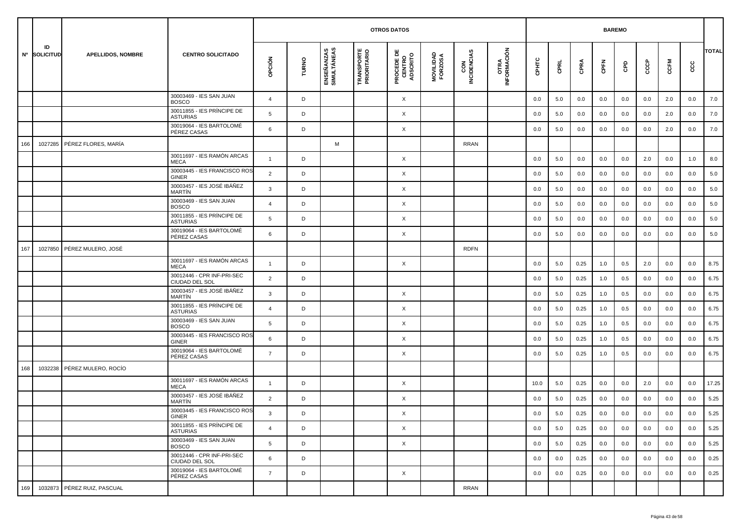| Nº | ID SOLICITUD | APELLIDOS, NOMBRE | CENTRO SOLICITADO | OTROS DATOS | | | | | | | | BAREMO | | | | | | | | TOTAL |
|---|---|---|---|---|---|---|---|---|---|---|---|---|---|---|---|---|---|---|---|---|
| | | | | OPCIÓN | TURNO | ENSEÑANZAS SIMULTÁNEAS | TRANSPORTE PRIORITARIO | PROCEDE DE CENTRO ADSCRITO | MOVILIDAD FORZOSA | CON INCIDENCIAS | OTRA INFORMACIÓN | CPHTC | CPRL | CPRA | CPFN | CPD | CCCP | CCFM | CCC | |
| | | | 30003469 - IES SAN JUAN BOSCO | 4 | D | | | X | | | | 0.0 | 5.0 | 0.0 | 0.0 | 0.0 | 0.0 | 2.0 | 0.0 | 7.0 |
| | | | 30011855 - IES PRÍNCIPE DE ASTURIAS | 5 | D | | | X | | | | 0.0 | 5.0 | 0.0 | 0.0 | 0.0 | 0.0 | 2.0 | 0.0 | 7.0 |
| | | | 30019064 - IES BARTOLOMÉ PÉREZ CASAS | 6 | D | | | X | | | | 0.0 | 5.0 | 0.0 | 0.0 | 0.0 | 0.0 | 2.0 | 0.0 | 7.0 |
| 166 | 1027285 | PÉREZ FLORES, MARÍA | | | | M | | | | RRAN | | | | | | | | | | |
| | | | 30011697 - IES RAMÓN ARCAS MECA | 1 | D | | | X | | | | 0.0 | 5.0 | 0.0 | 0.0 | 0.0 | 2.0 | 0.0 | 1.0 | 8.0 |
| | | | 30003445 - IES FRANCISCO ROS GINER | 2 | D | | | X | | | | 0.0 | 5.0 | 0.0 | 0.0 | 0.0 | 0.0 | 0.0 | 0.0 | 5.0 |
| | | | 30003457 - IES JOSÉ IBÁÑEZ MARTÍN | 3 | D | | | X | | | | 0.0 | 5.0 | 0.0 | 0.0 | 0.0 | 0.0 | 0.0 | 0.0 | 5.0 |
| | | | 30003469 - IES SAN JUAN BOSCO | 4 | D | | | X | | | | 0.0 | 5.0 | 0.0 | 0.0 | 0.0 | 0.0 | 0.0 | 0.0 | 5.0 |
| | | | 30011855 - IES PRÍNCIPE DE ASTURIAS | 5 | D | | | X | | | | 0.0 | 5.0 | 0.0 | 0.0 | 0.0 | 0.0 | 0.0 | 0.0 | 5.0 |
| | | | 30019064 - IES BARTOLOMÉ PÉREZ CASAS | 6 | D | | | X | | | | 0.0 | 5.0 | 0.0 | 0.0 | 0.0 | 0.0 | 0.0 | 0.0 | 5.0 |
| 167 | 1027850 | PÉREZ MULERO, JOSÉ | | | | | | | | RDFN | | | | | | | | | | |
| | | | 30011697 - IES RAMÓN ARCAS MECA | 1 | D | | | X | | | | 0.0 | 5.0 | 0.25 | 1.0 | 0.5 | 2.0 | 0.0 | 0.0 | 8.75 |
| | | | 30012446 - CPR INF-PRI-SEC CIUDAD DEL SOL | 2 | D | | | X | | | | 0.0 | 5.0 | 0.25 | 1.0 | 0.5 | 0.0 | 0.0 | 0.0 | 6.75 |
| | | | 30003457 - IES JOSÉ IBÁÑEZ MARTÍN | 3 | D | | | X | | | | 0.0 | 5.0 | 0.25 | 1.0 | 0.5 | 0.0 | 0.0 | 0.0 | 6.75 |
| | | | 30011855 - IES PRÍNCIPE DE ASTURIAS | 4 | D | | | X | | | | 0.0 | 5.0 | 0.25 | 1.0 | 0.5 | 0.0 | 0.0 | 0.0 | 6.75 |
| | | | 30003469 - IES SAN JUAN BOSCO | 5 | D | | | X | | | | 0.0 | 5.0 | 0.25 | 1.0 | 0.5 | 0.0 | 0.0 | 0.0 | 6.75 |
| | | | 30003445 - IES FRANCISCO ROS GINER | 6 | D | | | X | | | | 0.0 | 5.0 | 0.25 | 1.0 | 0.5 | 0.0 | 0.0 | 0.0 | 6.75 |
| | | | 30019064 - IES BARTOLOMÉ PÉREZ CASAS | 7 | D | | | X | | | | 0.0 | 5.0 | 0.25 | 1.0 | 0.5 | 0.0 | 0.0 | 0.0 | 6.75 |
| 168 | 1032238 | PÉREZ MULERO, ROCÍO | | | | | | | | | | | | | | | | | | |
| | | | 30011697 - IES RAMÓN ARCAS MECA | 1 | D | | | X | | | | 10.0 | 5.0 | 0.25 | 0.0 | 0.0 | 2.0 | 0.0 | 0.0 | 17.25 |
| | | | 30003457 - IES JOSÉ IBÁÑEZ MARTÍN | 2 | D | | | X | | | | 0.0 | 5.0 | 0.25 | 0.0 | 0.0 | 0.0 | 0.0 | 0.0 | 5.25 |
| | | | 30003445 - IES FRANCISCO ROS GINER | 3 | D | | | X | | | | 0.0 | 5.0 | 0.25 | 0.0 | 0.0 | 0.0 | 0.0 | 0.0 | 5.25 |
| | | | 30011855 - IES PRÍNCIPE DE ASTURIAS | 4 | D | | | X | | | | 0.0 | 5.0 | 0.25 | 0.0 | 0.0 | 0.0 | 0.0 | 0.0 | 5.25 |
| | | | 30003469 - IES SAN JUAN BOSCO | 5 | D | | | X | | | | 0.0 | 5.0 | 0.25 | 0.0 | 0.0 | 0.0 | 0.0 | 0.0 | 5.25 |
| | | | 30012446 - CPR INF-PRI-SEC CIUDAD DEL SOL | 6 | D | | | | | | | 0.0 | 0.0 | 0.25 | 0.0 | 0.0 | 0.0 | 0.0 | 0.0 | 0.25 |
| | | | 30019064 - IES BARTOLOMÉ PÉREZ CASAS | 7 | D | | | X | | | | 0.0 | 0.0 | 0.25 | 0.0 | 0.0 | 0.0 | 0.0 | 0.0 | 0.25 |
| 169 | 1032873 | PÉREZ RUIZ, PASCUAL | | | | | | | | RRAN | | | | | | | | | | |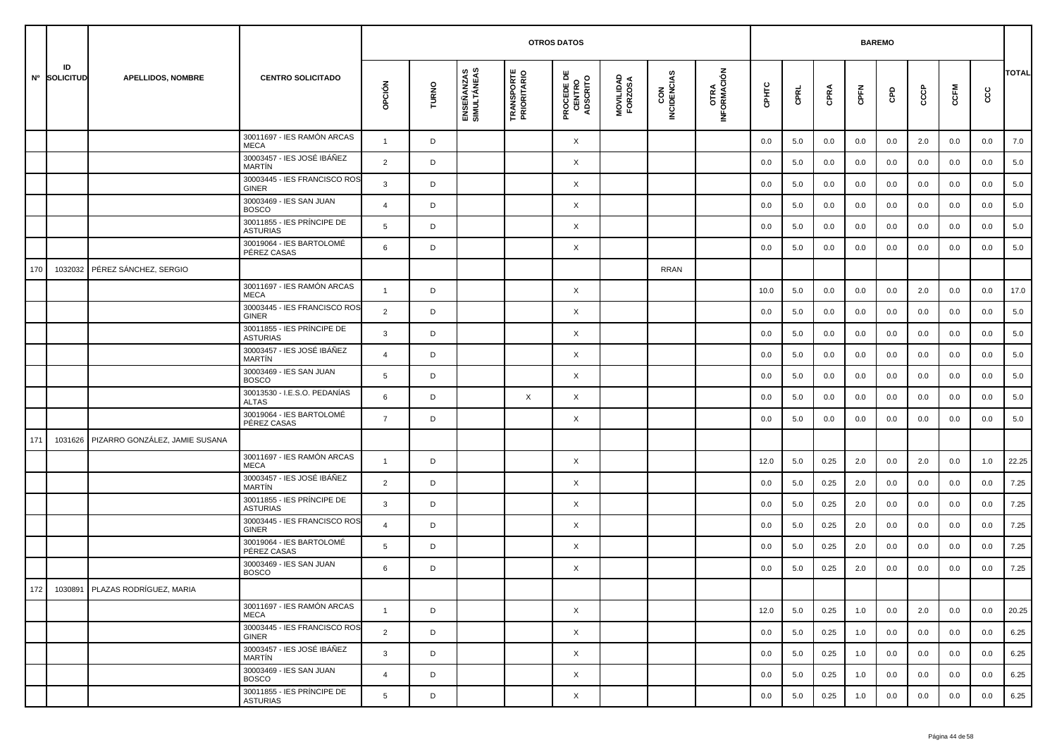| Nº | ID SOLICITUD | APELLIDOS, NOMBRE | CENTRO SOLICITADO | OTROS DATOS | | | | | | | | BAREMO | | | | | | | | |
|---|---|---|---|---|---|---|---|---|---|---|---|---|---|---|---|---|---|---|---|---|
| | | | | OPCIÓN | TURNO | ENSEÑANZAS SIMULTÁNEAS | TRANSPORTE PRIORITARIO | PROCEDE DE CENTRO ADSCRITO | MOVILIDAD FORZOSA | CON INCIDENCIAS | OTRA INFORMACIÓN | CPHTC | CPRL | CPRA | CPFN | CPD | CCCP | CCFM | CCC | TOTAL |
| | | | 30011697 - IES RAMÓN ARCAS MECA | 1 | D | | | X | | | | 0.0 | 5.0 | 0.0 | 0.0 | 0.0 | 2.0 | 0.0 | 0.0 | 7.0 |
| | | | 30003457 - IES JOSÉ IBÁÑEZ MARTÍN | 2 | D | | | X | | | | 0.0 | 5.0 | 0.0 | 0.0 | 0.0 | 0.0 | 0.0 | 0.0 | 5.0 |
| | | | 30003445 - IES FRANCISCO ROS GINER | 3 | D | | | X | | | | 0.0 | 5.0 | 0.0 | 0.0 | 0.0 | 0.0 | 0.0 | 0.0 | 5.0 |
| | | | 30003469 - IES SAN JUAN BOSCO | 4 | D | | | X | | | | 0.0 | 5.0 | 0.0 | 0.0 | 0.0 | 0.0 | 0.0 | 0.0 | 5.0 |
| | | | 30011855 - IES PRÍNCIPE DE ASTURIAS | 5 | D | | | X | | | | 0.0 | 5.0 | 0.0 | 0.0 | 0.0 | 0.0 | 0.0 | 0.0 | 5.0 |
| | | | 30019064 - IES BARTOLOMÉ PÉREZ CASAS | 6 | D | | | X | | | | 0.0 | 5.0 | 0.0 | 0.0 | 0.0 | 0.0 | 0.0 | 0.0 | 5.0 |
| 170 | 1032032 | PÉREZ SÁNCHEZ, SERGIO | | | | | | | | RRAN | | | | | | | | | | |
| | | | 30011697 - IES RAMÓN ARCAS MECA | 1 | D | | | X | | | | 10.0 | 5.0 | 0.0 | 0.0 | 0.0 | 2.0 | 0.0 | 0.0 | 17.0 |
| | | | 30003445 - IES FRANCISCO ROS GINER | 2 | D | | | X | | | | 0.0 | 5.0 | 0.0 | 0.0 | 0.0 | 0.0 | 0.0 | 0.0 | 5.0 |
| | | | 30011855 - IES PRÍNCIPE DE ASTURIAS | 3 | D | | | X | | | | 0.0 | 5.0 | 0.0 | 0.0 | 0.0 | 0.0 | 0.0 | 0.0 | 5.0 |
| | | | 30003457 - IES JOSÉ IBÁÑEZ MARTÍN | 4 | D | | | X | | | | 0.0 | 5.0 | 0.0 | 0.0 | 0.0 | 0.0 | 0.0 | 0.0 | 5.0 |
| | | | 30003469 - IES SAN JUAN BOSCO | 5 | D | | | X | | | | 0.0 | 5.0 | 0.0 | 0.0 | 0.0 | 0.0 | 0.0 | 0.0 | 5.0 |
| | | | 30013530 - I.E.S.O. PEDANÍAS ALTAS | 6 | D | | X | X | | | | 0.0 | 5.0 | 0.0 | 0.0 | 0.0 | 0.0 | 0.0 | 0.0 | 5.0 |
| | | | 30019064 - IES BARTOLOMÉ PÉREZ CASAS | 7 | D | | | X | | | | 0.0 | 5.0 | 0.0 | 0.0 | 0.0 | 0.0 | 0.0 | 0.0 | 5.0 |
| 171 | 1031626 | PIZARRO GONZÁLEZ, JAMIE SUSANA | | | | | | | | | | | | | | | | | | |
| | | | 30011697 - IES RAMÓN ARCAS MECA | 1 | D | | | X | | | | 12.0 | 5.0 | 0.25 | 2.0 | 0.0 | 2.0 | 0.0 | 1.0 | 22.25 |
| | | | 30003457 - IES JOSÉ IBÁÑEZ MARTÍN | 2 | D | | | X | | | | 0.0 | 5.0 | 0.25 | 2.0 | 0.0 | 0.0 | 0.0 | 0.0 | 7.25 |
| | | | 30011855 - IES PRÍNCIPE DE ASTURIAS | 3 | D | | | X | | | | 0.0 | 5.0 | 0.25 | 2.0 | 0.0 | 0.0 | 0.0 | 0.0 | 7.25 |
| | | | 30003445 - IES FRANCISCO ROS GINER | 4 | D | | | X | | | | 0.0 | 5.0 | 0.25 | 2.0 | 0.0 | 0.0 | 0.0 | 0.0 | 7.25 |
| | | | 30019064 - IES BARTOLOMÉ PÉREZ CASAS | 5 | D | | | X | | | | 0.0 | 5.0 | 0.25 | 2.0 | 0.0 | 0.0 | 0.0 | 0.0 | 7.25 |
| | | | 30003469 - IES SAN JUAN BOSCO | 6 | D | | | X | | | | 0.0 | 5.0 | 0.25 | 2.0 | 0.0 | 0.0 | 0.0 | 0.0 | 7.25 |
| 172 | 1030891 | PLAZAS RODRÍGUEZ, MARIA | | | | | | | | | | | | | | | | | | |
| | | | 30011697 - IES RAMÓN ARCAS MECA | 1 | D | | | X | | | | 12.0 | 5.0 | 0.25 | 1.0 | 0.0 | 2.0 | 0.0 | 0.0 | 20.25 |
| | | | 30003445 - IES FRANCISCO ROS GINER | 2 | D | | | X | | | | 0.0 | 5.0 | 0.25 | 1.0 | 0.0 | 0.0 | 0.0 | 0.0 | 6.25 |
| | | | 30003457 - IES JOSÉ IBÁÑEZ MARTÍN | 3 | D | | | X | | | | 0.0 | 5.0 | 0.25 | 1.0 | 0.0 | 0.0 | 0.0 | 0.0 | 6.25 |
| | | | 30003469 - IES SAN JUAN BOSCO | 4 | D | | | X | | | | 0.0 | 5.0 | 0.25 | 1.0 | 0.0 | 0.0 | 0.0 | 0.0 | 6.25 |
| | | | 30011855 - IES PRÍNCIPE DE ASTURIAS | 5 | D | | | X | | | | 0.0 | 5.0 | 0.25 | 1.0 | 0.0 | 0.0 | 0.0 | 0.0 | 6.25 |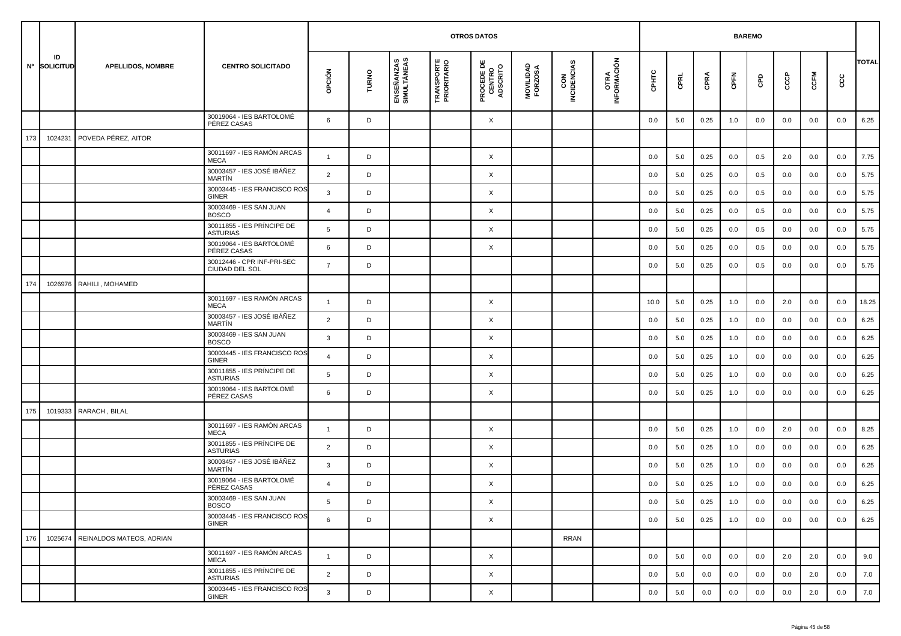| Nº | ID SOLICITUD | APELLIDOS, NOMBRE | CENTRO SOLICITADO | OTROS DATOS | | | | | | | | BAREMO | | | | | | | | TOTAL |
|---|---|---|---|---|---|---|---|---|---|---|---|---|---|---|---|---|---|---|---|---|
| | | | | OPCIÓN | TURNO | ENSEÑANZAS SIMULTÁNEAS | TRANSPORTE PRIORITARIO | PROCEDE DE CENTRO ADSCRITO | MOVILIDAD FORZOSA | CON INCIDENCIAS | OTRA INFORMACIÓN | CPHTC | CPRL | CPRA | CPFN | CPD | CCCP | CCFM | CCC | |
| | | | 30019064 - IES BARTOLOMÉ PÉREZ CASAS | 6 | D | | | X | | | | 0.0 | 5.0 | 0.25 | 1.0 | 0.0 | 0.0 | 0.0 | 0.0 | 6.25 |
| 173 | 1024231 | POVEDA PÉREZ, AITOR | | | | | | | | | | | | | | | | | | |
| | | | 30011697 - IES RAMÓN ARCAS MECA | 1 | D | | | X | | | | 0.0 | 5.0 | 0.25 | 0.0 | 0.5 | 2.0 | 0.0 | 0.0 | 7.75 |
| | | | 30003457 - IES JOSÉ IBÁÑEZ MARTÍN | 2 | D | | | X | | | | 0.0 | 5.0 | 0.25 | 0.0 | 0.5 | 0.0 | 0.0 | 0.0 | 5.75 |
| | | | 30003445 - IES FRANCISCO ROS GINER | 3 | D | | | X | | | | 0.0 | 5.0 | 0.25 | 0.0 | 0.5 | 0.0 | 0.0 | 0.0 | 5.75 |
| | | | 30003469 - IES SAN JUAN BOSCO | 4 | D | | | X | | | | 0.0 | 5.0 | 0.25 | 0.0 | 0.5 | 0.0 | 0.0 | 0.0 | 5.75 |
| | | | 30011855 - IES PRÍNCIPE DE ASTURIAS | 5 | D | | | X | | | | 0.0 | 5.0 | 0.25 | 0.0 | 0.5 | 0.0 | 0.0 | 0.0 | 5.75 |
| | | | 30019064 - IES BARTOLOMÉ PÉREZ CASAS | 6 | D | | | X | | | | 0.0 | 5.0 | 0.25 | 0.0 | 0.5 | 0.0 | 0.0 | 0.0 | 5.75 |
| | | | 30012446 - CPR INF-PRI-SEC CIUDAD DEL SOL | 7 | D | | | | | | | 0.0 | 5.0 | 0.25 | 0.0 | 0.5 | 0.0 | 0.0 | 0.0 | 5.75 |
| 174 | 1026976 | RAHILI , MOHAMED | | | | | | | | | | | | | | | | | | |
| | | | 30011697 - IES RAMÓN ARCAS MECA | 1 | D | | | X | | | | 10.0 | 5.0 | 0.25 | 1.0 | 0.0 | 2.0 | 0.0 | 0.0 | 18.25 |
| | | | 30003457 - IES JOSÉ IBÁÑEZ MARTÍN | 2 | D | | | X | | | | 0.0 | 5.0 | 0.25 | 1.0 | 0.0 | 0.0 | 0.0 | 0.0 | 6.25 |
| | | | 30003469 - IES SAN JUAN BOSCO | 3 | D | | | X | | | | 0.0 | 5.0 | 0.25 | 1.0 | 0.0 | 0.0 | 0.0 | 0.0 | 6.25 |
| | | | 30003445 - IES FRANCISCO ROS GINER | 4 | D | | | X | | | | 0.0 | 5.0 | 0.25 | 1.0 | 0.0 | 0.0 | 0.0 | 0.0 | 6.25 |
| | | | 30011855 - IES PRÍNCIPE DE ASTURIAS | 5 | D | | | X | | | | 0.0 | 5.0 | 0.25 | 1.0 | 0.0 | 0.0 | 0.0 | 0.0 | 6.25 |
| | | | 30019064 - IES BARTOLOMÉ PÉREZ CASAS | 6 | D | | | X | | | | 0.0 | 5.0 | 0.25 | 1.0 | 0.0 | 0.0 | 0.0 | 0.0 | 6.25 |
| 175 | 1019333 | RARACH , BILAL | | | | | | | | | | | | | | | | | | |
| | | | 30011697 - IES RAMÓN ARCAS MECA | 1 | D | | | X | | | | 0.0 | 5.0 | 0.25 | 1.0 | 0.0 | 2.0 | 0.0 | 0.0 | 8.25 |
| | | | 30011855 - IES PRÍNCIPE DE ASTURIAS | 2 | D | | | X | | | | 0.0 | 5.0 | 0.25 | 1.0 | 0.0 | 0.0 | 0.0 | 0.0 | 6.25 |
| | | | 30003457 - IES JOSÉ IBÁÑEZ MARTÍN | 3 | D | | | X | | | | 0.0 | 5.0 | 0.25 | 1.0 | 0.0 | 0.0 | 0.0 | 0.0 | 6.25 |
| | | | 30019064 - IES BARTOLOMÉ PÉREZ CASAS | 4 | D | | | X | | | | 0.0 | 5.0 | 0.25 | 1.0 | 0.0 | 0.0 | 0.0 | 0.0 | 6.25 |
| | | | 30003469 - IES SAN JUAN BOSCO | 5 | D | | | X | | | | 0.0 | 5.0 | 0.25 | 1.0 | 0.0 | 0.0 | 0.0 | 0.0 | 6.25 |
| | | | 30003445 - IES FRANCISCO ROS GINER | 6 | D | | | X | | | | 0.0 | 5.0 | 0.25 | 1.0 | 0.0 | 0.0 | 0.0 | 0.0 | 6.25 |
| 176 | 1025674 | REINALDOS MATEOS, ADRIAN | | | | | | | | RRAN | | | | | | | | | | |
| | | | 30011697 - IES RAMÓN ARCAS MECA | 1 | D | | | X | | | | 0.0 | 5.0 | 0.0 | 0.0 | 0.0 | 2.0 | 2.0 | 0.0 | 9.0 |
| | | | 30011855 - IES PRÍNCIPE DE ASTURIAS | 2 | D | | | X | | | | 0.0 | 5.0 | 0.0 | 0.0 | 0.0 | 0.0 | 2.0 | 0.0 | 7.0 |
| | | | 30003445 - IES FRANCISCO ROS GINER | 3 | D | | | X | | | | 0.0 | 5.0 | 0.0 | 0.0 | 0.0 | 0.0 | 2.0 | 0.0 | 7.0 |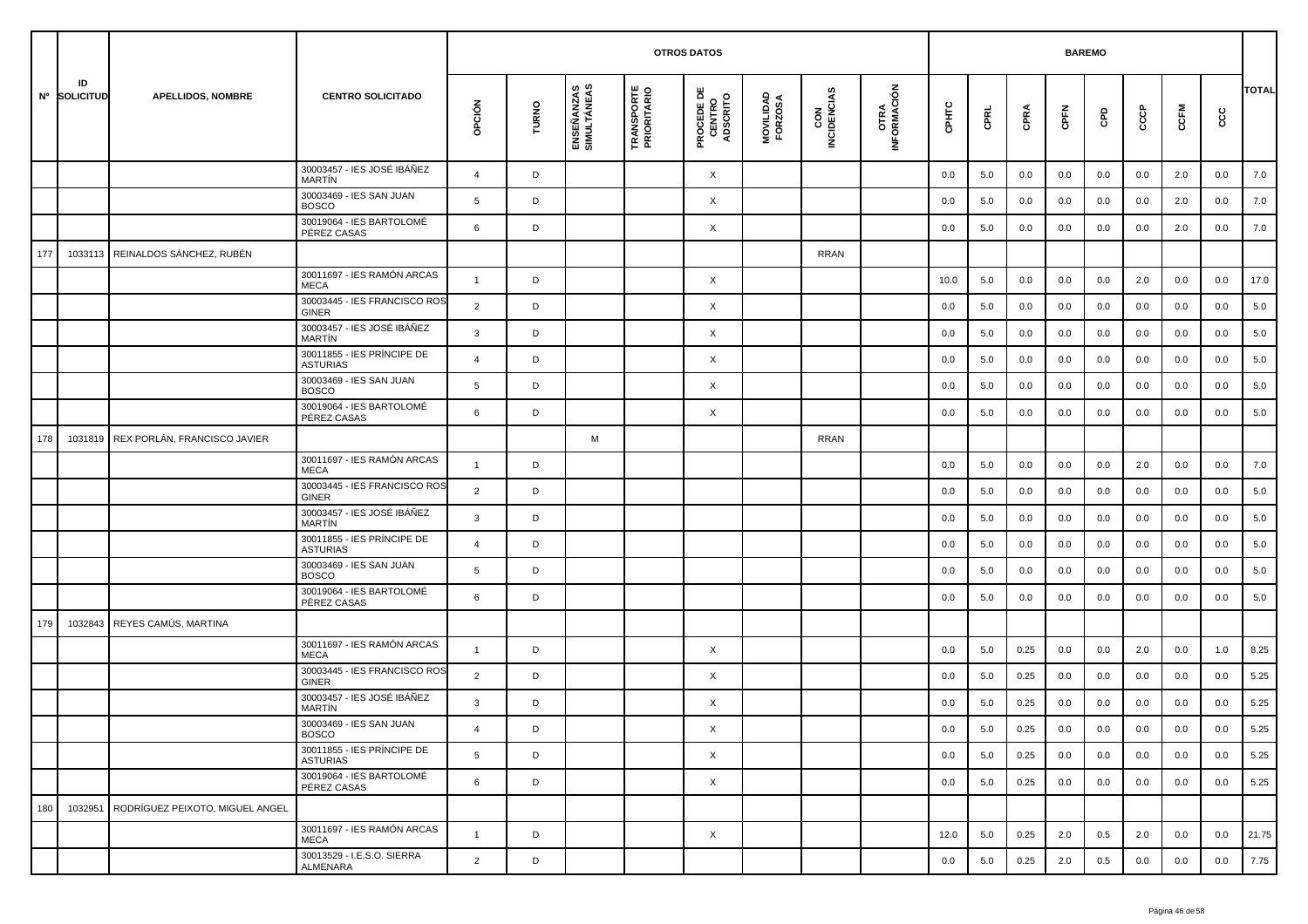| Nº | ID SOLICITUD | APELLIDOS, NOMBRE | CENTRO SOLICITADO | OTROS DATOS | | | | | | | | BAREMO | | | | | | | | TOTAL |
|---|---|---|---|---|---|---|---|---|---|---|---|---|---|---|---|---|---|---|---|---|
| | | | | OPCIÓN | TURNO | ENSEÑANZAS SIMULTÁNEAS | TRANSPORTE PRIORITARIO | PROCEDE DE CENTRO ADSCRITO | MOVILIDAD FORZOSA | CON INCIDENCIAS | OTRA INFORMACIÓN | CPHTC | CPRL | CPRA | CPFN | CPD | CCCP | CCFM | CCC | |
| | | | 30003457 - IES JOSÉ IBÁÑEZ MARTÍN | 4 | D | | | X | | | | 0.0 | 5.0 | 0.0 | 0.0 | 0.0 | 0.0 | 2.0 | 0.0 | 7.0 |
| | | | 30003469 - IES SAN JUAN BOSCO | 5 | D | | | X | | | | 0.0 | 5.0 | 0.0 | 0.0 | 0.0 | 0.0 | 2.0 | 0.0 | 7.0 |
| | | | 30019064 - IES BARTOLOMÉ PÉREZ CASAS | 6 | D | | | X | | | | 0.0 | 5.0 | 0.0 | 0.0 | 0.0 | 0.0 | 2.0 | 0.0 | 7.0 |
| 177 | 1033113 | REINALDOS SÁNCHEZ, RUBÉN | | | | | | | | RRAN | | | | | | | | | | |
| | | | 30011697 - IES RAMÓN ARCAS MECA | 1 | D | | | X | | | | 10.0 | 5.0 | 0.0 | 0.0 | 0.0 | 2.0 | 0.0 | 0.0 | 17.0 |
| | | | 30003445 - IES FRANCISCO ROS GINER | 2 | D | | | X | | | | 0.0 | 5.0 | 0.0 | 0.0 | 0.0 | 0.0 | 0.0 | 0.0 | 5.0 |
| | | | 30003457 - IES JOSÉ IBÁÑEZ MARTÍN | 3 | D | | | X | | | | 0.0 | 5.0 | 0.0 | 0.0 | 0.0 | 0.0 | 0.0 | 0.0 | 5.0 |
| | | | 30011855 - IES PRÍNCIPE DE ASTURIAS | 4 | D | | | X | | | | 0.0 | 5.0 | 0.0 | 0.0 | 0.0 | 0.0 | 0.0 | 0.0 | 5.0 |
| | | | 30003469 - IES SAN JUAN BOSCO | 5 | D | | | X | | | | 0.0 | 5.0 | 0.0 | 0.0 | 0.0 | 0.0 | 0.0 | 0.0 | 5.0 |
| | | | 30019064 - IES BARTOLOMÉ PÉREZ CASAS | 6 | D | | | X | | | | 0.0 | 5.0 | 0.0 | 0.0 | 0.0 | 0.0 | 0.0 | 0.0 | 5.0 |
| 178 | 1031819 | REX PORLÁN, FRANCISCO JAVIER | | | | M | | | | RRAN | | | | | | | | | | |
| | | | 30011697 - IES RAMÓN ARCAS MECA | 1 | D | | | | | | | 0.0 | 5.0 | 0.0 | 0.0 | 0.0 | 2.0 | 0.0 | 0.0 | 7.0 |
| | | | 30003445 - IES FRANCISCO ROS GINER | 2 | D | | | | | | | 0.0 | 5.0 | 0.0 | 0.0 | 0.0 | 0.0 | 0.0 | 0.0 | 5.0 |
| | | | 30003457 - IES JOSÉ IBÁÑEZ MARTÍN | 3 | D | | | | | | | 0.0 | 5.0 | 0.0 | 0.0 | 0.0 | 0.0 | 0.0 | 0.0 | 5.0 |
| | | | 30011855 - IES PRÍNCIPE DE ASTURIAS | 4 | D | | | | | | | 0.0 | 5.0 | 0.0 | 0.0 | 0.0 | 0.0 | 0.0 | 0.0 | 5.0 |
| | | | 30003469 - IES SAN JUAN BOSCO | 5 | D | | | | | | | 0.0 | 5.0 | 0.0 | 0.0 | 0.0 | 0.0 | 0.0 | 0.0 | 5.0 |
| | | | 30019064 - IES BARTOLOMÉ PÉREZ CASAS | 6 | D | | | | | | | 0.0 | 5.0 | 0.0 | 0.0 | 0.0 | 0.0 | 0.0 | 0.0 | 5.0 |
| 179 | 1032843 | REYES CAMÚS, MARTINA | | | | | | | | | | | | | | | | | | |
| | | | 30011697 - IES RAMÓN ARCAS MECA | 1 | D | | | X | | | | 0.0 | 5.0 | 0.25 | 0.0 | 0.0 | 2.0 | 0.0 | 1.0 | 8.25 |
| | | | 30003445 - IES FRANCISCO ROS GINER | 2 | D | | | X | | | | 0.0 | 5.0 | 0.25 | 0.0 | 0.0 | 0.0 | 0.0 | 0.0 | 5.25 |
| | | | 30003457 - IES JOSÉ IBÁÑEZ MARTÍN | 3 | D | | | X | | | | 0.0 | 5.0 | 0.25 | 0.0 | 0.0 | 0.0 | 0.0 | 0.0 | 5.25 |
| | | | 30003469 - IES SAN JUAN BOSCO | 4 | D | | | X | | | | 0.0 | 5.0 | 0.25 | 0.0 | 0.0 | 0.0 | 0.0 | 0.0 | 5.25 |
| | | | 30011855 - IES PRÍNCIPE DE ASTURIAS | 5 | D | | | X | | | | 0.0 | 5.0 | 0.25 | 0.0 | 0.0 | 0.0 | 0.0 | 0.0 | 5.25 |
| | | | 30019064 - IES BARTOLOMÉ PÉREZ CASAS | 6 | D | | | X | | | | 0.0 | 5.0 | 0.25 | 0.0 | 0.0 | 0.0 | 0.0 | 0.0 | 5.25 |
| 180 | 1032951 | RODRÍGUEZ PEIXOTO, MIGUEL ANGEL | | | | | | | | | | | | | | | | | | |
| | | | 30011697 - IES RAMÓN ARCAS MECA | 1 | D | | | X | | | | 12.0 | 5.0 | 0.25 | 2.0 | 0.5 | 2.0 | 0.0 | 0.0 | 21.75 |
| | | | 30013529 - I.E.S.O. SIERRA ALMENARA | 2 | D | | | | | | | 0.0 | 5.0 | 0.25 | 2.0 | 0.5 | 0.0 | 0.0 | 0.0 | 7.75 |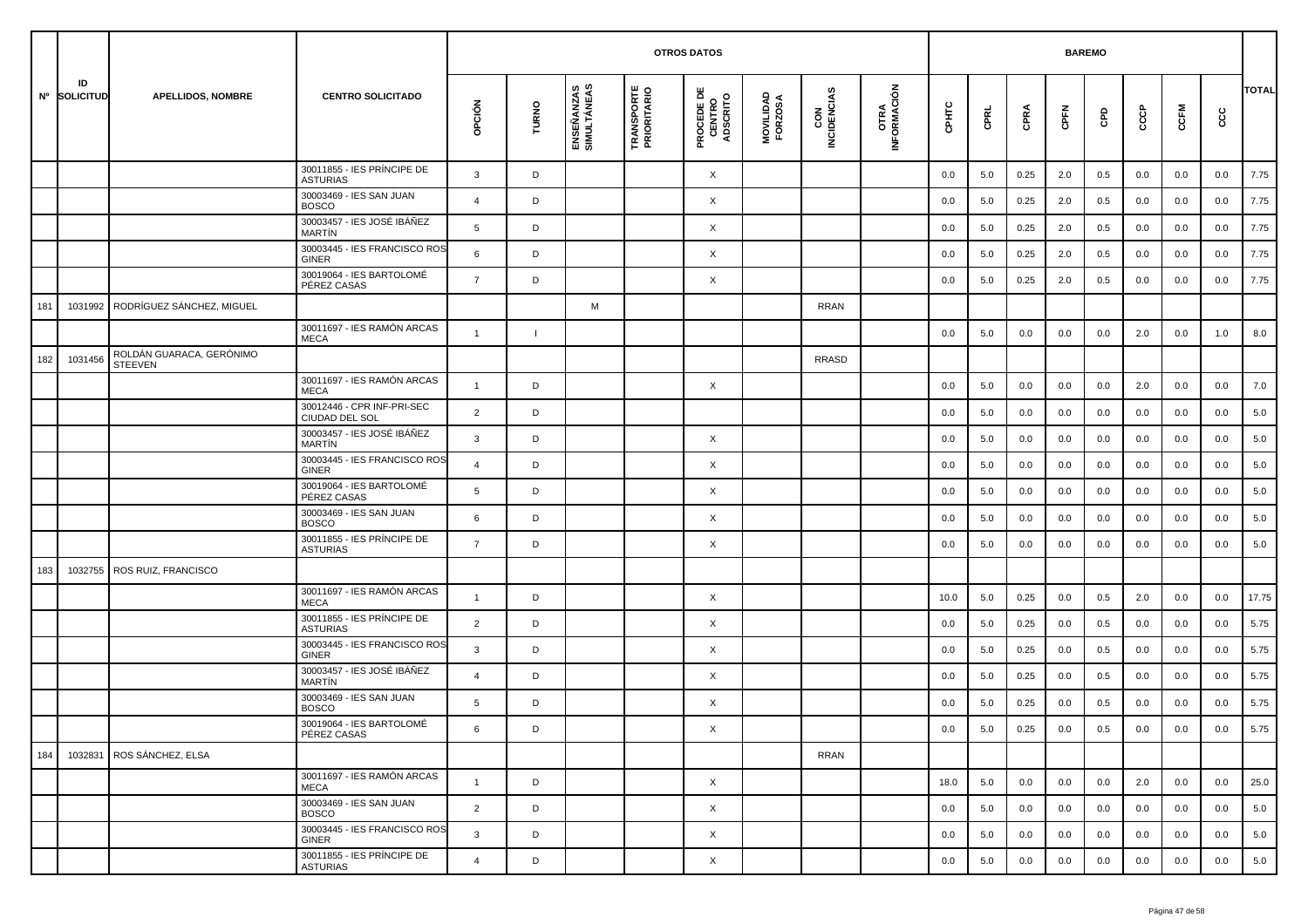| Nº | ID SOLICITUD | APELLIDOS, NOMBRE | CENTRO SOLICITADO | OTROS DATOS | | | | | | | | BAREMO | | | | | | | | TOTAL |
|---|---|---|---|---|---|---|---|---|---|---|---|---|---|---|---|---|---|---|---|---|
| | | | | OPCIÓN | TURNO | ENSEÑANZAS SIMULTÁNEAS | TRANSPORTE PRIORITARIO | PROCEDE DE CENTRO ADSCRITO | MOVILIDAD FORZOSA | CON INCIDENCIAS | OTRA INFORMACIÓN | CPHTC | CPRL | CPRA | CPFN | CPD | CCCP | CCFM | CCC | |
| | | | 30011855 - IES PRÍNCIPE DE ASTURIAS | 3 | D | | | X | | | | 0.0 | 5.0 | 0.25 | 2.0 | 0.5 | 0.0 | 0.0 | 0.0 | 7.75 |
| | | | 30003469 - IES SAN JUAN BOSCO | 4 | D | | | X | | | | 0.0 | 5.0 | 0.25 | 2.0 | 0.5 | 0.0 | 0.0 | 0.0 | 7.75 |
| | | | 30003457 - IES JOSÉ IBÁÑEZ MARTÍN | 5 | D | | | X | | | | 0.0 | 5.0 | 0.25 | 2.0 | 0.5 | 0.0 | 0.0 | 0.0 | 7.75 |
| | | | 30003445 - IES FRANCISCO ROS GINER | 6 | D | | | X | | | | 0.0 | 5.0 | 0.25 | 2.0 | 0.5 | 0.0 | 0.0 | 0.0 | 7.75 |
| | | | 30019064 - IES BARTOLOMÉ PÉREZ CASAS | 7 | D | | | X | | | | 0.0 | 5.0 | 0.25 | 2.0 | 0.5 | 0.0 | 0.0 | 0.0 | 7.75 |
| 181 | 1031992 | RODRÍGUEZ SÁNCHEZ, MIGUEL | | | | M | | | | RRAN | | | | | | | | | | |
| | | | 30011697 - IES RAMÓN ARCAS MECA | 1 | I | | | | | | | 0.0 | 5.0 | 0.0 | 0.0 | 0.0 | 2.0 | 0.0 | 1.0 | 8.0 |
| 182 | 1031456 | ROLDÁN GUARACA, GERÓNIMO STEEVEN | | | | | | | | RRASD | | | | | | | | | | |
| | | | 30011697 - IES RAMÓN ARCAS MECA | 1 | D | | | X | | | | 0.0 | 5.0 | 0.0 | 0.0 | 0.0 | 2.0 | 0.0 | 0.0 | 7.0 |
| | | | 30012446 - CPR INF-PRI-SEC CIUDAD DEL SOL | 2 | D | | | | | | | 0.0 | 5.0 | 0.0 | 0.0 | 0.0 | 0.0 | 0.0 | 0.0 | 5.0 |
| | | | 30003457 - IES JOSÉ IBÁÑEZ MARTÍN | 3 | D | | | X | | | | 0.0 | 5.0 | 0.0 | 0.0 | 0.0 | 0.0 | 0.0 | 0.0 | 5.0 |
| | | | 30003445 - IES FRANCISCO ROS GINER | 4 | D | | | X | | | | 0.0 | 5.0 | 0.0 | 0.0 | 0.0 | 0.0 | 0.0 | 0.0 | 5.0 |
| | | | 30019064 - IES BARTOLOMÉ PÉREZ CASAS | 5 | D | | | X | | | | 0.0 | 5.0 | 0.0 | 0.0 | 0.0 | 0.0 | 0.0 | 0.0 | 5.0 |
| | | | 30003469 - IES SAN JUAN BOSCO | 6 | D | | | X | | | | 0.0 | 5.0 | 0.0 | 0.0 | 0.0 | 0.0 | 0.0 | 0.0 | 5.0 |
| | | | 30011855 - IES PRÍNCIPE DE ASTURIAS | 7 | D | | | X | | | | 0.0 | 5.0 | 0.0 | 0.0 | 0.0 | 0.0 | 0.0 | 0.0 | 5.0 |
| 183 | 1032755 | ROS RUIZ, FRANCISCO | | | | | | | | | | | | | | | | | | |
| | | | 30011697 - IES RAMÓN ARCAS MECA | 1 | D | | | X | | | | 10.0 | 5.0 | 0.25 | 0.0 | 0.5 | 2.0 | 0.0 | 0.0 | 17.75 |
| | | | 30011855 - IES PRÍNCIPE DE ASTURIAS | 2 | D | | | X | | | | 0.0 | 5.0 | 0.25 | 0.0 | 0.5 | 0.0 | 0.0 | 0.0 | 5.75 |
| | | | 30003445 - IES FRANCISCO ROS GINER | 3 | D | | | X | | | | 0.0 | 5.0 | 0.25 | 0.0 | 0.5 | 0.0 | 0.0 | 0.0 | 5.75 |
| | | | 30003457 - IES JOSÉ IBÁÑEZ MARTÍN | 4 | D | | | X | | | | 0.0 | 5.0 | 0.25 | 0.0 | 0.5 | 0.0 | 0.0 | 0.0 | 5.75 |
| | | | 30003469 - IES SAN JUAN BOSCO | 5 | D | | | X | | | | 0.0 | 5.0 | 0.25 | 0.0 | 0.5 | 0.0 | 0.0 | 0.0 | 5.75 |
| | | | 30019064 - IES BARTOLOMÉ PÉREZ CASAS | 6 | D | | | X | | | | 0.0 | 5.0 | 0.25 | 0.0 | 0.5 | 0.0 | 0.0 | 0.0 | 5.75 |
| 184 | 1032831 | ROS SÁNCHEZ, ELSA | | | | | | | | RRAN | | | | | | | | | | |
| | | | 30011697 - IES RAMÓN ARCAS MECA | 1 | D | | | X | | | | 18.0 | 5.0 | 0.0 | 0.0 | 0.0 | 2.0 | 0.0 | 0.0 | 25.0 |
| | | | 30003469 - IES SAN JUAN BOSCO | 2 | D | | | X | | | | 0.0 | 5.0 | 0.0 | 0.0 | 0.0 | 0.0 | 0.0 | 0.0 | 5.0 |
| | | | 30003445 - IES FRANCISCO ROS GINER | 3 | D | | | X | | | | 0.0 | 5.0 | 0.0 | 0.0 | 0.0 | 0.0 | 0.0 | 0.0 | 5.0 |
| | | | 30011855 - IES PRÍNCIPE DE ASTURIAS | 4 | D | | | X | | | | 0.0 | 5.0 | 0.0 | 0.0 | 0.0 | 0.0 | 0.0 | 0.0 | 5.0 |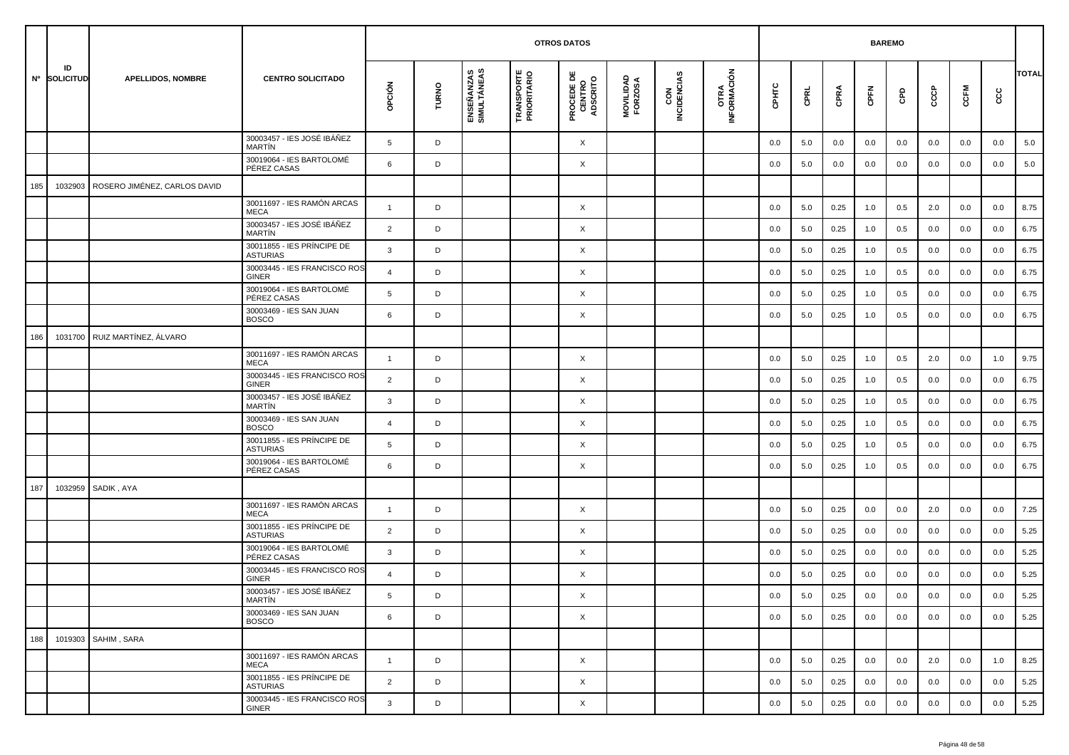| Nº | ID SOLICITUD | APELLIDOS, NOMBRE | CENTRO SOLICITADO | OTROS DATOS | | | | | | | | BAREMO | | | | | | | | TOTAL |
|---|---|---|---|---|---|---|---|---|---|---|---|---|---|---|---|---|---|---|---|---|
| | | | | OPCIÓN | TURNO | ENSEÑANZAS SIMULTÁNEAS | TRANSPORTE PRIORITARIO | PROCEDE DE CENTRO ADSCRITO | MOVILIDAD FORZOSA | CON INCIDENCIAS | OTRA INFORMACIÓN | CPHTC | CPRL | CPRA | CPFN | CPD | CCCP | CCFM | CCC | |
| | | | 30003457 - IES JOSÉ IBÁÑEZ MARTÍN | 5 | D | | | X | | | | 0.0 | 5.0 | 0.0 | 0.0 | 0.0 | 0.0 | 0.0 | 0.0 | 5.0 |
| | | | 30019064 - IES BARTOLOMÉ PÉREZ CASAS | 6 | D | | | X | | | | 0.0 | 5.0 | 0.0 | 0.0 | 0.0 | 0.0 | 0.0 | 0.0 | 5.0 |
| 185 | 1032903 | ROSERO JIMÉNEZ, CARLOS DAVID | | | | | | | | | | | | | | | | | | |
| | | | 30011697 - IES RAMÓN ARCAS MECA | 1 | D | | | X | | | | 0.0 | 5.0 | 0.25 | 1.0 | 0.5 | 2.0 | 0.0 | 0.0 | 8.75 |
| | | | 30003457 - IES JOSÉ IBÁÑEZ MARTÍN | 2 | D | | | X | | | | 0.0 | 5.0 | 0.25 | 1.0 | 0.5 | 0.0 | 0.0 | 0.0 | 6.75 |
| | | | 30011855 - IES PRÍNCIPE DE ASTURIAS | 3 | D | | | X | | | | 0.0 | 5.0 | 0.25 | 1.0 | 0.5 | 0.0 | 0.0 | 0.0 | 6.75 |
| | | | 30003445 - IES FRANCISCO ROS GINER | 4 | D | | | X | | | | 0.0 | 5.0 | 0.25 | 1.0 | 0.5 | 0.0 | 0.0 | 0.0 | 6.75 |
| | | | 30019064 - IES BARTOLOMÉ PÉREZ CASAS | 5 | D | | | X | | | | 0.0 | 5.0 | 0.25 | 1.0 | 0.5 | 0.0 | 0.0 | 0.0 | 6.75 |
| | | | 30003469 - IES SAN JUAN BOSCO | 6 | D | | | X | | | | 0.0 | 5.0 | 0.25 | 1.0 | 0.5 | 0.0 | 0.0 | 0.0 | 6.75 |
| 186 | 1031700 | RUIZ MARTÍNEZ, ÁLVARO | | | | | | | | | | | | | | | | | | |
| | | | 30011697 - IES RAMÓN ARCAS MECA | 1 | D | | | X | | | | 0.0 | 5.0 | 0.25 | 1.0 | 0.5 | 2.0 | 0.0 | 1.0 | 9.75 |
| | | | 30003445 - IES FRANCISCO ROS GINER | 2 | D | | | X | | | | 0.0 | 5.0 | 0.25 | 1.0 | 0.5 | 0.0 | 0.0 | 0.0 | 6.75 |
| | | | 30003457 - IES JOSÉ IBÁÑEZ MARTÍN | 3 | D | | | X | | | | 0.0 | 5.0 | 0.25 | 1.0 | 0.5 | 0.0 | 0.0 | 0.0 | 6.75 |
| | | | 30003469 - IES SAN JUAN BOSCO | 4 | D | | | X | | | | 0.0 | 5.0 | 0.25 | 1.0 | 0.5 | 0.0 | 0.0 | 0.0 | 6.75 |
| | | | 30011855 - IES PRÍNCIPE DE ASTURIAS | 5 | D | | | X | | | | 0.0 | 5.0 | 0.25 | 1.0 | 0.5 | 0.0 | 0.0 | 0.0 | 6.75 |
| | | | 30019064 - IES BARTOLOMÉ PÉREZ CASAS | 6 | D | | | X | | | | 0.0 | 5.0 | 0.25 | 1.0 | 0.5 | 0.0 | 0.0 | 0.0 | 6.75 |
| 187 | 1032959 | SADIK , AYA | | | | | | | | | | | | | | | | | | |
| | | | 30011697 - IES RAMÓN ARCAS MECA | 1 | D | | | X | | | | 0.0 | 5.0 | 0.25 | 0.0 | 0.0 | 2.0 | 0.0 | 0.0 | 7.25 |
| | | | 30011855 - IES PRÍNCIPE DE ASTURIAS | 2 | D | | | X | | | | 0.0 | 5.0 | 0.25 | 0.0 | 0.0 | 0.0 | 0.0 | 0.0 | 5.25 |
| | | | 30019064 - IES BARTOLOMÉ PÉREZ CASAS | 3 | D | | | X | | | | 0.0 | 5.0 | 0.25 | 0.0 | 0.0 | 0.0 | 0.0 | 0.0 | 5.25 |
| | | | 30003445 - IES FRANCISCO ROS GINER | 4 | D | | | X | | | | 0.0 | 5.0 | 0.25 | 0.0 | 0.0 | 0.0 | 0.0 | 0.0 | 5.25 |
| | | | 30003457 - IES JOSÉ IBÁÑEZ MARTÍN | 5 | D | | | X | | | | 0.0 | 5.0 | 0.25 | 0.0 | 0.0 | 0.0 | 0.0 | 0.0 | 5.25 |
| | | | 30003469 - IES SAN JUAN BOSCO | 6 | D | | | X | | | | 0.0 | 5.0 | 0.25 | 0.0 | 0.0 | 0.0 | 0.0 | 0.0 | 5.25 |
| 188 | 1019303 | SAHIM , SARA | | | | | | | | | | | | | | | | | | |
| | | | 30011697 - IES RAMÓN ARCAS MECA | 1 | D | | | X | | | | 0.0 | 5.0 | 0.25 | 0.0 | 0.0 | 2.0 | 0.0 | 1.0 | 8.25 |
| | | | 30011855 - IES PRÍNCIPE DE ASTURIAS | 2 | D | | | X | | | | 0.0 | 5.0 | 0.25 | 0.0 | 0.0 | 0.0 | 0.0 | 0.0 | 5.25 |
| | | | 30003445 - IES FRANCISCO ROS GINER | 3 | D | | | X | | | | 0.0 | 5.0 | 0.25 | 0.0 | 0.0 | 0.0 | 0.0 | 0.0 | 5.25 |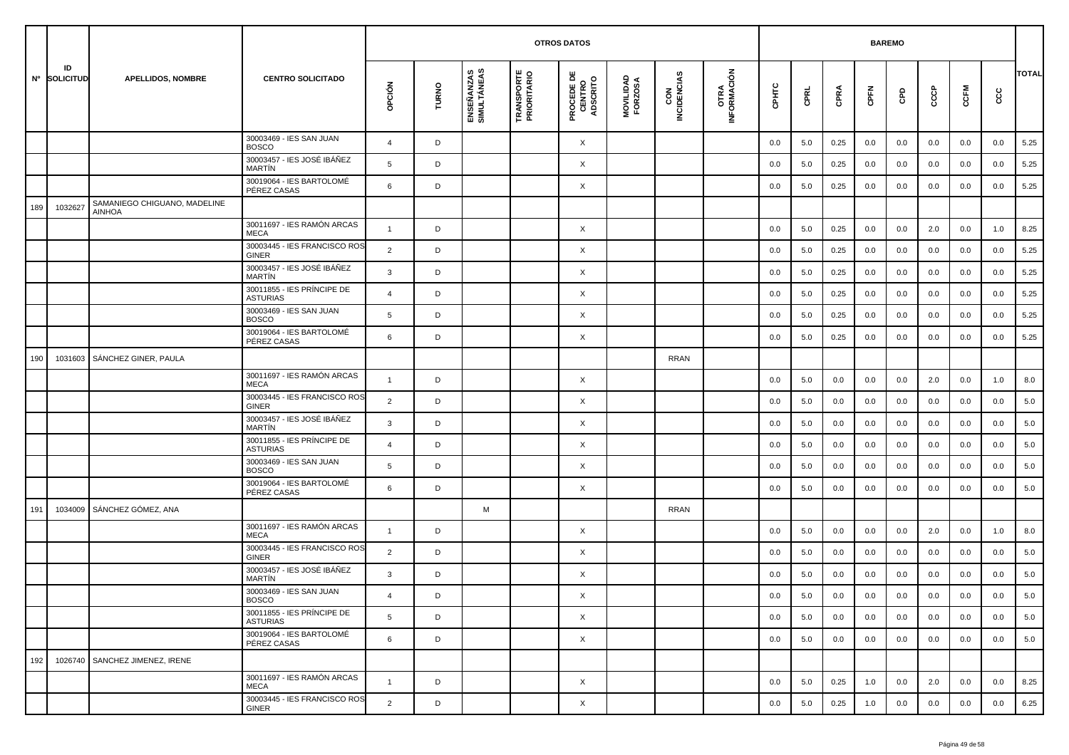| Nº | ID SOLICITUD | APELLIDOS, NOMBRE | CENTRO SOLICITADO | OTROS DATOS | | | | | | | | BAREMO | | | | | | | | TOTAL |
|---|---|---|---|---|---|---|---|---|---|---|---|---|---|---|---|---|---|---|---|---|
| | | | | OPCIÓN | TURNO | ENSEÑANZAS SIMULTÁNEAS | TRANSPORTE PRIORITARIO | PROCEDE DE CENTRO ADSCRITO | MOVILIDAD FORZOSA | CON INCIDENCIAS | OTRA INFORMACIÓN | CPHTC | CPRL | CPRA | CPFN | CPD | CCCP | CCFM | CCC | |
| | | | 30003469 - IES SAN JUAN BOSCO | 4 | D | | | X | | | | 0.0 | 5.0 | 0.25 | 0.0 | 0.0 | 0.0 | 0.0 | 0.0 | 5.25 |
| | | | 30003457 - IES JOSÉ IBÁÑEZ MARTÍN | 5 | D | | | X | | | | 0.0 | 5.0 | 0.25 | 0.0 | 0.0 | 0.0 | 0.0 | 0.0 | 5.25 |
| | | | 30019064 - IES BARTOLOMÉ PÉREZ CASAS | 6 | D | | | X | | | | 0.0 | 5.0 | 0.25 | 0.0 | 0.0 | 0.0 | 0.0 | 0.0 | 5.25 |
| 189 | 1032627 | SAMANIEGO CHIGUANO, MADELINE AINHOA | | | | | | | | | | | | | | | | | | |
| | | | 30011697 - IES RAMÓN ARCAS MECA | 1 | D | | | X | | | | 0.0 | 5.0 | 0.25 | 0.0 | 0.0 | 2.0 | 0.0 | 1.0 | 8.25 |
| | | | 30003445 - IES FRANCISCO ROS GINER | 2 | D | | | X | | | | 0.0 | 5.0 | 0.25 | 0.0 | 0.0 | 0.0 | 0.0 | 0.0 | 5.25 |
| | | | 30003457 - IES JOSÉ IBÁÑEZ MARTÍN | 3 | D | | | X | | | | 0.0 | 5.0 | 0.25 | 0.0 | 0.0 | 0.0 | 0.0 | 0.0 | 5.25 |
| | | | 30011855 - IES PRÍNCIPE DE ASTURIAS | 4 | D | | | X | | | | 0.0 | 5.0 | 0.25 | 0.0 | 0.0 | 0.0 | 0.0 | 0.0 | 5.25 |
| | | | 30003469 - IES SAN JUAN BOSCO | 5 | D | | | X | | | | 0.0 | 5.0 | 0.25 | 0.0 | 0.0 | 0.0 | 0.0 | 0.0 | 5.25 |
| | | | 30019064 - IES BARTOLOMÉ PÉREZ CASAS | 6 | D | | | X | | | | 0.0 | 5.0 | 0.25 | 0.0 | 0.0 | 0.0 | 0.0 | 0.0 | 5.25 |
| 190 | 1031603 | SÁNCHEZ GINER, PAULA | | | | | | | | RRAN | | | | | | | | | | |
| | | | 30011697 - IES RAMÓN ARCAS MECA | 1 | D | | | X | | | | 0.0 | 5.0 | 0.0 | 0.0 | 0.0 | 2.0 | 0.0 | 1.0 | 8.0 |
| | | | 30003445 - IES FRANCISCO ROS GINER | 2 | D | | | X | | | | 0.0 | 5.0 | 0.0 | 0.0 | 0.0 | 0.0 | 0.0 | 0.0 | 5.0 |
| | | | 30003457 - IES JOSÉ IBÁÑEZ MARTÍN | 3 | D | | | X | | | | 0.0 | 5.0 | 0.0 | 0.0 | 0.0 | 0.0 | 0.0 | 0.0 | 5.0 |
| | | | 30011855 - IES PRÍNCIPE DE ASTURIAS | 4 | D | | | X | | | | 0.0 | 5.0 | 0.0 | 0.0 | 0.0 | 0.0 | 0.0 | 0.0 | 5.0 |
| | | | 30003469 - IES SAN JUAN BOSCO | 5 | D | | | X | | | | 0.0 | 5.0 | 0.0 | 0.0 | 0.0 | 0.0 | 0.0 | 0.0 | 5.0 |
| | | | 30019064 - IES BARTOLOMÉ PÉREZ CASAS | 6 | D | | | X | | | | 0.0 | 5.0 | 0.0 | 0.0 | 0.0 | 0.0 | 0.0 | 0.0 | 5.0 |
| 191 | 1034009 | SÁNCHEZ GÓMEZ, ANA | | | | M | | | | RRAN | | | | | | | | | | |
| | | | 30011697 - IES RAMÓN ARCAS MECA | 1 | D | | | X | | | | 0.0 | 5.0 | 0.0 | 0.0 | 0.0 | 2.0 | 0.0 | 1.0 | 8.0 |
| | | | 30003445 - IES FRANCISCO ROS GINER | 2 | D | | | X | | | | 0.0 | 5.0 | 0.0 | 0.0 | 0.0 | 0.0 | 0.0 | 0.0 | 5.0 |
| | | | 30003457 - IES JOSÉ IBÁÑEZ MARTÍN | 3 | D | | | X | | | | 0.0 | 5.0 | 0.0 | 0.0 | 0.0 | 0.0 | 0.0 | 0.0 | 5.0 |
| | | | 30003469 - IES SAN JUAN BOSCO | 4 | D | | | X | | | | 0.0 | 5.0 | 0.0 | 0.0 | 0.0 | 0.0 | 0.0 | 0.0 | 5.0 |
| | | | 30011855 - IES PRÍNCIPE DE ASTURIAS | 5 | D | | | X | | | | 0.0 | 5.0 | 0.0 | 0.0 | 0.0 | 0.0 | 0.0 | 0.0 | 5.0 |
| | | | 30019064 - IES BARTOLOMÉ PÉREZ CASAS | 6 | D | | | X | | | | 0.0 | 5.0 | 0.0 | 0.0 | 0.0 | 0.0 | 0.0 | 0.0 | 5.0 |
| 192 | 1026740 | SANCHEZ JIMENEZ, IRENE | | | | | | | | | | | | | | | | | | |
| | | | 30011697 - IES RAMÓN ARCAS MECA | 1 | D | | | X | | | | 0.0 | 5.0 | 0.25 | 1.0 | 0.0 | 2.0 | 0.0 | 0.0 | 8.25 |
| | | | 30003445 - IES FRANCISCO ROS GINER | 2 | D | | | X | | | | 0.0 | 5.0 | 0.25 | 1.0 | 0.0 | 0.0 | 0.0 | 0.0 | 6.25 |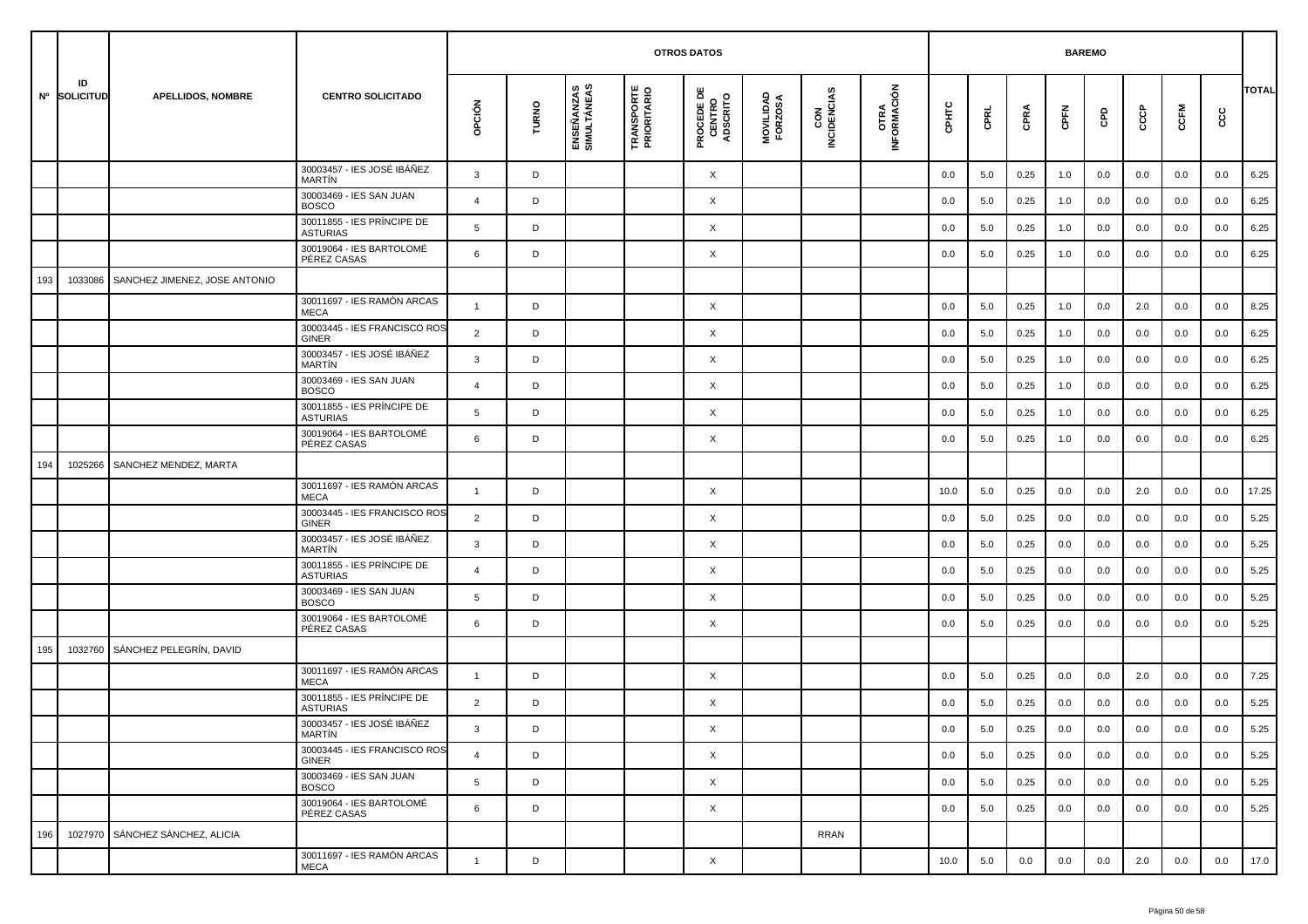| Nº | ID SOLICITUD | APELLIDOS, NOMBRE | CENTRO SOLICITADO | OTROS DATOS | | | | | | | | BAREMO | | | | | | | | TOTAL |
|---|---|---|---|---|---|---|---|---|---|---|---|---|---|---|---|---|---|---|---|---|
| | | | | OPCIÓN | TURNO | ENSEÑANZAS SIMULTÁNEAS | TRANSPORTE PRIORITARIO | PROCEDE DE CENTRO ADSCRITO | MOVILIDAD FORZOSA | CON INCIDENCIAS | OTRA INFORMACIÓN | CPHTC | CPRL | CPRA | CPFN | CPD | CCCP | CCFM | CCC | |
| | | | 30003457 - IES JOSÉ IBÁÑEZ MARTÍN | 3 | D | | | X | | | | 0.0 | 5.0 | 0.25 | 1.0 | 0.0 | 0.0 | 0.0 | 0.0 | 6.25 |
| | | | 30003469 - IES SAN JUAN BOSCO | 4 | D | | | X | | | | 0.0 | 5.0 | 0.25 | 1.0 | 0.0 | 0.0 | 0.0 | 0.0 | 6.25 |
| | | | 30011855 - IES PRÍNCIPE DE ASTURIAS | 5 | D | | | X | | | | 0.0 | 5.0 | 0.25 | 1.0 | 0.0 | 0.0 | 0.0 | 0.0 | 6.25 |
| | | | 30019064 - IES BARTOLOMÉ PÉREZ CASAS | 6 | D | | | X | | | | 0.0 | 5.0 | 0.25 | 1.0 | 0.0 | 0.0 | 0.0 | 0.0 | 6.25 |
| 193 | 1033086 | SANCHEZ JIMENEZ, JOSE ANTONIO | | | | | | | | | | | | | | | | | | |
| | | | 30011697 - IES RAMÓN ARCAS MECA | 1 | D | | | X | | | | 0.0 | 5.0 | 0.25 | 1.0 | 0.0 | 2.0 | 0.0 | 0.0 | 8.25 |
| | | | 30003445 - IES FRANCISCO ROS GINER | 2 | D | | | X | | | | 0.0 | 5.0 | 0.25 | 1.0 | 0.0 | 0.0 | 0.0 | 0.0 | 6.25 |
| | | | 30003457 - IES JOSÉ IBÁÑEZ MARTÍN | 3 | D | | | X | | | | 0.0 | 5.0 | 0.25 | 1.0 | 0.0 | 0.0 | 0.0 | 0.0 | 6.25 |
| | | | 30003469 - IES SAN JUAN BOSCO | 4 | D | | | X | | | | 0.0 | 5.0 | 0.25 | 1.0 | 0.0 | 0.0 | 0.0 | 0.0 | 6.25 |
| | | | 30011855 - IES PRÍNCIPE DE ASTURIAS | 5 | D | | | X | | | | 0.0 | 5.0 | 0.25 | 1.0 | 0.0 | 0.0 | 0.0 | 0.0 | 6.25 |
| | | | 30019064 - IES BARTOLOMÉ PÉREZ CASAS | 6 | D | | | X | | | | 0.0 | 5.0 | 0.25 | 1.0 | 0.0 | 0.0 | 0.0 | 0.0 | 6.25 |
| 194 | 1025266 | SANCHEZ MENDEZ, MARTA | | | | | | | | | | | | | | | | | | |
| | | | 30011697 - IES RAMÓN ARCAS MECA | 1 | D | | | X | | | | 10.0 | 5.0 | 0.25 | 0.0 | 0.0 | 2.0 | 0.0 | 0.0 | 17.25 |
| | | | 30003445 - IES FRANCISCO ROS GINER | 2 | D | | | X | | | | 0.0 | 5.0 | 0.25 | 0.0 | 0.0 | 0.0 | 0.0 | 0.0 | 5.25 |
| | | | 30003457 - IES JOSÉ IBÁÑEZ MARTÍN | 3 | D | | | X | | | | 0.0 | 5.0 | 0.25 | 0.0 | 0.0 | 0.0 | 0.0 | 0.0 | 5.25 |
| | | | 30011855 - IES PRÍNCIPE DE ASTURIAS | 4 | D | | | X | | | | 0.0 | 5.0 | 0.25 | 0.0 | 0.0 | 0.0 | 0.0 | 0.0 | 5.25 |
| | | | 30003469 - IES SAN JUAN BOSCO | 5 | D | | | X | | | | 0.0 | 5.0 | 0.25 | 0.0 | 0.0 | 0.0 | 0.0 | 0.0 | 5.25 |
| | | | 30019064 - IES BARTOLOMÉ PÉREZ CASAS | 6 | D | | | X | | | | 0.0 | 5.0 | 0.25 | 0.0 | 0.0 | 0.0 | 0.0 | 0.0 | 5.25 |
| 195 | 1032760 | SÁNCHEZ PELEGRÍN, DAVID | | | | | | | | | | | | | | | | | | |
| | | | 30011697 - IES RAMÓN ARCAS MECA | 1 | D | | | X | | | | 0.0 | 5.0 | 0.25 | 0.0 | 0.0 | 2.0 | 0.0 | 0.0 | 7.25 |
| | | | 30011855 - IES PRÍNCIPE DE ASTURIAS | 2 | D | | | X | | | | 0.0 | 5.0 | 0.25 | 0.0 | 0.0 | 0.0 | 0.0 | 0.0 | 5.25 |
| | | | 30003457 - IES JOSÉ IBÁÑEZ MARTÍN | 3 | D | | | X | | | | 0.0 | 5.0 | 0.25 | 0.0 | 0.0 | 0.0 | 0.0 | 0.0 | 5.25 |
| | | | 30003445 - IES FRANCISCO ROS GINER | 4 | D | | | X | | | | 0.0 | 5.0 | 0.25 | 0.0 | 0.0 | 0.0 | 0.0 | 0.0 | 5.25 |
| | | | 30003469 - IES SAN JUAN BOSCO | 5 | D | | | X | | | | 0.0 | 5.0 | 0.25 | 0.0 | 0.0 | 0.0 | 0.0 | 0.0 | 5.25 |
| | | | 30019064 - IES BARTOLOMÉ PÉREZ CASAS | 6 | D | | | X | | | | 0.0 | 5.0 | 0.25 | 0.0 | 0.0 | 0.0 | 0.0 | 0.0 | 5.25 |
| 196 | 1027970 | SÁNCHEZ SÁNCHEZ, ALICIA | | | | | | | | RRAN | | | | | | | | | | |
| | | | 30011697 - IES RAMÓN ARCAS MECA | 1 | D | | | X | | | | 10.0 | 5.0 | 0.0 | 0.0 | 0.0 | 2.0 | 0.0 | 0.0 | 17.0 |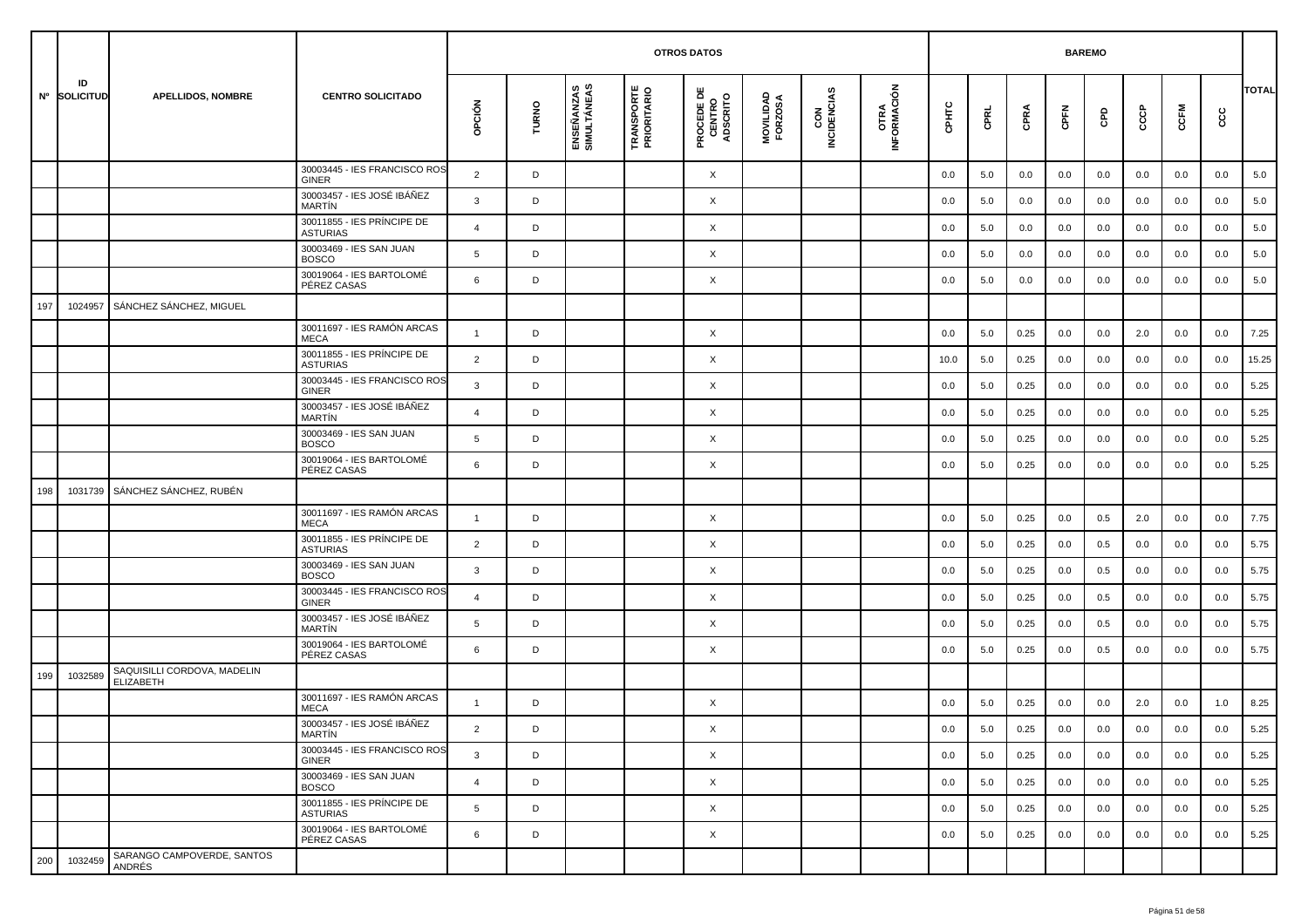| Nº | ID SOLICITUD | APELLIDOS, NOMBRE | CENTRO SOLICITADO | OTROS DATOS | | | | | | | | BAREMO | | | | | | | | | TOTAL |
|---|---|---|---|---|---|---|---|---|---|---|---|---|---|---|---|---|---|---|---|---|---|
| | | | | OPCIÓN | TURNO | ENSEÑANZAS SIMULTÁNEAS | TRANSPORTE PRIORITARIO | PROCEDE DE CENTRO ADSCRITO | MOVILIDAD FORZOSA | CON INCIDENCIAS | OTRA INFORMACIÓN | CPHTC | CPRL | CPRA | CPFN | CPD | CCCP | CCFM | CCC | |
| | | | 30003445 - IES FRANCISCO ROS GINER | 2 | D | | | X | | | | 0.0 | 5.0 | 0.0 | 0.0 | 0.0 | 0.0 | 0.0 | 0.0 | 5.0 |
| | | | 30003457 - IES JOSÉ IBÁÑEZ MARTÍN | 3 | D | | | X | | | | 0.0 | 5.0 | 0.0 | 0.0 | 0.0 | 0.0 | 0.0 | 0.0 | 5.0 |
| | | | 30011855 - IES PRÍNCIPE DE ASTURIAS | 4 | D | | | X | | | | 0.0 | 5.0 | 0.0 | 0.0 | 0.0 | 0.0 | 0.0 | 0.0 | 5.0 |
| | | | 30003469 - IES SAN JUAN BOSCO | 5 | D | | | X | | | | 0.0 | 5.0 | 0.0 | 0.0 | 0.0 | 0.0 | 0.0 | 0.0 | 5.0 |
| | | | 30019064 - IES BARTOLOMÉ PÉREZ CASAS | 6 | D | | | X | | | | 0.0 | 5.0 | 0.0 | 0.0 | 0.0 | 0.0 | 0.0 | 0.0 | 5.0 |
| 197 | 1024957 | SÁNCHEZ SÁNCHEZ, MIGUEL | | | | | | | | | | | | | | | | | | |
| | | | 30011697 - IES RAMÓN ARCAS MECA | 1 | D | | | X | | | | 0.0 | 5.0 | 0.25 | 0.0 | 0.0 | 2.0 | 0.0 | 0.0 | 7.25 |
| | | | 30011855 - IES PRÍNCIPE DE ASTURIAS | 2 | D | | | X | | | | 10.0 | 5.0 | 0.25 | 0.0 | 0.0 | 0.0 | 0.0 | 0.0 | 15.25 |
| | | | 30003445 - IES FRANCISCO ROS GINER | 3 | D | | | X | | | | 0.0 | 5.0 | 0.25 | 0.0 | 0.0 | 0.0 | 0.0 | 0.0 | 5.25 |
| | | | 30003457 - IES JOSÉ IBÁÑEZ MARTÍN | 4 | D | | | X | | | | 0.0 | 5.0 | 0.25 | 0.0 | 0.0 | 0.0 | 0.0 | 0.0 | 5.25 |
| | | | 30003469 - IES SAN JUAN BOSCO | 5 | D | | | X | | | | 0.0 | 5.0 | 0.25 | 0.0 | 0.0 | 0.0 | 0.0 | 0.0 | 5.25 |
| | | | 30019064 - IES BARTOLOMÉ PÉREZ CASAS | 6 | D | | | X | | | | 0.0 | 5.0 | 0.25 | 0.0 | 0.0 | 0.0 | 0.0 | 0.0 | 5.25 |
| 198 | 1031739 | SÁNCHEZ SÁNCHEZ, RUBÉN | | | | | | | | | | | | | | | | | | |
| | | | 30011697 - IES RAMÓN ARCAS MECA | 1 | D | | | X | | | | 0.0 | 5.0 | 0.25 | 0.0 | 0.5 | 2.0 | 0.0 | 0.0 | 7.75 |
| | | | 30011855 - IES PRÍNCIPE DE ASTURIAS | 2 | D | | | X | | | | 0.0 | 5.0 | 0.25 | 0.0 | 0.5 | 0.0 | 0.0 | 0.0 | 5.75 |
| | | | 30003469 - IES SAN JUAN BOSCO | 3 | D | | | X | | | | 0.0 | 5.0 | 0.25 | 0.0 | 0.5 | 0.0 | 0.0 | 0.0 | 5.75 |
| | | | 30003445 - IES FRANCISCO ROS GINER | 4 | D | | | X | | | | 0.0 | 5.0 | 0.25 | 0.0 | 0.5 | 0.0 | 0.0 | 0.0 | 5.75 |
| | | | 30003457 - IES JOSÉ IBÁÑEZ MARTÍN | 5 | D | | | X | | | | 0.0 | 5.0 | 0.25 | 0.0 | 0.5 | 0.0 | 0.0 | 0.0 | 5.75 |
| | | | 30019064 - IES BARTOLOMÉ PÉREZ CASAS | 6 | D | | | X | | | | 0.0 | 5.0 | 0.25 | 0.0 | 0.5 | 0.0 | 0.0 | 0.0 | 5.75 |
| 199 | 1032589 | SAQUISILLI CORDOVA, MADELIN ELIZABETH | | | | | | | | | | | | | | | | | | |
| | | | 30011697 - IES RAMÓN ARCAS MECA | 1 | D | | | X | | | | 0.0 | 5.0 | 0.25 | 0.0 | 0.0 | 2.0 | 0.0 | 1.0 | 8.25 |
| | | | 30003457 - IES JOSÉ IBÁÑEZ MARTÍN | 2 | D | | | X | | | | 0.0 | 5.0 | 0.25 | 0.0 | 0.0 | 0.0 | 0.0 | 0.0 | 5.25 |
| | | | 30003445 - IES FRANCISCO ROS GINER | 3 | D | | | X | | | | 0.0 | 5.0 | 0.25 | 0.0 | 0.0 | 0.0 | 0.0 | 0.0 | 5.25 |
| | | | 30003469 - IES SAN JUAN BOSCO | 4 | D | | | X | | | | 0.0 | 5.0 | 0.25 | 0.0 | 0.0 | 0.0 | 0.0 | 0.0 | 5.25 |
| | | | 30011855 - IES PRÍNCIPE DE ASTURIAS | 5 | D | | | X | | | | 0.0 | 5.0 | 0.25 | 0.0 | 0.0 | 0.0 | 0.0 | 0.0 | 5.25 |
| | | | 30019064 - IES BARTOLOMÉ PÉREZ CASAS | 6 | D | | | X | | | | 0.0 | 5.0 | 0.25 | 0.0 | 0.0 | 0.0 | 0.0 | 0.0 | 5.25 |
| 200 | 1032459 | SARANGO CAMPOVERDE, SANTOS ANDRÉS | | | | | | | | | | | | | | | | | | |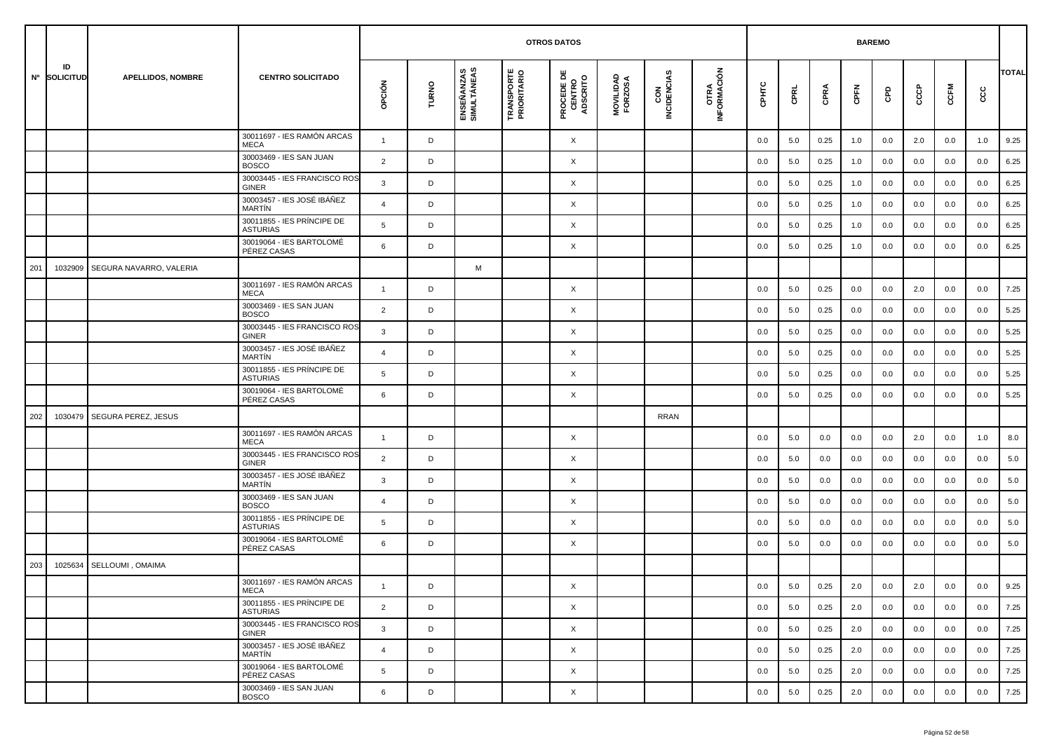| Nº | ID SOLICITUD | APELLIDOS, NOMBRE | CENTRO SOLICITADO | OTROS DATOS | | | | | | | | BAREMO | | | | | | | | | TOTAL |
|---|---|---|---|---|---|---|---|---|---|---|---|---|---|---|---|---|---|---|---|---|---|
| | | | | OPCIÓN | TURNO | ENSEÑANZAS SIMULTÁNEAS | TRANSPORTE PRIORITARIO | PROCEDE DE CENTRO ADSCRITO | MOVILIDAD FORZOSA | CON INCIDENCIAS | OTRA INFORMACIÓN | CPHTC | CPRL | CPRA | CPFN | CPD | CCCP | CCFM | CCC | |
| | | | 30011697 - IES RAMÓN ARCAS MECA | 1 | D | | | X | | | | 0.0 | 5.0 | 0.25 | 1.0 | 0.0 | 2.0 | 0.0 | 1.0 | 9.25 |
| | | | 30003469 - IES SAN JUAN BOSCO | 2 | D | | | X | | | | 0.0 | 5.0 | 0.25 | 1.0 | 0.0 | 0.0 | 0.0 | 0.0 | 6.25 |
| | | | 30003445 - IES FRANCISCO ROS GINER | 3 | D | | | X | | | | 0.0 | 5.0 | 0.25 | 1.0 | 0.0 | 0.0 | 0.0 | 0.0 | 6.25 |
| | | | 30003457 - IES JOSÉ IBÁÑEZ MARTÍN | 4 | D | | | X | | | | 0.0 | 5.0 | 0.25 | 1.0 | 0.0 | 0.0 | 0.0 | 0.0 | 6.25 |
| | | | 30011855 - IES PRÍNCIPE DE ASTURIAS | 5 | D | | | X | | | | 0.0 | 5.0 | 0.25 | 1.0 | 0.0 | 0.0 | 0.0 | 0.0 | 6.25 |
| | | | 30019064 - IES BARTOLOMÉ PÉREZ CASAS | 6 | D | | | X | | | | 0.0 | 5.0 | 0.25 | 1.0 | 0.0 | 0.0 | 0.0 | 0.0 | 6.25 |
| 201 | 1032909 | SEGURA NAVARRO, VALERIA | | | | M | | | | | | | | | | | | | | |
| | | | 30011697 - IES RAMÓN ARCAS MECA | 1 | D | | | X | | | | 0.0 | 5.0 | 0.25 | 0.0 | 0.0 | 2.0 | 0.0 | 0.0 | 7.25 |
| | | | 30003469 - IES SAN JUAN BOSCO | 2 | D | | | X | | | | 0.0 | 5.0 | 0.25 | 0.0 | 0.0 | 0.0 | 0.0 | 0.0 | 5.25 |
| | | | 30003445 - IES FRANCISCO ROS GINER | 3 | D | | | X | | | | 0.0 | 5.0 | 0.25 | 0.0 | 0.0 | 0.0 | 0.0 | 0.0 | 5.25 |
| | | | 30003457 - IES JOSÉ IBÁÑEZ MARTÍN | 4 | D | | | X | | | | 0.0 | 5.0 | 0.25 | 0.0 | 0.0 | 0.0 | 0.0 | 0.0 | 5.25 |
| | | | 30011855 - IES PRÍNCIPE DE ASTURIAS | 5 | D | | | X | | | | 0.0 | 5.0 | 0.25 | 0.0 | 0.0 | 0.0 | 0.0 | 0.0 | 5.25 |
| | | | 30019064 - IES BARTOLOMÉ PÉREZ CASAS | 6 | D | | | X | | | | 0.0 | 5.0 | 0.25 | 0.0 | 0.0 | 0.0 | 0.0 | 0.0 | 5.25 |
| 202 | 1030479 | SEGURA PEREZ, JESUS | | | | | | | | RRAN | | | | | | | | | | |
| | | | 30011697 - IES RAMÓN ARCAS MECA | 1 | D | | | X | | | | 0.0 | 5.0 | 0.0 | 0.0 | 0.0 | 2.0 | 0.0 | 1.0 | 8.0 |
| | | | 30003445 - IES FRANCISCO ROS GINER | 2 | D | | | X | | | | 0.0 | 5.0 | 0.0 | 0.0 | 0.0 | 0.0 | 0.0 | 0.0 | 5.0 |
| | | | 30003457 - IES JOSÉ IBÁÑEZ MARTÍN | 3 | D | | | X | | | | 0.0 | 5.0 | 0.0 | 0.0 | 0.0 | 0.0 | 0.0 | 0.0 | 5.0 |
| | | | 30003469 - IES SAN JUAN BOSCO | 4 | D | | | X | | | | 0.0 | 5.0 | 0.0 | 0.0 | 0.0 | 0.0 | 0.0 | 0.0 | 5.0 |
| | | | 30011855 - IES PRÍNCIPE DE ASTURIAS | 5 | D | | | X | | | | 0.0 | 5.0 | 0.0 | 0.0 | 0.0 | 0.0 | 0.0 | 0.0 | 5.0 |
| | | | 30019064 - IES BARTOLOMÉ PÉREZ CASAS | 6 | D | | | X | | | | 0.0 | 5.0 | 0.0 | 0.0 | 0.0 | 0.0 | 0.0 | 0.0 | 5.0 |
| 203 | 1025634 | SELLOUMI , OMAIMA | | | | | | | | | | | | | | | | | | |
| | | | 30011697 - IES RAMÓN ARCAS MECA | 1 | D | | | X | | | | 0.0 | 5.0 | 0.25 | 2.0 | 0.0 | 2.0 | 0.0 | 0.0 | 9.25 |
| | | | 30011855 - IES PRÍNCIPE DE ASTURIAS | 2 | D | | | X | | | | 0.0 | 5.0 | 0.25 | 2.0 | 0.0 | 0.0 | 0.0 | 0.0 | 7.25 |
| | | | 30003445 - IES FRANCISCO ROS GINER | 3 | D | | | X | | | | 0.0 | 5.0 | 0.25 | 2.0 | 0.0 | 0.0 | 0.0 | 0.0 | 7.25 |
| | | | 30003457 - IES JOSÉ IBÁÑEZ MARTÍN | 4 | D | | | X | | | | 0.0 | 5.0 | 0.25 | 2.0 | 0.0 | 0.0 | 0.0 | 0.0 | 7.25 |
| | | | 30019064 - IES BARTOLOMÉ PÉREZ CASAS | 5 | D | | | X | | | | 0.0 | 5.0 | 0.25 | 2.0 | 0.0 | 0.0 | 0.0 | 0.0 | 7.25 |
| | | | 30003469 - IES SAN JUAN BOSCO | 6 | D | | | X | | | | 0.0 | 5.0 | 0.25 | 2.0 | 0.0 | 0.0 | 0.0 | 0.0 | 7.25 |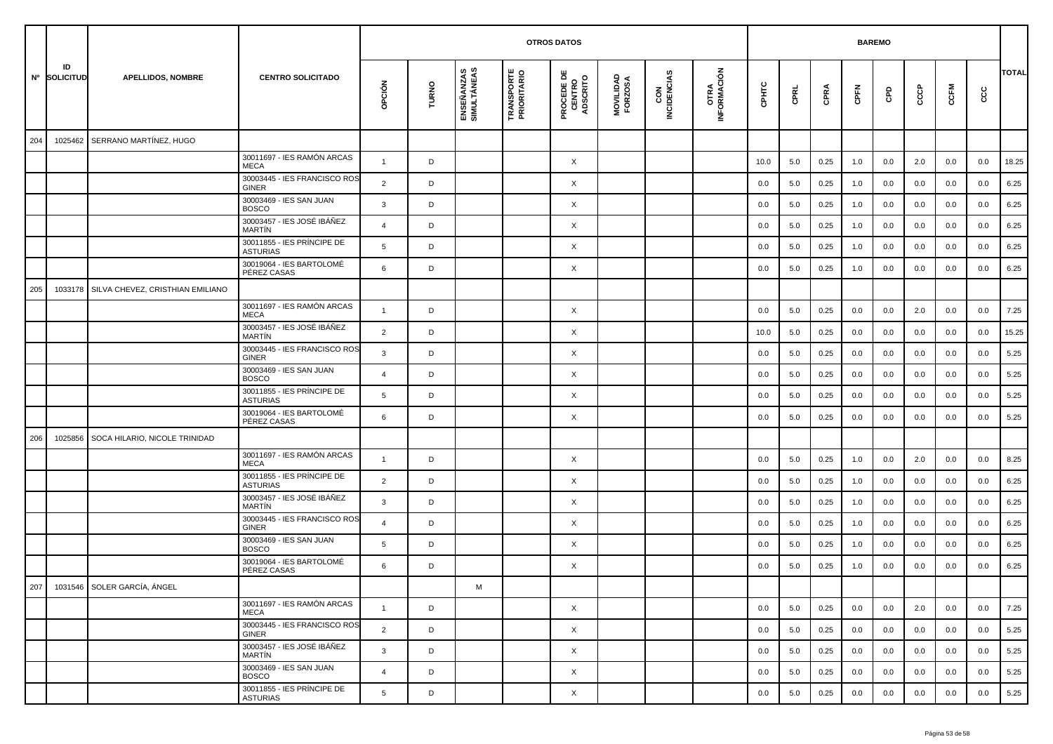| Nº | ID SOLICITUD | APELLIDOS, NOMBRE | CENTRO SOLICITADO | OTROS DATOS | | | | | | | | BAREMO | | | | | | | | TOTAL |
|---|---|---|---|---|---|---|---|---|---|---|---|---|---|---|---|---|---|---|---|---|
| | | | | OPCIÓN | TURNO | ENSEÑANZAS SIMULTÁNEAS | TRANSPORTE PRIORITARIO | PROCEDE DE CENTRO ADSCRITO | MOVILIDAD FORZOSA | CON INCIDENCIAS | OTRA INFORMACIÓN | CPHTC | CPRL | CPRA | CPFN | CPD | CCCP | CCFM | CCC | |
| 204 | 1025462 | SERRANO MARTÍNEZ, HUGO | | | | | | | | | | | | | | | | | | |
| | | | 30011697 - IES RAMÓN ARCAS MECA | 1 | D | | | X | | | | 10.0 | 5.0 | 0.25 | 1.0 | 0.0 | 2.0 | 0.0 | 0.0 | 18.25 |
| | | | 30003445 - IES FRANCISCO ROS GINER | 2 | D | | | X | | | | 0.0 | 5.0 | 0.25 | 1.0 | 0.0 | 0.0 | 0.0 | 0.0 | 6.25 |
| | | | 30003469 - IES SAN JUAN BOSCO | 3 | D | | | X | | | | 0.0 | 5.0 | 0.25 | 1.0 | 0.0 | 0.0 | 0.0 | 0.0 | 6.25 |
| | | | 30003457 - IES JOSÉ IBÁÑEZ MARTÍN | 4 | D | | | X | | | | 0.0 | 5.0 | 0.25 | 1.0 | 0.0 | 0.0 | 0.0 | 0.0 | 6.25 |
| | | | 30011855 - IES PRÍNCIPE DE ASTURIAS | 5 | D | | | X | | | | 0.0 | 5.0 | 0.25 | 1.0 | 0.0 | 0.0 | 0.0 | 0.0 | 6.25 |
| | | | 30019064 - IES BARTOLOMÉ PÉREZ CASAS | 6 | D | | | X | | | | 0.0 | 5.0 | 0.25 | 1.0 | 0.0 | 0.0 | 0.0 | 0.0 | 6.25 |
| 205 | 1033178 | SILVA CHEVEZ, CRISTHIAN EMILIANO | | | | | | | | | | | | | | | | | | |
| | | | 30011697 - IES RAMÓN ARCAS MECA | 1 | D | | | X | | | | 0.0 | 5.0 | 0.25 | 0.0 | 0.0 | 2.0 | 0.0 | 0.0 | 7.25 |
| | | | 30003457 - IES JOSÉ IBÁÑEZ MARTÍN | 2 | D | | | X | | | | 10.0 | 5.0 | 0.25 | 0.0 | 0.0 | 0.0 | 0.0 | 0.0 | 15.25 |
| | | | 30003445 - IES FRANCISCO ROS GINER | 3 | D | | | X | | | | 0.0 | 5.0 | 0.25 | 0.0 | 0.0 | 0.0 | 0.0 | 0.0 | 5.25 |
| | | | 30003469 - IES SAN JUAN BOSCO | 4 | D | | | X | | | | 0.0 | 5.0 | 0.25 | 0.0 | 0.0 | 0.0 | 0.0 | 0.0 | 5.25 |
| | | | 30011855 - IES PRÍNCIPE DE ASTURIAS | 5 | D | | | X | | | | 0.0 | 5.0 | 0.25 | 0.0 | 0.0 | 0.0 | 0.0 | 0.0 | 5.25 |
| | | | 30019064 - IES BARTOLOMÉ PÉREZ CASAS | 6 | D | | | X | | | | 0.0 | 5.0 | 0.25 | 0.0 | 0.0 | 0.0 | 0.0 | 0.0 | 5.25 |
| 206 | 1025856 | SOCA HILARIO, NICOLE TRINIDAD | | | | | | | | | | | | | | | | | | |
| | | | 30011697 - IES RAMÓN ARCAS MECA | 1 | D | | | X | | | | 0.0 | 5.0 | 0.25 | 1.0 | 0.0 | 2.0 | 0.0 | 0.0 | 8.25 |
| | | | 30011855 - IES PRÍNCIPE DE ASTURIAS | 2 | D | | | X | | | | 0.0 | 5.0 | 0.25 | 1.0 | 0.0 | 0.0 | 0.0 | 0.0 | 6.25 |
| | | | 30003457 - IES JOSÉ IBÁÑEZ MARTÍN | 3 | D | | | X | | | | 0.0 | 5.0 | 0.25 | 1.0 | 0.0 | 0.0 | 0.0 | 0.0 | 6.25 |
| | | | 30003445 - IES FRANCISCO ROS GINER | 4 | D | | | X | | | | 0.0 | 5.0 | 0.25 | 1.0 | 0.0 | 0.0 | 0.0 | 0.0 | 6.25 |
| | | | 30003469 - IES SAN JUAN BOSCO | 5 | D | | | X | | | | 0.0 | 5.0 | 0.25 | 1.0 | 0.0 | 0.0 | 0.0 | 0.0 | 6.25 |
| | | | 30019064 - IES BARTOLOMÉ PÉREZ CASAS | 6 | D | | | X | | | | 0.0 | 5.0 | 0.25 | 1.0 | 0.0 | 0.0 | 0.0 | 0.0 | 6.25 |
| 207 | 1031546 | SOLER GARCÍA, ÁNGEL | | | | M | | | | | | | | | | | | | | |
| | | | 30011697 - IES RAMÓN ARCAS MECA | 1 | D | | | X | | | | 0.0 | 5.0 | 0.25 | 0.0 | 0.0 | 2.0 | 0.0 | 0.0 | 7.25 |
| | | | 30003445 - IES FRANCISCO ROS GINER | 2 | D | | | X | | | | 0.0 | 5.0 | 0.25 | 0.0 | 0.0 | 0.0 | 0.0 | 0.0 | 5.25 |
| | | | 30003457 - IES JOSÉ IBÁÑEZ MARTÍN | 3 | D | | | X | | | | 0.0 | 5.0 | 0.25 | 0.0 | 0.0 | 0.0 | 0.0 | 0.0 | 5.25 |
| | | | 30003469 - IES SAN JUAN BOSCO | 4 | D | | | X | | | | 0.0 | 5.0 | 0.25 | 0.0 | 0.0 | 0.0 | 0.0 | 0.0 | 5.25 |
| | | | 30011855 - IES PRÍNCIPE DE ASTURIAS | 5 | D | | | X | | | | 0.0 | 5.0 | 0.25 | 0.0 | 0.0 | 0.0 | 0.0 | 0.0 | 5.25 |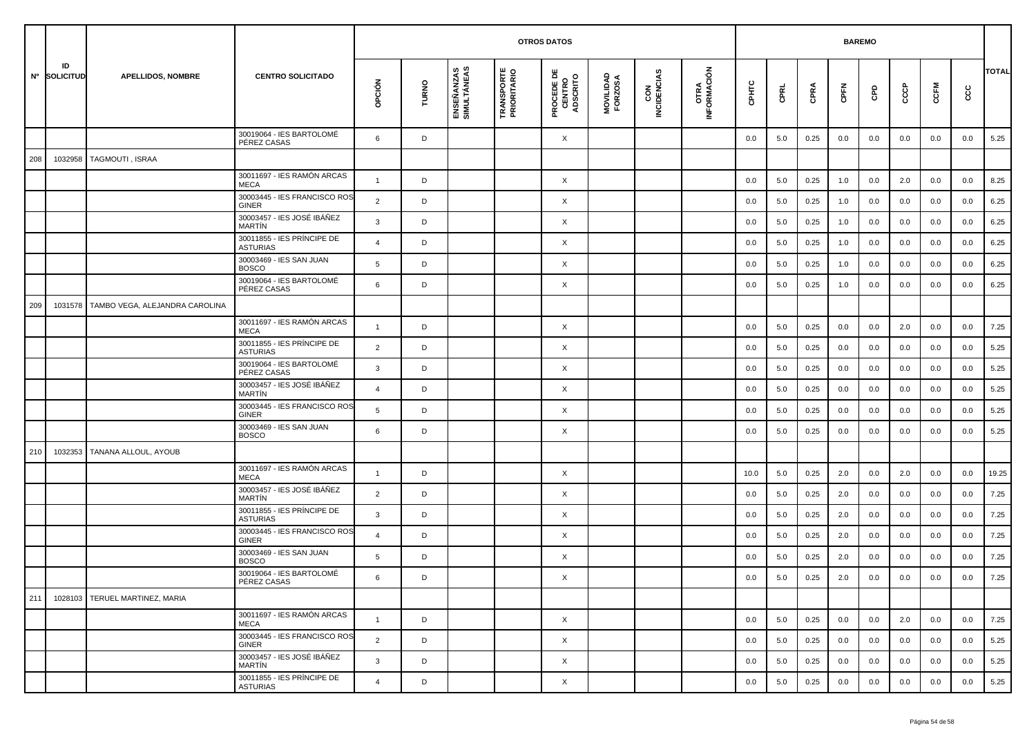| Nº | ID SOLICITUD | APELLIDOS, NOMBRE | CENTRO SOLICITADO | OTROS DATOS | | | | | | | | BAREMO | | | | | | | | | TOTAL |
|---|---|---|---|---|---|---|---|---|---|---|---|---|---|---|---|---|---|---|---|---|---|
| | | | | OPCIÓN | TURNO | ENSEÑANZAS SIMULTÁNEAS | TRANSPORTE PRIORITARIO | PROCEDE DE CENTRO ADSCRITO | MOVILIDAD FORZOSA | CON INCIDENCIAS | OTRA INFORMACIÓN | CPHTC | CPRL | CPRA | CPFN | CPD | CCCP | CCFM | CCC | |
| | | | 30019064 - IES BARTOLOMÉ PÉREZ CASAS | 6 | D | | | X | | | | 0.0 | 5.0 | 0.25 | 0.0 | 0.0 | 0.0 | 0.0 | 0.0 | 5.25 |
| 208 | 1032958 | TAGMOUTI , ISRAA | | | | | | | | | | | | | | | | | | |
| | | | 30011697 - IES RAMÓN ARCAS MECA | 1 | D | | | X | | | | 0.0 | 5.0 | 0.25 | 1.0 | 0.0 | 2.0 | 0.0 | 0.0 | 8.25 |
| | | | 30003445 - IES FRANCISCO ROS GINER | 2 | D | | | X | | | | 0.0 | 5.0 | 0.25 | 1.0 | 0.0 | 0.0 | 0.0 | 0.0 | 6.25 |
| | | | 30003457 - IES JOSÉ IBÁÑEZ MARTÍN | 3 | D | | | X | | | | 0.0 | 5.0 | 0.25 | 1.0 | 0.0 | 0.0 | 0.0 | 0.0 | 6.25 |
| | | | 30011855 - IES PRÍNCIPE DE ASTURIAS | 4 | D | | | X | | | | 0.0 | 5.0 | 0.25 | 1.0 | 0.0 | 0.0 | 0.0 | 0.0 | 6.25 |
| | | | 30003469 - IES SAN JUAN BOSCO | 5 | D | | | X | | | | 0.0 | 5.0 | 0.25 | 1.0 | 0.0 | 0.0 | 0.0 | 0.0 | 6.25 |
| | | | 30019064 - IES BARTOLOMÉ PÉREZ CASAS | 6 | D | | | X | | | | 0.0 | 5.0 | 0.25 | 1.0 | 0.0 | 0.0 | 0.0 | 0.0 | 6.25 |
| 209 | 1031578 | TAMBO VEGA, ALEJANDRA CAROLINA | | | | | | | | | | | | | | | | | | |
| | | | 30011697 - IES RAMÓN ARCAS MECA | 1 | D | | | X | | | | 0.0 | 5.0 | 0.25 | 0.0 | 0.0 | 2.0 | 0.0 | 0.0 | 7.25 |
| | | | 30011855 - IES PRÍNCIPE DE ASTURIAS | 2 | D | | | X | | | | 0.0 | 5.0 | 0.25 | 0.0 | 0.0 | 0.0 | 0.0 | 0.0 | 5.25 |
| | | | 30019064 - IES BARTOLOMÉ PÉREZ CASAS | 3 | D | | | X | | | | 0.0 | 5.0 | 0.25 | 0.0 | 0.0 | 0.0 | 0.0 | 0.0 | 5.25 |
| | | | 30003457 - IES JOSÉ IBÁÑEZ MARTÍN | 4 | D | | | X | | | | 0.0 | 5.0 | 0.25 | 0.0 | 0.0 | 0.0 | 0.0 | 0.0 | 5.25 |
| | | | 30003445 - IES FRANCISCO ROS GINER | 5 | D | | | X | | | | 0.0 | 5.0 | 0.25 | 0.0 | 0.0 | 0.0 | 0.0 | 0.0 | 5.25 |
| | | | 30003469 - IES SAN JUAN BOSCO | 6 | D | | | X | | | | 0.0 | 5.0 | 0.25 | 0.0 | 0.0 | 0.0 | 0.0 | 0.0 | 5.25 |
| 210 | 1032353 | TANANA ALLOUL, AYOUB | | | | | | | | | | | | | | | | | | |
| | | | 30011697 - IES RAMÓN ARCAS MECA | 1 | D | | | X | | | | 10.0 | 5.0 | 0.25 | 2.0 | 0.0 | 2.0 | 0.0 | 0.0 | 19.25 |
| | | | 30003457 - IES JOSÉ IBÁÑEZ MARTÍN | 2 | D | | | X | | | | 0.0 | 5.0 | 0.25 | 2.0 | 0.0 | 0.0 | 0.0 | 0.0 | 7.25 |
| | | | 30011855 - IES PRÍNCIPE DE ASTURIAS | 3 | D | | | X | | | | 0.0 | 5.0 | 0.25 | 2.0 | 0.0 | 0.0 | 0.0 | 0.0 | 7.25 |
| | | | 30003445 - IES FRANCISCO ROS GINER | 4 | D | | | X | | | | 0.0 | 5.0 | 0.25 | 2.0 | 0.0 | 0.0 | 0.0 | 0.0 | 7.25 |
| | | | 30003469 - IES SAN JUAN BOSCO | 5 | D | | | X | | | | 0.0 | 5.0 | 0.25 | 2.0 | 0.0 | 0.0 | 0.0 | 0.0 | 7.25 |
| | | | 30019064 - IES BARTOLOMÉ PÉREZ CASAS | 6 | D | | | X | | | | 0.0 | 5.0 | 0.25 | 2.0 | 0.0 | 0.0 | 0.0 | 0.0 | 7.25 |
| 211 | 1028103 | TERUEL MARTINEZ, MARIA | | | | | | | | | | | | | | | | | | |
| | | | 30011697 - IES RAMÓN ARCAS MECA | 1 | D | | | X | | | | 0.0 | 5.0 | 0.25 | 0.0 | 0.0 | 2.0 | 0.0 | 0.0 | 7.25 |
| | | | 30003445 - IES FRANCISCO ROS GINER | 2 | D | | | X | | | | 0.0 | 5.0 | 0.25 | 0.0 | 0.0 | 0.0 | 0.0 | 0.0 | 5.25 |
| | | | 30003457 - IES JOSÉ IBÁÑEZ MARTÍN | 3 | D | | | X | | | | 0.0 | 5.0 | 0.25 | 0.0 | 0.0 | 0.0 | 0.0 | 0.0 | 5.25 |
| | | | 30011855 - IES PRÍNCIPE DE ASTURIAS | 4 | D | | | X | | | | 0.0 | 5.0 | 0.25 | 0.0 | 0.0 | 0.0 | 0.0 | 0.0 | 5.25 |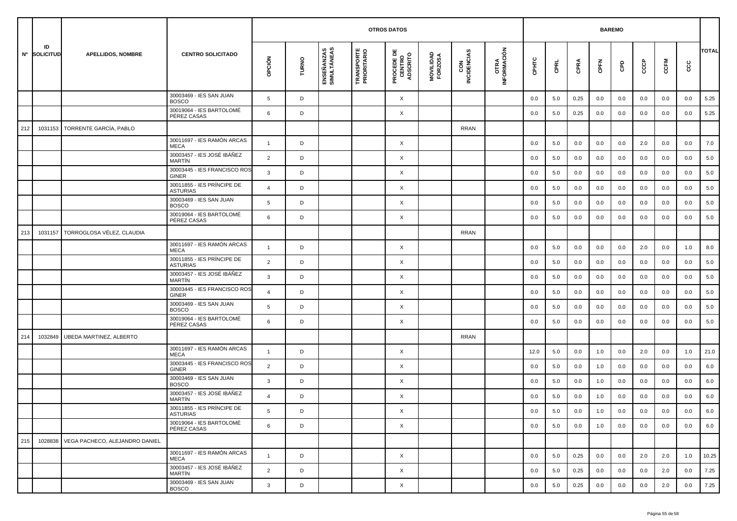| Nº | ID SOLICITUD | APELLIDOS, NOMBRE | CENTRO SOLICITADO | OTROS DATOS | | | | | | | | BAREMO | | | | | | | | TOTAL |
|---|---|---|---|---|---|---|---|---|---|---|---|---|---|---|---|---|---|---|---|---|
| | | | | OPCIÓN | TURNO | ENSEÑANZAS SIMULTÁNEAS | TRANSPORTE PRIORITARIO | PROCEDE DE CENTRO ADSCRITO | MOVILIDAD FORZOSA | CON INCIDENCIAS | OTRA INFORMACIÓN | CPHTC | CPRL | CPRA | CPFN | CPD | CCCP | CCFM | CCC | |
| | | | 30003469 - IES SAN JUAN BOSCO | 5 | D | | | X | | | | 0.0 | 5.0 | 0.25 | 0.0 | 0.0 | 0.0 | 0.0 | 0.0 | 5.25 |
| | | | 30019064 - IES BARTOLOMÉ PÉREZ CASAS | 6 | D | | | X | | | | 0.0 | 5.0 | 0.25 | 0.0 | 0.0 | 0.0 | 0.0 | 0.0 | 5.25 |
| 212 | 1031153 | TORRENTE GARCÍA, PABLO | | | | | | | | RRAN | | | | | | | | | | |
| | | | 30011697 - IES RAMÓN ARCAS MECA | 1 | D | | | X | | | | 0.0 | 5.0 | 0.0 | 0.0 | 0.0 | 2.0 | 0.0 | 0.0 | 7.0 |
| | | | 30003457 - IES JOSÉ IBÁÑEZ MARTÍN | 2 | D | | | X | | | | 0.0 | 5.0 | 0.0 | 0.0 | 0.0 | 0.0 | 0.0 | 0.0 | 5.0 |
| | | | 30003445 - IES FRANCISCO ROS GINER | 3 | D | | | X | | | | 0.0 | 5.0 | 0.0 | 0.0 | 0.0 | 0.0 | 0.0 | 0.0 | 5.0 |
| | | | 30011855 - IES PRÍNCIPE DE ASTURIAS | 4 | D | | | X | | | | 0.0 | 5.0 | 0.0 | 0.0 | 0.0 | 0.0 | 0.0 | 0.0 | 5.0 |
| | | | 30003469 - IES SAN JUAN BOSCO | 5 | D | | | X | | | | 0.0 | 5.0 | 0.0 | 0.0 | 0.0 | 0.0 | 0.0 | 0.0 | 5.0 |
| | | | 30019064 - IES BARTOLOMÉ PÉREZ CASAS | 6 | D | | | X | | | | 0.0 | 5.0 | 0.0 | 0.0 | 0.0 | 0.0 | 0.0 | 0.0 | 5.0 |
| 213 | 1031157 | TORROGLOSA VÉLEZ, CLAUDIA | | | | | | | | RRAN | | | | | | | | | | |
| | | | 30011697 - IES RAMÓN ARCAS MECA | 1 | D | | | X | | | | 0.0 | 5.0 | 0.0 | 0.0 | 0.0 | 2.0 | 0.0 | 1.0 | 8.0 |
| | | | 30011855 - IES PRÍNCIPE DE ASTURIAS | 2 | D | | | X | | | | 0.0 | 5.0 | 0.0 | 0.0 | 0.0 | 0.0 | 0.0 | 0.0 | 5.0 |
| | | | 30003457 - IES JOSÉ IBÁÑEZ MARTÍN | 3 | D | | | X | | | | 0.0 | 5.0 | 0.0 | 0.0 | 0.0 | 0.0 | 0.0 | 0.0 | 5.0 |
| | | | 30003445 - IES FRANCISCO ROS GINER | 4 | D | | | X | | | | 0.0 | 5.0 | 0.0 | 0.0 | 0.0 | 0.0 | 0.0 | 0.0 | 5.0 |
| | | | 30003469 - IES SAN JUAN BOSCO | 5 | D | | | X | | | | 0.0 | 5.0 | 0.0 | 0.0 | 0.0 | 0.0 | 0.0 | 0.0 | 5.0 |
| | | | 30019064 - IES BARTOLOMÉ PÉREZ CASAS | 6 | D | | | X | | | | 0.0 | 5.0 | 0.0 | 0.0 | 0.0 | 0.0 | 0.0 | 0.0 | 5.0 |
| 214 | 1032849 | UBEDA MARTINEZ, ALBERTO | | | | | | | | RRAN | | | | | | | | | | |
| | | | 30011697 - IES RAMÓN ARCAS MECA | 1 | D | | | X | | | | 12.0 | 5.0 | 0.0 | 1.0 | 0.0 | 2.0 | 0.0 | 1.0 | 21.0 |
| | | | 30003445 - IES FRANCISCO ROS GINER | 2 | D | | | X | | | | 0.0 | 5.0 | 0.0 | 1.0 | 0.0 | 0.0 | 0.0 | 0.0 | 6.0 |
| | | | 30003469 - IES SAN JUAN BOSCO | 3 | D | | | X | | | | 0.0 | 5.0 | 0.0 | 1.0 | 0.0 | 0.0 | 0.0 | 0.0 | 6.0 |
| | | | 30003457 - IES JOSÉ IBÁÑEZ MARTÍN | 4 | D | | | X | | | | 0.0 | 5.0 | 0.0 | 1.0 | 0.0 | 0.0 | 0.0 | 0.0 | 6.0 |
| | | | 30011855 - IES PRÍNCIPE DE ASTURIAS | 5 | D | | | X | | | | 0.0 | 5.0 | 0.0 | 1.0 | 0.0 | 0.0 | 0.0 | 0.0 | 6.0 |
| | | | 30019064 - IES BARTOLOMÉ PÉREZ CASAS | 6 | D | | | X | | | | 0.0 | 5.0 | 0.0 | 1.0 | 0.0 | 0.0 | 0.0 | 0.0 | 6.0 |
| 215 | 1028838 | VEGA PACHECO, ALEJANDRO DANIEL | | | | | | | | | | | | | | | | | | |
| | | | 30011697 - IES RAMÓN ARCAS MECA | 1 | D | | | X | | | | 0.0 | 5.0 | 0.25 | 0.0 | 0.0 | 2.0 | 2.0 | 1.0 | 10.25 |
| | | | 30003457 - IES JOSÉ IBÁÑEZ MARTÍN | 2 | D | | | X | | | | 0.0 | 5.0 | 0.25 | 0.0 | 0.0 | 0.0 | 2.0 | 0.0 | 7.25 |
| | | | 30003469 - IES SAN JUAN BOSCO | 3 | D | | | X | | | | 0.0 | 5.0 | 0.25 | 0.0 | 0.0 | 0.0 | 2.0 | 0.0 | 7.25 |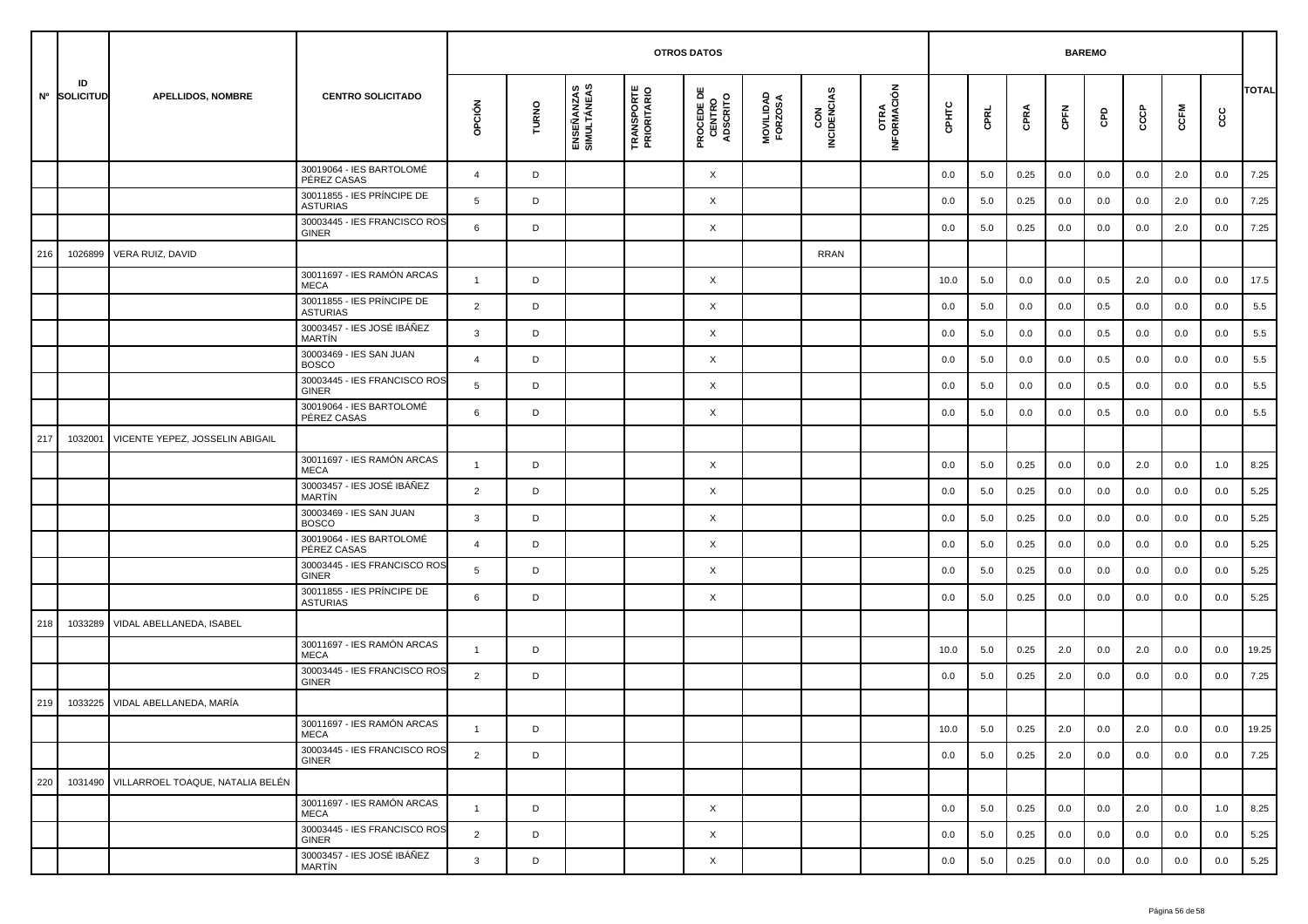| Nº | ID SOLICITUD | APELLIDOS, NOMBRE | CENTRO SOLICITADO | OTROS DATOS | | | | | | | | BAREMO | | | | | | | | TOTAL |
|---|---|---|---|---|---|---|---|---|---|---|---|---|---|---|---|---|---|---|---|---|
| | | | | OPCIÓN | TURNO | ENSEÑANZAS SIMULTÁNEAS | TRANSPORTE PRIORITARIO | PROCEDE DE CENTRO ADSCRITO | MOVILIDAD FORZOSA | CON INCIDENCIAS | OTRA INFORMACIÓN | CPHTC | CPRL | CPRA | CPFN | CPD | CCCP | CCFM | CCC | |
| | | | 30019064 - IES BARTOLOMÉ PÉREZ CASAS | 4 | D | | | X | | | | 0.0 | 5.0 | 0.25 | 0.0 | 0.0 | 0.0 | 2.0 | 0.0 | 7.25 |
| | | | 30011855 - IES PRÍNCIPE DE ASTURIAS | 5 | D | | | X | | | | 0.0 | 5.0 | 0.25 | 0.0 | 0.0 | 0.0 | 2.0 | 0.0 | 7.25 |
| | | | 30003445 - IES FRANCISCO ROS GINER | 6 | D | | | X | | | | 0.0 | 5.0 | 0.25 | 0.0 | 0.0 | 0.0 | 2.0 | 0.0 | 7.25 |
| 216 | 1026899 | VERA RUIZ, DAVID | | | | | | | | RRAN | | | | | | | | | | |
| | | | 30011697 - IES RAMÓN ARCAS MECA | 1 | D | | | X | | | | 10.0 | 5.0 | 0.0 | 0.0 | 0.5 | 2.0 | 0.0 | 0.0 | 17.5 |
| | | | 30011855 - IES PRÍNCIPE DE ASTURIAS | 2 | D | | | X | | | | 0.0 | 5.0 | 0.0 | 0.0 | 0.5 | 0.0 | 0.0 | 0.0 | 5.5 |
| | | | 30003457 - IES JOSÉ IBÁÑEZ MARTÍN | 3 | D | | | X | | | | 0.0 | 5.0 | 0.0 | 0.0 | 0.5 | 0.0 | 0.0 | 0.0 | 5.5 |
| | | | 30003469 - IES SAN JUAN BOSCO | 4 | D | | | X | | | | 0.0 | 5.0 | 0.0 | 0.0 | 0.5 | 0.0 | 0.0 | 0.0 | 5.5 |
| | | | 30003445 - IES FRANCISCO ROS GINER | 5 | D | | | X | | | | 0.0 | 5.0 | 0.0 | 0.0 | 0.5 | 0.0 | 0.0 | 0.0 | 5.5 |
| | | | 30019064 - IES BARTOLOMÉ PÉREZ CASAS | 6 | D | | | X | | | | 0.0 | 5.0 | 0.0 | 0.0 | 0.5 | 0.0 | 0.0 | 0.0 | 5.5 |
| 217 | 1032001 | VICENTE YEPEZ, JOSSELIN ABIGAIL | | | | | | | | | | | | | | | | | | |
| | | | 30011697 - IES RAMÓN ARCAS MECA | 1 | D | | | X | | | | 0.0 | 5.0 | 0.25 | 0.0 | 0.0 | 2.0 | 0.0 | 1.0 | 8.25 |
| | | | 30003457 - IES JOSÉ IBÁÑEZ MARTÍN | 2 | D | | | X | | | | 0.0 | 5.0 | 0.25 | 0.0 | 0.0 | 0.0 | 0.0 | 0.0 | 5.25 |
| | | | 30003469 - IES SAN JUAN BOSCO | 3 | D | | | X | | | | 0.0 | 5.0 | 0.25 | 0.0 | 0.0 | 0.0 | 0.0 | 0.0 | 5.25 |
| | | | 30019064 - IES BARTOLOMÉ PÉREZ CASAS | 4 | D | | | X | | | | 0.0 | 5.0 | 0.25 | 0.0 | 0.0 | 0.0 | 0.0 | 0.0 | 5.25 |
| | | | 30003445 - IES FRANCISCO ROS GINER | 5 | D | | | X | | | | 0.0 | 5.0 | 0.25 | 0.0 | 0.0 | 0.0 | 0.0 | 0.0 | 5.25 |
| | | | 30011855 - IES PRÍNCIPE DE ASTURIAS | 6 | D | | | X | | | | 0.0 | 5.0 | 0.25 | 0.0 | 0.0 | 0.0 | 0.0 | 0.0 | 5.25 |
| 218 | 1033289 | VIDAL ABELLANEDA, ISABEL | | | | | | | | | | | | | | | | | | |
| | | | 30011697 - IES RAMÓN ARCAS MECA | 1 | D | | | | | | | 10.0 | 5.0 | 0.25 | 2.0 | 0.0 | 2.0 | 0.0 | 0.0 | 19.25 |
| | | | 30003445 - IES FRANCISCO ROS GINER | 2 | D | | | | | | | 0.0 | 5.0 | 0.25 | 2.0 | 0.0 | 0.0 | 0.0 | 0.0 | 7.25 |
| 219 | 1033225 | VIDAL ABELLANEDA, MARÍA | | | | | | | | | | | | | | | | | | |
| | | | 30011697 - IES RAMÓN ARCAS MECA | 1 | D | | | | | | | 10.0 | 5.0 | 0.25 | 2.0 | 0.0 | 2.0 | 0.0 | 0.0 | 19.25 |
| | | | 30003445 - IES FRANCISCO ROS GINER | 2 | D | | | | | | | 0.0 | 5.0 | 0.25 | 2.0 | 0.0 | 0.0 | 0.0 | 0.0 | 7.25 |
| 220 | 1031490 | VILLARROEL TOAQUE, NATALIA BELÉN | | | | | | | | | | | | | | | | | | |
| | | | 30011697 - IES RAMÓN ARCAS MECA | 1 | D | | | X | | | | 0.0 | 5.0 | 0.25 | 0.0 | 0.0 | 2.0 | 0.0 | 1.0 | 8.25 |
| | | | 30003445 - IES FRANCISCO ROS GINER | 2 | D | | | X | | | | 0.0 | 5.0 | 0.25 | 0.0 | 0.0 | 0.0 | 0.0 | 0.0 | 5.25 |
| | | | 30003457 - IES JOSÉ IBÁÑEZ MARTÍN | 3 | D | | | X | | | | 0.0 | 5.0 | 0.25 | 0.0 | 0.0 | 0.0 | 0.0 | 0.0 | 5.25 |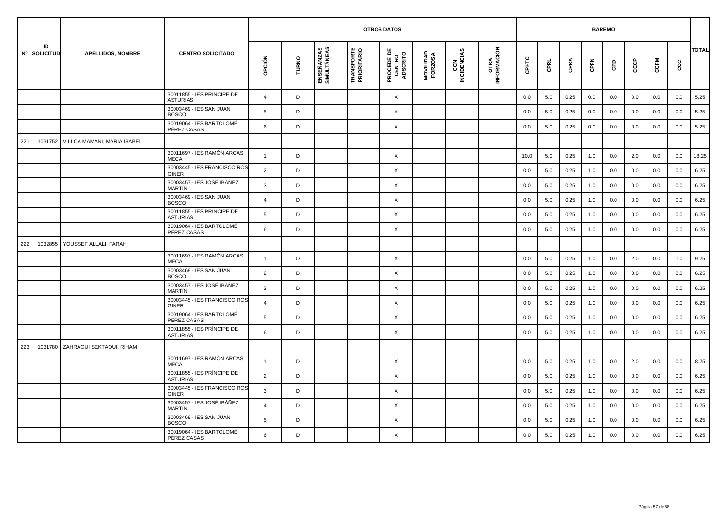| Nº | ID SOLICITUD | APELLIDOS, NOMBRE | CENTRO SOLICITADO | OTROS DATOS | | | | | | | | BAREMO | | | | | | | | TOTAL |
|---|---|---|---|---|---|---|---|---|---|---|---|---|---|---|---|---|---|---|---|---|
| | | | | OPCIÓN | TURNO | ENSEÑANZAS SIMULTÁNEAS | TRANSPORTE PRIORITARIO | PROCEDE DE CENTRO ADSCRITO | MOVILIDAD FORZOSA | CON INCIDENCIAS | OTRA INFORMACIÓN | CPHTC | CPRL | CPRA | CPFN | CPD | CCCP | CCFM | CCC | |
| | | | 30011855 - IES PRÍNCIPE DE ASTURIAS | 4 | D | | | X | | | | 0.0 | 5.0 | 0.25 | 0.0 | 0.0 | 0.0 | 0.0 | 0.0 | 5.25 |
| | | | 30003469 - IES SAN JUAN BOSCO | 5 | D | | | X | | | | 0.0 | 5.0 | 0.25 | 0.0 | 0.0 | 0.0 | 0.0 | 0.0 | 5.25 |
| | | | 30019064 - IES BARTOLOMÉ PÉREZ CASAS | 6 | D | | | X | | | | 0.0 | 5.0 | 0.25 | 0.0 | 0.0 | 0.0 | 0.0 | 0.0 | 5.25 |
| 221 | 1031752 | VILLCA MAMANI, MARIA ISABEL | | | | | | | | | | | | | | | | | | |
| | | | 30011697 - IES RAMÓN ARCAS MECA | 1 | D | | | X | | | | 10.0 | 5.0 | 0.25 | 1.0 | 0.0 | 2.0 | 0.0 | 0.0 | 18.25 |
| | | | 30003445 - IES FRANCISCO ROS GINER | 2 | D | | | X | | | | 0.0 | 5.0 | 0.25 | 1.0 | 0.0 | 0.0 | 0.0 | 0.0 | 6.25 |
| | | | 30003457 - IES JOSÉ IBÁÑEZ MARTÍN | 3 | D | | | X | | | | 0.0 | 5.0 | 0.25 | 1.0 | 0.0 | 0.0 | 0.0 | 0.0 | 6.25 |
| | | | 30003469 - IES SAN JUAN BOSCO | 4 | D | | | X | | | | 0.0 | 5.0 | 0.25 | 1.0 | 0.0 | 0.0 | 0.0 | 0.0 | 6.25 |
| | | | 30011855 - IES PRÍNCIPE DE ASTURIAS | 5 | D | | | X | | | | 0.0 | 5.0 | 0.25 | 1.0 | 0.0 | 0.0 | 0.0 | 0.0 | 6.25 |
| | | | 30019064 - IES BARTOLOMÉ PÉREZ CASAS | 6 | D | | | X | | | | 0.0 | 5.0 | 0.25 | 1.0 | 0.0 | 0.0 | 0.0 | 0.0 | 6.25 |
| 222 | 1032855 | YOUSSEF ALLALI, FARAH | | | | | | | | | | | | | | | | | | |
| | | | 30011697 - IES RAMÓN ARCAS MECA | 1 | D | | | X | | | | 0.0 | 5.0 | 0.25 | 1.0 | 0.0 | 2.0 | 0.0 | 1.0 | 9.25 |
| | | | 30003469 - IES SAN JUAN BOSCO | 2 | D | | | X | | | | 0.0 | 5.0 | 0.25 | 1.0 | 0.0 | 0.0 | 0.0 | 0.0 | 6.25 |
| | | | 30003457 - IES JOSÉ IBÁÑEZ MARTÍN | 3 | D | | | X | | | | 0.0 | 5.0 | 0.25 | 1.0 | 0.0 | 0.0 | 0.0 | 0.0 | 6.25 |
| | | | 30003445 - IES FRANCISCO ROS GINER | 4 | D | | | X | | | | 0.0 | 5.0 | 0.25 | 1.0 | 0.0 | 0.0 | 0.0 | 0.0 | 6.25 |
| | | | 30019064 - IES BARTOLOMÉ PÉREZ CASAS | 5 | D | | | X | | | | 0.0 | 5.0 | 0.25 | 1.0 | 0.0 | 0.0 | 0.0 | 0.0 | 6.25 |
| | | | 30011855 - IES PRÍNCIPE DE ASTURIAS | 6 | D | | | X | | | | 0.0 | 5.0 | 0.25 | 1.0 | 0.0 | 0.0 | 0.0 | 0.0 | 6.25 |
| 223 | 1031780 | ZAHRAOUI SEKTAOUI, RIHAM | | | | | | | | | | | | | | | | | | |
| | | | 30011697 - IES RAMÓN ARCAS MECA | 1 | D | | | X | | | | 0.0 | 5.0 | 0.25 | 1.0 | 0.0 | 2.0 | 0.0 | 0.0 | 8.25 |
| | | | 30011855 - IES PRÍNCIPE DE ASTURIAS | 2 | D | | | X | | | | 0.0 | 5.0 | 0.25 | 1.0 | 0.0 | 0.0 | 0.0 | 0.0 | 6.25 |
| | | | 30003445 - IES FRANCISCO ROS GINER | 3 | D | | | X | | | | 0.0 | 5.0 | 0.25 | 1.0 | 0.0 | 0.0 | 0.0 | 0.0 | 6.25 |
| | | | 30003457 - IES JOSÉ IBÁÑEZ MARTÍN | 4 | D | | | X | | | | 0.0 | 5.0 | 0.25 | 1.0 | 0.0 | 0.0 | 0.0 | 0.0 | 6.25 |
| | | | 30003469 - IES SAN JUAN BOSCO | 5 | D | | | X | | | | 0.0 | 5.0 | 0.25 | 1.0 | 0.0 | 0.0 | 0.0 | 0.0 | 6.25 |
| | | | 30019064 - IES BARTOLOMÉ PÉREZ CASAS | 6 | D | | | X | | | | 0.0 | 5.0 | 0.25 | 1.0 | 0.0 | 0.0 | 0.0 | 0.0 | 6.25 |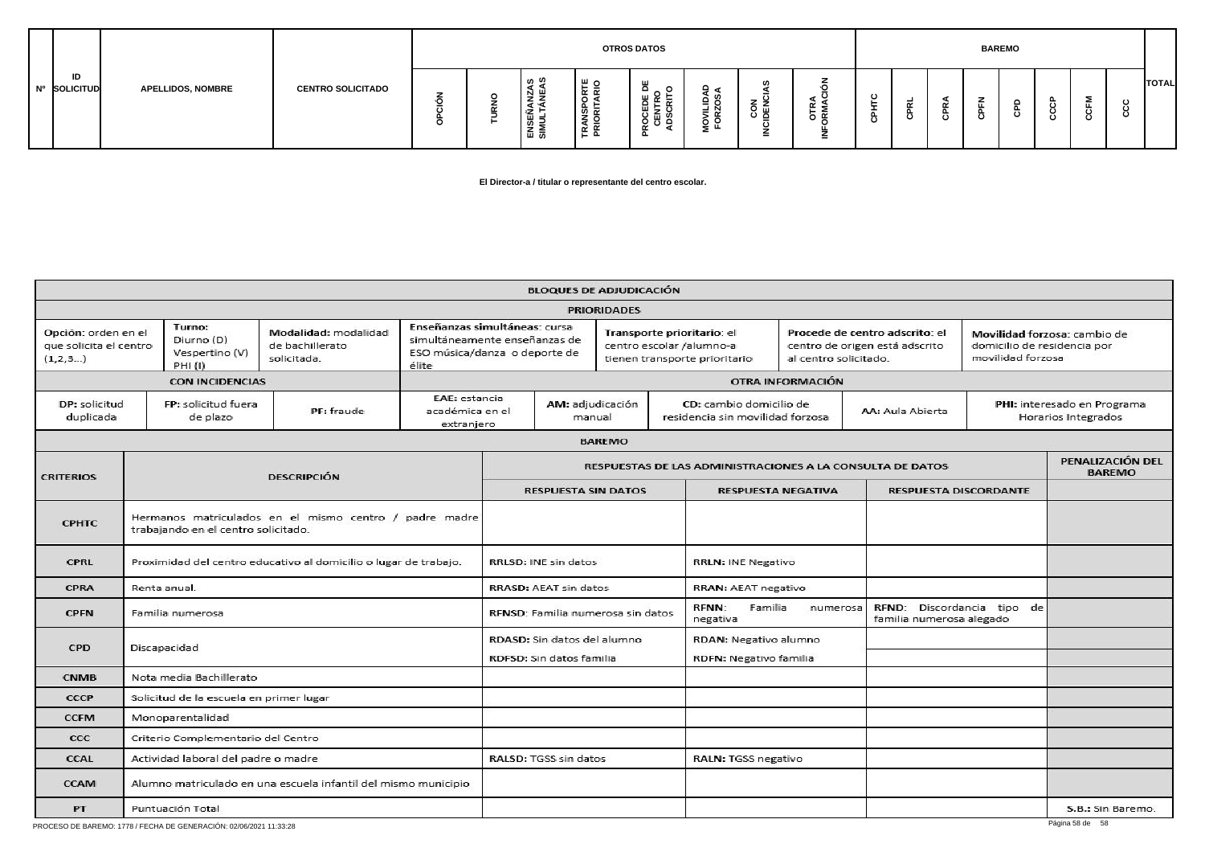| Nº | ID SOLICITUD | APELLIDOS, NOMBRE | CENTRO SOLICITADO | OTROS DATOS | | | | | | | | BAREMO | | | | | | | | TOTAL |
|---|---|---|---|---|---|---|---|---|---|---|---|---|---|---|---|---|---|---|---|---|
| | | | | OPCIÓN | TURNO | ENSEÑANZAS SIMULTÁNEAS | TRANSPORTE PRIORITARIO | PROCEDE DE CENTRO ADSCRITO | MOVILIDAD FORZOSA | CON INCIDENCIAS | OTRA INFORMACIÓN | CPHTC | CPRL | CPRA | CPFN | CPD | CCCP | CCFM | CCC | |

El Director-a / titular o representante del centro escolar.

| BLOQUES DE ADJUDICACIÓN | | | | | | |
|---|---|---|---|---|---|---|
| **PRIORIDADES** | | | | | | |
| **Opción:** orden en el que solicita el centro (1,2,3...) | **Turno:** Diurno (D) Vespertino (V) PHI (I) | **Modalidad:** modalidad de bachillerato solicitada. | **Enseñanzas simultáneas:** cursa simultáneamente enseñanzas de ESO música/danza o deporte de élite | **Transporte prioritario:** el centro escolar /alumno-a tienen transporte prioritario | **Procede de centro adscrito:** el centro de origen está adscrito al centro solicitado. | **Movilidad forzosa:** cambio de domicilio de residencia por movilidad forzosa |

| CON INCIDENCIAS | | | OTRA INFORMACIÓN | | | | |
|---|---|---|---|---|---|---|---|
| **DP:** solicitud duplicada | **FP:** solicitud fuera de plazo | **PF:** fraude | **EAE:** estancia académica en el extranjero | **AM:** adjudicación manual | **CD:** cambio domicilio de residencia sin movilidad forzosa | **AA:** Aula Abierta | **PHI:** interesado en Programa Horarios Integrados |

**BAREMO**

| CRITERIOS | DESCRIPCIÓN | RESPUESTAS DE LAS ADMINISTRACIONES A LA CONSULTA DE DATOS | | | PENALIZACIÓN DEL BAREMO |
|---|---|---|---|---|---|
| | | RESPUESTA SIN DATOS | RESPUESTA NEGATIVA | RESPUESTA DISCORDANTE | |
| CPHTC | Hermanos matriculados en el mismo centro / padre madre trabajando en el centro solicitado. | | | | |
| CPRL | Proximidad del centro educativo al domicilio o lugar de trabajo. | RRLSD: INE sin datos | RRLN: INE Negativo | | |
| CPRA | Renta anual. | RRASD: AEAT sin datos | RRAN: AEAT negativo | | |
| CPFN | Familia numerosa | RFNSD: Familia numerosa sin datos | RFNN: Familia numerosa negativa | RFND: Discordancia tipo de familia numerosa alegado | |
| CPD | Discapacidad | RDASD: Sin datos del alumno | RDAN: Negativo alumno | | |
| | | RDFSD: Sin datos familia | RDFN: Negativo familia | | |
| CNMB | Nota media Bachillerato | | | | |
| CCCP | Solicitud de la escuela en primer lugar | | | | |
| CCFM | Monoparentalidad | | | | |
| CCC | Criterio Complementario del Centro | | | | |
| CCAL | Actividad laboral del padre o madre | RALSD: TGSS sin datos | RALN: TGSS negativo | | |
| CCAM | Alumno matriculado en una escuela infantil del mismo municipio | | | | |
| PT | Puntuación Total | | | | S.B.: Sin Baremo. |

PROCESO DE BAREMO: 1778 / FECHA DE GENERACIÓN: 02/06/2021 11:33:28